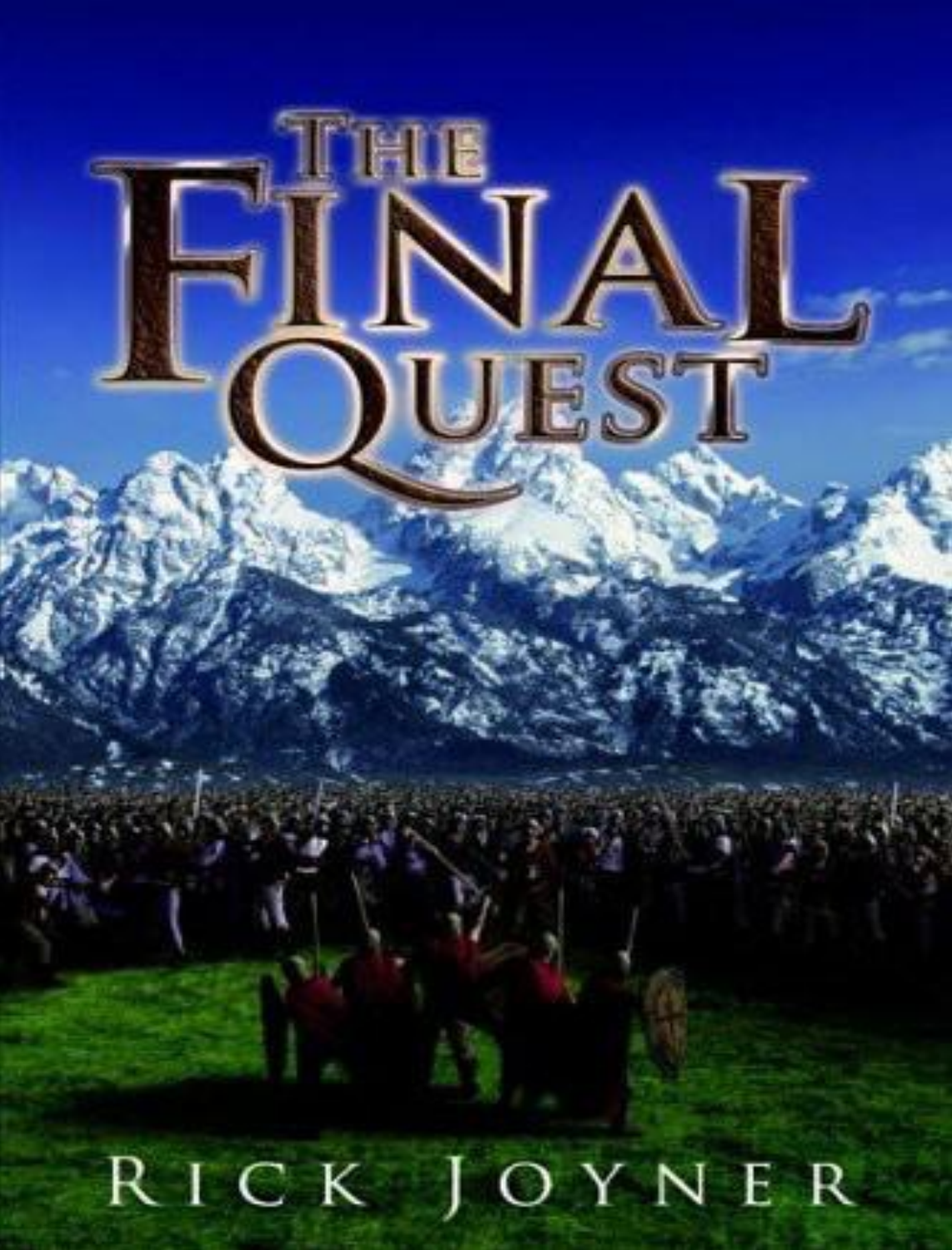# THE FINAL QUEST

RICK JOYNER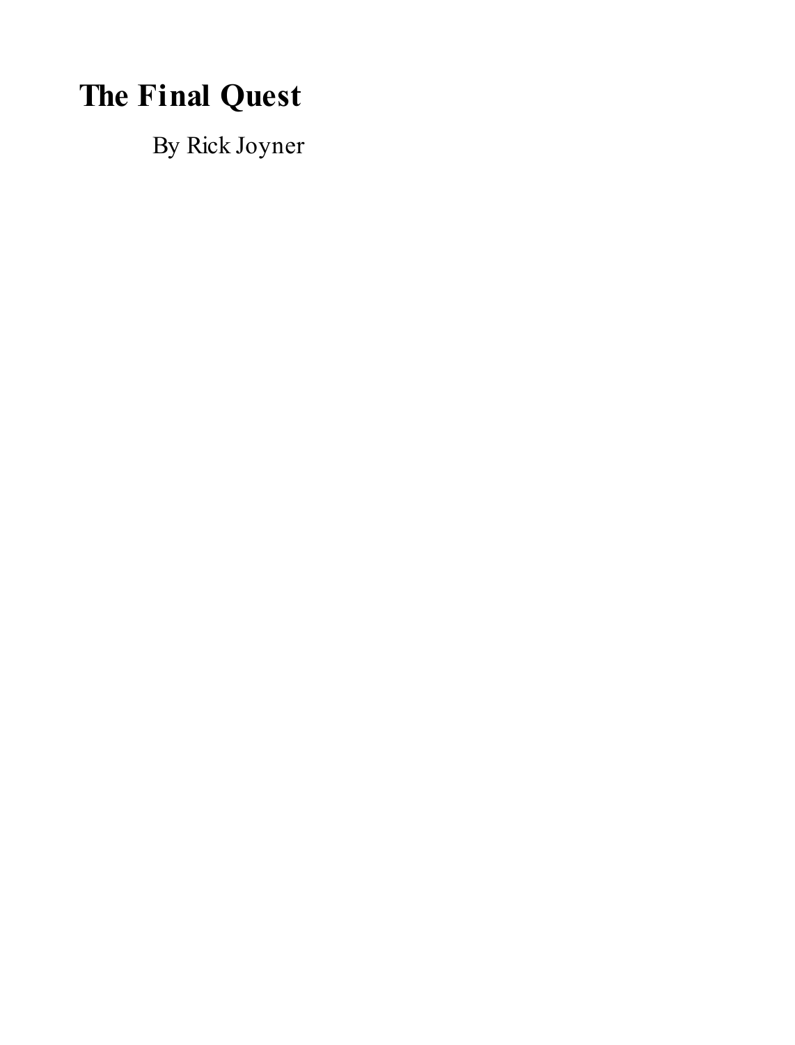# The Final Quest

By Rick Joyner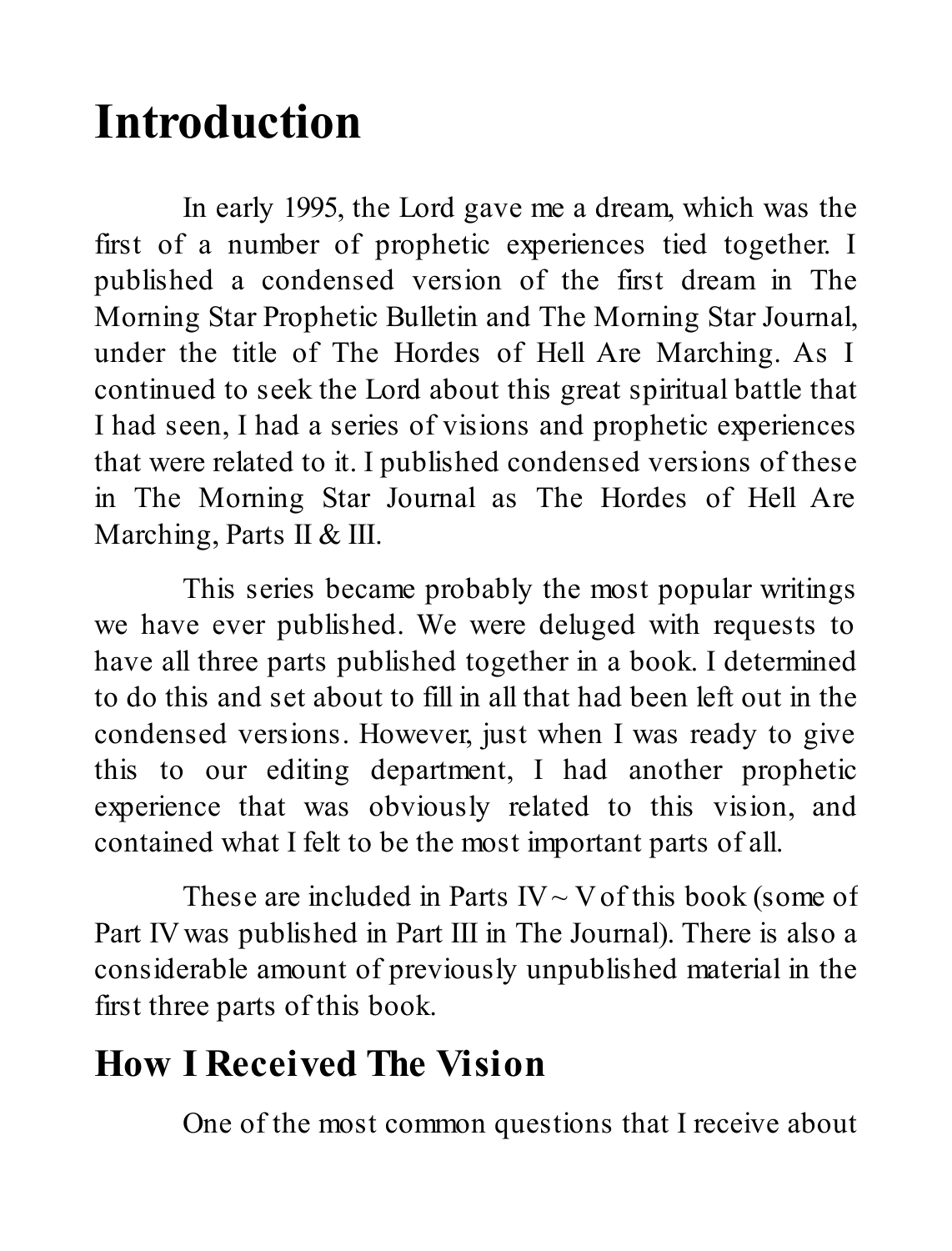# Introduction

In early 1995, the Lord gave me a dream, which was the first of a number of prophetic experiences tied together. I published a condensed version of the first dream in The Morning Star Prophetic Bulletin and The Morning Star Journal, under the title of The Hordes of Hell Are Marching. As I continued to seek the Lord about this great spiritual battle that I had seen, I had a series of visions and prophetic experiences that were related to it. I published condensed versions of these in The Morning Star Journal as The Hordes of Hell Are Marching, Parts II & III.

This series became probably the most popular writings we have ever published. We were deluged with requests to have all three parts published together in a book. I determined to do this and set about to fill in all that had been left out in the condensed versions. However, just when I was ready to give this to our editing department, I had another prophetic experience that was obviously related to this vision, and contained what I felt to be the most important parts of all.

These are included in Parts IV ~ V of this book (some of Part IV was published in Part III in The Journal). There is also a considerable amount of previously unpublished material in the first three parts of this book.

## How I Received The Vision

One of the most common questions that I receive about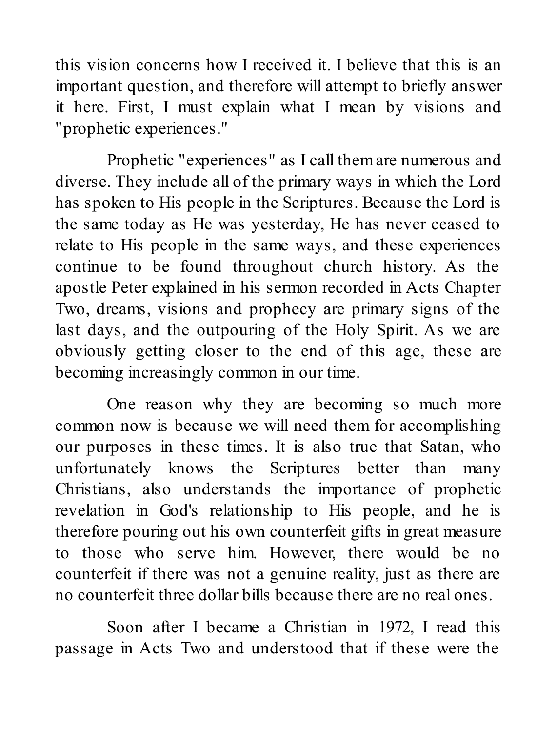this vision concerns how I received it. I believe that this is an important question, and therefore will attempt to briefly answer it here. First, I must explain what I mean by visions and "prophetic experiences."

Prophetic "experiences" as I call them are numerous and diverse. They include all of the primary ways in which the Lord has spoken to His people in the Scriptures. Because the Lord is the same today as He was yesterday, He has never ceased to relate to His people in the same ways, and these experiences continue to be found throughout church history. As the apostle Peter explained in his sermon recorded in Acts Chapter Two, dreams, visions and prophecy are primary signs of the last days, and the outpouring of the Holy Spirit. As we are obviously getting closer to the end of this age, these are becoming increasingly common in our time.

One reason why they are becoming so much more common now is because we will need them for accomplishing our purposes in these times. It is also true that Satan, who unfortunately knows the Scriptures better than many Christians, also understands the importance of prophetic revelation in God's relationship to His people, and he is therefore pouring out his own counterfeit gifts in great measure to those who serve him. However, there would be no counterfeit if there was not a genuine reality, just as there are no counterfeit three dollar bills because there are no real ones.

Soon after I became a Christian in 1972, I read this passage in Acts Two and understood that if these were the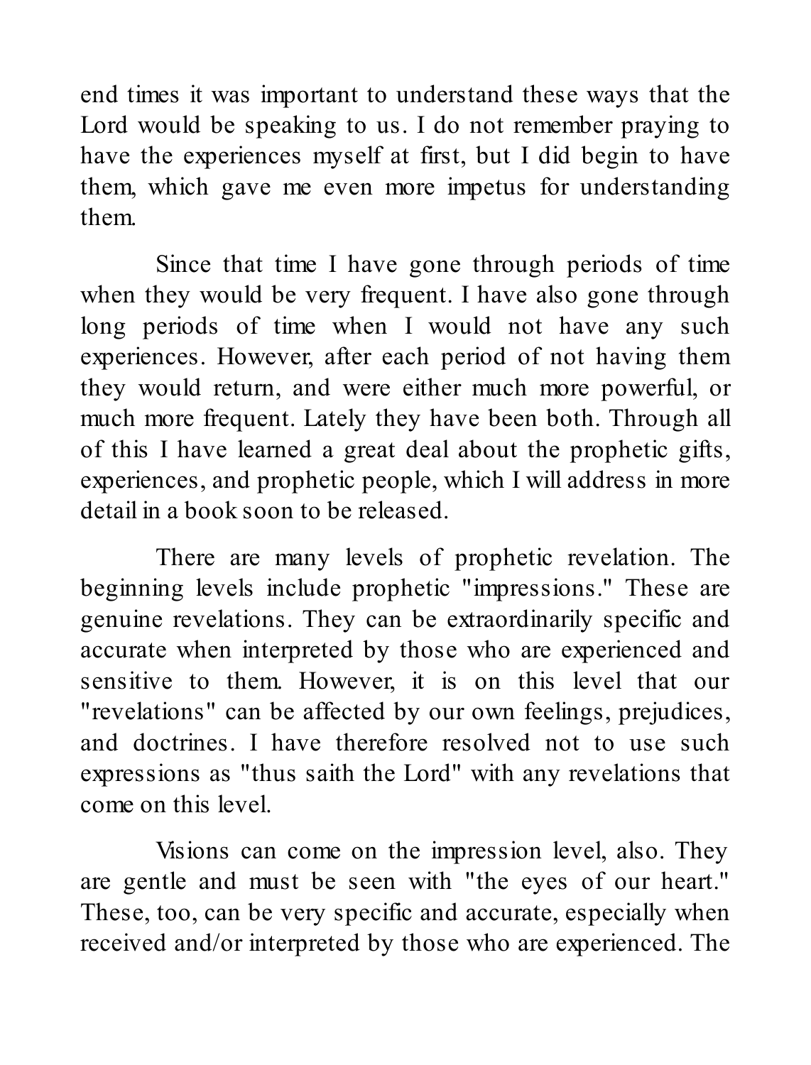end times it was important to understand these ways that the Lord would be speaking to us. I do not remember praying to have the experiences myself at first, but I did begin to have them, which gave me even more impetus for understanding them.

Since that time I have gone through periods of time when they would be very frequent. I have also gone through long periods of time when I would not have any such experiences. However, after each period of not having them they would return, and were either much more powerful, or much more frequent. Lately they have been both. Through all of this I have learned a great deal about the prophetic gifts, experiences, and prophetic people, which I will address in more detail in a book soon to be released.

There are many levels of prophetic revelation. The beginning levels include prophetic "impressions." These are genuine revelations. They can be extraordinarily specific and accurate when interpreted by those who are experienced and sensitive to them. However, it is on this level that our "revelations" can be affected by our own feelings, prejudices, and doctrines. I have therefore resolved not to use such expressions as "thus saith the Lord" with any revelations that come on this level.

Visions can come on the impression level, also. They are gentle and must be seen with "the eyes of our heart." These, too, can be very specific and accurate, especially when received and/or interpreted by those who are experienced. The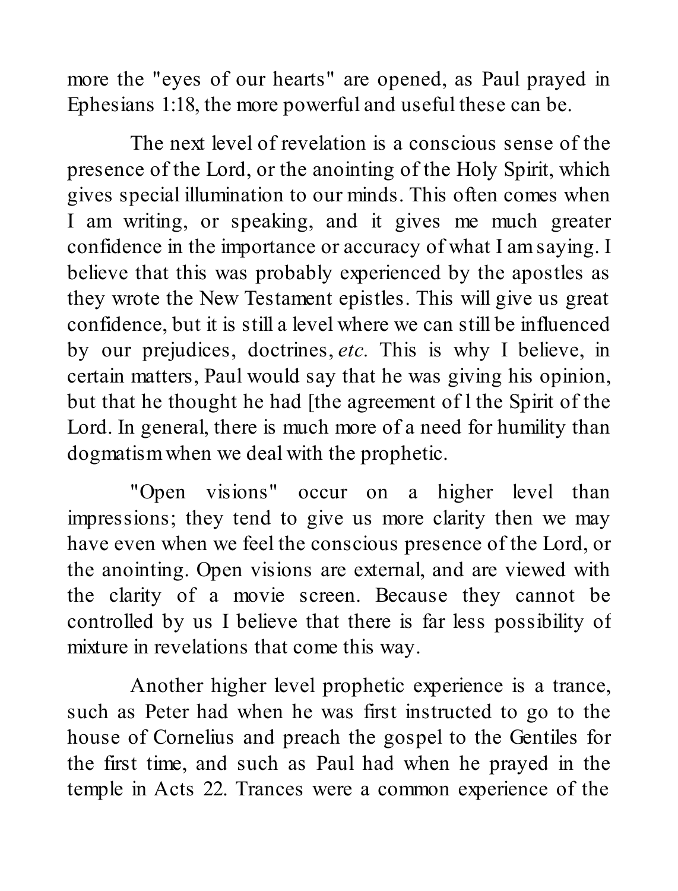more the "eyes of our hearts" are opened, as Paul prayed in Ephesians 1:18, the more powerful and useful these can be.

The next level of revelation is a conscious sense of the presence of the Lord, or the anointing of the Holy Spirit, which gives special illumination to our minds. This often comes when I am writing, or speaking, and it gives me much greater confidence in the importance or accuracy of what I am saying. I believe that this was probably experienced by the apostles as they wrote the New Testament epistles. This will give us great confidence, but it is still a level where we can still be influenced by our prejudices, doctrines, *etc.* This is why I believe, in certain matters, Paul would say that he was giving his opinion, but that he thought he had [the agreement of l the Spirit of the Lord. In general, there is much more of a need for humility than dogmatism when we deal with the prophetic.

"Open visions" occur on a higher level than impressions; they tend to give us more clarity then we may have even when we feel the conscious presence of the Lord, or the anointing. Open visions are external, and are viewed with the clarity of a movie screen. Because they cannot be controlled by us I believe that there is far less possibility of mixture in revelations that come this way.

Another higher level prophetic experience is a trance, such as Peter had when he was first instructed to go to the house of Cornelius and preach the gospel to the Gentiles for the first time, and such as Paul had when he prayed in the temple in Acts 22. Trances were a common experience of the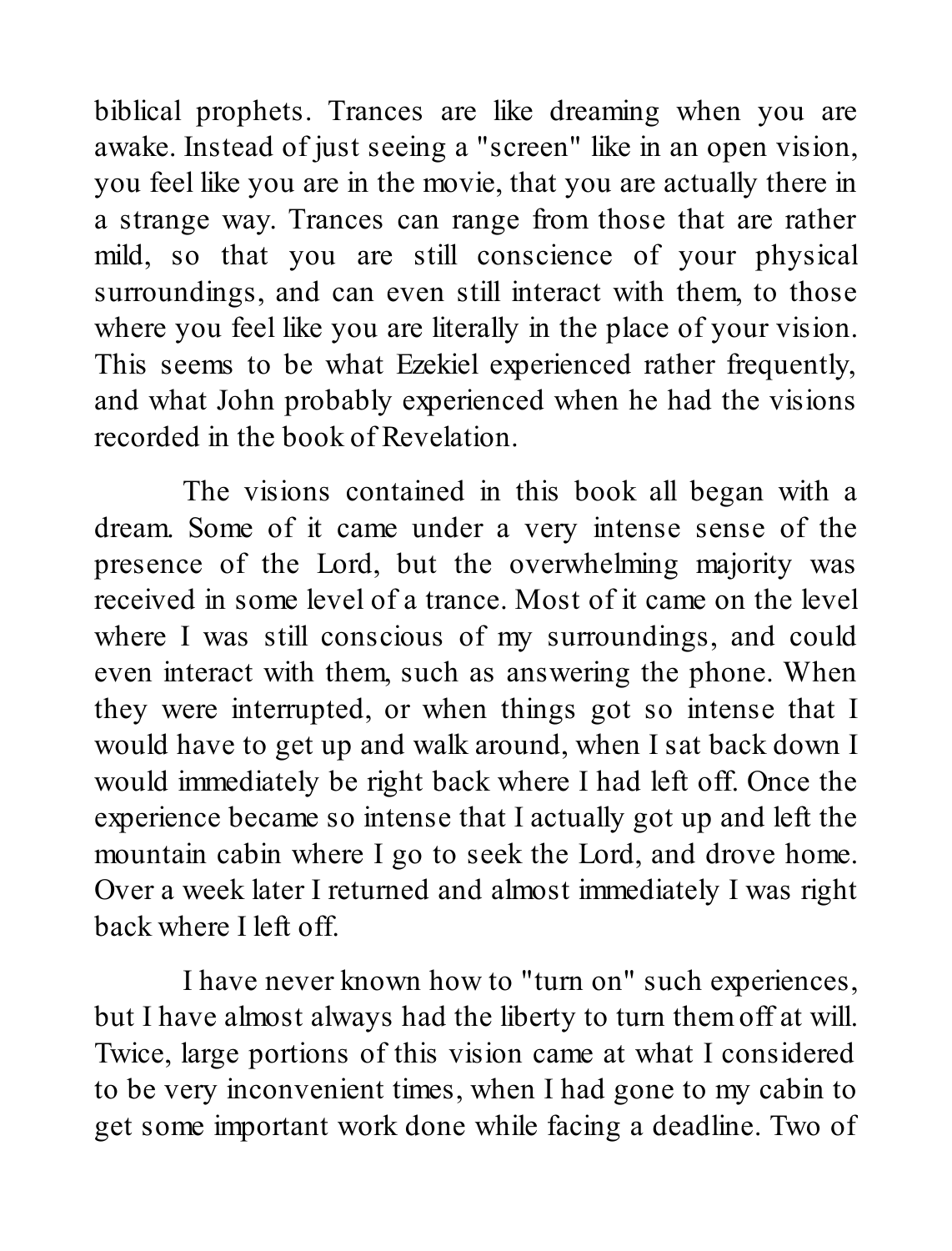biblical prophets. Trances are like dreaming when you are awake. Instead of just seeing a "screen" like in an open vision, you feel like you are in the movie, that you are actually there in a strange way. Trances can range from those that are rather mild, so that you are still conscience of your physical surroundings, and can even still interact with them, to those where you feel like you are literally in the place of your vision. This seems to be what Ezekiel experienced rather frequently, and what John probably experienced when he had the visions recorded in the book of Revelation.

The visions contained in this book all began with a dream. Some of it came under a very intense sense of the presence of the Lord, but the overwhelming majority was received in some level of a trance. Most of it came on the level where I was still conscious of my surroundings, and could even interact with them, such as answering the phone. When they were interrupted, or when things got so intense that I would have to get up and walk around, when I sat back down I would immediately be right back where I had left off. Once the experience became so intense that I actually got up and left the mountain cabin where I go to seek the Lord, and drove home. Over a week later I returned and almost immediately I was right back where I left off.

I have never known how to "turn on" such experiences, but I have almost always had the liberty to turn them off at will. Twice, large portions of this vision came at what I considered to be very inconvenient times, when I had gone to my cabin to get some important work done while facing a deadline. Two of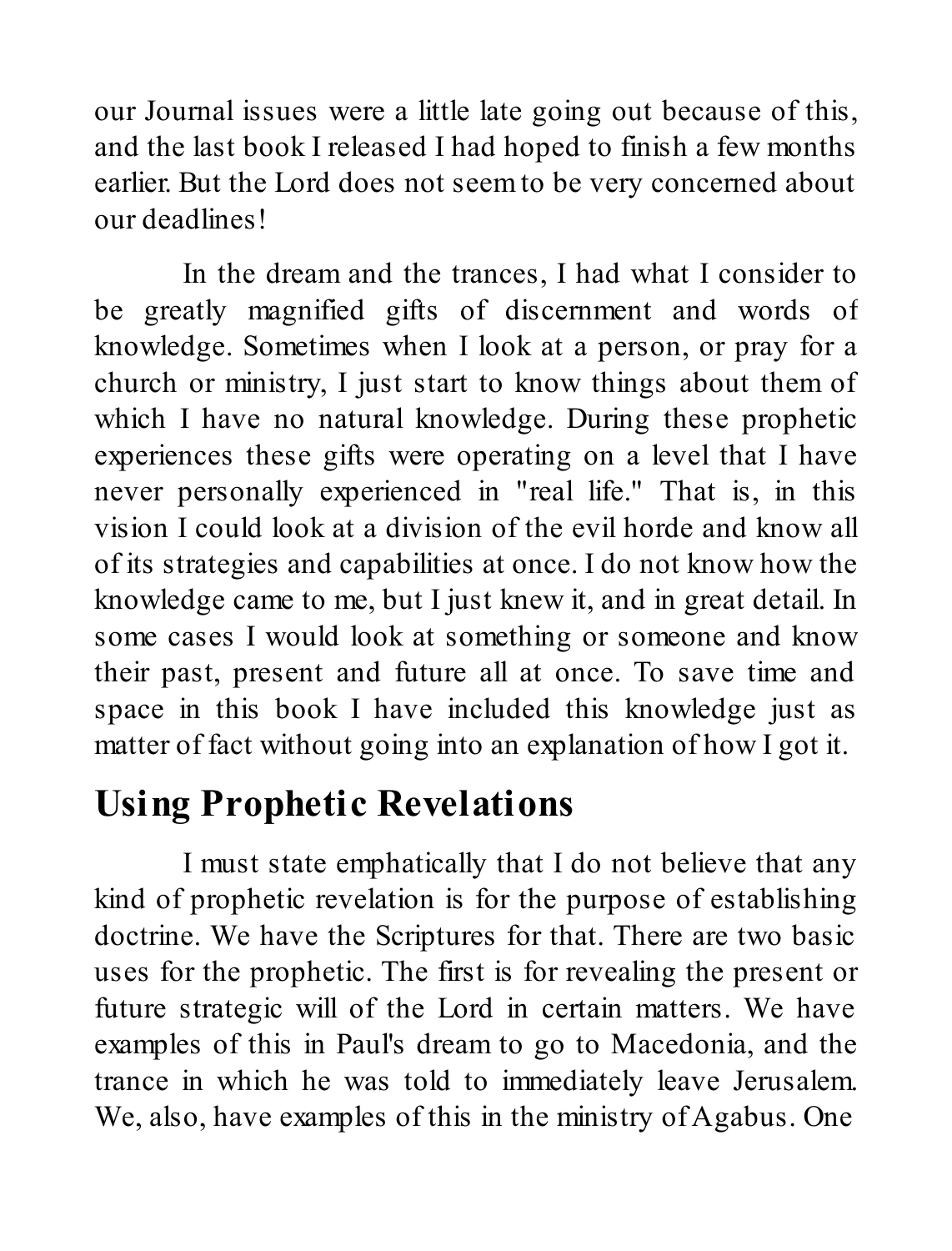our Journal issues were a little late going out because of this, and the last book I released I had hoped to finish a few months earlier. But the Lord does not seem to be very concerned about our deadlines!

In the dream and the trances, I had what I consider to be greatly magnified gifts of discernment and words of knowledge. Sometimes when I look at a person, or pray for a church or ministry, I just start to know things about them of which I have no natural knowledge. During these prophetic experiences these gifts were operating on a level that I have never personally experienced in "real life." That is, in this vision I could look at a division of the evil horde and know all of its strategies and capabilities at once. I do not know how the knowledge came to me, but I just knew it, and in great detail. In some cases I would look at something or someone and know their past, present and future all at once. To save time and space in this book I have included this knowledge just as matter of fact without going into an explanation of how I got it.

## Using Prophetic Revelations

I must state emphatically that I do not believe that any kind of prophetic revelation is for the purpose of establishing doctrine. We have the Scriptures for that. There are two basic uses for the prophetic. The first is for revealing the present or future strategic will of the Lord in certain matters. We have examples of this in Paul's dream to go to Macedonia, and the trance in which he was told to immediately leave Jerusalem. We, also, have examples of this in the ministry of Agabus. One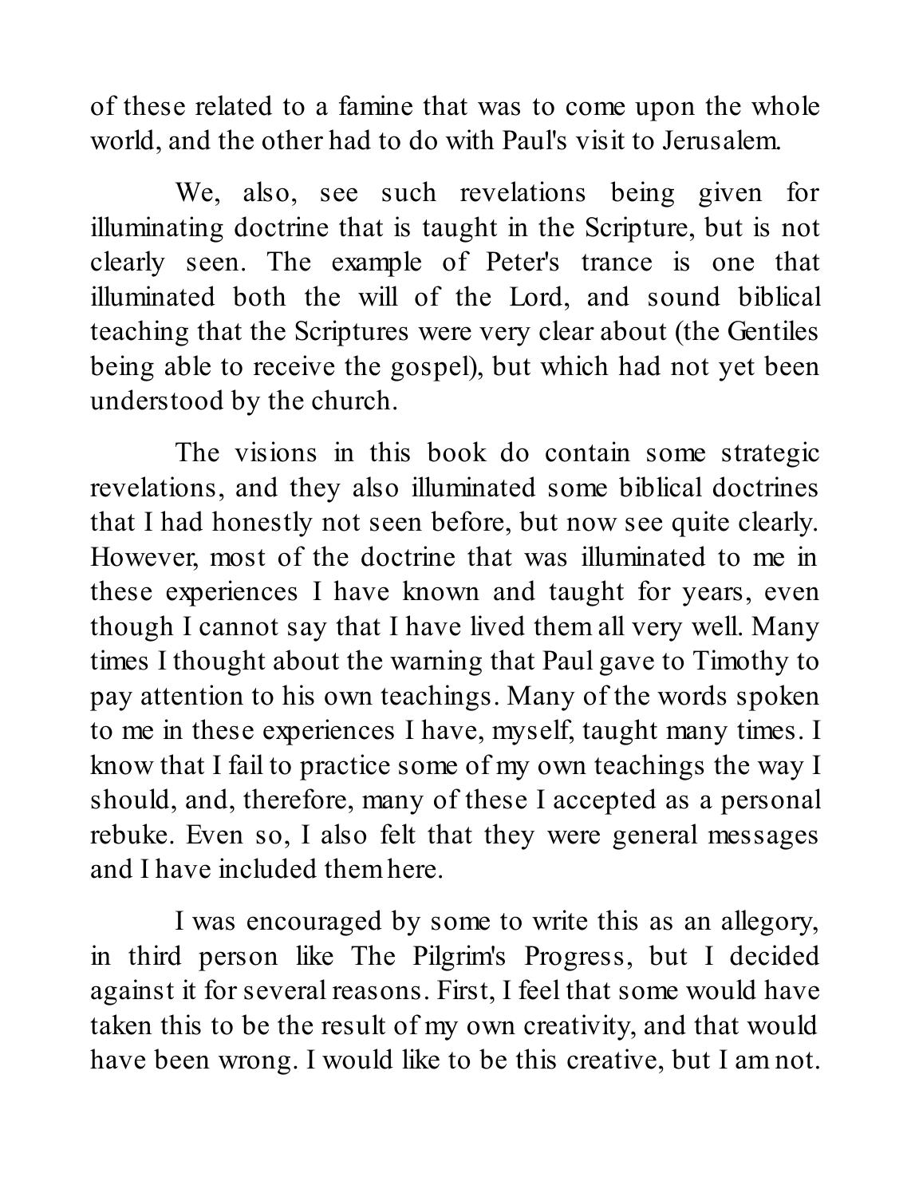of these related to a famine that was to come upon the whole world, and the other had to do with Paul's visit to Jerusalem.

We, also, see such revelations being given for illuminating doctrine that is taught in the Scripture, but is not clearly seen. The example of Peter's trance is one that illuminated both the will of the Lord, and sound biblical teaching that the Scriptures were very clear about (the Gentiles being able to receive the gospel), but which had not yet been understood by the church.

The visions in this book do contain some strategic revelations, and they also illuminated some biblical doctrines that I had honestly not seen before, but now see quite clearly. However, most of the doctrine that was illuminated to me in these experiences I have known and taught for years, even though I cannot say that I have lived them all very well. Many times I thought about the warning that Paul gave to Timothy to pay attention to his own teachings. Many of the words spoken to me in these experiences I have, myself, taught many times. I know that I fail to practice some of my own teachings the way I should, and, therefore, many of these I accepted as a personal rebuke. Even so, I also felt that they were general messages and I have included them here.

I was encouraged by some to write this as an allegory, in third person like The Pilgrim's Progress, but I decided against it for several reasons. First, I feel that some would have taken this to be the result of my own creativity, and that would have been wrong. I would like to be this creative, but I am not.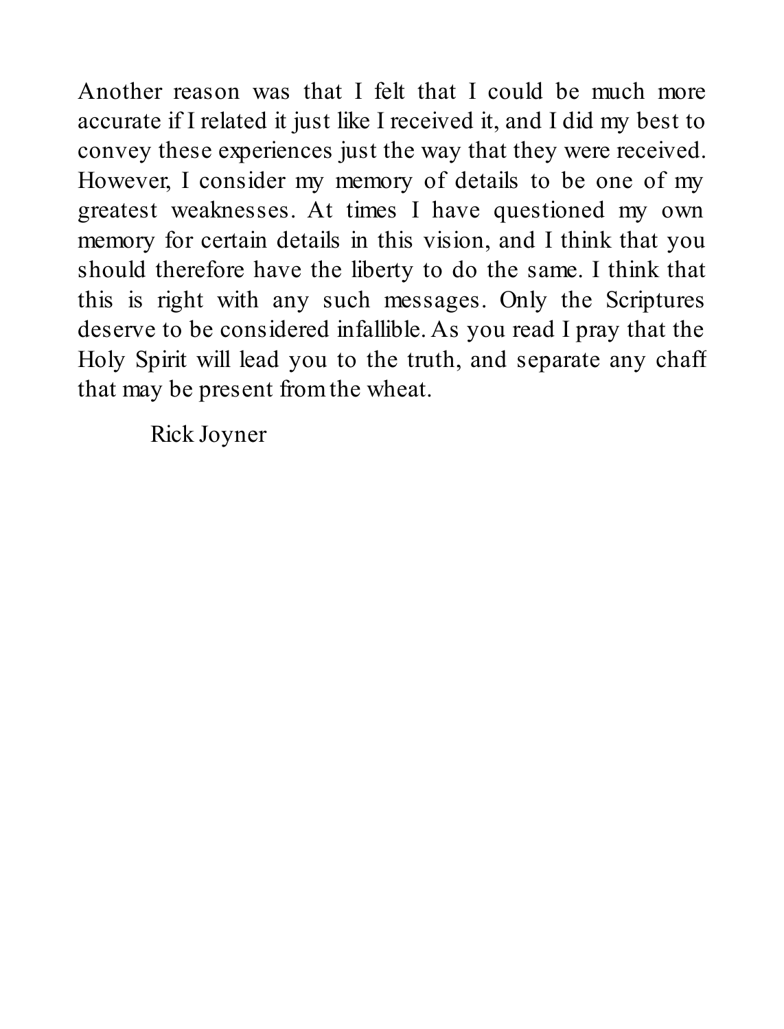Another reason was that I felt that I could be much more accurate if I related it just like I received it, and I did my best to convey these experiences just the way that they were received. However, I consider my memory of details to be one of my greatest weaknesses. At times I have questioned my own memory for certain details in this vision, and I think that you should therefore have the liberty to do the same. I think that this is right with any such messages. Only the Scriptures deserve to be considered infallible. As you read I pray that the Holy Spirit will lead you to the truth, and separate any chaff that may be present from the wheat.

Rick Joyner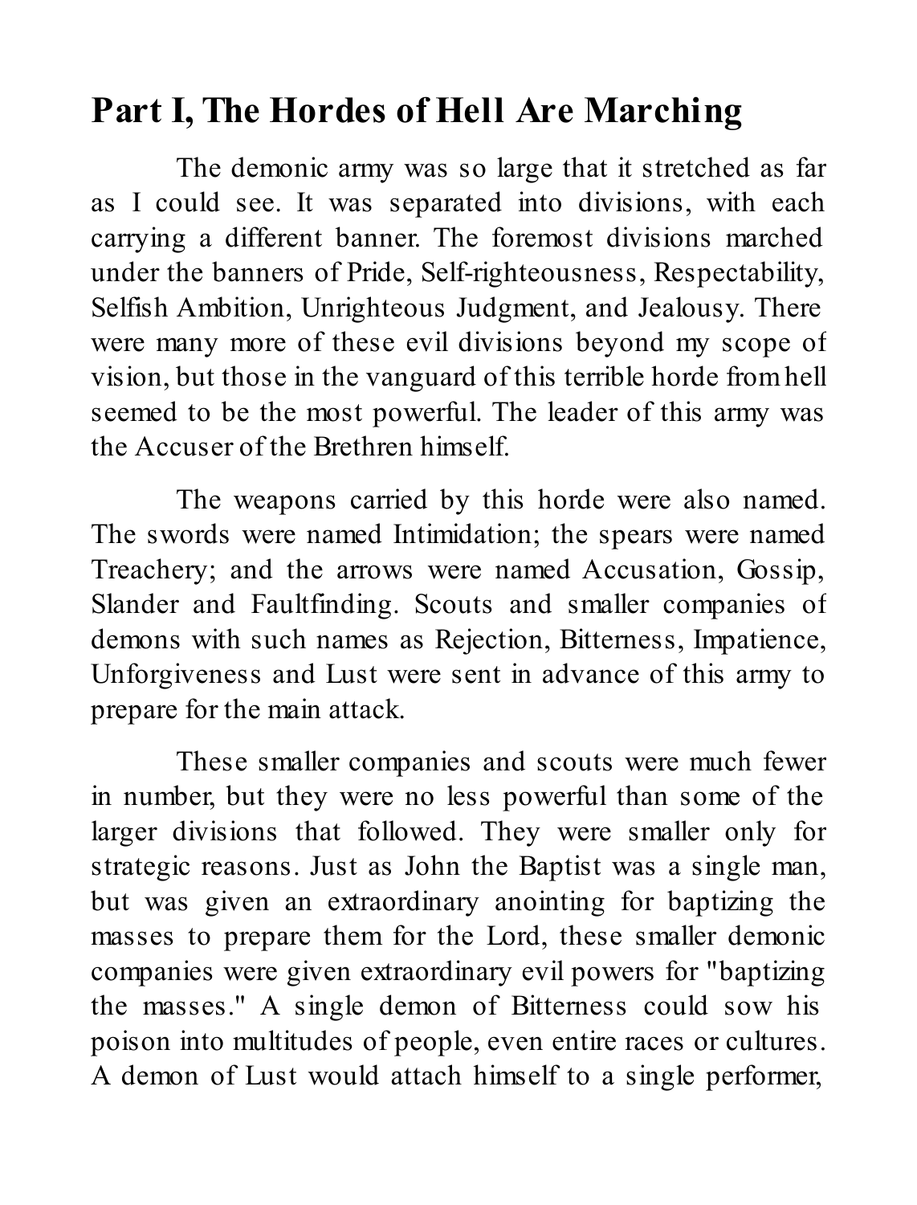## Part I, The Hordes of Hell Are Marching

The demonic army was so large that it stretched as far as I could see. It was separated into divisions, with each carrying a different banner. The foremost divisions marched under the banners of Pride, Self-righteousness, Respectability, Selfish Ambition, Unrighteous Judgment, and Jealousy. There were many more of these evil divisions beyond my scope of vision, but those in the vanguard of this terrible horde from hell seemed to be the most powerful. The leader of this army was the Accuser of the Brethren himself.

The weapons carried by this horde were also named. The swords were named Intimidation; the spears were named Treachery; and the arrows were named Accusation, Gossip, Slander and Faultfinding. Scouts and smaller companies of demons with such names as Rejection, Bitterness, Impatience, Unforgiveness and Lust were sent in advance of this army to prepare for the main attack.

These smaller companies and scouts were much fewer in number, but they were no less powerful than some of the larger divisions that followed. They were smaller only for strategic reasons. Just as John the Baptist was a single man, but was given an extraordinary anointing for baptizing the masses to prepare them for the Lord, these smaller demonic companies were given extraordinary evil powers for "baptizing the masses." A single demon of Bitterness could sow his poison into multitudes of people, even entire races or cultures. A demon of Lust would attach himself to a single performer,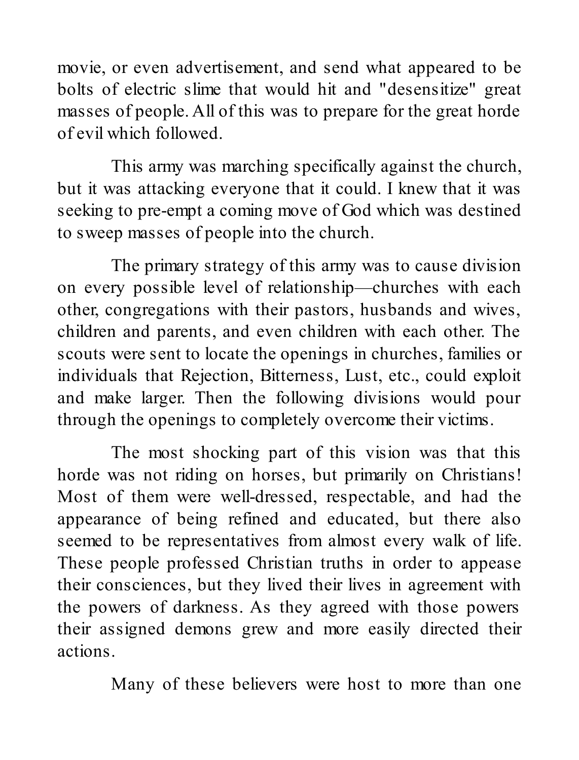movie, or even advertisement, and send what appeared to be bolts of electric slime that would hit and "desensitize" great masses of people. All of this was to prepare for the great horde of evil which followed.

This army was marching specifically against the church, but it was attacking everyone that it could. I knew that it was seeking to pre-empt a coming move of God which was destined to sweep masses of people into the church.

The primary strategy of this army was to cause division on every possible level of relationship—churches with each other, congregations with their pastors, husbands and wives, children and parents, and even children with each other. The scouts were sent to locate the openings in churches, families or individuals that Rejection, Bitterness, Lust, etc., could exploit and make larger. Then the following divisions would pour through the openings to completely overcome their victims.

The most shocking part of this vision was that this horde was not riding on horses, but primarily on Christians! Most of them were well-dressed, respectable, and had the appearance of being refined and educated, but there also seemed to be representatives from almost every walk of life. These people professed Christian truths in order to appease their consciences, but they lived their lives in agreement with the powers of darkness. As they agreed with those powers their assigned demons grew and more easily directed their actions.

Many of these believers were host to more than one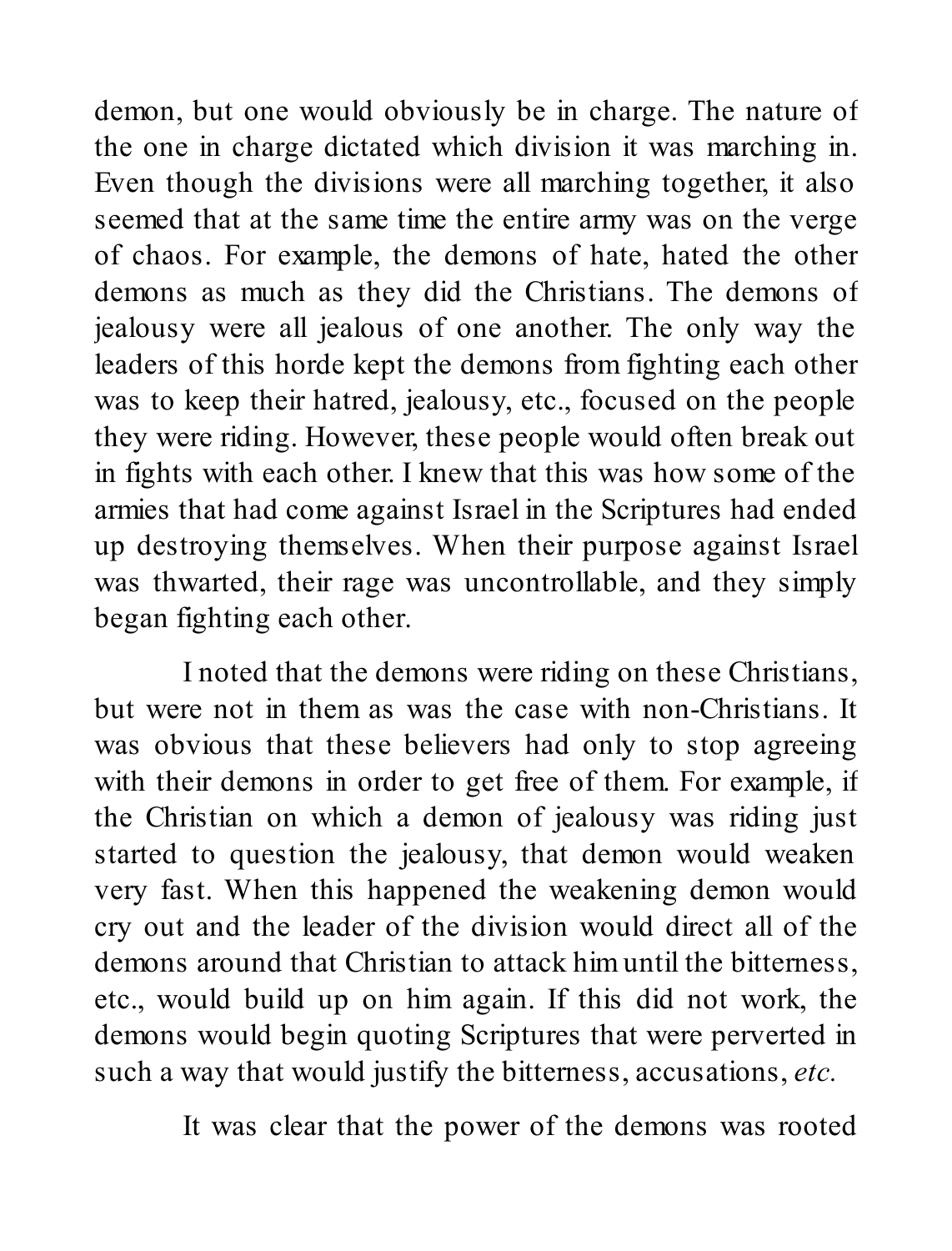demon, but one would obviously be in charge. The nature of the one in charge dictated which division it was marching in. Even though the divisions were all marching together, it also seemed that at the same time the entire army was on the verge of chaos. For example, the demons of hate, hated the other demons as much as they did the Christians. The demons of jealousy were all jealous of one another. The only way the leaders of this horde kept the demons from fighting each other was to keep their hatred, jealousy, etc., focused on the people they were riding. However, these people would often break out in fights with each other. I knew that this was how some of the armies that had come against Israel in the Scriptures had ended up destroying themselves. When their purpose against Israel was thwarted, their rage was uncontrollable, and they simply began fighting each other.

I noted that the demons were riding on these Christians, but were not in them as was the case with non-Christians. It was obvious that these believers had only to stop agreeing with their demons in order to get free of them. For example, if the Christian on which a demon of jealousy was riding just started to question the jealousy, that demon would weaken very fast. When this happened the weakening demon would cry out and the leader of the division would direct all of the demons around that Christian to attack him until the bitterness, etc., would build up on him again. If this did not work, the demons would begin quoting Scriptures that were perverted in such a way that would justify the bitterness, accusations, *etc.*

It was clear that the power of the demons was rooted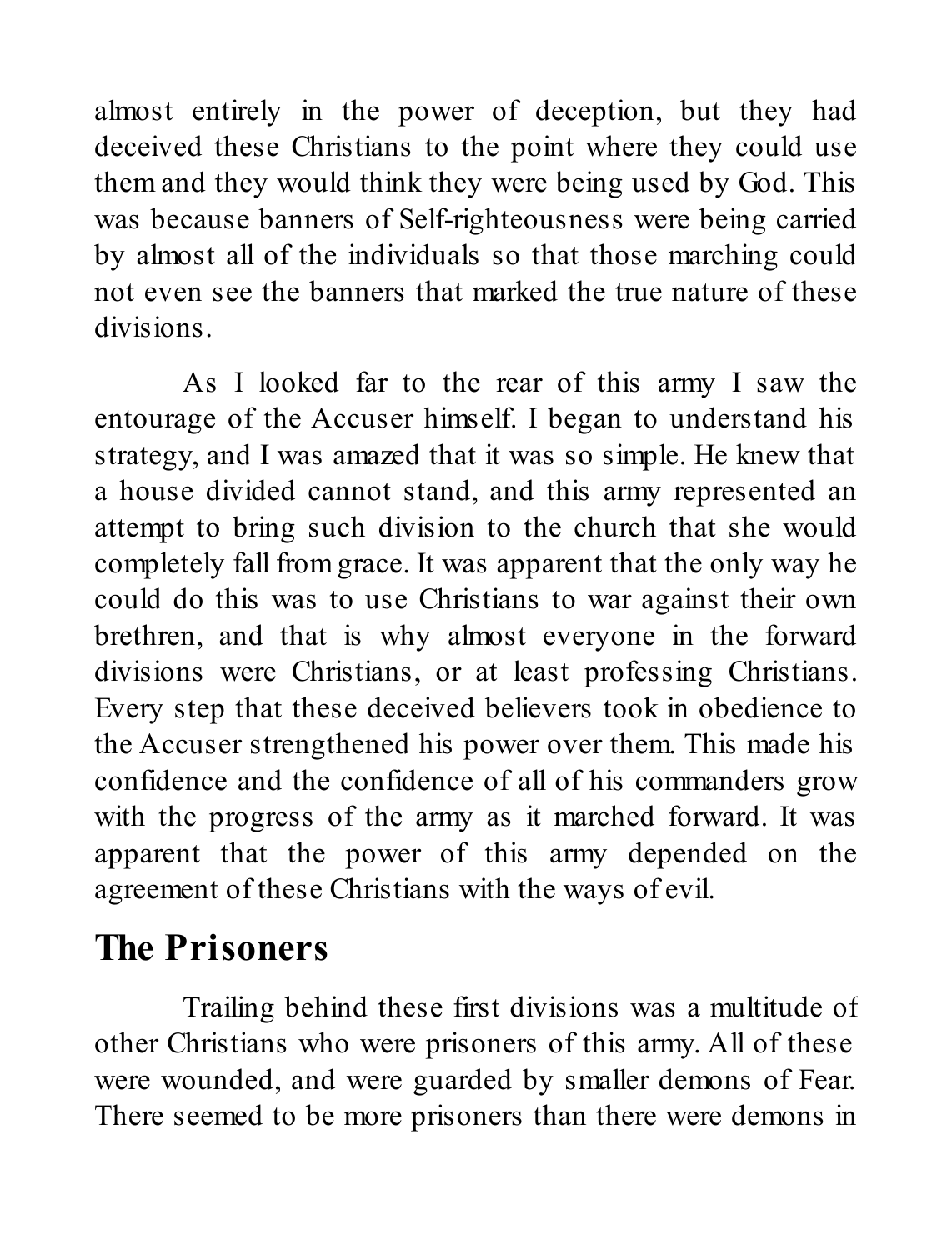almost entirely in the power of deception, but they had deceived these Christians to the point where they could use them and they would think they were being used by God. This was because banners of Self-righteousness were being carried by almost all of the individuals so that those marching could not even see the banners that marked the true nature of these divisions.

As I looked far to the rear of this army I saw the entourage of the Accuser himself. I began to understand his strategy, and I was amazed that it was so simple. He knew that a house divided cannot stand, and this army represented an attempt to bring such division to the church that she would completely fall from grace. It was apparent that the only way he could do this was to use Christians to war against their own brethren, and that is why almost everyone in the forward divisions were Christians, or at least professing Christians. Every step that these deceived believers took in obedience to the Accuser strengthened his power over them. This made his confidence and the confidence of all of his commanders grow with the progress of the army as it marched forward. It was apparent that the power of this army depended on the agreement of these Christians with the ways of evil.

## The Prisoners

Trailing behind these first divisions was a multitude of other Christians who were prisoners of this army. All of these were wounded, and were guarded by smaller demons of Fear. There seemed to be more prisoners than there were demons in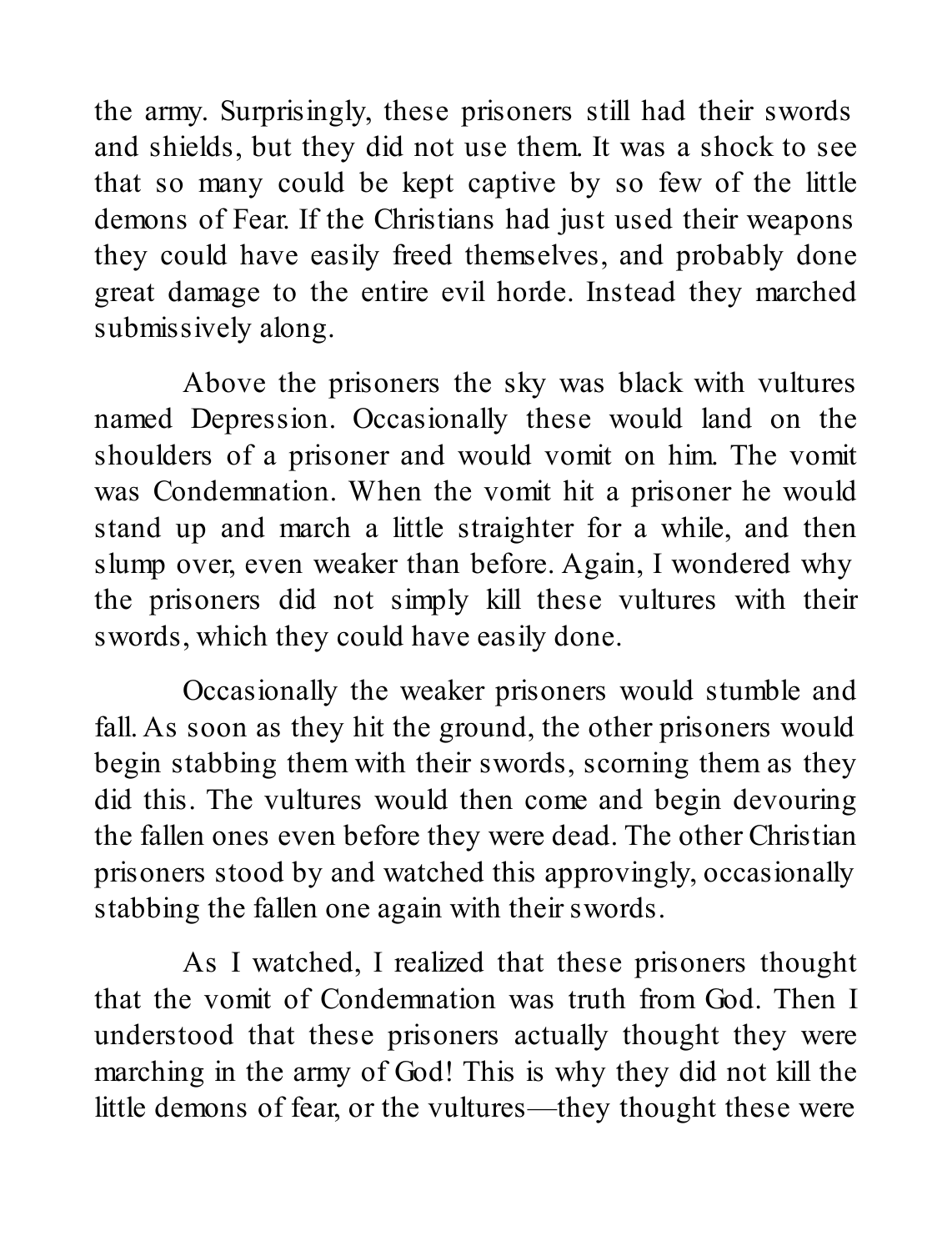the army. Surprisingly, these prisoners still had their swords and shields, but they did not use them. It was a shock to see that so many could be kept captive by so few of the little demons of Fear. If the Christians had just used their weapons they could have easily freed themselves, and probably done great damage to the entire evil horde. Instead they marched submissively along.

Above the prisoners the sky was black with vultures named Depression. Occasionally these would land on the shoulders of a prisoner and would vomit on him. The vomit was Condemnation. When the vomit hit a prisoner he would stand up and march a little straighter for a while, and then slump over, even weaker than before. Again, I wondered why the prisoners did not simply kill these vultures with their swords, which they could have easily done.

Occasionally the weaker prisoners would stumble and fall. As soon as they hit the ground, the other prisoners would begin stabbing them with their swords, scorning them as they did this. The vultures would then come and begin devouring the fallen ones even before they were dead. The other Christian prisoners stood by and watched this approvingly, occasionally stabbing the fallen one again with their swords.

As I watched, I realized that these prisoners thought that the vomit of Condemnation was truth from God. Then I understood that these prisoners actually thought they were marching in the army of God! This is why they did not kill the little demons of fear, or the vultures—they thought these were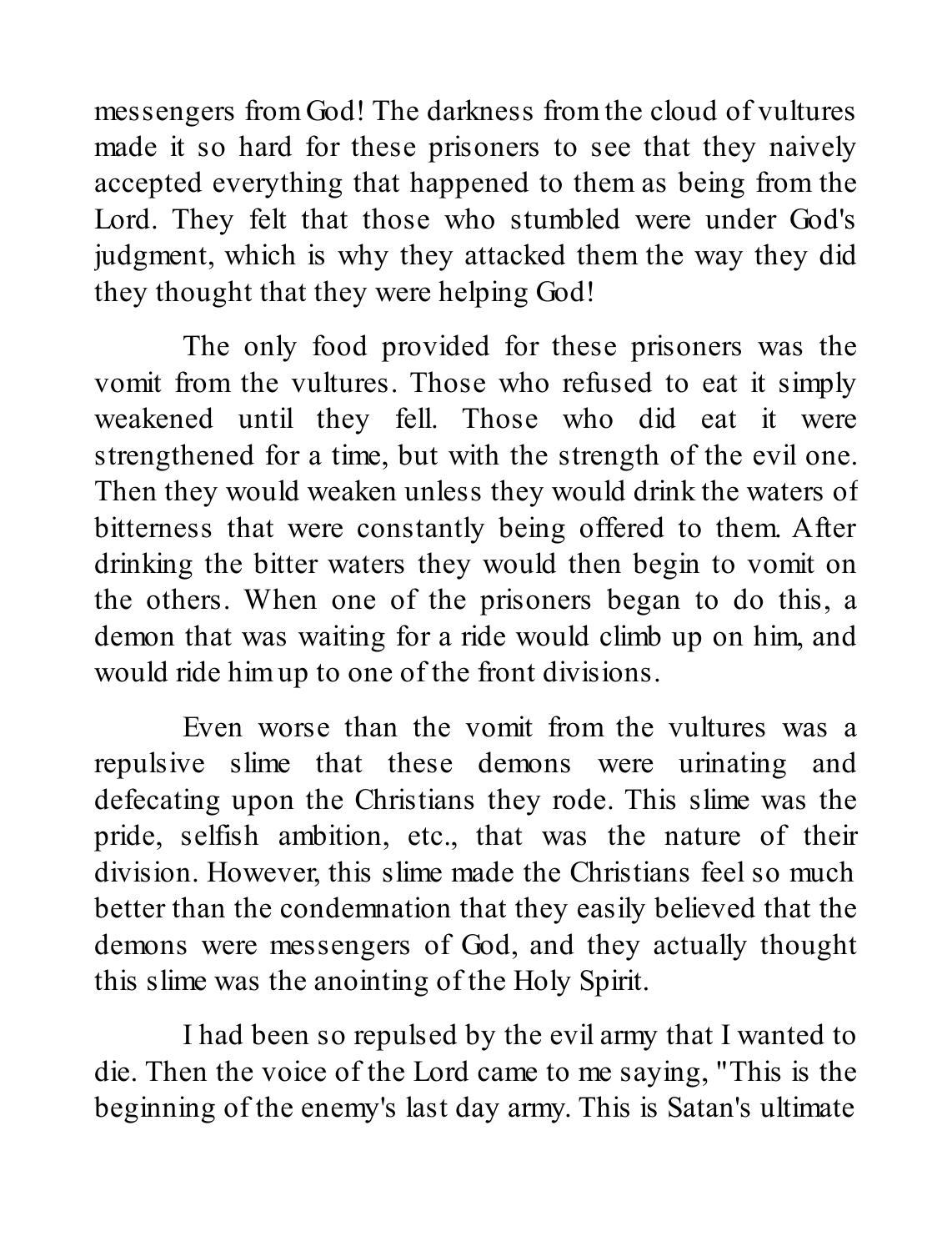messengers from God! The darkness from the cloud of vultures made it so hard for these prisoners to see that they naively accepted everything that happened to them as being from the Lord. They felt that those who stumbled were under God's judgment, which is why they attacked them the way they did they thought that they were helping God!

The only food provided for these prisoners was the vomit from the vultures. Those who refused to eat it simply weakened until they fell. Those who did eat it were strengthened for a time, but with the strength of the evil one. Then they would weaken unless they would drink the waters of bitterness that were constantly being offered to them. After drinking the bitter waters they would then begin to vomit on the others. When one of the prisoners began to do this, a demon that was waiting for a ride would climb up on him, and would ride him up to one of the front divisions.

Even worse than the vomit from the vultures was a repulsive slime that these demons were urinating and defecating upon the Christians they rode. This slime was the pride, selfish ambition, etc., that was the nature of their division. However, this slime made the Christians feel so much better than the condemnation that they easily believed that the demons were messengers of God, and they actually thought this slime was the anointing of the Holy Spirit.

I had been so repulsed by the evil army that I wanted to die. Then the voice of the Lord came to me saying, "This is the beginning of the enemy's last day army. This is Satan's ultimate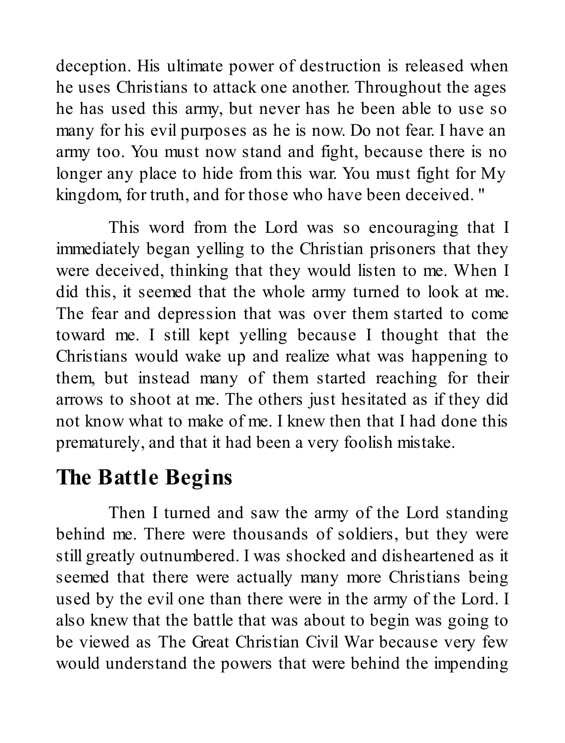deception. His ultimate power of destruction is released when he uses Christians to attack one another. Throughout the ages he has used this army, but never has he been able to use so many for his evil purposes as he is now. Do not fear. I have an army too. You must now stand and fight, because there is no longer any place to hide from this war. You must fight for My kingdom, for truth, and for those who have been deceived. "

This word from the Lord was so encouraging that I immediately began yelling to the Christian prisoners that they were deceived, thinking that they would listen to me. When I did this, it seemed that the whole army turned to look at me. The fear and depression that was over them started to come toward me. I still kept yelling because I thought that the Christians would wake up and realize what was happening to them, but instead many of them started reaching for their arrows to shoot at me. The others just hesitated as if they did not know what to make of me. I knew then that I had done this prematurely, and that it had been a very foolish mistake.

## The Battle Begins

Then I turned and saw the army of the Lord standing behind me. There were thousands of soldiers, but they were still greatly outnumbered. I was shocked and disheartened as it seemed that there were actually many more Christians being used by the evil one than there were in the army of the Lord. I also knew that the battle that was about to begin was going to be viewed as The Great Christian Civil War because very few would understand the powers that were behind the impending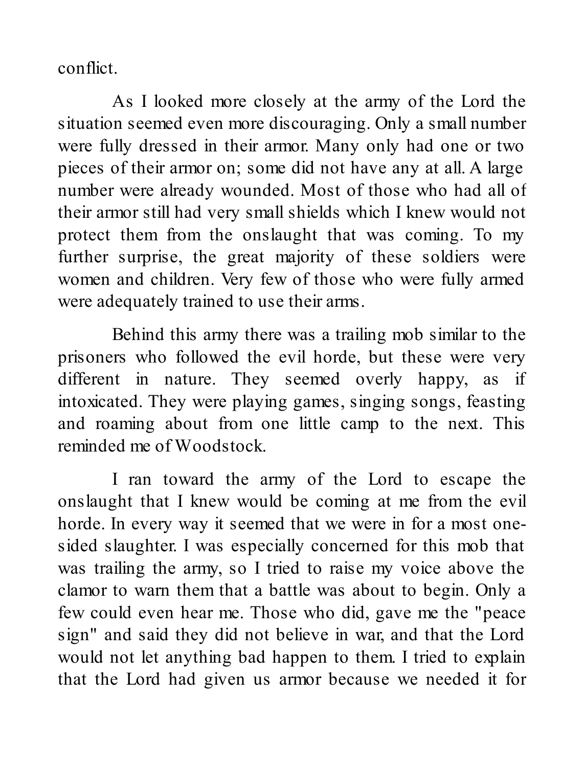conflict.

As I looked more closely at the army of the Lord the situation seemed even more discouraging. Only a small number were fully dressed in their armor. Many only had one or two pieces of their armor on; some did not have any at all. A large number were already wounded. Most of those who had all of their armor still had very small shields which I knew would not protect them from the onslaught that was coming. To my further surprise, the great majority of these soldiers were women and children. Very few of those who were fully armed were adequately trained to use their arms.

Behind this army there was a trailing mob similar to the prisoners who followed the evil horde, but these were very different in nature. They seemed overly happy, as if intoxicated. They were playing games, singing songs, feasting and roaming about from one little camp to the next. This reminded me of Woodstock.

I ran toward the army of the Lord to escape the onslaught that I knew would be coming at me from the evil horde. In every way it seemed that we were in for a most one-sided slaughter. I was especially concerned for this mob that was trailing the army, so I tried to raise my voice above the clamor to warn them that a battle was about to begin. Only a few could even hear me. Those who did, gave me the "peace sign" and said they did not believe in war, and that the Lord would not let anything bad happen to them. I tried to explain that the Lord had given us armor because we needed it for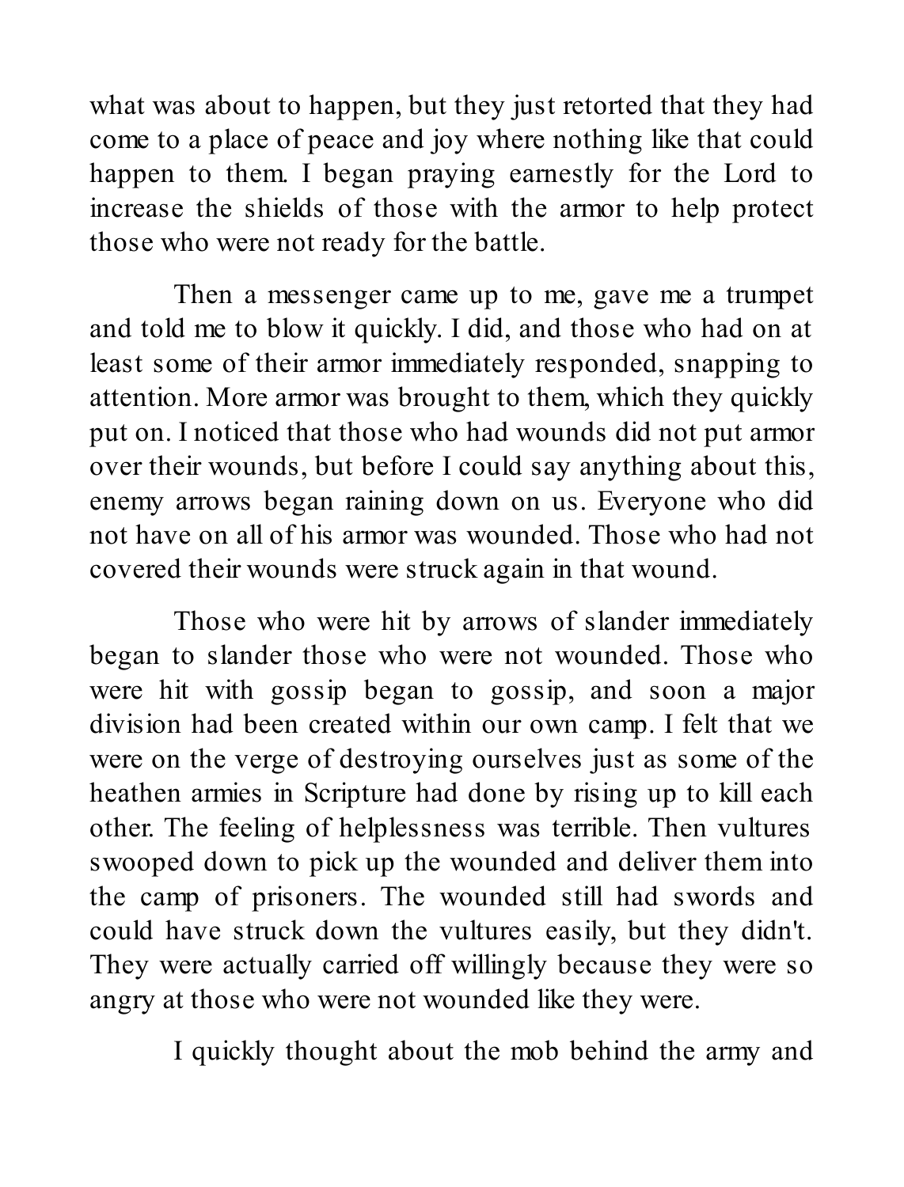what was about to happen, but they just retorted that they had come to a place of peace and joy where nothing like that could happen to them. I began praying earnestly for the Lord to increase the shields of those with the armor to help protect those who were not ready for the battle.

Then a messenger came up to me, gave me a trumpet and told me to blow it quickly. I did, and those who had on at least some of their armor immediately responded, snapping to attention. More armor was brought to them, which they quickly put on. I noticed that those who had wounds did not put armor over their wounds, but before I could say anything about this, enemy arrows began raining down on us. Everyone who did not have on all of his armor was wounded. Those who had not covered their wounds were struck again in that wound.

Those who were hit by arrows of slander immediately began to slander those who were not wounded. Those who were hit with gossip began to gossip, and soon a major division had been created within our own camp. I felt that we were on the verge of destroying ourselves just as some of the heathen armies in Scripture had done by rising up to kill each other. The feeling of helplessness was terrible. Then vultures swooped down to pick up the wounded and deliver them into the camp of prisoners. The wounded still had swords and could have struck down the vultures easily, but they didn't. They were actually carried off willingly because they were so angry at those who were not wounded like they were.

I quickly thought about the mob behind the army and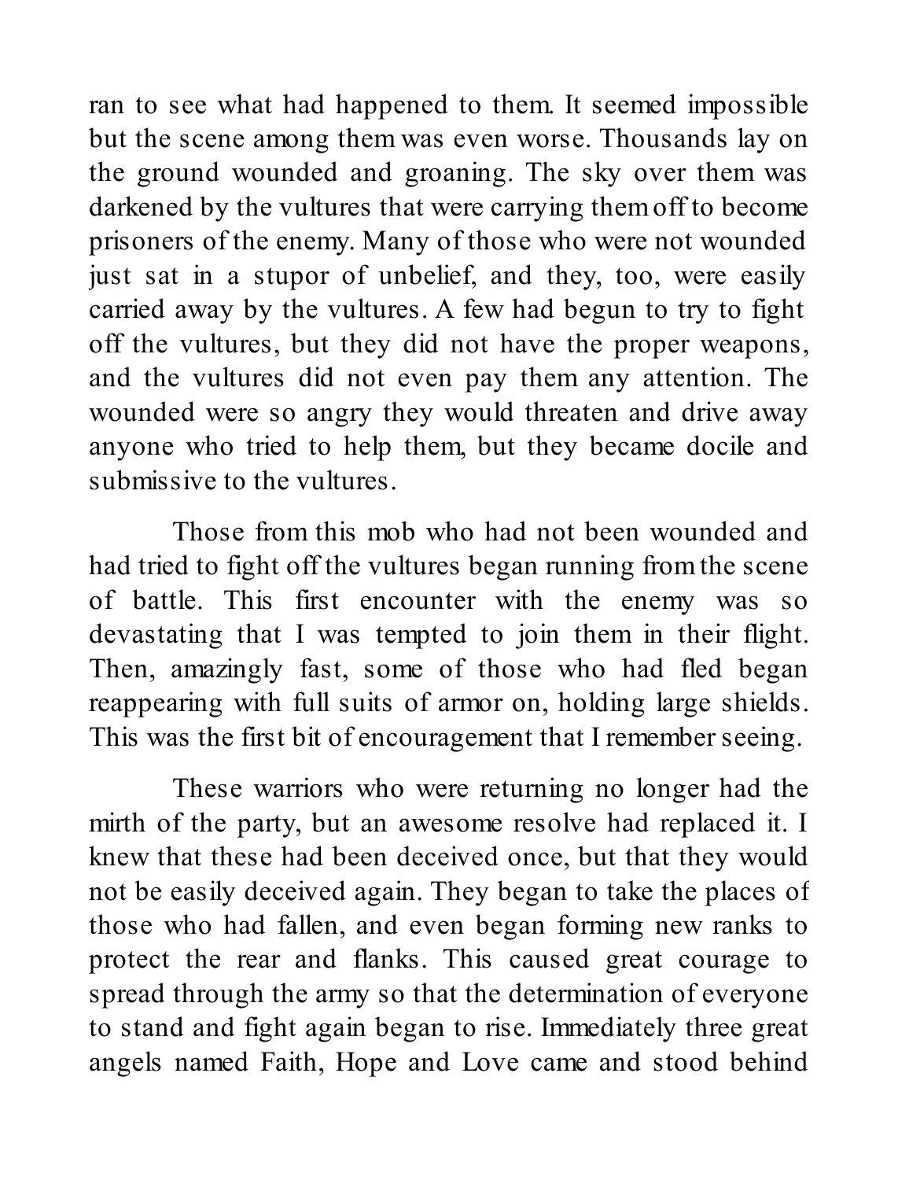ran to see what had happened to them. It seemed impossible but the scene among them was even worse. Thousands lay on the ground wounded and groaning. The sky over them was darkened by the vultures that were carrying them off to become prisoners of the enemy. Many of those who were not wounded just sat in a stupor of unbelief, and they, too, were easily carried away by the vultures. A few had begun to try to fight off the vultures, but they did not have the proper weapons, and the vultures did not even pay them any attention. The wounded were so angry they would threaten and drive away anyone who tried to help them, but they became docile and submissive to the vultures.

Those from this mob who had not been wounded and had tried to fight off the vultures began running from the scene of battle. This first encounter with the enemy was so devastating that I was tempted to join them in their flight. Then, amazingly fast, some of those who had fled began reappearing with full suits of armor on, holding large shields. This was the first bit of encouragement that I remember seeing.

These warriors who were returning no longer had the mirth of the party, but an awesome resolve had replaced it. I knew that these had been deceived once, but that they would not be easily deceived again. They began to take the places of those who had fallen, and even began forming new ranks to protect the rear and flanks. This caused great courage to spread through the army so that the determination of everyone to stand and fight again began to rise. Immediately three great angels named Faith, Hope and Love came and stood behind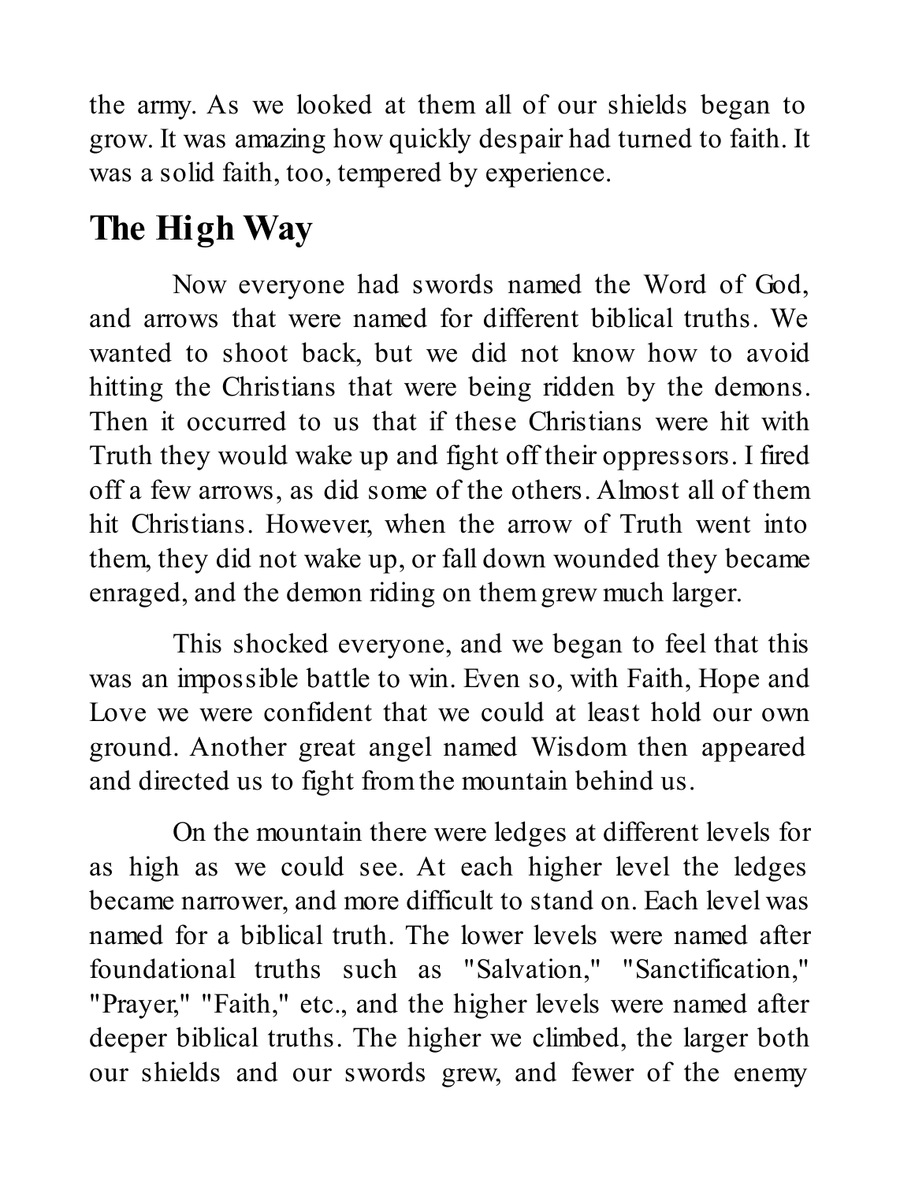the army. As we looked at them all of our shields began to grow. It was amazing how quickly despair had turned to faith. It was a solid faith, too, tempered by experience.

## The High Way

Now everyone had swords named the Word of God, and arrows that were named for different biblical truths. We wanted to shoot back, but we did not know how to avoid hitting the Christians that were being ridden by the demons. Then it occurred to us that if these Christians were hit with Truth they would wake up and fight off their oppressors. I fired off a few arrows, as did some of the others. Almost all of them hit Christians. However, when the arrow of Truth went into them, they did not wake up, or fall down wounded they became enraged, and the demon riding on them grew much larger.

This shocked everyone, and we began to feel that this was an impossible battle to win. Even so, with Faith, Hope and Love we were confident that we could at least hold our own ground. Another great angel named Wisdom then appeared and directed us to fight from the mountain behind us.

On the mountain there were ledges at different levels for as high as we could see. At each higher level the ledges became narrower, and more difficult to stand on. Each level was named for a biblical truth. The lower levels were named after foundational truths such as "Salvation," "Sanctification," "Prayer," "Faith," etc., and the higher levels were named after deeper biblical truths. The higher we climbed, the larger both our shields and our swords grew, and fewer of the enemy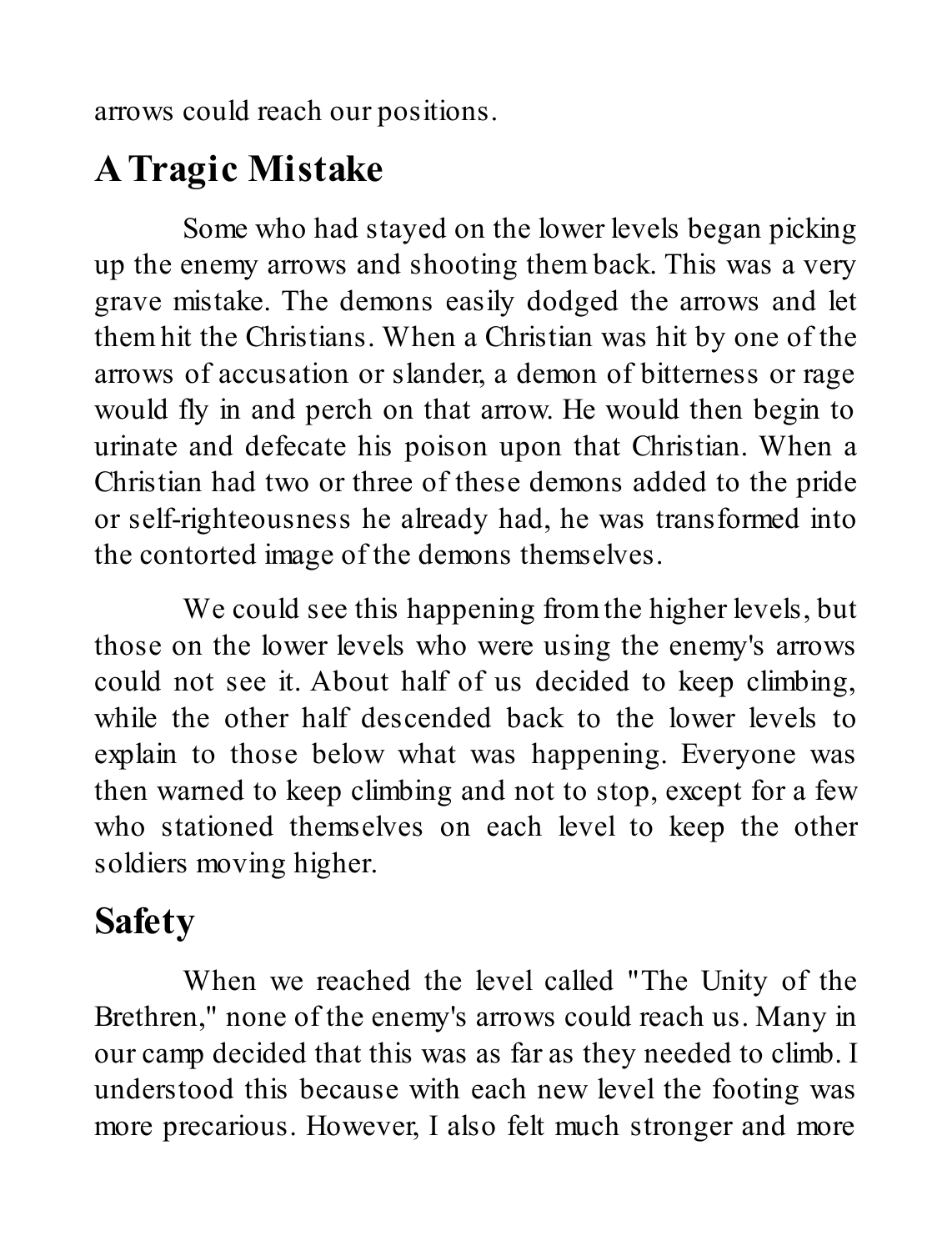arrows could reach our positions.

## A Tragic Mistake

Some who had stayed on the lower levels began picking up the enemy arrows and shooting them back. This was a very grave mistake. The demons easily dodged the arrows and let them hit the Christians. When a Christian was hit by one of the arrows of accusation or slander, a demon of bitterness or rage would fly in and perch on that arrow. He would then begin to urinate and defecate his poison upon that Christian. When a Christian had two or three of these demons added to the pride or self-righteousness he already had, he was transformed into the contorted image of the demons themselves.

We could see this happening from the higher levels, but those on the lower levels who were using the enemy's arrows could not see it. About half of us decided to keep climbing, while the other half descended back to the lower levels to explain to those below what was happening. Everyone was then warned to keep climbing and not to stop, except for a few who stationed themselves on each level to keep the other soldiers moving higher.

## Safety

When we reached the level called "The Unity of the Brethren," none of the enemy's arrows could reach us. Many in our camp decided that this was as far as they needed to climb. I understood this because with each new level the footing was more precarious. However, I also felt much stronger and more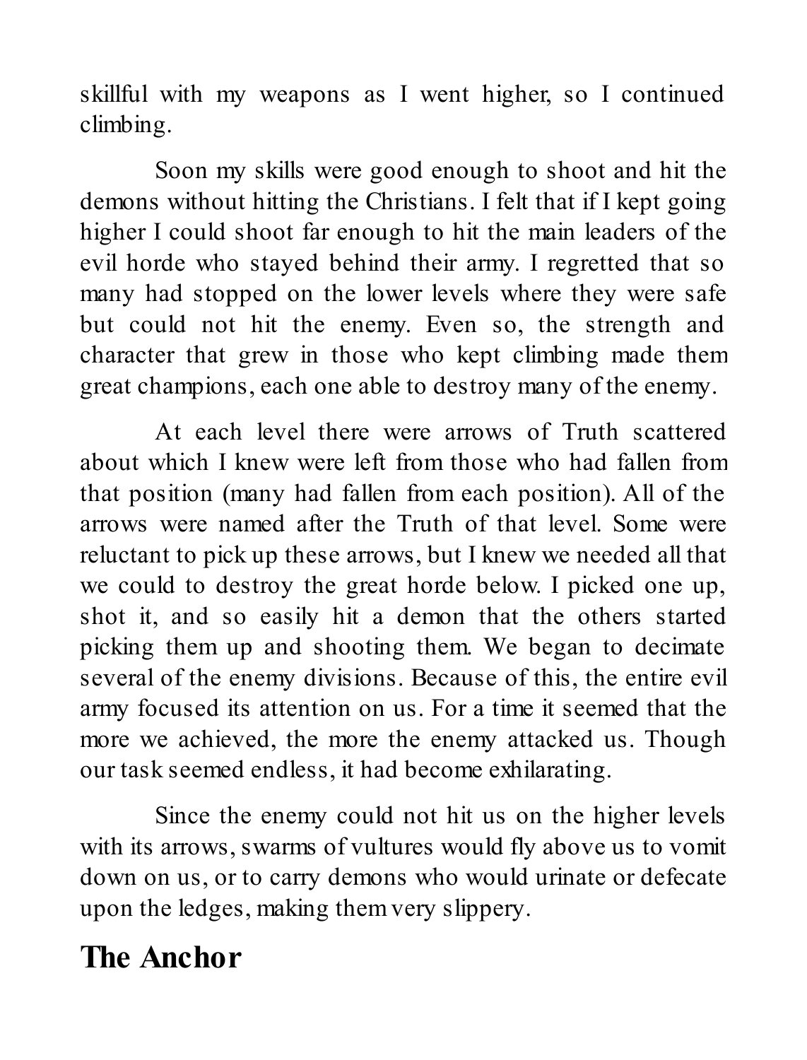skillful with my weapons as I went higher, so I continued climbing.

Soon my skills were good enough to shoot and hit the demons without hitting the Christians. I felt that if I kept going higher I could shoot far enough to hit the main leaders of the evil horde who stayed behind their army. I regretted that so many had stopped on the lower levels where they were safe but could not hit the enemy. Even so, the strength and character that grew in those who kept climbing made them great champions, each one able to destroy many of the enemy.

At each level there were arrows of Truth scattered about which I knew were left from those who had fallen from that position (many had fallen from each position). All of the arrows were named after the Truth of that level. Some were reluctant to pick up these arrows, but I knew we needed all that we could to destroy the great horde below. I picked one up, shot it, and so easily hit a demon that the others started picking them up and shooting them. We began to decimate several of the enemy divisions. Because of this, the entire evil army focused its attention on us. For a time it seemed that the more we achieved, the more the enemy attacked us. Though our task seemed endless, it had become exhilarating.

Since the enemy could not hit us on the higher levels with its arrows, swarms of vultures would fly above us to vomit down on us, or to carry demons who would urinate or defecate upon the ledges, making them very slippery.

## The Anchor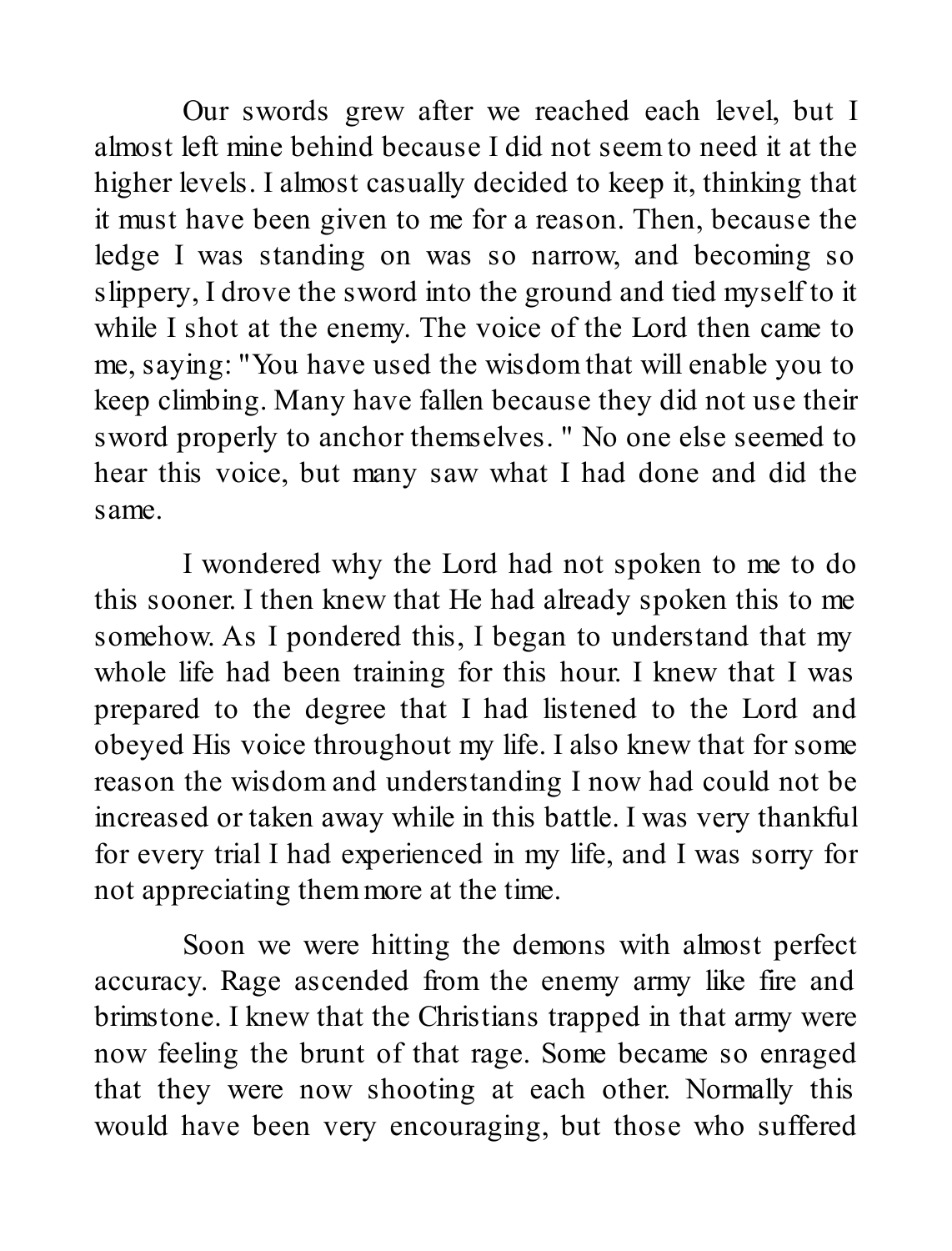Our swords grew after we reached each level, but I almost left mine behind because I did not seem to need it at the higher levels. I almost casually decided to keep it, thinking that it must have been given to me for a reason. Then, because the ledge I was standing on was so narrow, and becoming so slippery, I drove the sword into the ground and tied myself to it while I shot at the enemy. The voice of the Lord then came to me, saying: "You have used the wisdom that will enable you to keep climbing. Many have fallen because they did not use their sword properly to anchor themselves. " No one else seemed to hear this voice, but many saw what I had done and did the same.

I wondered why the Lord had not spoken to me to do this sooner. I then knew that He had already spoken this to me somehow. As I pondered this, I began to understand that my whole life had been training for this hour. I knew that I was prepared to the degree that I had listened to the Lord and obeyed His voice throughout my life. I also knew that for some reason the wisdom and understanding I now had could not be increased or taken away while in this battle. I was very thankful for every trial I had experienced in my life, and I was sorry for not appreciating them more at the time.

Soon we were hitting the demons with almost perfect accuracy. Rage ascended from the enemy army like fire and brimstone. I knew that the Christians trapped in that army were now feeling the brunt of that rage. Some became so enraged that they were now shooting at each other. Normally this would have been very encouraging, but those who suffered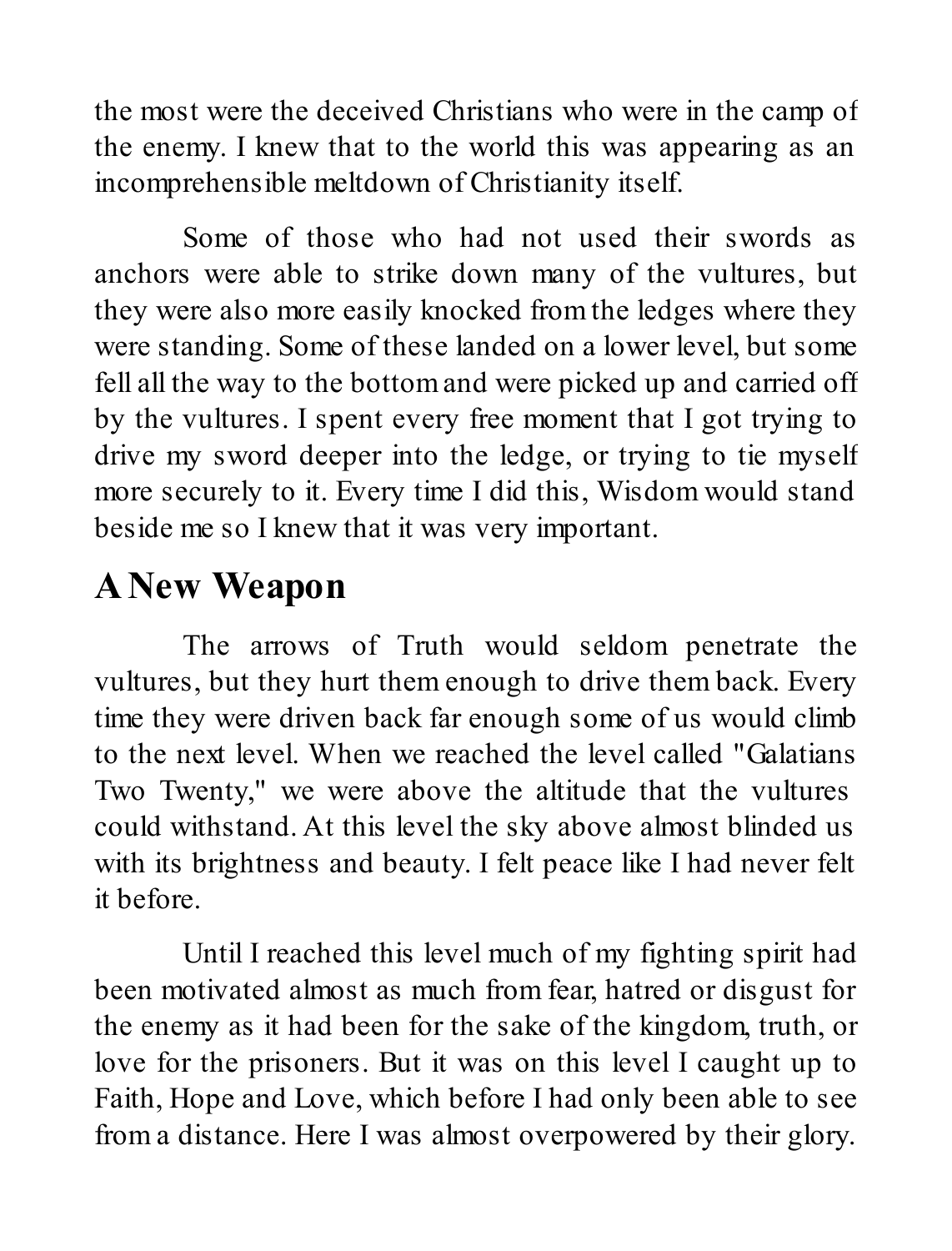the most were the deceived Christians who were in the camp of the enemy. I knew that to the world this was appearing as an incomprehensible meltdown of Christianity itself.

Some of those who had not used their swords as anchors were able to strike down many of the vultures, but they were also more easily knocked from the ledges where they were standing. Some of these landed on a lower level, but some fell all the way to the bottom and were picked up and carried off by the vultures. I spent every free moment that I got trying to drive my sword deeper into the ledge, or trying to tie myself more securely to it. Every time I did this, Wisdom would stand beside me so I knew that it was very important.

## A New Weapon

The arrows of Truth would seldom penetrate the vultures, but they hurt them enough to drive them back. Every time they were driven back far enough some of us would climb to the next level. When we reached the level called "Galatians Two Twenty," we were above the altitude that the vultures could withstand. At this level the sky above almost blinded us with its brightness and beauty. I felt peace like I had never felt it before.

Until I reached this level much of my fighting spirit had been motivated almost as much from fear, hatred or disgust for the enemy as it had been for the sake of the kingdom, truth, or love for the prisoners. But it was on this level I caught up to Faith, Hope and Love, which before I had only been able to see from a distance. Here I was almost overpowered by their glory.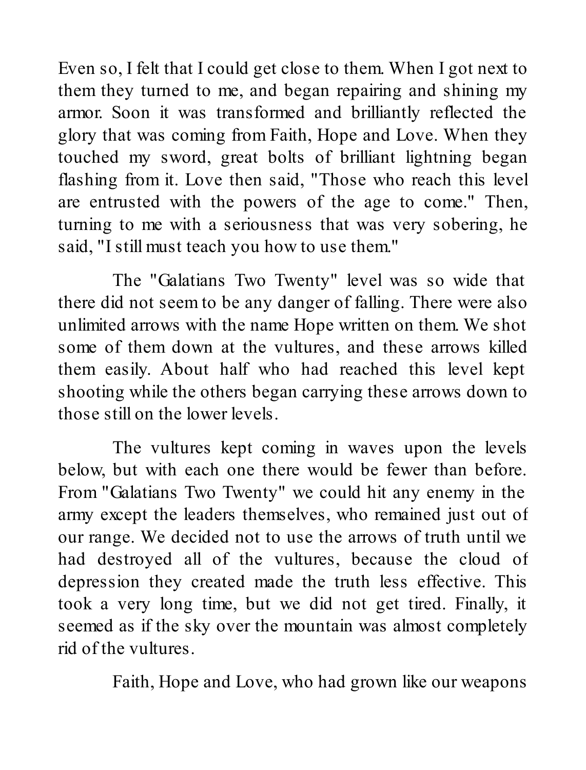Even so, I felt that I could get close to them. When I got next to them they turned to me, and began repairing and shining my armor. Soon it was transformed and brilliantly reflected the glory that was coming from Faith, Hope and Love. When they touched my sword, great bolts of brilliant lightning began flashing from it. Love then said, "Those who reach this level are entrusted with the powers of the age to come." Then, turning to me with a seriousness that was very sobering, he said, "I still must teach you how to use them."

The "Galatians Two Twenty" level was so wide that there did not seem to be any danger of falling. There were also unlimited arrows with the name Hope written on them. We shot some of them down at the vultures, and these arrows killed them easily. About half who had reached this level kept shooting while the others began carrying these arrows down to those still on the lower levels.

The vultures kept coming in waves upon the levels below, but with each one there would be fewer than before. From "Galatians Two Twenty" we could hit any enemy in the army except the leaders themselves, who remained just out of our range. We decided not to use the arrows of truth until we had destroyed all of the vultures, because the cloud of depression they created made the truth less effective. This took a very long time, but we did not get tired. Finally, it seemed as if the sky over the mountain was almost completely rid of the vultures.

Faith, Hope and Love, who had grown like our weapons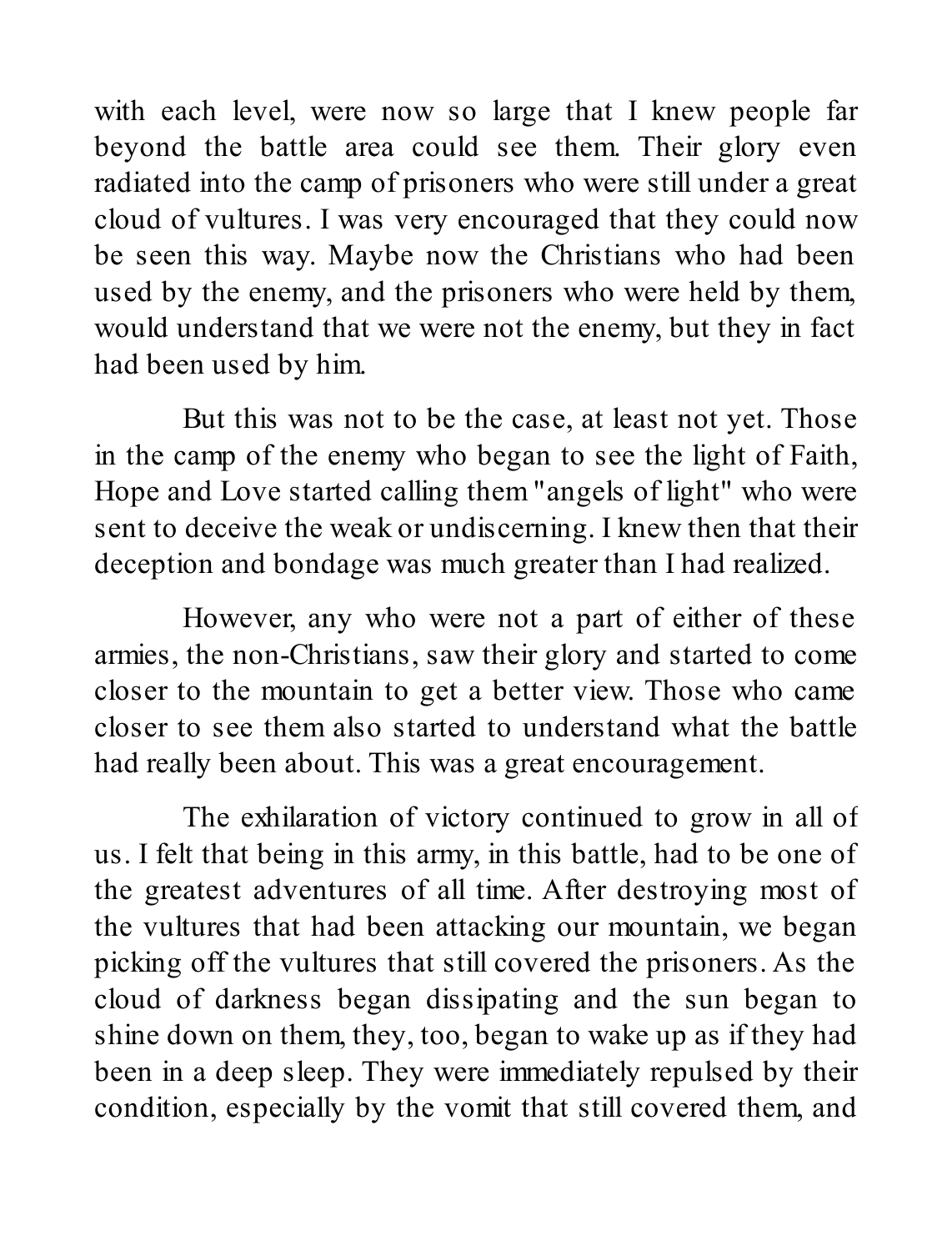with each level, were now so large that I knew people far beyond the battle area could see them. Their glory even radiated into the camp of prisoners who were still under a great cloud of vultures. I was very encouraged that they could now be seen this way. Maybe now the Christians who had been used by the enemy, and the prisoners who were held by them, would understand that we were not the enemy, but they in fact had been used by him.

But this was not to be the case, at least not yet. Those in the camp of the enemy who began to see the light of Faith, Hope and Love started calling them "angels of light" who were sent to deceive the weak or undiscerning. I knew then that their deception and bondage was much greater than I had realized.

However, any who were not a part of either of these armies, the non-Christians, saw their glory and started to come closer to the mountain to get a better view. Those who came closer to see them also started to understand what the battle had really been about. This was a great encouragement.

The exhilaration of victory continued to grow in all of us. I felt that being in this army, in this battle, had to be one of the greatest adventures of all time. After destroying most of the vultures that had been attacking our mountain, we began picking off the vultures that still covered the prisoners. As the cloud of darkness began dissipating and the sun began to shine down on them, they, too, began to wake up as if they had been in a deep sleep. They were immediately repulsed by their condition, especially by the vomit that still covered them, and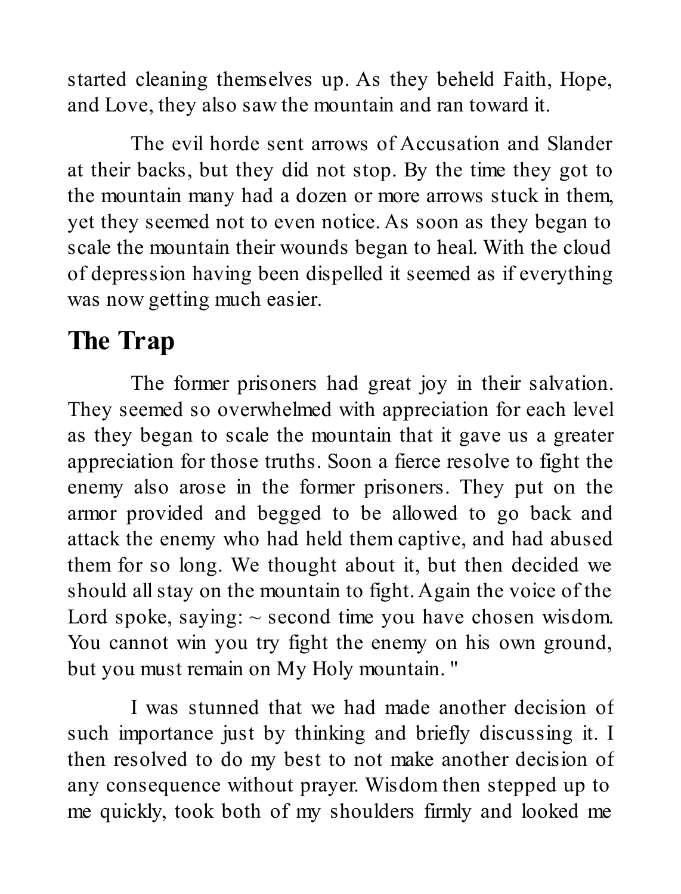started cleaning themselves up. As they beheld Faith, Hope, and Love, they also saw the mountain and ran toward it.

The evil horde sent arrows of Accusation and Slander at their backs, but they did not stop. By the time they got to the mountain many had a dozen or more arrows stuck in them, yet they seemed not to even notice. As soon as they began to scale the mountain their wounds began to heal. With the cloud of depression having been dispelled it seemed as if everything was now getting much easier.

## The Trap

The former prisoners had great joy in their salvation. They seemed so overwhelmed with appreciation for each level as they began to scale the mountain that it gave us a greater appreciation for those truths. Soon a fierce resolve to fight the enemy also arose in the former prisoners. They put on the armor provided and begged to be allowed to go back and attack the enemy who had held them captive, and had abused them for so long. We thought about it, but then decided we should all stay on the mountain to fight. Again the voice of the Lord spoke, saying: ~ second time you have chosen wisdom. You cannot win you try fight the enemy on his own ground, but you must remain on My Holy mountain. "

I was stunned that we had made another decision of such importance just by thinking and briefly discussing it. I then resolved to do my best to not make another decision of any consequence without prayer. Wisdom then stepped up to me quickly, took both of my shoulders firmly and looked me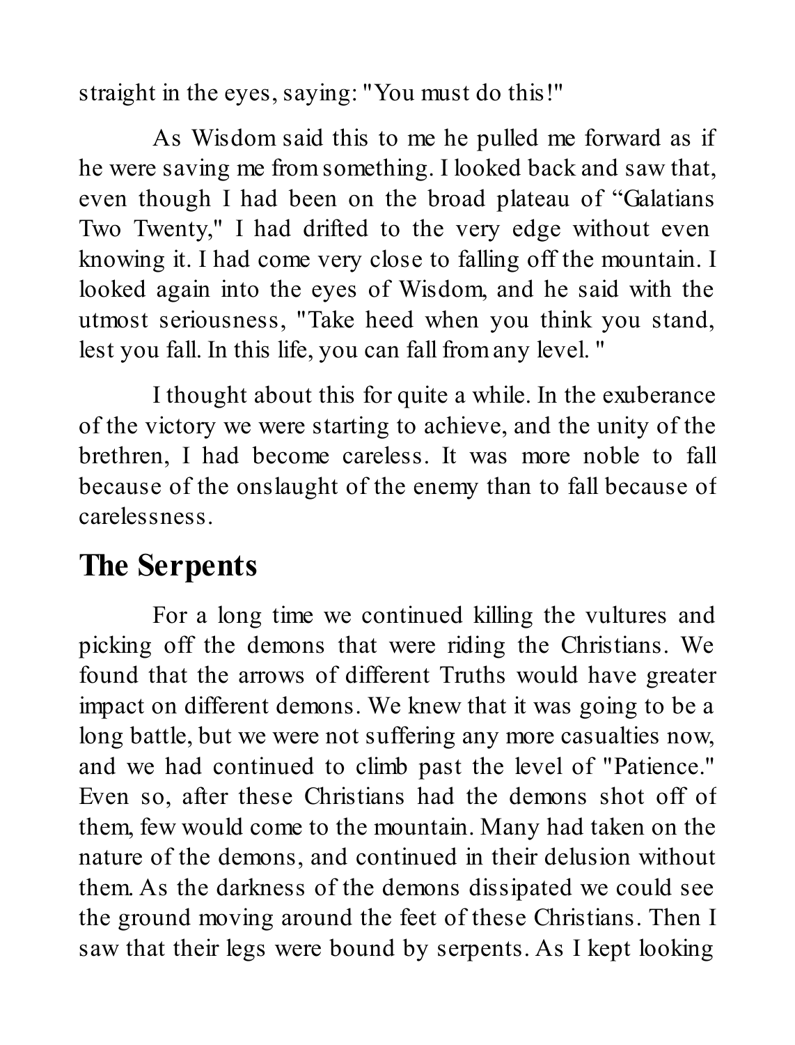straight in the eyes, saying: "You must do this!"

As Wisdom said this to me he pulled me forward as if he were saving me from something. I looked back and saw that, even though I had been on the broad plateau of "Galatians Two Twenty," I had drifted to the very edge without even knowing it. I had come very close to falling off the mountain. I looked again into the eyes of Wisdom, and he said with the utmost seriousness, "Take heed when you think you stand, lest you fall. In this life, you can fall from any level. "

I thought about this for quite a while. In the exuberance of the victory we were starting to achieve, and the unity of the brethren, I had become careless. It was more noble to fall because of the onslaught of the enemy than to fall because of carelessness.

## The Serpents

For a long time we continued killing the vultures and picking off the demons that were riding the Christians. We found that the arrows of different Truths would have greater impact on different demons. We knew that it was going to be a long battle, but we were not suffering any more casualties now, and we had continued to climb past the level of "Patience." Even so, after these Christians had the demons shot off of them, few would come to the mountain. Many had taken on the nature of the demons, and continued in their delusion without them. As the darkness of the demons dissipated we could see the ground moving around the feet of these Christians. Then I saw that their legs were bound by serpents. As I kept looking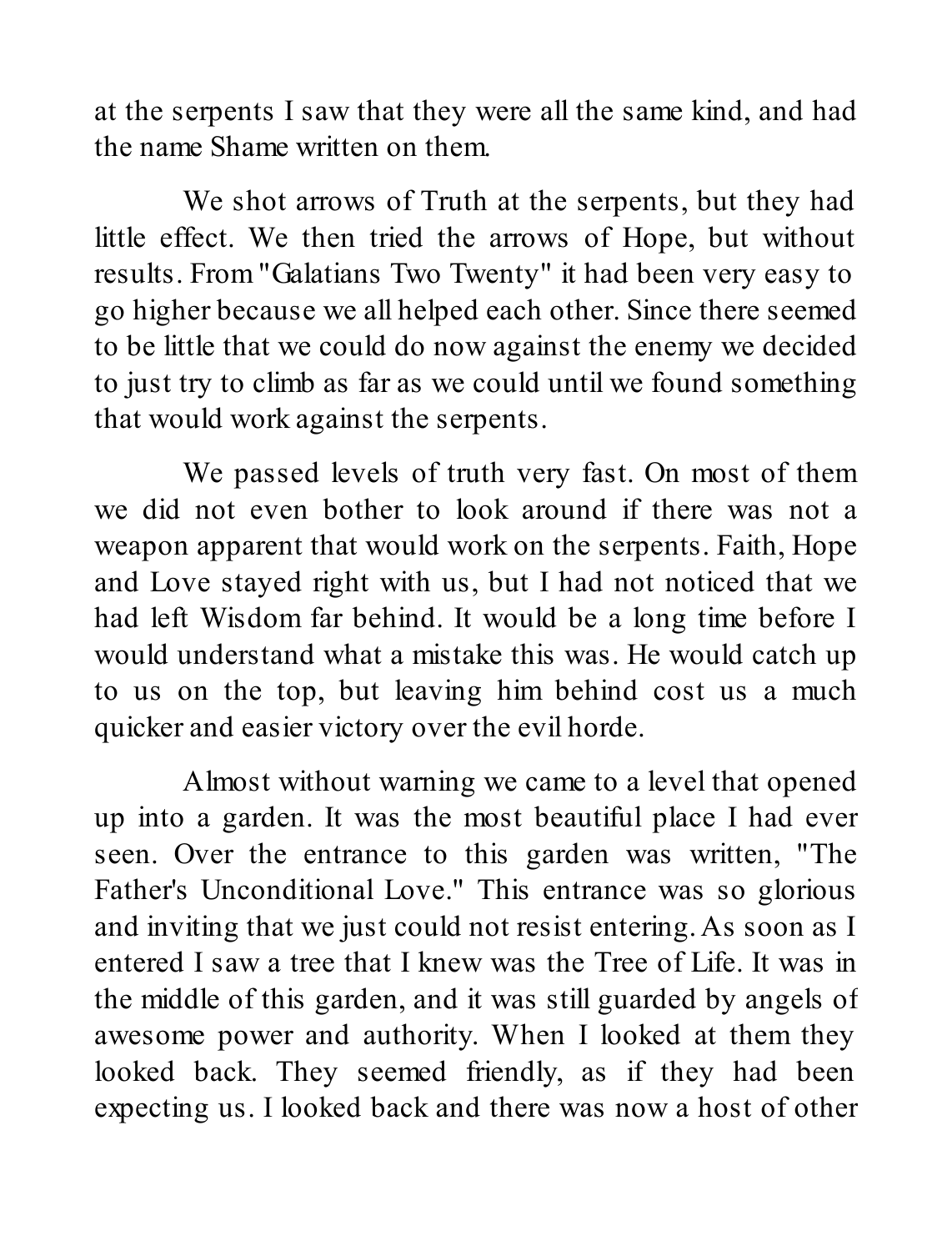at the serpents I saw that they were all the same kind, and had the name Shame written on them.

We shot arrows of Truth at the serpents, but they had little effect. We then tried the arrows of Hope, but without results. From "Galatians Two Twenty" it had been very easy to go higher because we all helped each other. Since there seemed to be little that we could do now against the enemy we decided to just try to climb as far as we could until we found something that would work against the serpents.

We passed levels of truth very fast. On most of them we did not even bother to look around if there was not a weapon apparent that would work on the serpents. Faith, Hope and Love stayed right with us, but I had not noticed that we had left Wisdom far behind. It would be a long time before I would understand what a mistake this was. He would catch up to us on the top, but leaving him behind cost us a much quicker and easier victory over the evil horde.

Almost without warning we came to a level that opened up into a garden. It was the most beautiful place I had ever seen. Over the entrance to this garden was written, "The Father's Unconditional Love." This entrance was so glorious and inviting that we just could not resist entering. As soon as I entered I saw a tree that I knew was the Tree of Life. It was in the middle of this garden, and it was still guarded by angels of awesome power and authority. When I looked at them they looked back. They seemed friendly, as if they had been expecting us. I looked back and there was now a host of other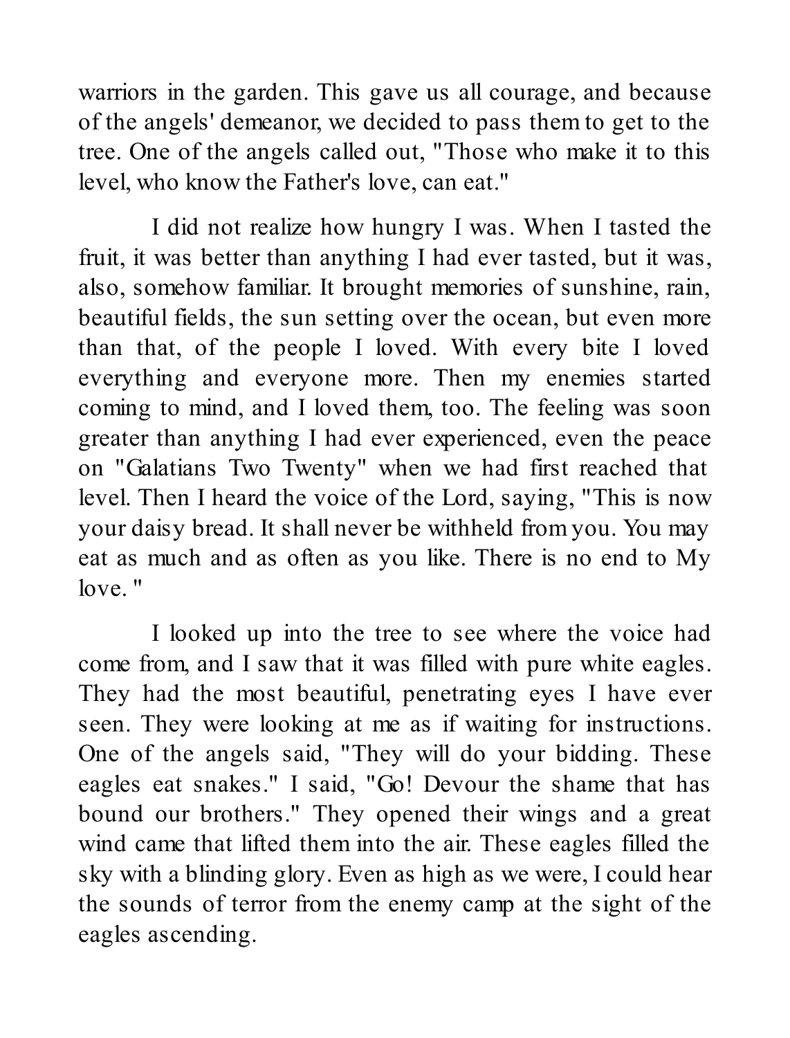warriors in the garden. This gave us all courage, and because of the angels' demeanor, we decided to pass them to get to the tree. One of the angels called out, "Those who make it to this level, who know the Father's love, can eat."

I did not realize how hungry I was. When I tasted the fruit, it was better than anything I had ever tasted, but it was, also, somehow familiar. It brought memories of sunshine, rain, beautiful fields, the sun setting over the ocean, but even more than that, of the people I loved. With every bite I loved everything and everyone more. Then my enemies started coming to mind, and I loved them, too. The feeling was soon greater than anything I had ever experienced, even the peace on "Galatians Two Twenty" when we had first reached that level. Then I heard the voice of the Lord, saying, "This is now your daisy bread. It shall never be withheld from you. You may eat as much and as often as you like. There is no end to My love."

I looked up into the tree to see where the voice had come from, and I saw that it was filled with pure white eagles. They had the most beautiful, penetrating eyes I have ever seen. They were looking at me as if waiting for instructions. One of the angels said, "They will do your bidding. These eagles eat snakes." I said, "Go! Devour the shame that has bound our brothers." They opened their wings and a great wind came that lifted them into the air. These eagles filled the sky with a blinding glory. Even as high as we were, I could hear the sounds of terror from the enemy camp at the sight of the eagles ascending.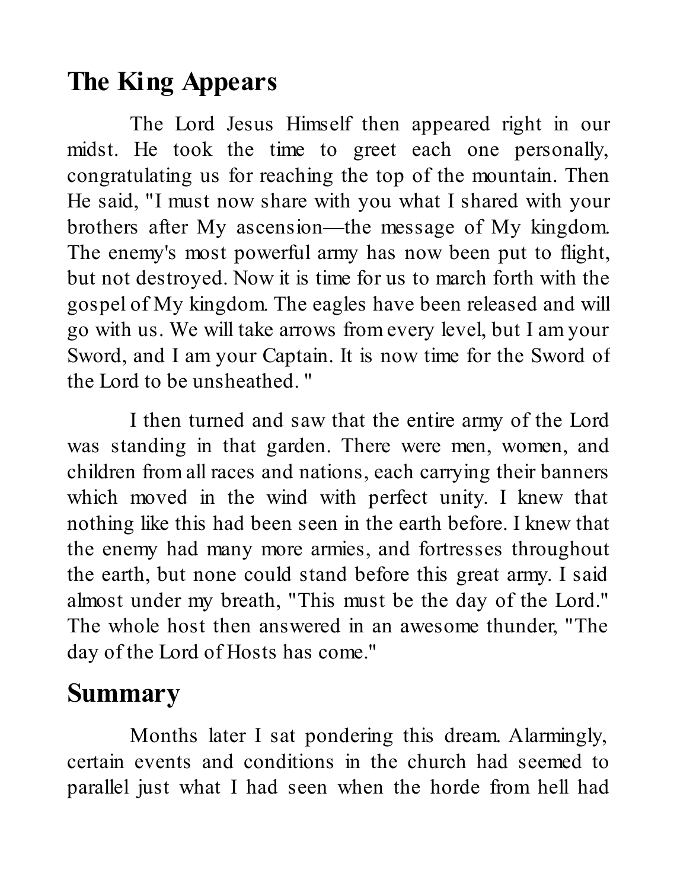## The King Appears

The Lord Jesus Himself then appeared right in our midst. He took the time to greet each one personally, congratulating us for reaching the top of the mountain. Then He said, "I must now share with you what I shared with your brothers after My ascension—the message of My kingdom. The enemy's most powerful army has now been put to flight, but not destroyed. Now it is time for us to march forth with the gospel of My kingdom. The eagles have been released and will go with us. We will take arrows from every level, but I am your Sword, and I am your Captain. It is now time for the Sword of the Lord to be unsheathed. "

I then turned and saw that the entire army of the Lord was standing in that garden. There were men, women, and children from all races and nations, each carrying their banners which moved in the wind with perfect unity. I knew that nothing like this had been seen in the earth before. I knew that the enemy had many more armies, and fortresses throughout the earth, but none could stand before this great army. I said almost under my breath, "This must be the day of the Lord." The whole host then answered in an awesome thunder, "The day of the Lord of Hosts has come."

## Summary

Months later I sat pondering this dream. Alarmingly, certain events and conditions in the church had seemed to parallel just what I had seen when the horde from hell had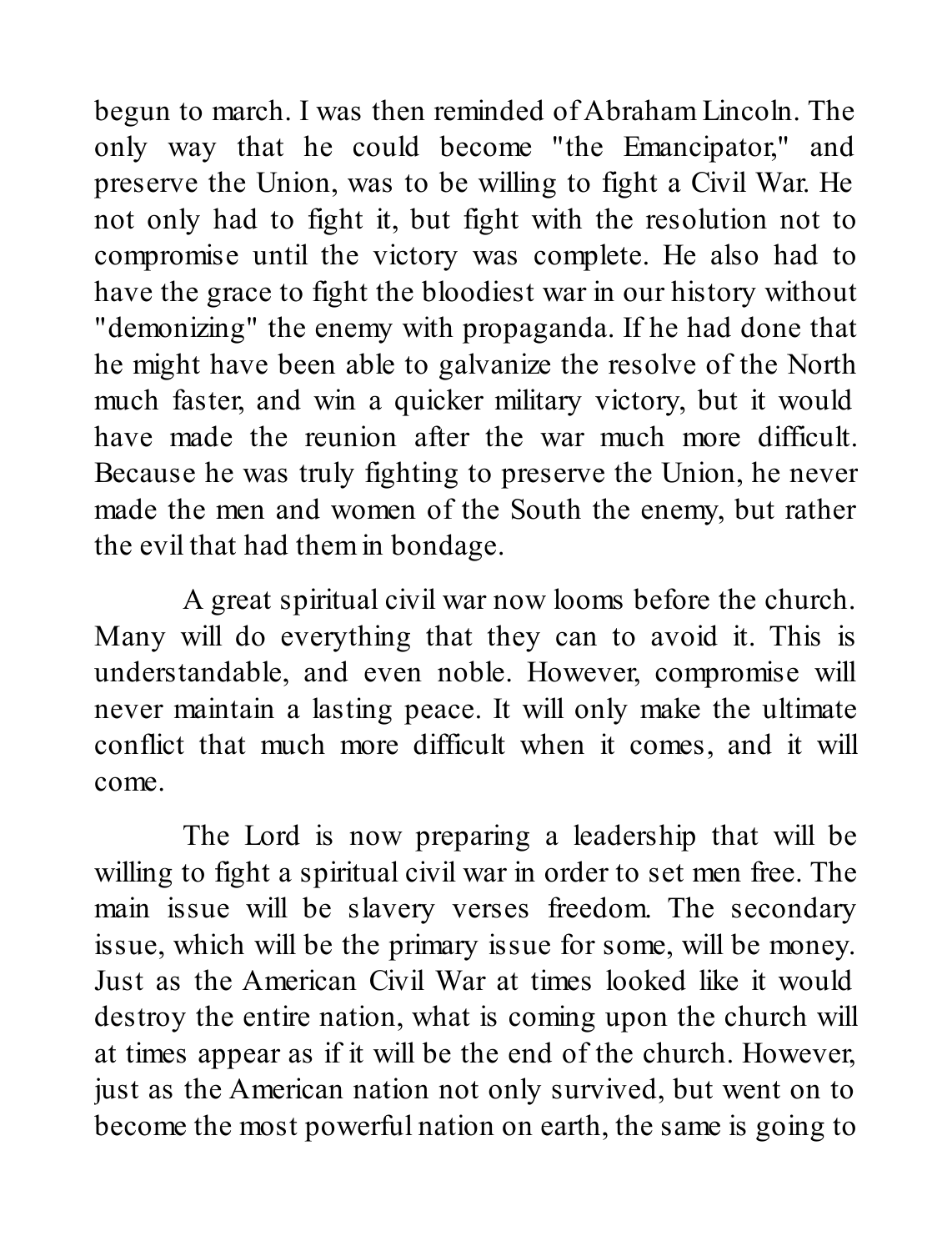begun to march. I was then reminded of Abraham Lincoln. The only way that he could become "the Emancipator," and preserve the Union, was to be willing to fight a Civil War. He not only had to fight it, but fight with the resolution not to compromise until the victory was complete. He also had to have the grace to fight the bloodiest war in our history without "demonizing" the enemy with propaganda. If he had done that he might have been able to galvanize the resolve of the North much faster, and win a quicker military victory, but it would have made the reunion after the war much more difficult. Because he was truly fighting to preserve the Union, he never made the men and women of the South the enemy, but rather the evil that had them in bondage.

A great spiritual civil war now looms before the church. Many will do everything that they can to avoid it. This is understandable, and even noble. However, compromise will never maintain a lasting peace. It will only make the ultimate conflict that much more difficult when it comes, and it will come.

The Lord is now preparing a leadership that will be willing to fight a spiritual civil war in order to set men free. The main issue will be slavery verses freedom. The secondary issue, which will be the primary issue for some, will be money. Just as the American Civil War at times looked like it would destroy the entire nation, what is coming upon the church will at times appear as if it will be the end of the church. However, just as the American nation not only survived, but went on to become the most powerful nation on earth, the same is going to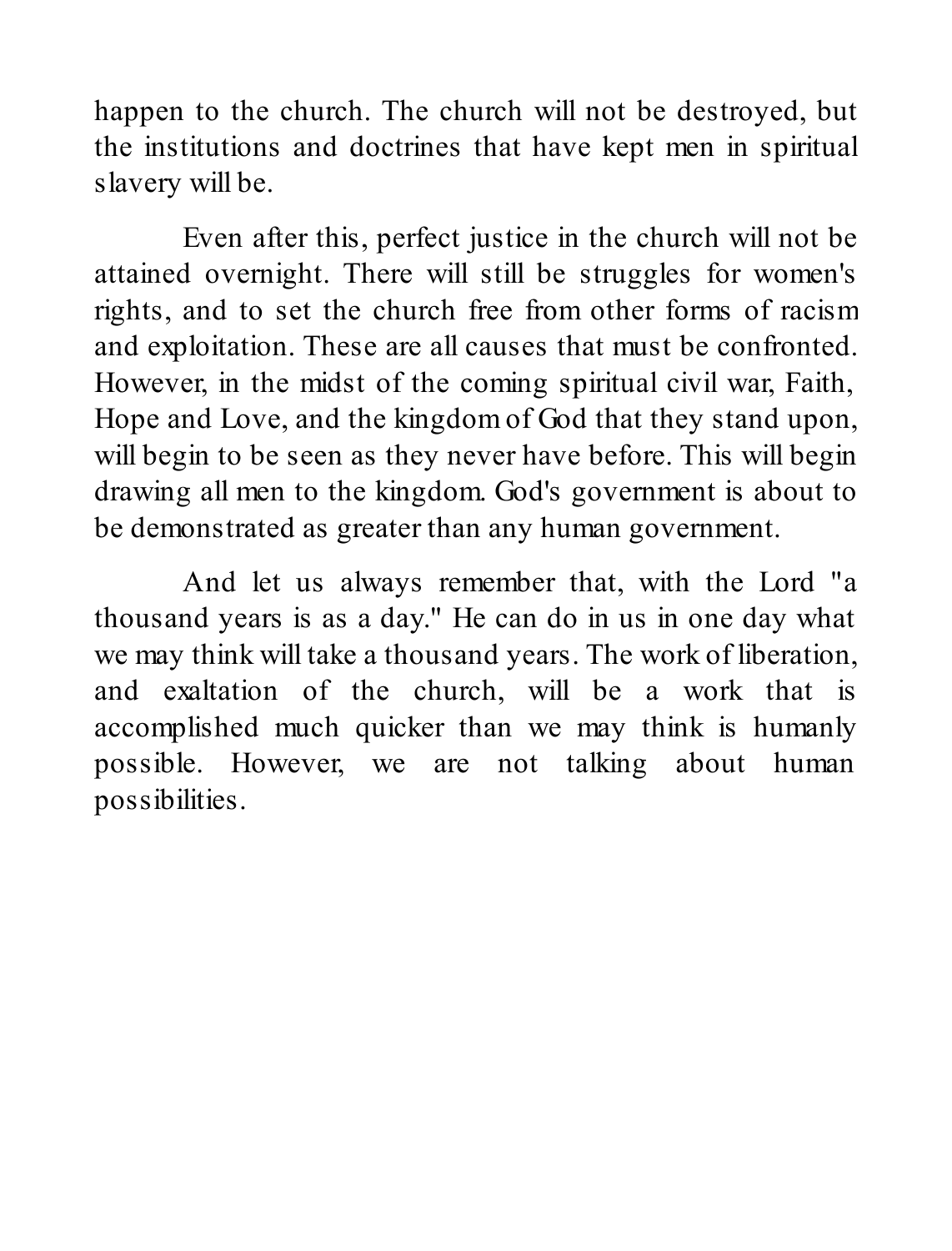happen to the church. The church will not be destroyed, but the institutions and doctrines that have kept men in spiritual slavery will be.

Even after this, perfect justice in the church will not be attained overnight. There will still be struggles for women's rights, and to set the church free from other forms of racism and exploitation. These are all causes that must be confronted. However, in the midst of the coming spiritual civil war, Faith, Hope and Love, and the kingdom of God that they stand upon, will begin to be seen as they never have before. This will begin drawing all men to the kingdom. God's government is about to be demonstrated as greater than any human government.

And let us always remember that, with the Lord "a thousand years is as a day." He can do in us in one day what we may think will take a thousand years. The work of liberation, and exaltation of the church, will be a work that is accomplished much quicker than we may think is humanly possible. However, we are not talking about human possibilities.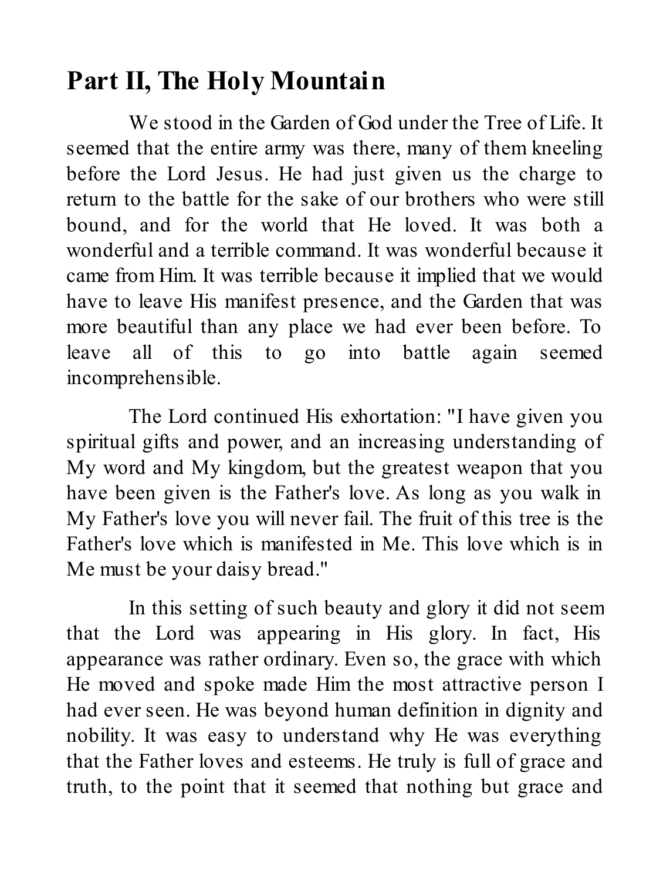## Part II, The Holy Mountain

We stood in the Garden of God under the Tree of Life. It seemed that the entire army was there, many of them kneeling before the Lord Jesus. He had just given us the charge to return to the battle for the sake of our brothers who were still bound, and for the world that He loved. It was both a wonderful and a terrible command. It was wonderful because it came from Him. It was terrible because it implied that we would have to leave His manifest presence, and the Garden that was more beautiful than any place we had ever been before. To leave all of this to go into battle again seemed incomprehensible.

The Lord continued His exhortation: "I have given you spiritual gifts and power, and an increasing understanding of My word and My kingdom, but the greatest weapon that you have been given is the Father's love. As long as you walk in My Father's love you will never fail. The fruit of this tree is the Father's love which is manifested in Me. This love which is in Me must be your daisy bread."

In this setting of such beauty and glory it did not seem that the Lord was appearing in His glory. In fact, His appearance was rather ordinary. Even so, the grace with which He moved and spoke made Him the most attractive person I had ever seen. He was beyond human definition in dignity and nobility. It was easy to understand why He was everything that the Father loves and esteems. He truly is full of grace and truth, to the point that it seemed that nothing but grace and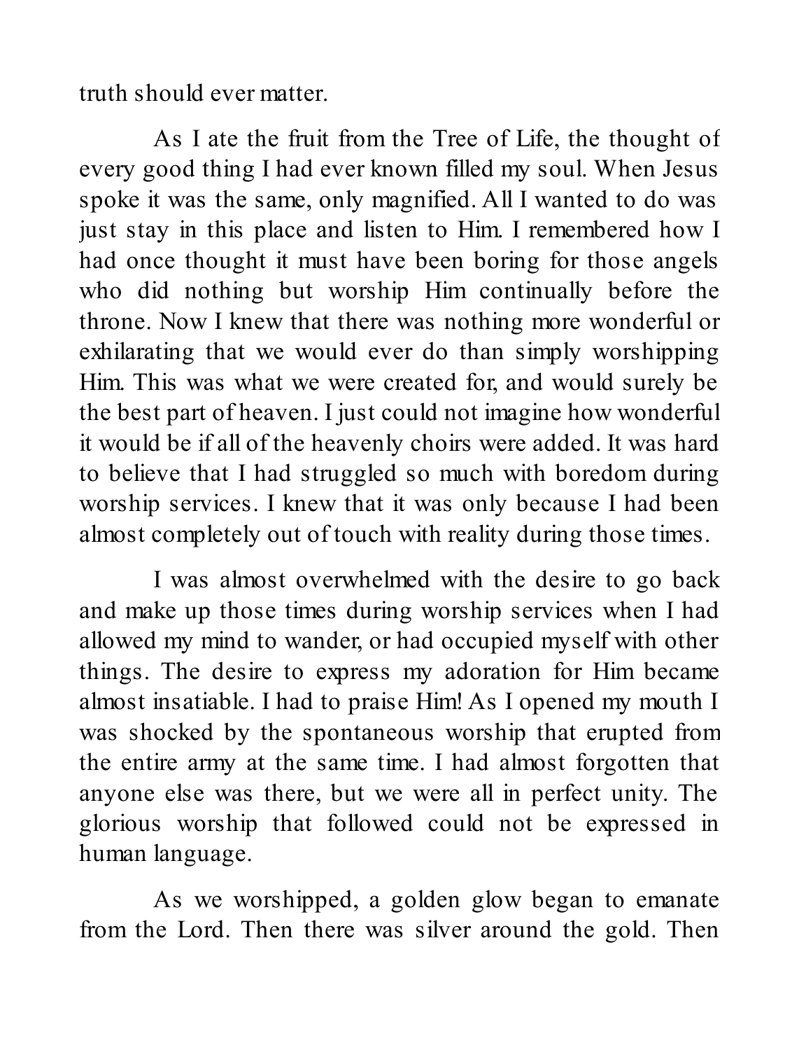truth should ever matter.

As I ate the fruit from the Tree of Life, the thought of every good thing I had ever known filled my soul. When Jesus spoke it was the same, only magnified. All I wanted to do was just stay in this place and listen to Him. I remembered how I had once thought it must have been boring for those angels who did nothing but worship Him continually before the throne. Now I knew that there was nothing more wonderful or exhilarating that we would ever do than simply worshipping Him. This was what we were created for, and would surely be the best part of heaven. I just could not imagine how wonderful it would be if all of the heavenly choirs were added. It was hard to believe that I had struggled so much with boredom during worship services. I knew that it was only because I had been almost completely out of touch with reality during those times.

I was almost overwhelmed with the desire to go back and make up those times during worship services when I had allowed my mind to wander, or had occupied myself with other things. The desire to express my adoration for Him became almost insatiable. I had to praise Him! As I opened my mouth I was shocked by the spontaneous worship that erupted from the entire army at the same time. I had almost forgotten that anyone else was there, but we were all in perfect unity. The glorious worship that followed could not be expressed in human language.

As we worshipped, a golden glow began to emanate from the Lord. Then there was silver around the gold. Then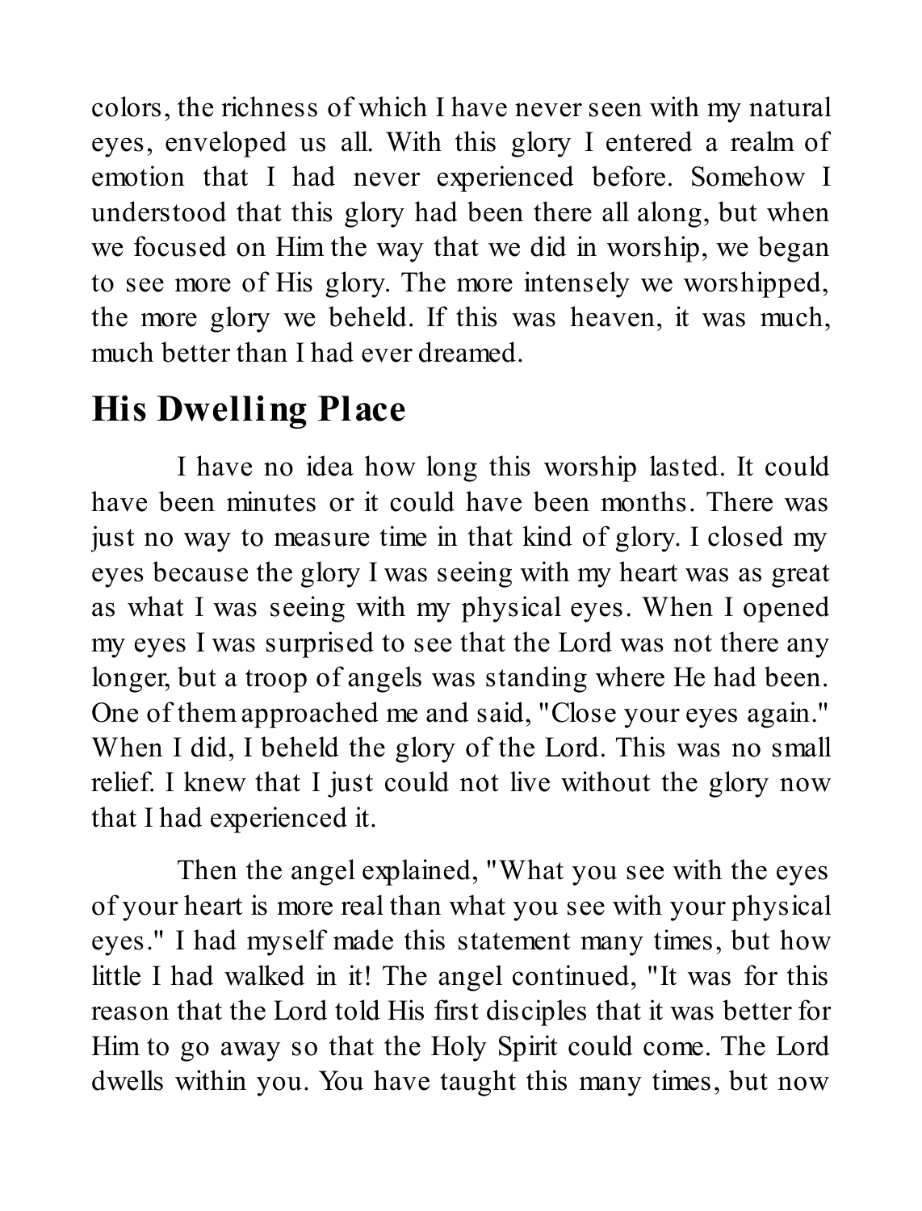colors, the richness of which I have never seen with my natural eyes, enveloped us all. With this glory I entered a realm of emotion that I had never experienced before. Somehow I understood that this glory had been there all along, but when we focused on Him the way that we did in worship, we began to see more of His glory. The more intensely we worshipped, the more glory we beheld. If this was heaven, it was much, much better than I had ever dreamed.

## His Dwelling Place

I have no idea how long this worship lasted. It could have been minutes or it could have been months. There was just no way to measure time in that kind of glory. I closed my eyes because the glory I was seeing with my heart was as great as what I was seeing with my physical eyes. When I opened my eyes I was surprised to see that the Lord was not there any longer, but a troop of angels was standing where He had been. One of them approached me and said, "Close your eyes again." When I did, I beheld the glory of the Lord. This was no small relief. I knew that I just could not live without the glory now that I had experienced it.

Then the angel explained, "What you see with the eyes of your heart is more real than what you see with your physical eyes." I had myself made this statement many times, but how little I had walked in it! The angel continued, "It was for this reason that the Lord told His first disciples that it was better for Him to go away so that the Holy Spirit could come. The Lord dwells within you. You have taught this many times, but now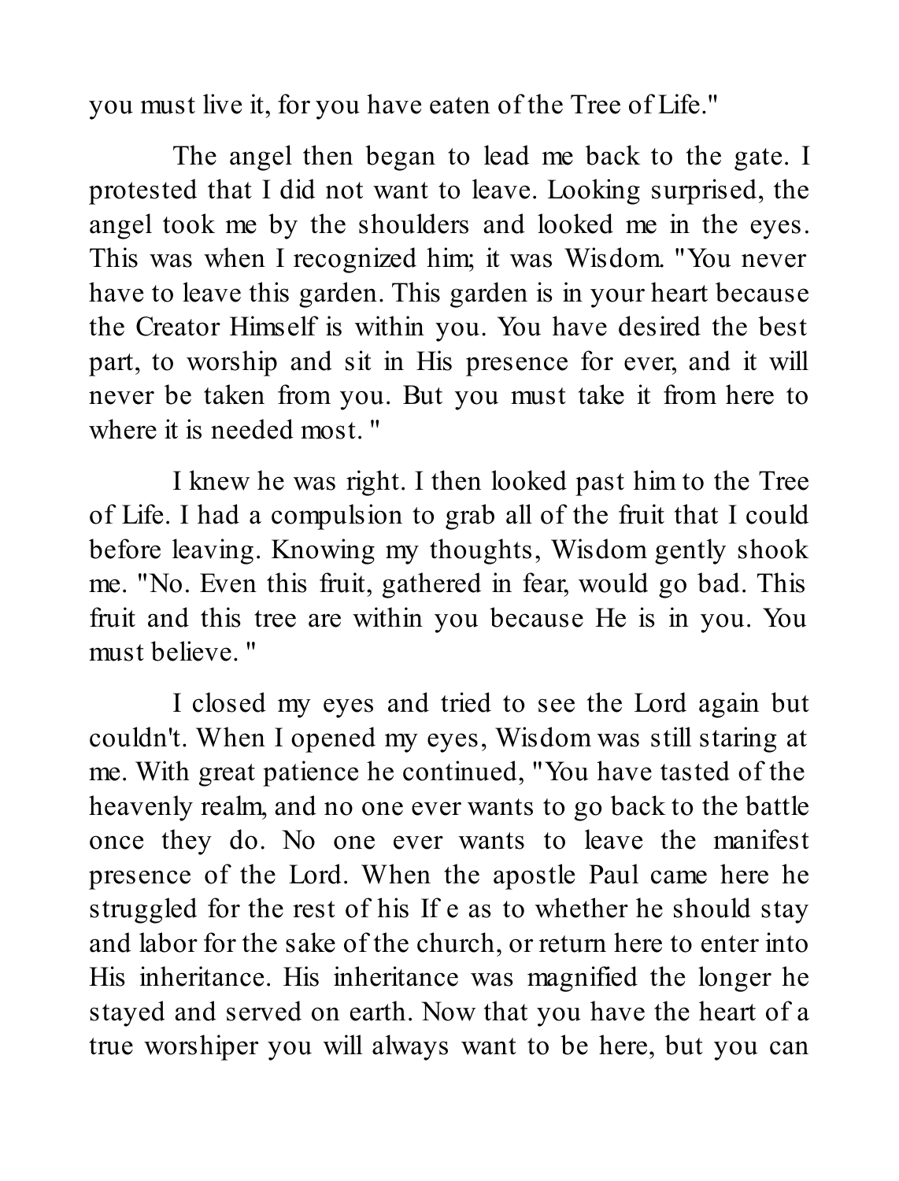you must live it, for you have eaten of the Tree of Life."

The angel then began to lead me back to the gate. I protested that I did not want to leave. Looking surprised, the angel took me by the shoulders and looked me in the eyes. This was when I recognized him; it was Wisdom. "You never have to leave this garden. This garden is in your heart because the Creator Himself is within you. You have desired the best part, to worship and sit in His presence for ever, and it will never be taken from you. But you must take it from here to where it is needed most. "

I knew he was right. I then looked past him to the Tree of Life. I had a compulsion to grab all of the fruit that I could before leaving. Knowing my thoughts, Wisdom gently shook me. "No. Even this fruit, gathered in fear, would go bad. This fruit and this tree are within you because He is in you. You must believe. "

I closed my eyes and tried to see the Lord again but couldn't. When I opened my eyes, Wisdom was still staring at me. With great patience he continued, "You have tasted of the heavenly realm, and no one ever wants to go back to the battle once they do. No one ever wants to leave the manifest presence of the Lord. When the apostle Paul came here he struggled for the rest of his If e as to whether he should stay and labor for the sake of the church, or return here to enter into His inheritance. His inheritance was magnified the longer he stayed and served on earth. Now that you have the heart of a true worshiper you will always want to be here, but you can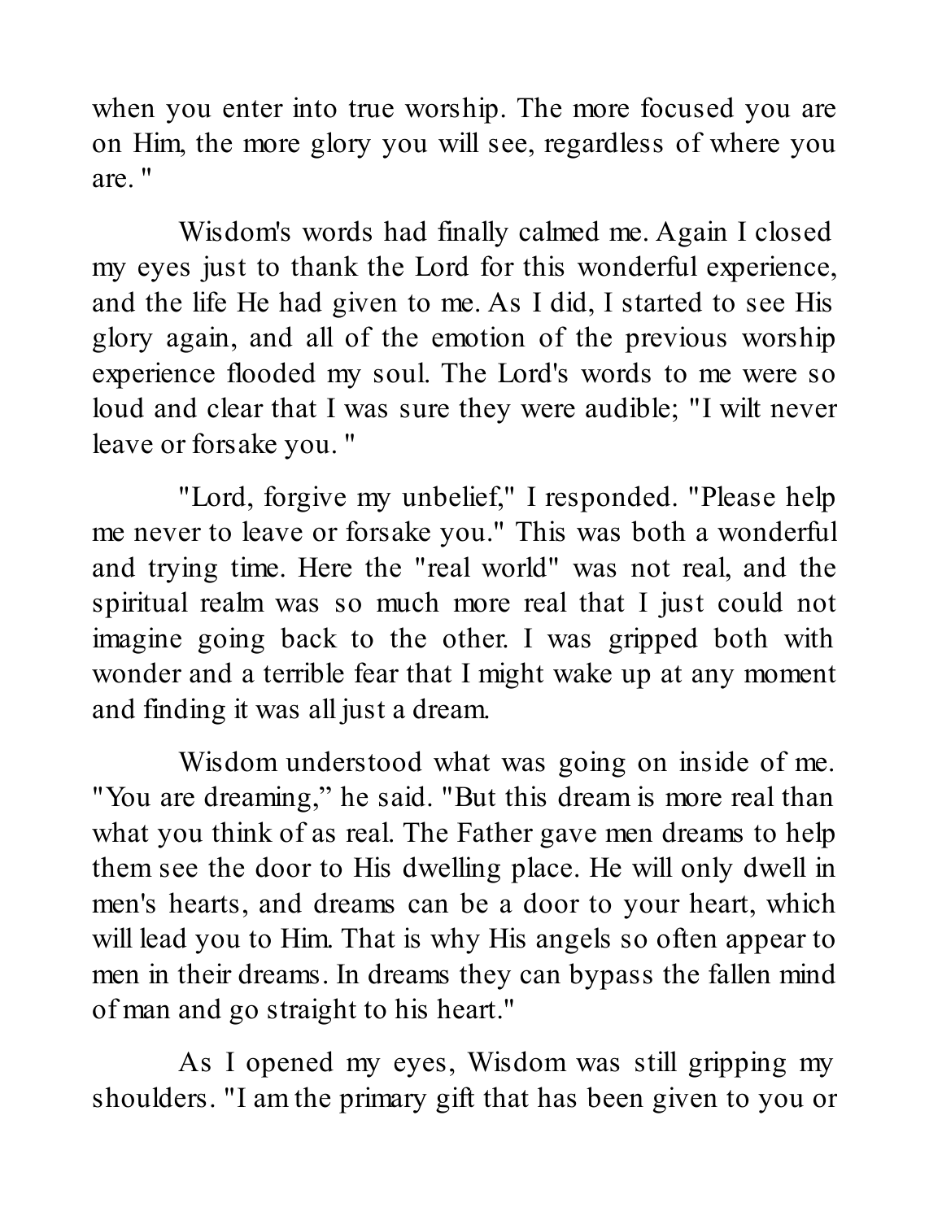when you enter into true worship. The more focused you are on Him, the more glory you will see, regardless of where you are. "

Wisdom's words had finally calmed me. Again I closed my eyes just to thank the Lord for this wonderful experience, and the life He had given to me. As I did, I started to see His glory again, and all of the emotion of the previous worship experience flooded my soul. The Lord's words to me were so loud and clear that I was sure they were audible; "I wilt never leave or forsake you. "

"Lord, forgive my unbelief," I responded. "Please help me never to leave or forsake you." This was both a wonderful and trying time. Here the "real world" was not real, and the spiritual realm was so much more real that I just could not imagine going back to the other. I was gripped both with wonder and a terrible fear that I might wake up at any moment and finding it was all just a dream.

Wisdom understood what was going on inside of me. "You are dreaming," he said. "But this dream is more real than what you think of as real. The Father gave men dreams to help them see the door to His dwelling place. He will only dwell in men's hearts, and dreams can be a door to your heart, which will lead you to Him. That is why His angels so often appear to men in their dreams. In dreams they can bypass the fallen mind of man and go straight to his heart."

As I opened my eyes, Wisdom was still gripping my shoulders. "I am the primary gift that has been given to you or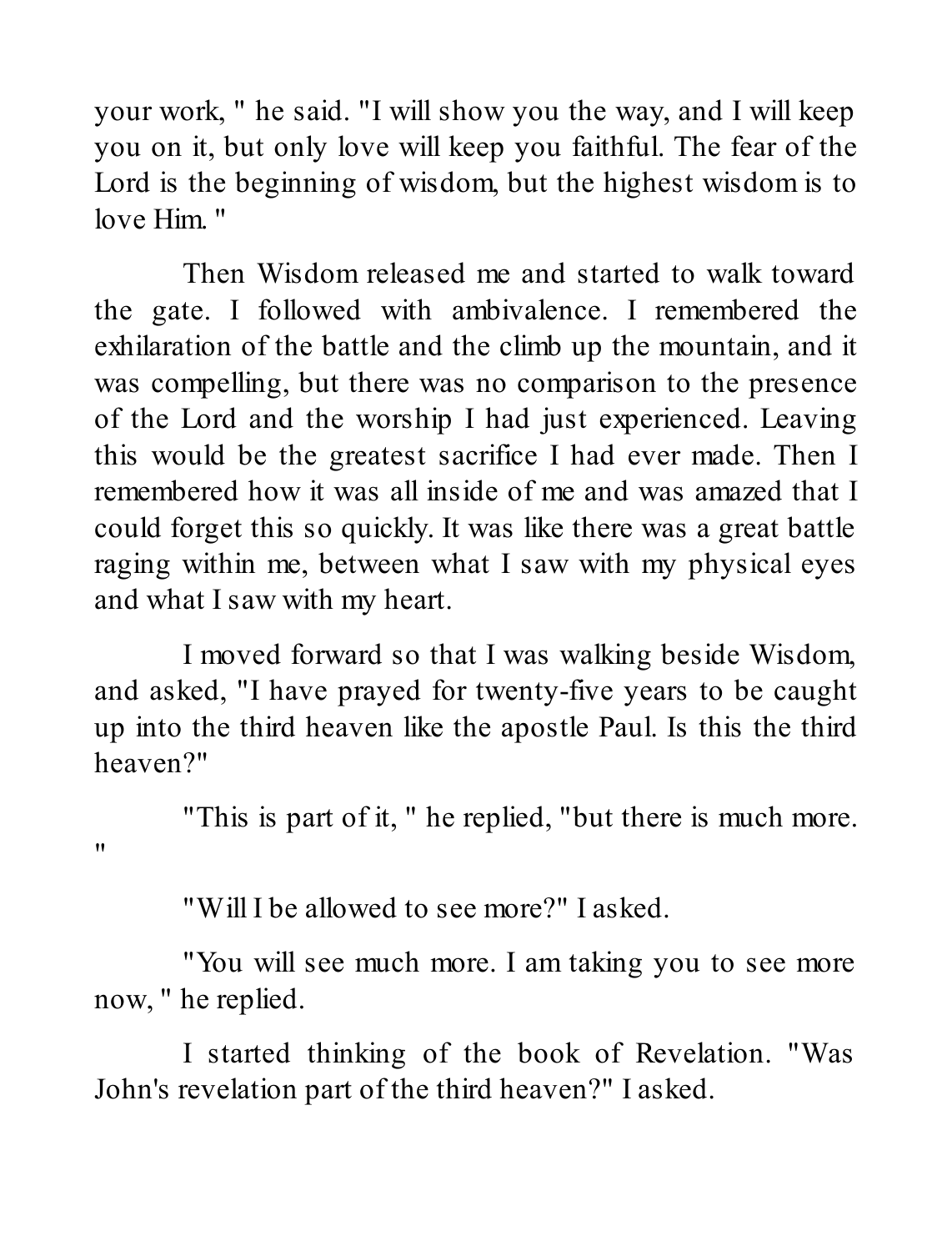your work," he said. "I will show you the way, and I will keep you on it, but only love will keep you faithful. The fear of the Lord is the beginning of wisdom, but the highest wisdom is to love Him."

Then Wisdom released me and started to walk toward the gate. I followed with ambivalence. I remembered the exhilaration of the battle and the climb up the mountain, and it was compelling, but there was no comparison to the presence of the Lord and the worship I had just experienced. Leaving this would be the greatest sacrifice I had ever made. Then I remembered how it was all inside of me and was amazed that I could forget this so quickly. It was like there was a great battle raging within me, between what I saw with my physical eyes and what I saw with my heart.

I moved forward so that I was walking beside Wisdom, and asked, "I have prayed for twenty-five years to be caught up into the third heaven like the apostle Paul. Is this the third heaven?"

"This is part of it," he replied, "but there is much more."

"Will I be allowed to see more?" I asked.

"You will see much more. I am taking you to see more now," he replied.

I started thinking of the book of Revelation. "Was John's revelation part of the third heaven?" I asked.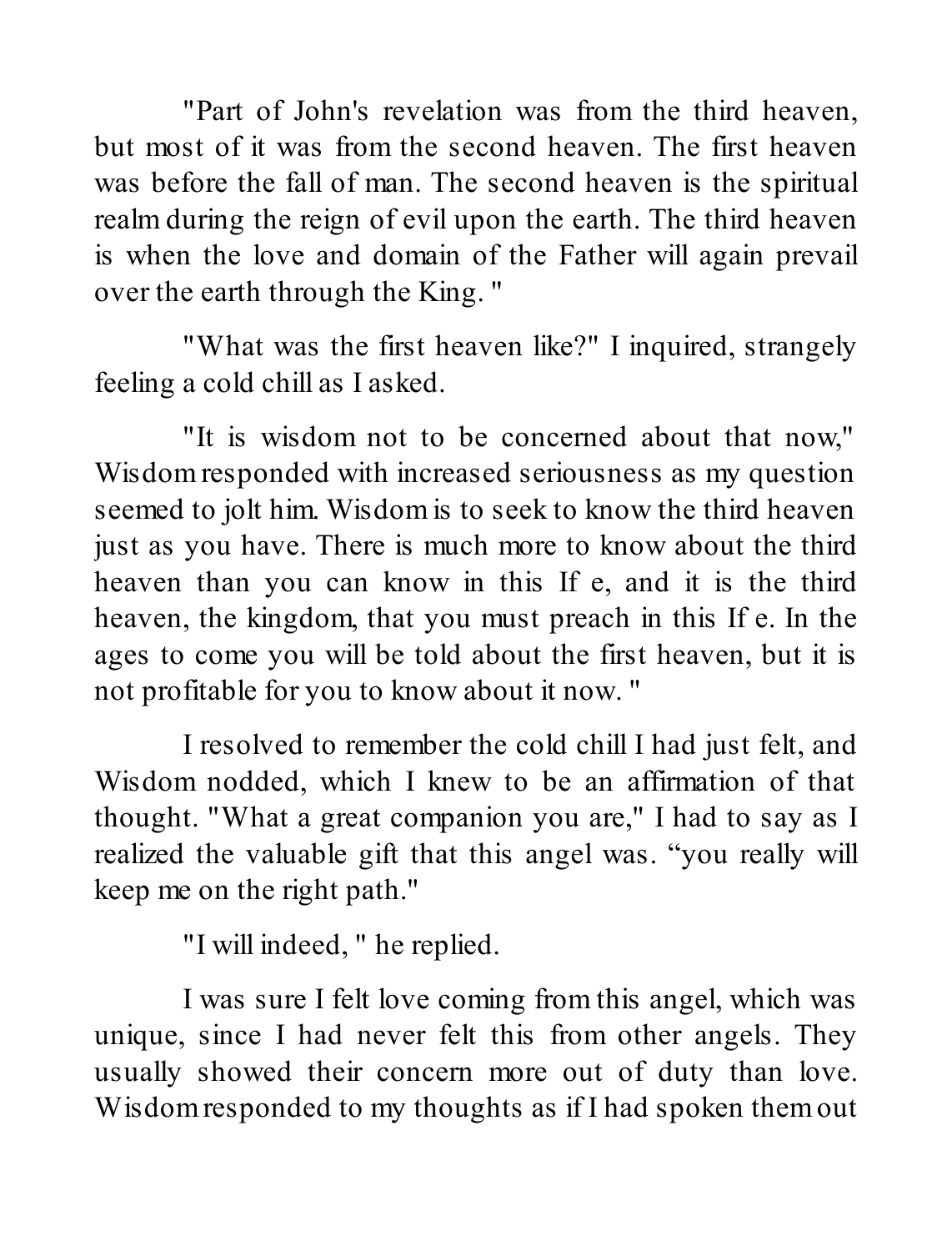"Part of John's revelation was from the third heaven, but most of it was from the second heaven. The first heaven was before the fall of man. The second heaven is the spiritual realm during the reign of evil upon the earth. The third heaven is when the love and domain of the Father will again prevail over the earth through the King. "

"What was the first heaven like?" I inquired, strangely feeling a cold chill as I asked.

"It is wisdom not to be concerned about that now," Wisdom responded with increased seriousness as my question seemed to jolt him. Wisdom is to seek to know the third heaven just as you have. There is much more to know about the third heaven than you can know in this If e, and it is the third heaven, the kingdom, that you must preach in this If e. In the ages to come you will be told about the first heaven, but it is not profitable for you to know about it now. "

I resolved to remember the cold chill I had just felt, and Wisdom nodded, which I knew to be an affirmation of that thought. "What a great companion you are," I had to say as I realized the valuable gift that this angel was. “you really will keep me on the right path."

"I will indeed, " he replied.

I was sure I felt love coming from this angel, which was unique, since I had never felt this from other angels. They usually showed their concern more out of duty than love. Wisdom responded to my thoughts as if I had spoken them out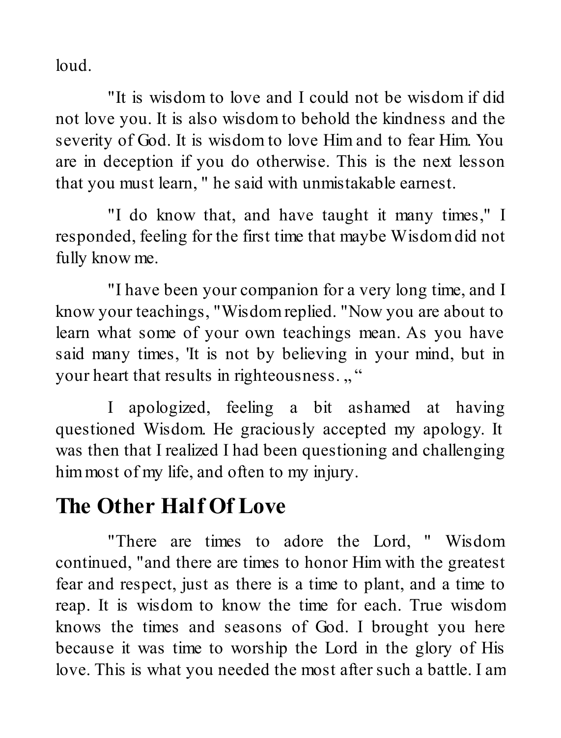loud.

"It is wisdom to love and I could not be wisdom if did not love you. It is also wisdom to behold the kindness and the severity of God. It is wisdom to love Him and to fear Him. You are in deception if you do otherwise. This is the next lesson that you must learn, " he said with unmistakable earnest.

"I do know that, and have taught it many times," I responded, feeling for the first time that maybe Wisdom did not fully know me.

"I have been your companion for a very long time, and I know your teachings, "Wisdom replied. "Now you are about to learn what some of your own teachings mean. As you have said many times, 'It is not by believing in your mind, but in your heart that results in righteousness. „"

I apologized, feeling a bit ashamed at having questioned Wisdom. He graciously accepted my apology. It was then that I realized I had been questioning and challenging him most of my life, and often to my injury.

## The Other Half Of Love

"There are times to adore the Lord, " Wisdom continued, "and there are times to honor Him with the greatest fear and respect, just as there is a time to plant, and a time to reap. It is wisdom to know the time for each. True wisdom knows the times and seasons of God. I brought you here because it was time to worship the Lord in the glory of His love. This is what you needed the most after such a battle. I am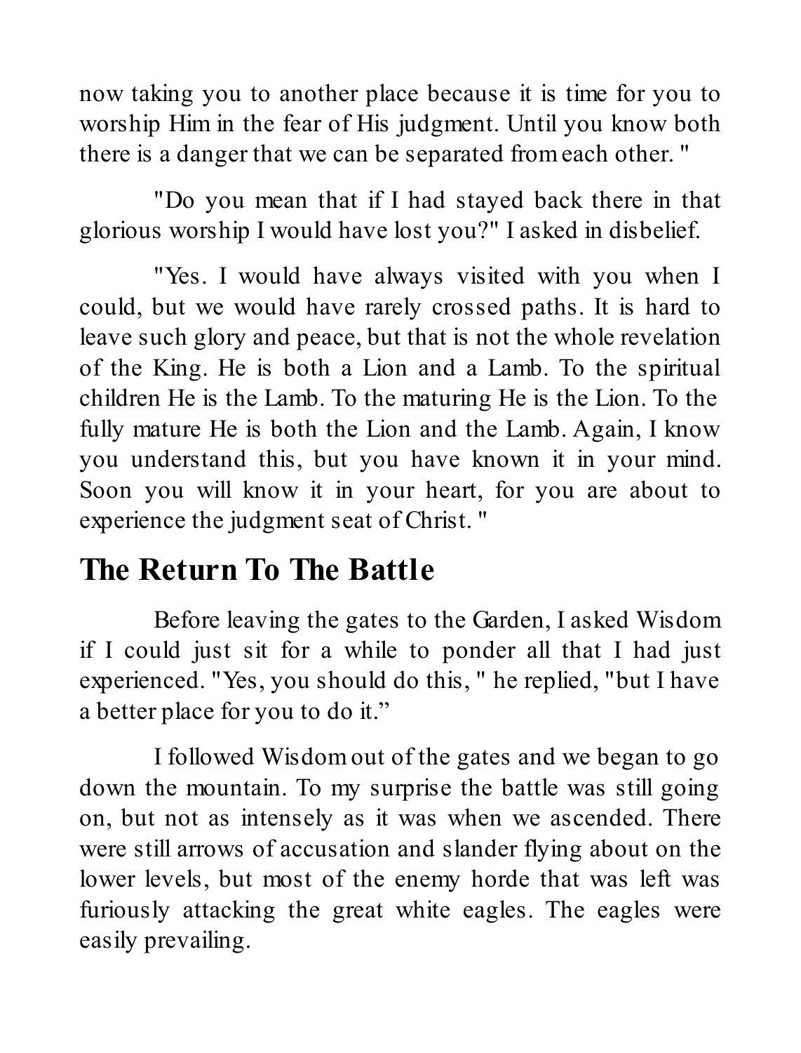now taking you to another place because it is time for you to worship Him in the fear of His judgment. Until you know both there is a danger that we can be separated from each other. "

"Do you mean that if I had stayed back there in that glorious worship I would have lost you?" I asked in disbelief.

"Yes. I would have always visited with you when I could, but we would have rarely crossed paths. It is hard to leave such glory and peace, but that is not the whole revelation of the King. He is both a Lion and a Lamb. To the spiritual children He is the Lamb. To the maturing He is the Lion. To the fully mature He is both the Lion and the Lamb. Again, I know you understand this, but you have known it in your mind. Soon you will know it in your heart, for you are about to experience the judgment seat of Christ. "

## The Return To The Battle

Before leaving the gates to the Garden, I asked Wisdom if I could just sit for a while to ponder all that I had just experienced. "Yes, you should do this, " he replied, "but I have a better place for you to do it."

I followed Wisdom out of the gates and we began to go down the mountain. To my surprise the battle was still going on, but not as intensely as it was when we ascended. There were still arrows of accusation and slander flying about on the lower levels, but most of the enemy horde that was left was furiously attacking the great white eagles. The eagles were easily prevailing.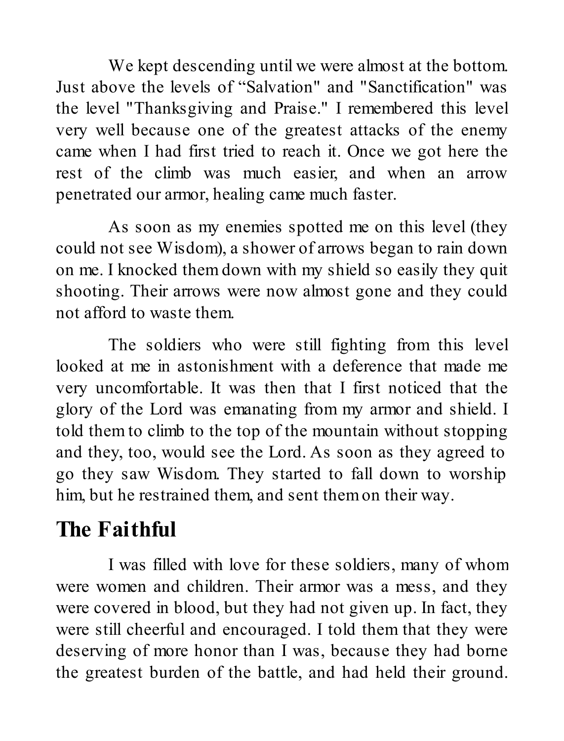We kept descending until we were almost at the bottom. Just above the levels of “Salvation" and "Sanctification" was the level "Thanksgiving and Praise." I remembered this level very well because one of the greatest attacks of the enemy came when I had first tried to reach it. Once we got here the rest of the climb was much easier, and when an arrow penetrated our armor, healing came much faster.

As soon as my enemies spotted me on this level (they could not see Wisdom), a shower of arrows began to rain down on me. I knocked them down with my shield so easily they quit shooting. Their arrows were now almost gone and they could not afford to waste them.

The soldiers who were still fighting from this level looked at me in astonishment with a deference that made me very uncomfortable. It was then that I first noticed that the glory of the Lord was emanating from my armor and shield. I told them to climb to the top of the mountain without stopping and they, too, would see the Lord. As soon as they agreed to go they saw Wisdom. They started to fall down to worship him, but he restrained them, and sent them on their way.

## The Faithful

I was filled with love for these soldiers, many of whom were women and children. Their armor was a mess, and they were covered in blood, but they had not given up. In fact, they were still cheerful and encouraged. I told them that they were deserving of more honor than I was, because they had borne the greatest burden of the battle, and had held their ground.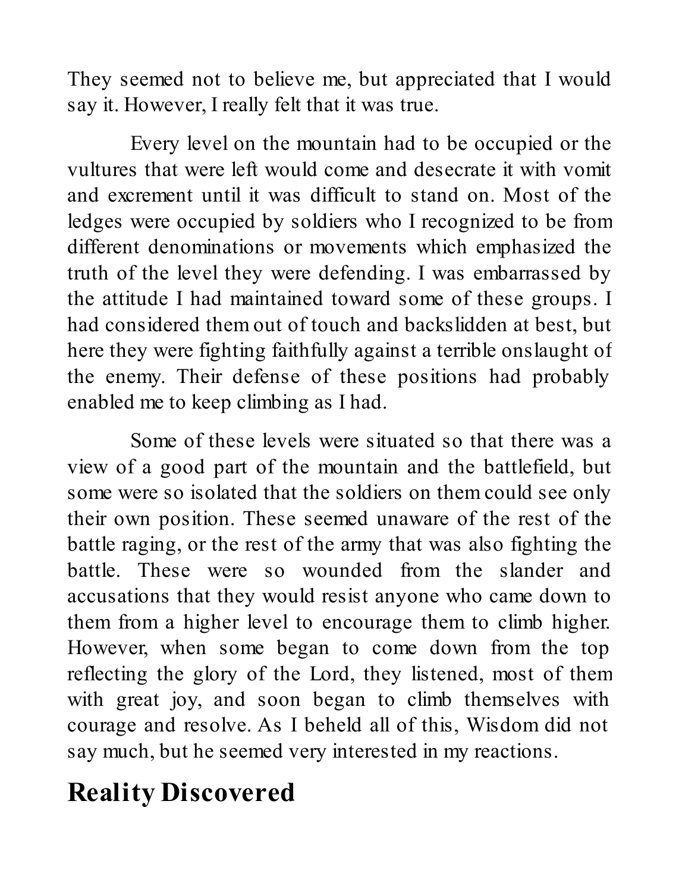They seemed not to believe me, but appreciated that I would say it. However, I really felt that it was true.

Every level on the mountain had to be occupied or the vultures that were left would come and desecrate it with vomit and excrement until it was difficult to stand on. Most of the ledges were occupied by soldiers who I recognized to be from different denominations or movements which emphasized the truth of the level they were defending. I was embarrassed by the attitude I had maintained toward some of these groups. I had considered them out of touch and backslidden at best, but here they were fighting faithfully against a terrible onslaught of the enemy. Their defense of these positions had probably enabled me to keep climbing as I had.

Some of these levels were situated so that there was a view of a good part of the mountain and the battlefield, but some were so isolated that the soldiers on them could see only their own position. These seemed unaware of the rest of the battle raging, or the rest of the army that was also fighting the battle. These were so wounded from the slander and accusations that they would resist anyone who came down to them from a higher level to encourage them to climb higher. However, when some began to come down from the top reflecting the glory of the Lord, they listened, most of them with great joy, and soon began to climb themselves with courage and resolve. As I beheld all of this, Wisdom did not say much, but he seemed very interested in my reactions.

## Reality Discovered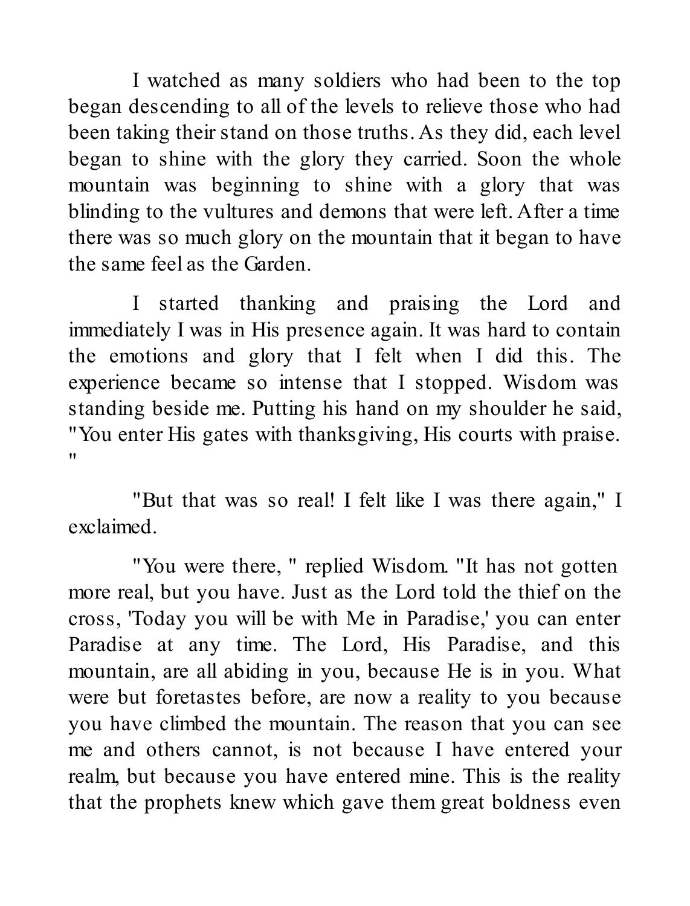I watched as many soldiers who had been to the top began descending to all of the levels to relieve those who had been taking their stand on those truths. As they did, each level began to shine with the glory they carried. Soon the whole mountain was beginning to shine with a glory that was blinding to the vultures and demons that were left. After a time there was so much glory on the mountain that it began to have the same feel as the Garden.

I started thanking and praising the Lord and immediately I was in His presence again. It was hard to contain the emotions and glory that I felt when I did this. The experience became so intense that I stopped. Wisdom was standing beside me. Putting his hand on my shoulder he said, "You enter His gates with thanksgiving, His courts with praise."

"But that was so real! I felt like I was there again," I exclaimed.

"You were there," replied Wisdom. "It has not gotten more real, but you have. Just as the Lord told the thief on the cross, 'Today you will be with Me in Paradise,' you can enter Paradise at any time. The Lord, His Paradise, and this mountain, are all abiding in you, because He is in you. What were but foretastes before, are now a reality to you because you have climbed the mountain. The reason that you can see me and others cannot, is not because I have entered your realm, but because you have entered mine. This is the reality that the prophets knew which gave them great boldness even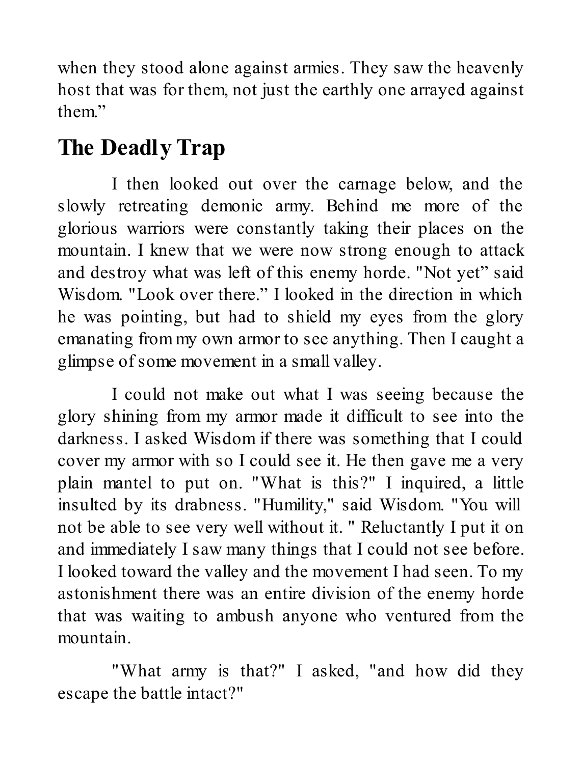when they stood alone against armies. They saw the heavenly host that was for them, not just the earthly one arrayed against them."

## The Deadly Trap

I then looked out over the carnage below, and the slowly retreating demonic army. Behind me more of the glorious warriors were constantly taking their places on the mountain. I knew that we were now strong enough to attack and destroy what was left of this enemy horde. "Not yet" said Wisdom. "Look over there." I looked in the direction in which he was pointing, but had to shield my eyes from the glory emanating from my own armor to see anything. Then I caught a glimpse of some movement in a small valley.

I could not make out what I was seeing because the glory shining from my armor made it difficult to see into the darkness. I asked Wisdom if there was something that I could cover my armor with so I could see it. He then gave me a very plain mantel to put on. "What is this?" I inquired, a little insulted by its drabness. "Humility," said Wisdom. "You will not be able to see very well without it. " Reluctantly I put it on and immediately I saw many things that I could not see before. I looked toward the valley and the movement I had seen. To my astonishment there was an entire division of the enemy horde that was waiting to ambush anyone who ventured from the mountain.

"What army is that?" I asked, "and how did they escape the battle intact?"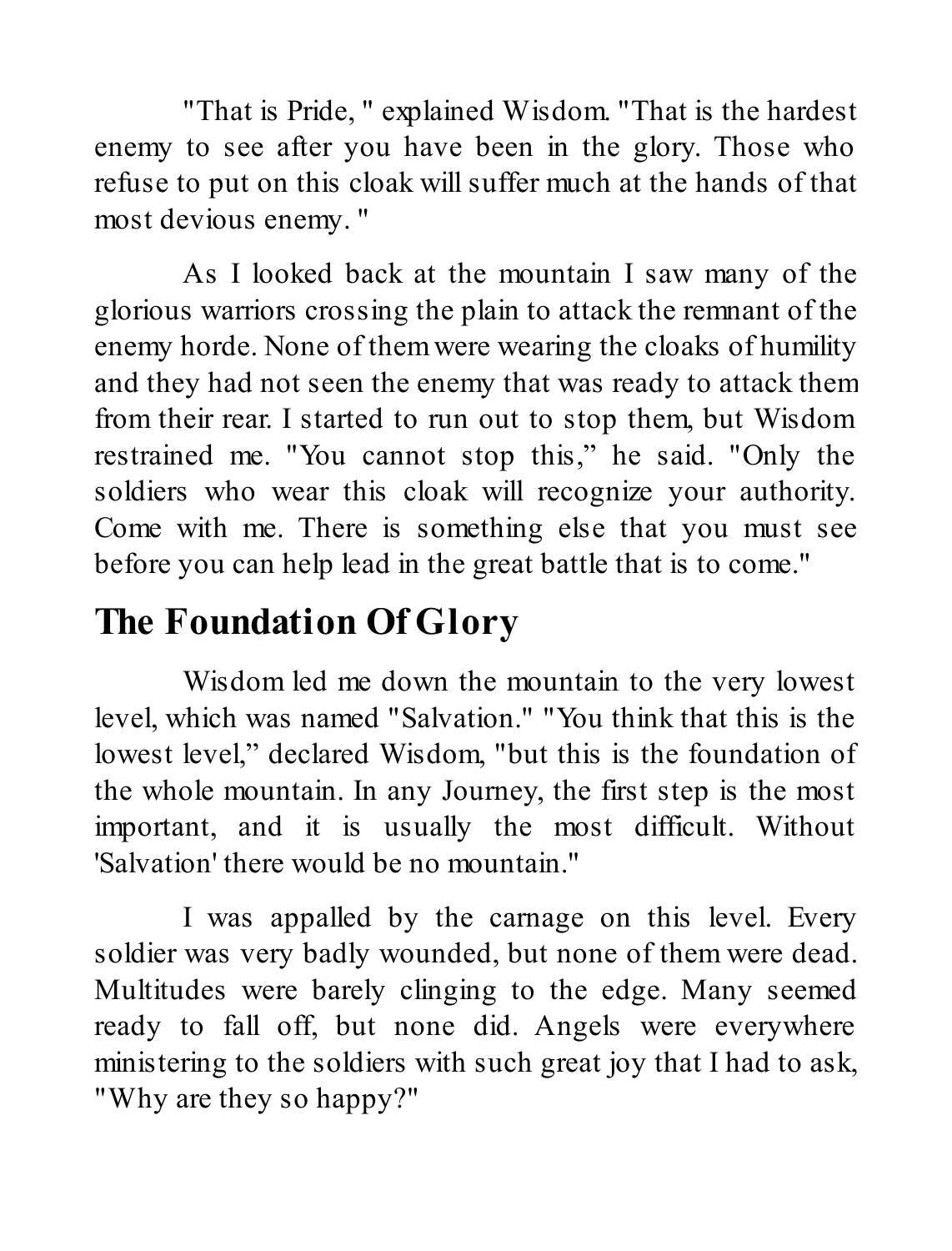"That is Pride, " explained Wisdom. "That is the hardest enemy to see after you have been in the glory. Those who refuse to put on this cloak will suffer much at the hands of that most devious enemy. "

As I looked back at the mountain I saw many of the glorious warriors crossing the plain to attack the remnant of the enemy horde. None of them were wearing the cloaks of humility and they had not seen the enemy that was ready to attack them from their rear. I started to run out to stop them, but Wisdom restrained me. "You cannot stop this," he said. "Only the soldiers who wear this cloak will recognize your authority. Come with me. There is something else that you must see before you can help lead in the great battle that is to come."

## The Foundation Of Glory

Wisdom led me down the mountain to the very lowest level, which was named "Salvation." "You think that this is the lowest level," declared Wisdom, "but this is the foundation of the whole mountain. In any Journey, the first step is the most important, and it is usually the most difficult. Without 'Salvation' there would be no mountain."

I was appalled by the carnage on this level. Every soldier was very badly wounded, but none of them were dead. Multitudes were barely clinging to the edge. Many seemed ready to fall off, but none did. Angels were everywhere ministering to the soldiers with such great joy that I had to ask, "Why are they so happy?"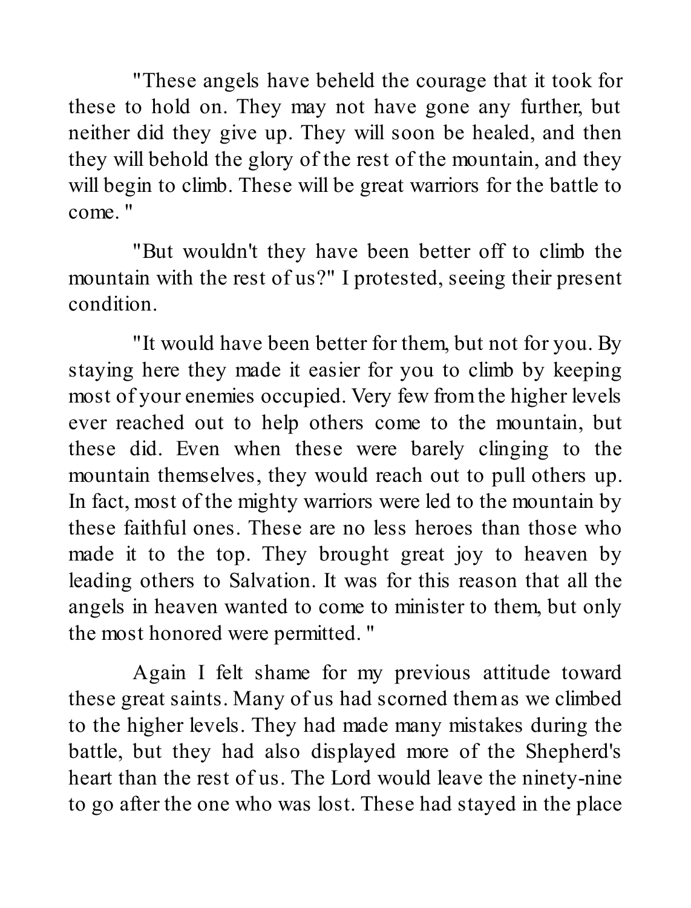"These angels have beheld the courage that it took for these to hold on. They may not have gone any further, but neither did they give up. They will soon be healed, and then they will behold the glory of the rest of the mountain, and they will begin to climb. These will be great warriors for the battle to come."

"But wouldn't they have been better off to climb the mountain with the rest of us?" I protested, seeing their present condition.

"It would have been better for them, but not for you. By staying here they made it easier for you to climb by keeping most of your enemies occupied. Very few from the higher levels ever reached out to help others come to the mountain, but these did. Even when these were barely clinging to the mountain themselves, they would reach out to pull others up. In fact, most of the mighty warriors were led to the mountain by these faithful ones. These are no less heroes than those who made it to the top. They brought great joy to heaven by leading others to Salvation. It was for this reason that all the angels in heaven wanted to come to minister to them, but only the most honored were permitted."

Again I felt shame for my previous attitude toward these great saints. Many of us had scorned them as we climbed to the higher levels. They had made many mistakes during the battle, but they had also displayed more of the Shepherd's heart than the rest of us. The Lord would leave the ninety-nine to go after the one who was lost. These had stayed in the place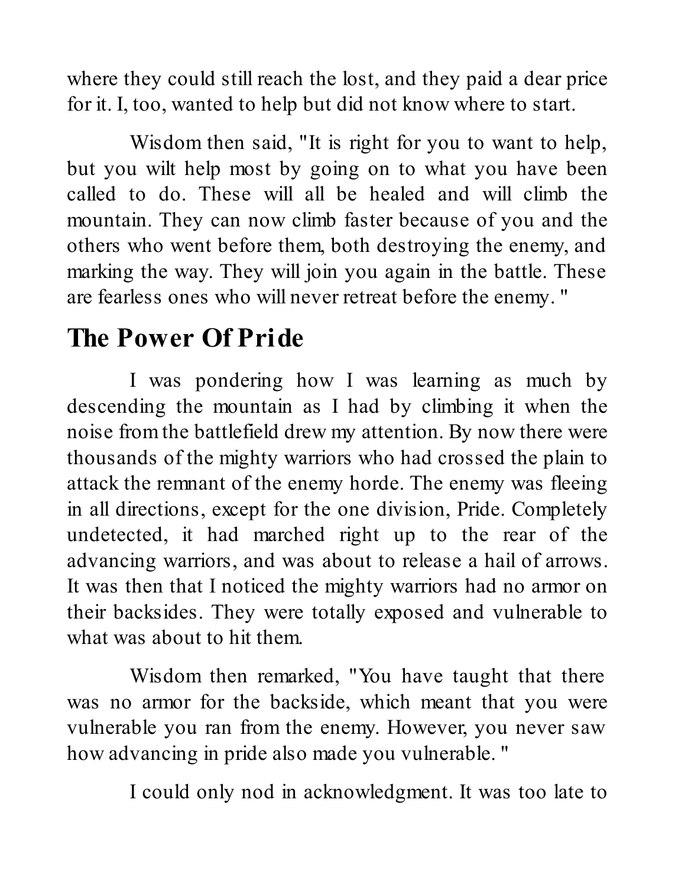where they could still reach the lost, and they paid a dear price for it. I, too, wanted to help but did not know where to start.

Wisdom then said, "It is right for you to want to help, but you wilt help most by going on to what you have been called to do. These will all be healed and will climb the mountain. They can now climb faster because of you and the others who went before them, both destroying the enemy, and marking the way. They will join you again in the battle. These are fearless ones who will never retreat before the enemy. "

## The Power Of Pride

I was pondering how I was learning as much by descending the mountain as I had by climbing it when the noise from the battlefield drew my attention. By now there were thousands of the mighty warriors who had crossed the plain to attack the remnant of the enemy horde. The enemy was fleeing in all directions, except for the one division, Pride. Completely undetected, it had marched right up to the rear of the advancing warriors, and was about to release a hail of arrows. It was then that I noticed the mighty warriors had no armor on their backsides. They were totally exposed and vulnerable to what was about to hit them.

Wisdom then remarked, "You have taught that there was no armor for the backside, which meant that you were vulnerable you ran from the enemy. However, you never saw how advancing in pride also made you vulnerable. "

I could only nod in acknowledgment. It was too late to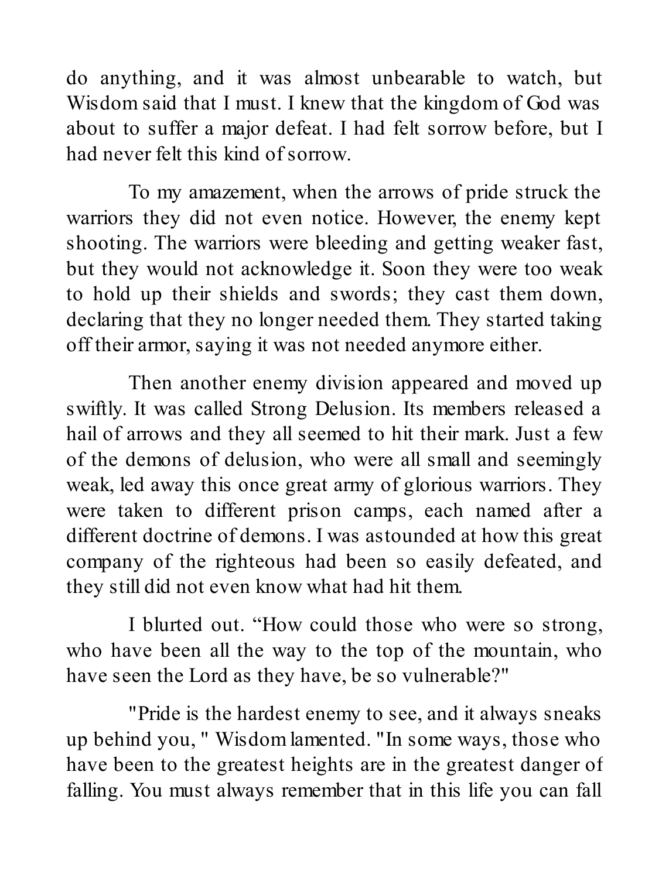do anything, and it was almost unbearable to watch, but Wisdom said that I must. I knew that the kingdom of God was about to suffer a major defeat. I had felt sorrow before, but I had never felt this kind of sorrow.

To my amazement, when the arrows of pride struck the warriors they did not even notice. However, the enemy kept shooting. The warriors were bleeding and getting weaker fast, but they would not acknowledge it. Soon they were too weak to hold up their shields and swords; they cast them down, declaring that they no longer needed them. They started taking off their armor, saying it was not needed anymore either.

Then another enemy division appeared and moved up swiftly. It was called Strong Delusion. Its members released a hail of arrows and they all seemed to hit their mark. Just a few of the demons of delusion, who were all small and seemingly weak, led away this once great army of glorious warriors. They were taken to different prison camps, each named after a different doctrine of demons. I was astounded at how this great company of the righteous had been so easily defeated, and they still did not even know what had hit them.

I blurted out. "How could those who were so strong, who have been all the way to the top of the mountain, who have seen the Lord as they have, be so vulnerable?"

"Pride is the hardest enemy to see, and it always sneaks up behind you, " Wisdom lamented. "In some ways, those who have been to the greatest heights are in the greatest danger of falling. You must always remember that in this life you can fall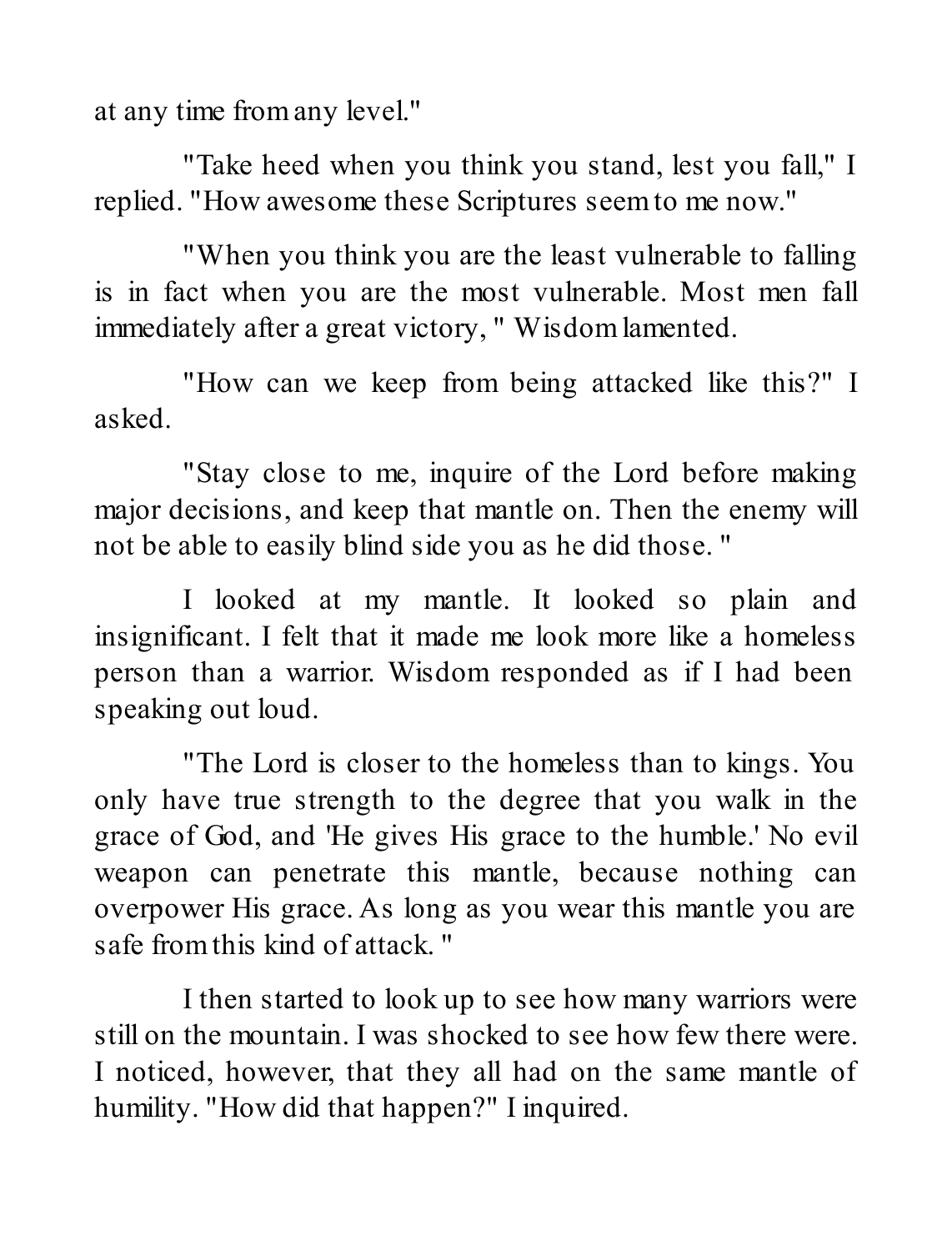at any time from any level."

"Take heed when you think you stand, lest you fall," I replied. "How awesome these Scriptures seem to me now."

"When you think you are the least vulnerable to falling is in fact when you are the most vulnerable. Most men fall immediately after a great victory, " Wisdom lamented.

"How can we keep from being attacked like this?" I asked.

"Stay close to me, inquire of the Lord before making major decisions, and keep that mantle on. Then the enemy will not be able to easily blind side you as he did those. "

I looked at my mantle. It looked so plain and insignificant. I felt that it made me look more like a homeless person than a warrior. Wisdom responded as if I had been speaking out loud.

"The Lord is closer to the homeless than to kings. You only have true strength to the degree that you walk in the grace of God, and 'He gives His grace to the humble.' No evil weapon can penetrate this mantle, because nothing can overpower His grace. As long as you wear this mantle you are safe from this kind of attack. "

I then started to look up to see how many warriors were still on the mountain. I was shocked to see how few there were. I noticed, however, that they all had on the same mantle of humility. "How did that happen?" I inquired.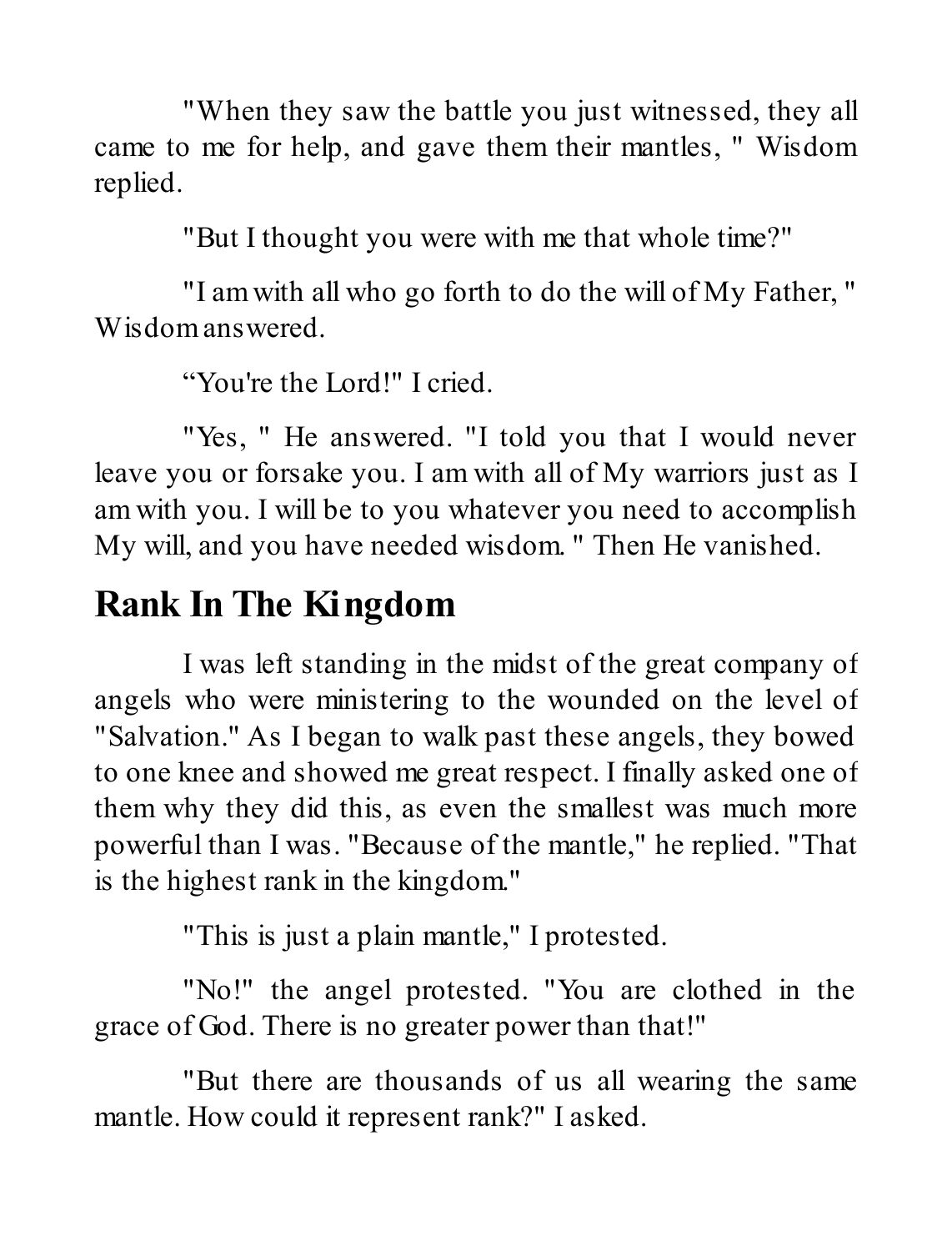"When they saw the battle you just witnessed, they all came to me for help, and gave them their mantles, " Wisdom replied.

"But I thought you were with me that whole time?"

"I am with all who go forth to do the will of My Father, " Wisdom answered.

“You're the Lord!" I cried.

"Yes, " He answered. "I told you that I would never leave you or forsake you. I am with all of My warriors just as I am with you. I will be to you whatever you need to accomplish My will, and you have needed wisdom. " Then He vanished.

## Rank In The Kingdom

I was left standing in the midst of the great company of angels who were ministering to the wounded on the level of "Salvation." As I began to walk past these angels, they bowed to one knee and showed me great respect. I finally asked one of them why they did this, as even the smallest was much more powerful than I was. "Because of the mantle," he replied. "That is the highest rank in the kingdom."

"This is just a plain mantle," I protested.

"No!" the angel protested. "You are clothed in the grace of God. There is no greater power than that!"

"But there are thousands of us all wearing the same mantle. How could it represent rank?" I asked.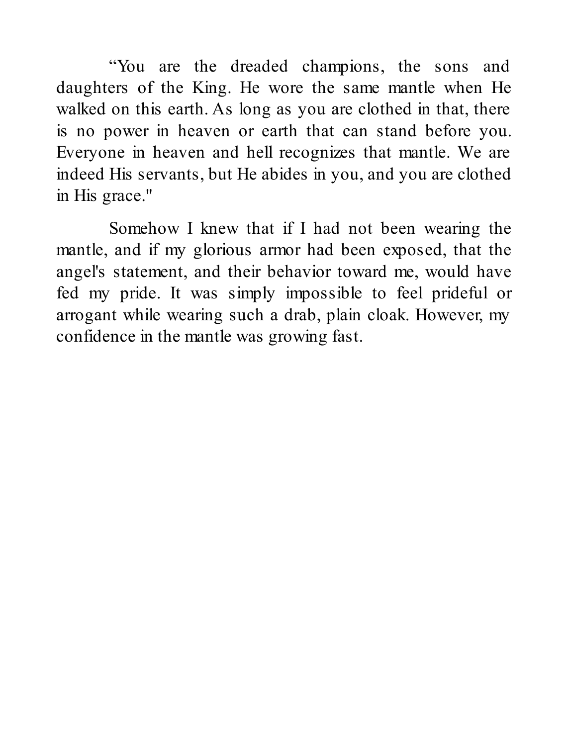“You are the dreaded champions, the sons and daughters of the King. He wore the same mantle when He walked on this earth. As long as you are clothed in that, there is no power in heaven or earth that can stand before you. Everyone in heaven and hell recognizes that mantle. We are indeed His servants, but He abides in you, and you are clothed in His grace."

Somehow I knew that if I had not been wearing the mantle, and if my glorious armor had been exposed, that the angel's statement, and their behavior toward me, would have fed my pride. It was simply impossible to feel prideful or arrogant while wearing such a drab, plain cloak. However, my confidence in the mantle was growing fast.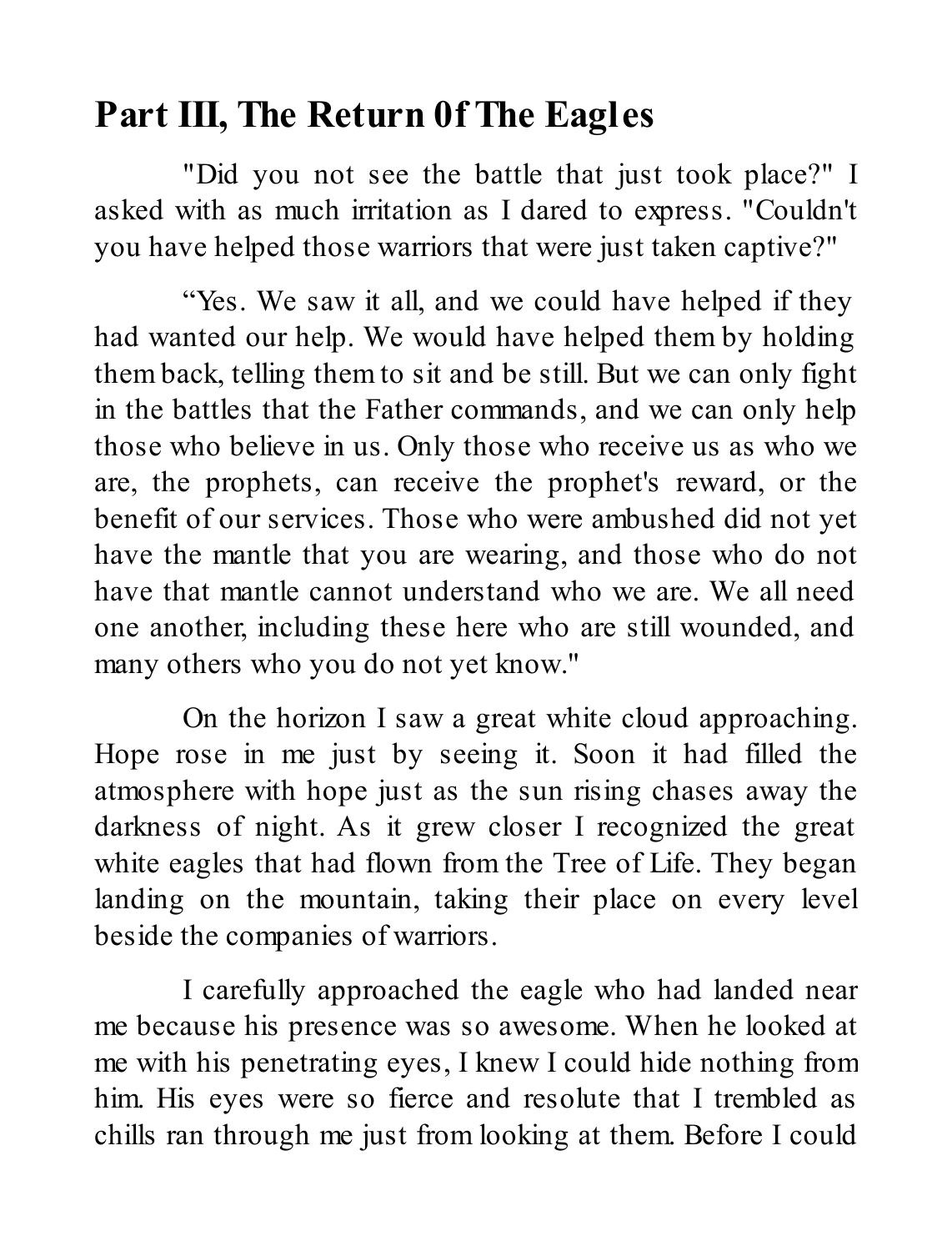## Part III, The Return 0f The Eagles

"Did you not see the battle that just took place?" I asked with as much irritation as I dared to express. "Couldn't you have helped those warriors that were just taken captive?"

“Yes. We saw it all, and we could have helped if they had wanted our help. We would have helped them by holding them back, telling them to sit and be still. But we can only fight in the battles that the Father commands, and we can only help those who believe in us. Only those who receive us as who we are, the prophets, can receive the prophet's reward, or the benefit of our services. Those who were ambushed did not yet have the mantle that you are wearing, and those who do not have that mantle cannot understand who we are. We all need one another, including these here who are still wounded, and many others who you do not yet know."

On the horizon I saw a great white cloud approaching. Hope rose in me just by seeing it. Soon it had filled the atmosphere with hope just as the sun rising chases away the darkness of night. As it grew closer I recognized the great white eagles that had flown from the Tree of Life. They began landing on the mountain, taking their place on every level beside the companies of warriors.

I carefully approached the eagle who had landed near me because his presence was so awesome. When he looked at me with his penetrating eyes, I knew I could hide nothing from him. His eyes were so fierce and resolute that I trembled as chills ran through me just from looking at them. Before I could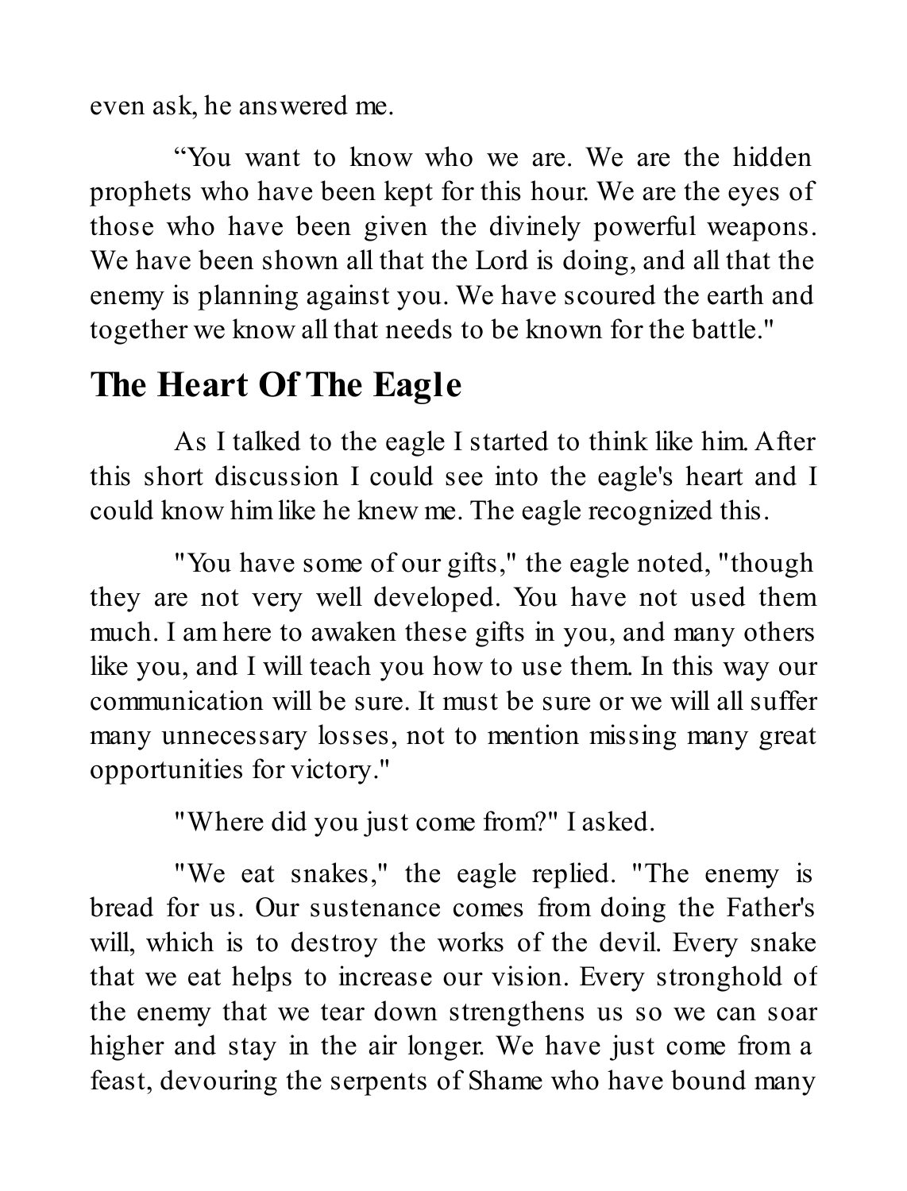even ask, he answered me.

“You want to know who we are. We are the hidden prophets who have been kept for this hour. We are the eyes of those who have been given the divinely powerful weapons. We have been shown all that the Lord is doing, and all that the enemy is planning against you. We have scoured the earth and together we know all that needs to be known for the battle."

## The Heart Of The Eagle

As I talked to the eagle I started to think like him. After this short discussion I could see into the eagle's heart and I could know him like he knew me. The eagle recognized this.

"You have some of our gifts," the eagle noted, "though they are not very well developed. You have not used them much. I am here to awaken these gifts in you, and many others like you, and I will teach you how to use them. In this way our communication will be sure. It must be sure or we will all suffer many unnecessary losses, not to mention missing many great opportunities for victory."

"Where did you just come from?" I asked.

"We eat snakes," the eagle replied. "The enemy is bread for us. Our sustenance comes from doing the Father's will, which is to destroy the works of the devil. Every snake that we eat helps to increase our vision. Every stronghold of the enemy that we tear down strengthens us so we can soar higher and stay in the air longer. We have just come from a feast, devouring the serpents of Shame who have bound many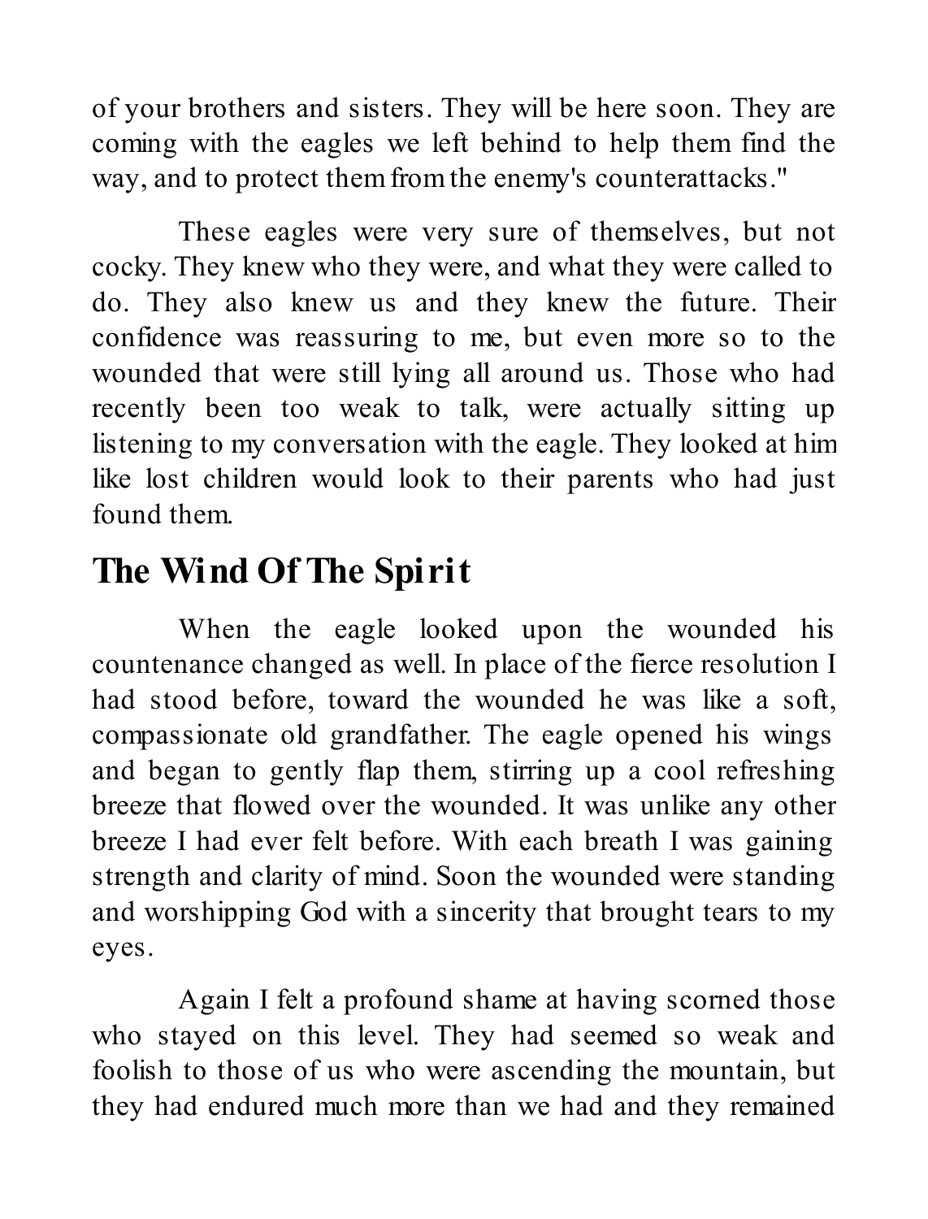of your brothers and sisters. They will be here soon. They are coming with the eagles we left behind to help them find the way, and to protect them from the enemy's counterattacks."

These eagles were very sure of themselves, but not cocky. They knew who they were, and what they were called to do. They also knew us and they knew the future. Their confidence was reassuring to me, but even more so to the wounded that were still lying all around us. Those who had recently been too weak to talk, were actually sitting up listening to my conversation with the eagle. They looked at him like lost children would look to their parents who had just found them.

## The Wind Of The Spirit

When the eagle looked upon the wounded his countenance changed as well. In place of the fierce resolution I had stood before, toward the wounded he was like a soft, compassionate old grandfather. The eagle opened his wings and began to gently flap them, stirring up a cool refreshing breeze that flowed over the wounded. It was unlike any other breeze I had ever felt before. With each breath I was gaining strength and clarity of mind. Soon the wounded were standing and worshipping God with a sincerity that brought tears to my eyes.

Again I felt a profound shame at having scorned those who stayed on this level. They had seemed so weak and foolish to those of us who were ascending the mountain, but they had endured much more than we had and they remained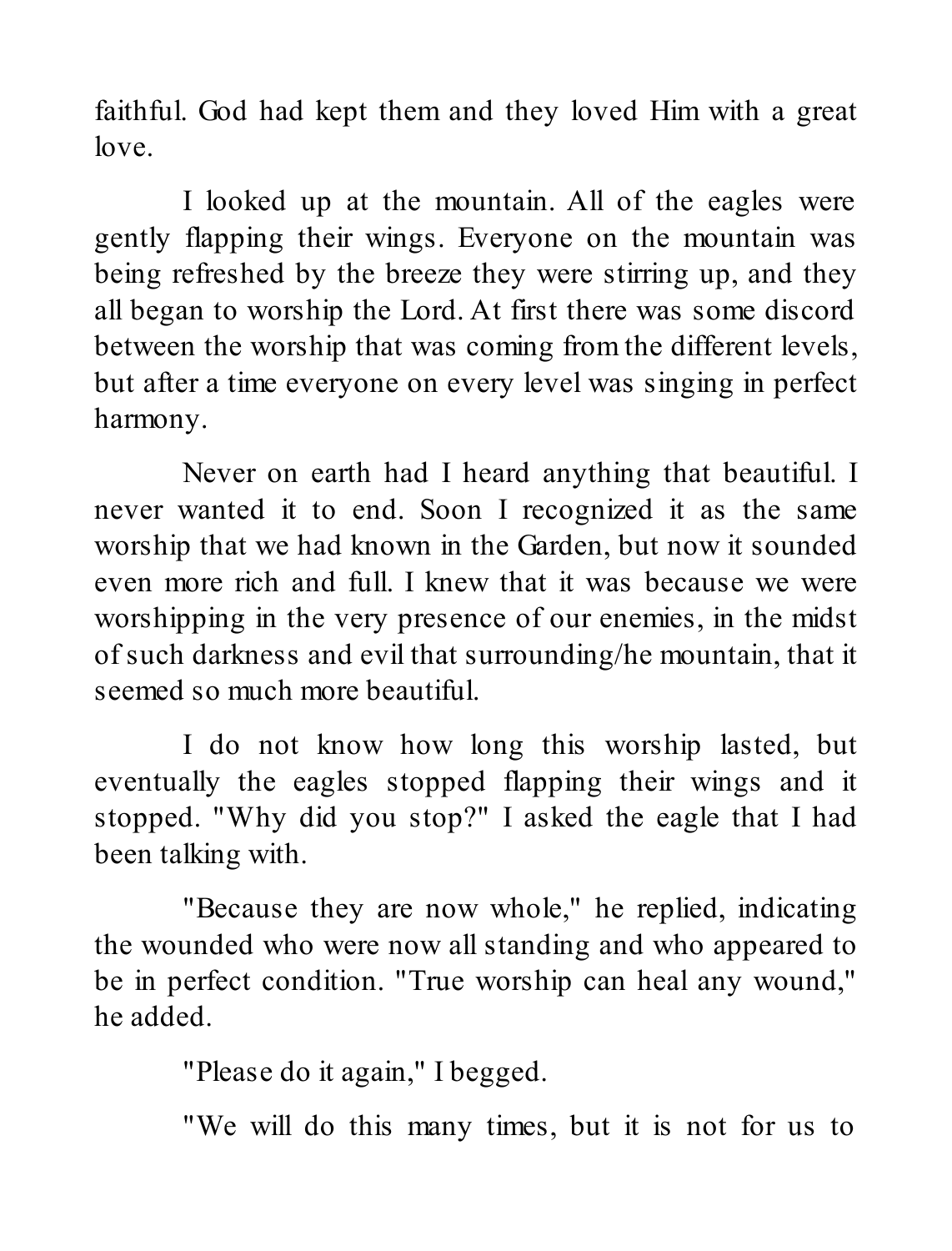faithful. God had kept them and they loved Him with a great love.

I looked up at the mountain. All of the eagles were gently flapping their wings. Everyone on the mountain was being refreshed by the breeze they were stirring up, and they all began to worship the Lord. At first there was some discord between the worship that was coming from the different levels, but after a time everyone on every level was singing in perfect harmony.

Never on earth had I heard anything that beautiful. I never wanted it to end. Soon I recognized it as the same worship that we had known in the Garden, but now it sounded even more rich and full. I knew that it was because we were worshipping in the very presence of our enemies, in the midst of such darkness and evil that surrounding/he mountain, that it seemed so much more beautiful.

I do not know how long this worship lasted, but eventually the eagles stopped flapping their wings and it stopped. "Why did you stop?" I asked the eagle that I had been talking with.

"Because they are now whole," he replied, indicating the wounded who were now all standing and who appeared to be in perfect condition. "True worship can heal any wound," he added.

"Please do it again," I begged.

"We will do this many times, but it is not for us to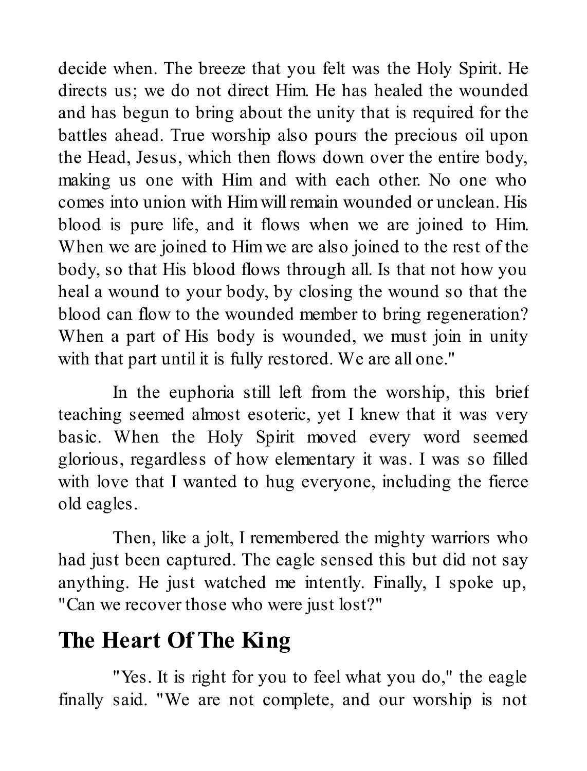decide when. The breeze that you felt was the Holy Spirit. He directs us; we do not direct Him. He has healed the wounded and has begun to bring about the unity that is required for the battles ahead. True worship also pours the precious oil upon the Head, Jesus, which then flows down over the entire body, making us one with Him and with each other. No one who comes into union with Him will remain wounded or unclean. His blood is pure life, and it flows when we are joined to Him. When we are joined to Him we are also joined to the rest of the body, so that His blood flows through all. Is that not how you heal a wound to your body, by closing the wound so that the blood can flow to the wounded member to bring regeneration? When a part of His body is wounded, we must join in unity with that part until it is fully restored. We are all one."

In the euphoria still left from the worship, this brief teaching seemed almost esoteric, yet I knew that it was very basic. When the Holy Spirit moved every word seemed glorious, regardless of how elementary it was. I was so filled with love that I wanted to hug everyone, including the fierce old eagles.

Then, like a jolt, I remembered the mighty warriors who had just been captured. The eagle sensed this but did not say anything. He just watched me intently. Finally, I spoke up, "Can we recover those who were just lost?"

## The Heart Of The King

"Yes. It is right for you to feel what you do," the eagle finally said. "We are not complete, and our worship is not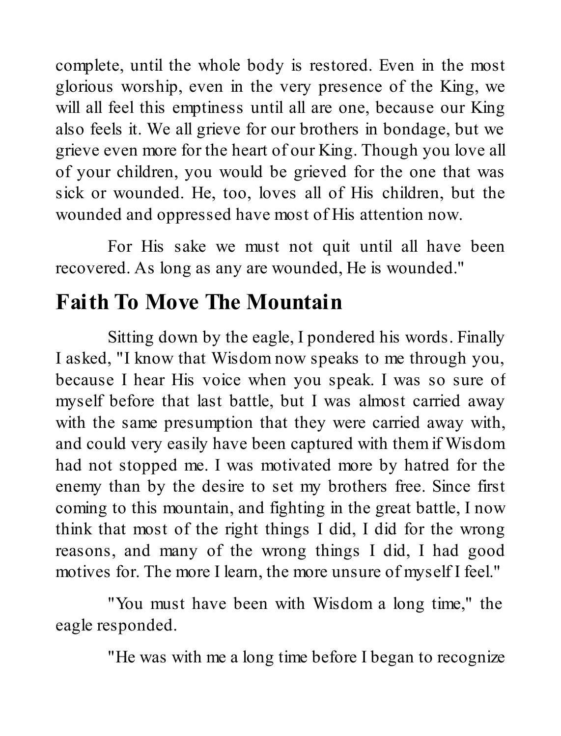complete, until the whole body is restored. Even in the most glorious worship, even in the very presence of the King, we will all feel this emptiness until all are one, because our King also feels it. We all grieve for our brothers in bondage, but we grieve even more for the heart of our King. Though you love all of your children, you would be grieved for the one that was sick or wounded. He, too, loves all of His children, but the wounded and oppressed have most of His attention now.

For His sake we must not quit until all have been recovered. As long as any are wounded, He is wounded."

## Faith To Move The Mountain

Sitting down by the eagle, I pondered his words. Finally I asked, "I know that Wisdom now speaks to me through you, because I hear His voice when you speak. I was so sure of myself before that last battle, but I was almost carried away with the same presumption that they were carried away with, and could very easily have been captured with them if Wisdom had not stopped me. I was motivated more by hatred for the enemy than by the desire to set my brothers free. Since first coming to this mountain, and fighting in the great battle, I now think that most of the right things I did, I did for the wrong reasons, and many of the wrong things I did, I had good motives for. The more I learn, the more unsure of myself I feel."

"You must have been with Wisdom a long time," the eagle responded.

"He was with me a long time before I began to recognize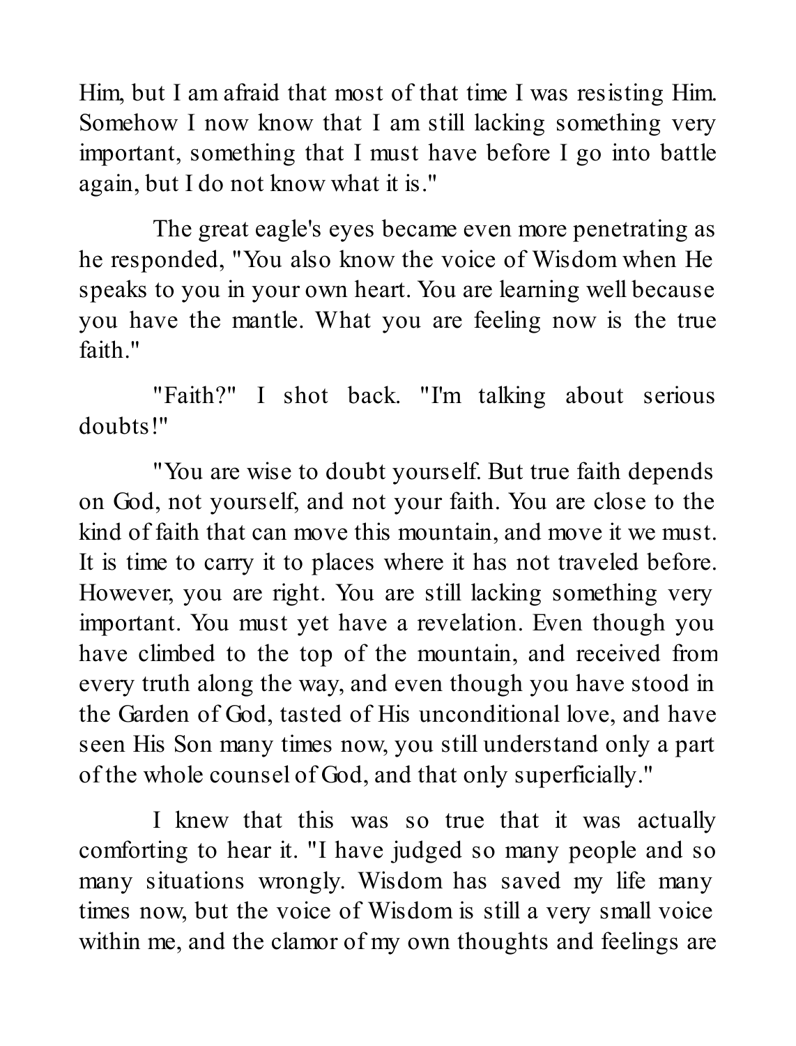Him, but I am afraid that most of that time I was resisting Him. Somehow I now know that I am still lacking something very important, something that I must have before I go into battle again, but I do not know what it is."

The great eagle's eyes became even more penetrating as he responded, "You also know the voice of Wisdom when He speaks to you in your own heart. You are learning well because you have the mantle. What you are feeling now is the true faith."

"Faith?" I shot back. "I'm talking about serious doubts!"

"You are wise to doubt yourself. But true faith depends on God, not yourself, and not your faith. You are close to the kind of faith that can move this mountain, and move it we must. It is time to carry it to places where it has not traveled before. However, you are right. You are still lacking something very important. You must yet have a revelation. Even though you have climbed to the top of the mountain, and received from every truth along the way, and even though you have stood in the Garden of God, tasted of His unconditional love, and have seen His Son many times now, you still understand only a part of the whole counsel of God, and that only superficially."

I knew that this was so true that it was actually comforting to hear it. "I have judged so many people and so many situations wrongly. Wisdom has saved my life many times now, but the voice of Wisdom is still a very small voice within me, and the clamor of my own thoughts and feelings are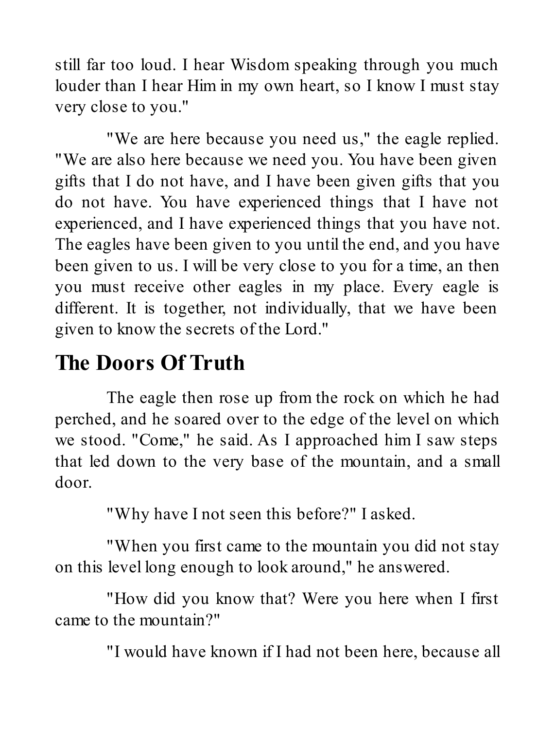still far too loud. I hear Wisdom speaking through you much louder than I hear Him in my own heart, so I know I must stay very close to you."

"We are here because you need us," the eagle replied. "We are also here because we need you. You have been given gifts that I do not have, and I have been given gifts that you do not have. You have experienced things that I have not experienced, and I have experienced things that you have not. The eagles have been given to you until the end, and you have been given to us. I will be very close to you for a time, an then you must receive other eagles in my place. Every eagle is different. It is together, not individually, that we have been given to know the secrets of the Lord."

## The Doors Of Truth

The eagle then rose up from the rock on which he had perched, and he soared over to the edge of the level on which we stood. "Come," he said. As I approached him I saw steps that led down to the very base of the mountain, and a small door.

"Why have I not seen this before?" I asked.

"When you first came to the mountain you did not stay on this level long enough to look around," he answered.

"How did you know that? Were you here when I first came to the mountain?"

"I would have known if I had not been here, because all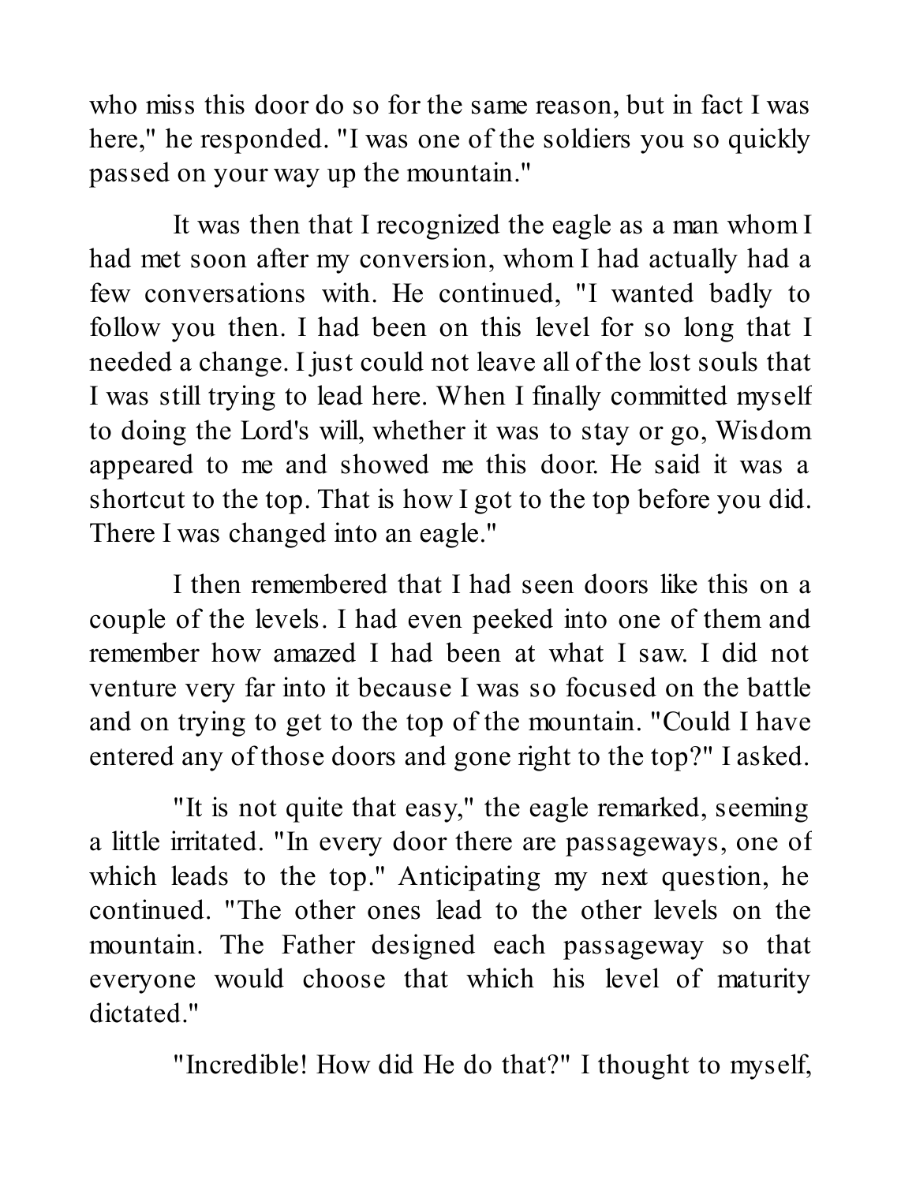who miss this door do so for the same reason, but in fact I was here," he responded. "I was one of the soldiers you so quickly passed on your way up the mountain."

It was then that I recognized the eagle as a man whom I had met soon after my conversion, whom I had actually had a few conversations with. He continued, "I wanted badly to follow you then. I had been on this level for so long that I needed a change. I just could not leave all of the lost souls that I was still trying to lead here. When I finally committed myself to doing the Lord's will, whether it was to stay or go, Wisdom appeared to me and showed me this door. He said it was a shortcut to the top. That is how I got to the top before you did. There I was changed into an eagle."

I then remembered that I had seen doors like this on a couple of the levels. I had even peeked into one of them and remember how amazed I had been at what I saw. I did not venture very far into it because I was so focused on the battle and on trying to get to the top of the mountain. "Could I have entered any of those doors and gone right to the top?" I asked.

"It is not quite that easy," the eagle remarked, seeming a little irritated. "In every door there are passageways, one of which leads to the top." Anticipating my next question, he continued. "The other ones lead to the other levels on the mountain. The Father designed each passageway so that everyone would choose that which his level of maturity dictated."

"Incredible! How did He do that?" I thought to myself,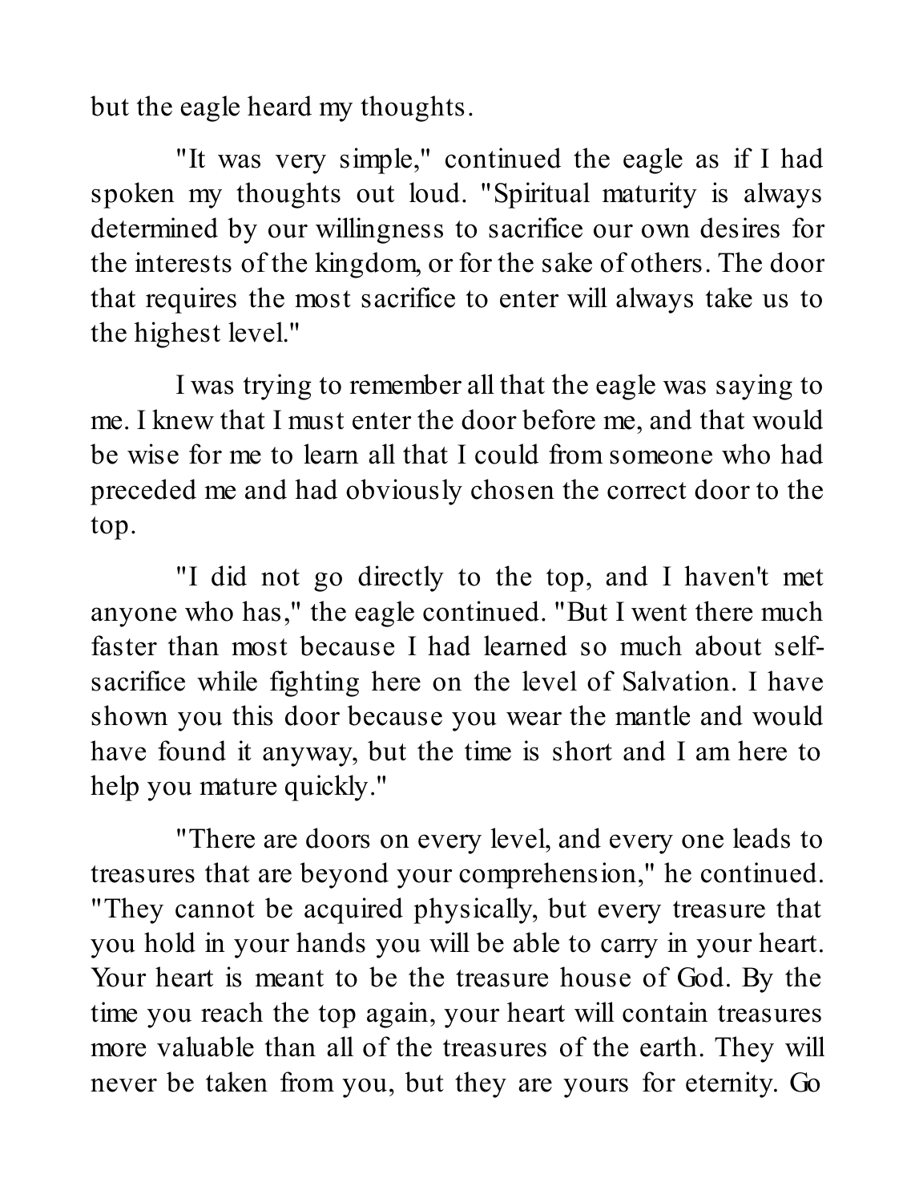but the eagle heard my thoughts.

"It was very simple," continued the eagle as if I had spoken my thoughts out loud. "Spiritual maturity is always determined by our willingness to sacrifice our own desires for the interests of the kingdom, or for the sake of others. The door that requires the most sacrifice to enter will always take us to the highest level."

I was trying to remember all that the eagle was saying to me. I knew that I must enter the door before me, and that would be wise for me to learn all that I could from someone who had preceded me and had obviously chosen the correct door to the top.

"I did not go directly to the top, and I haven't met anyone who has," the eagle continued. "But I went there much faster than most because I had learned so much about self-sacrifice while fighting here on the level of Salvation. I have shown you this door because you wear the mantle and would have found it anyway, but the time is short and I am here to help you mature quickly."

"There are doors on every level, and every one leads to treasures that are beyond your comprehension," he continued. "They cannot be acquired physically, but every treasure that you hold in your hands you will be able to carry in your heart. Your heart is meant to be the treasure house of God. By the time you reach the top again, your heart will contain treasures more valuable than all of the treasures of the earth. They will never be taken from you, but they are yours for eternity. Go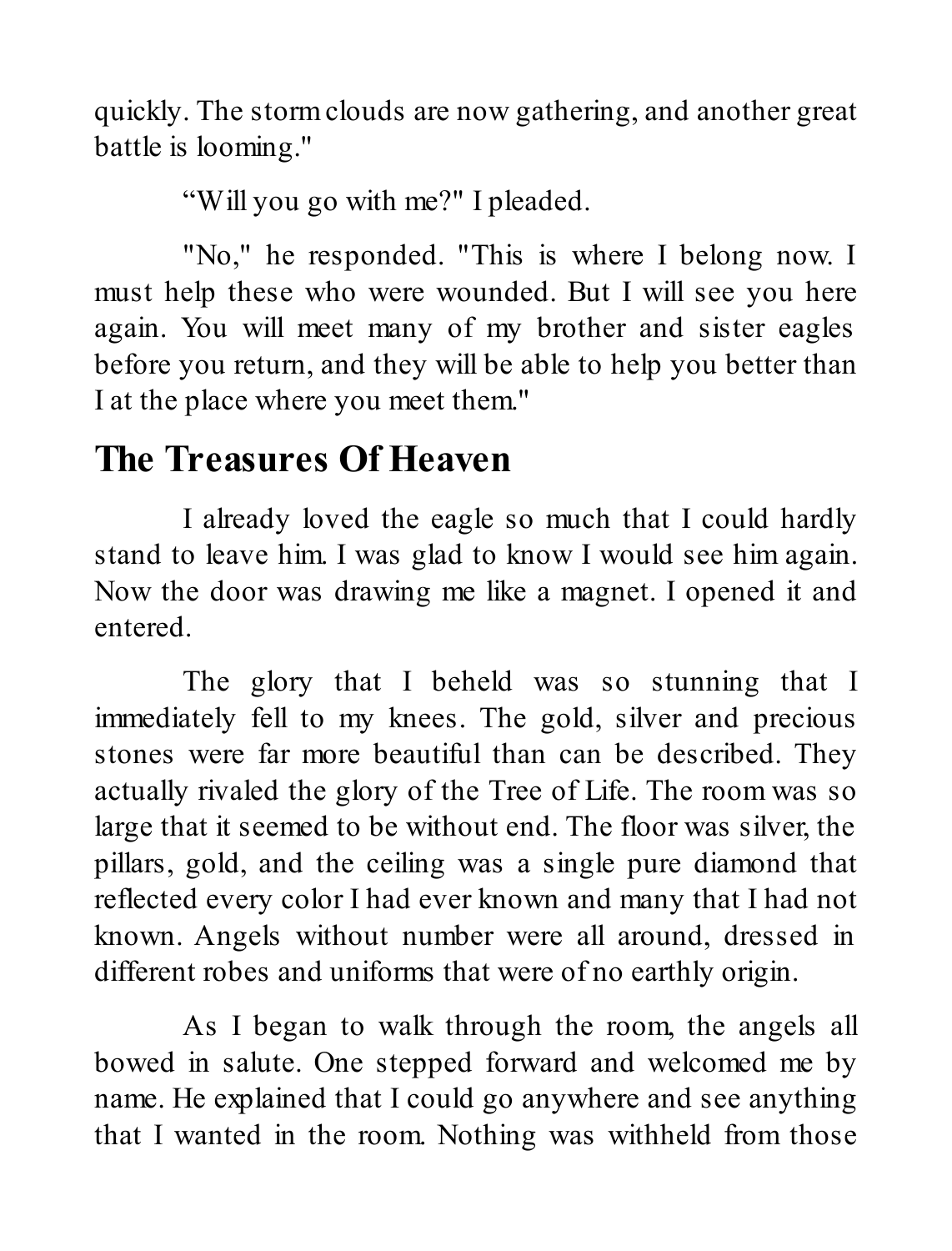quickly. The storm clouds are now gathering, and another great battle is looming."

“Will you go with me?" I pleaded.

"No," he responded. "This is where I belong now. I must help these who were wounded. But I will see you here again. You will meet many of my brother and sister eagles before you return, and they will be able to help you better than I at the place where you meet them."

## The Treasures Of Heaven

I already loved the eagle so much that I could hardly stand to leave him. I was glad to know I would see him again. Now the door was drawing me like a magnet. I opened it and entered.

The glory that I beheld was so stunning that I immediately fell to my knees. The gold, silver and precious stones were far more beautiful than can be described. They actually rivaled the glory of the Tree of Life. The room was so large that it seemed to be without end. The floor was silver, the pillars, gold, and the ceiling was a single pure diamond that reflected every color I had ever known and many that I had not known. Angels without number were all around, dressed in different robes and uniforms that were of no earthly origin.

As I began to walk through the room, the angels all bowed in salute. One stepped forward and welcomed me by name. He explained that I could go anywhere and see anything that I wanted in the room. Nothing was withheld from those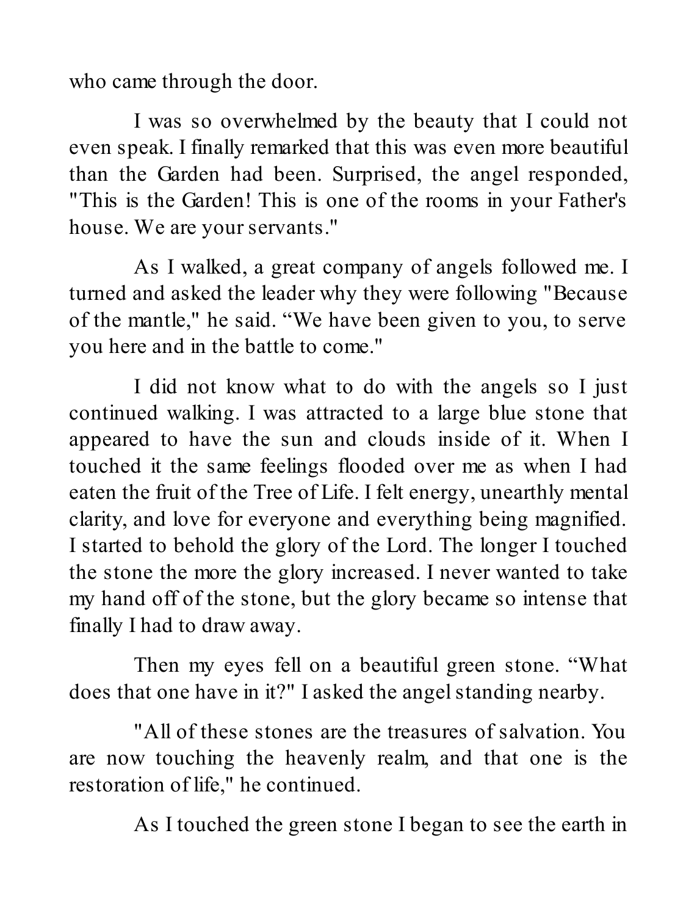who came through the door.

I was so overwhelmed by the beauty that I could not even speak. I finally remarked that this was even more beautiful than the Garden had been. Surprised, the angel responded, "This is the Garden! This is one of the rooms in your Father's house. We are your servants."

As I walked, a great company of angels followed me. I turned and asked the leader why they were following "Because of the mantle," he said. "We have been given to you, to serve you here and in the battle to come."

I did not know what to do with the angels so I just continued walking. I was attracted to a large blue stone that appeared to have the sun and clouds inside of it. When I touched it the same feelings flooded over me as when I had eaten the fruit of the Tree of Life. I felt energy, unearthly mental clarity, and love for everyone and everything being magnified. I started to behold the glory of the Lord. The longer I touched the stone the more the glory increased. I never wanted to take my hand off of the stone, but the glory became so intense that finally I had to draw away.

Then my eyes fell on a beautiful green stone. "What does that one have in it?" I asked the angel standing nearby.

"All of these stones are the treasures of salvation. You are now touching the heavenly realm, and that one is the restoration of life," he continued.

As I touched the green stone I began to see the earth in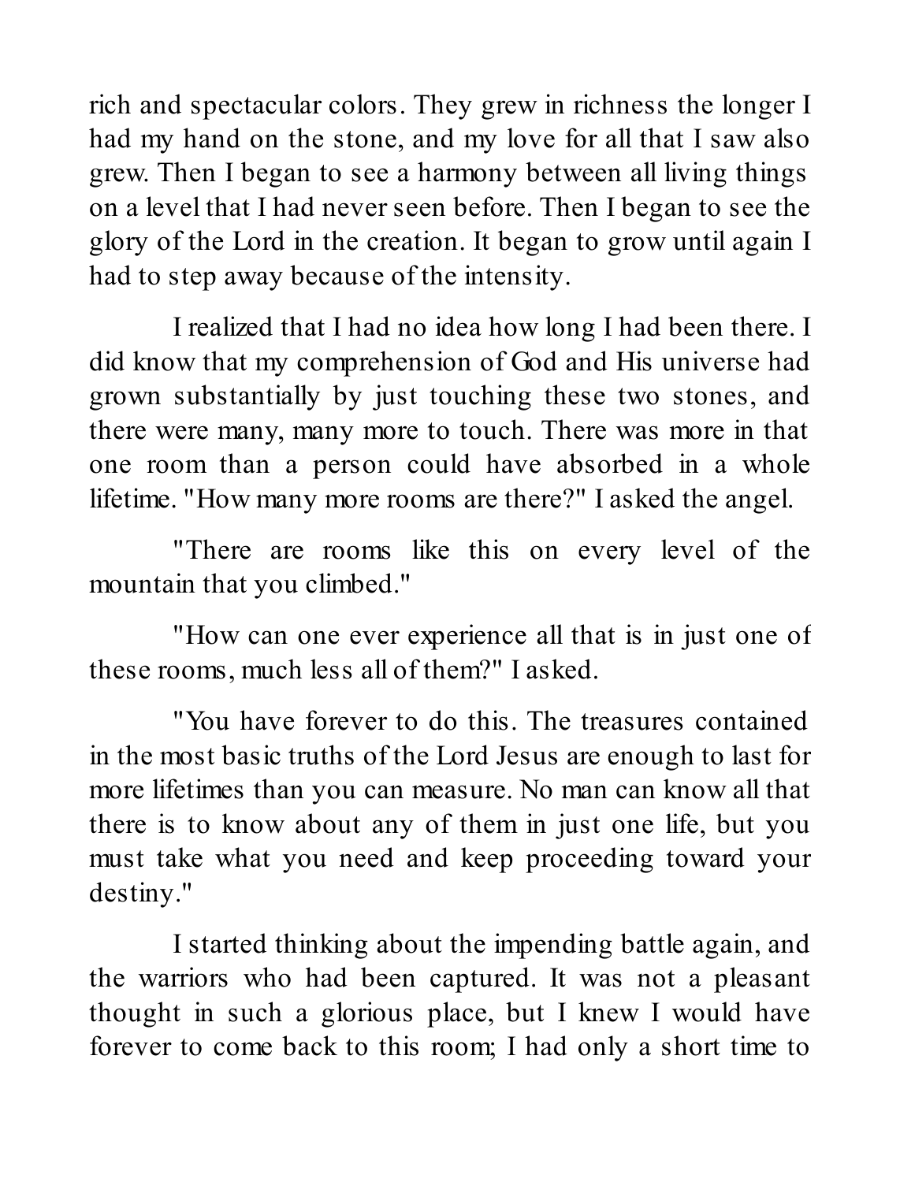rich and spectacular colors. They grew in richness the longer I had my hand on the stone, and my love for all that I saw also grew. Then I began to see a harmony between all living things on a level that I had never seen before. Then I began to see the glory of the Lord in the creation. It began to grow until again I had to step away because of the intensity.

I realized that I had no idea how long I had been there. I did know that my comprehension of God and His universe had grown substantially by just touching these two stones, and there were many, many more to touch. There was more in that one room than a person could have absorbed in a whole lifetime. "How many more rooms are there?" I asked the angel.

"There are rooms like this on every level of the mountain that you climbed."

"How can one ever experience all that is in just one of these rooms, much less all of them?" I asked.

"You have forever to do this. The treasures contained in the most basic truths of the Lord Jesus are enough to last for more lifetimes than you can measure. No man can know all that there is to know about any of them in just one life, but you must take what you need and keep proceeding toward your destiny."

I started thinking about the impending battle again, and the warriors who had been captured. It was not a pleasant thought in such a glorious place, but I knew I would have forever to come back to this room; I had only a short time to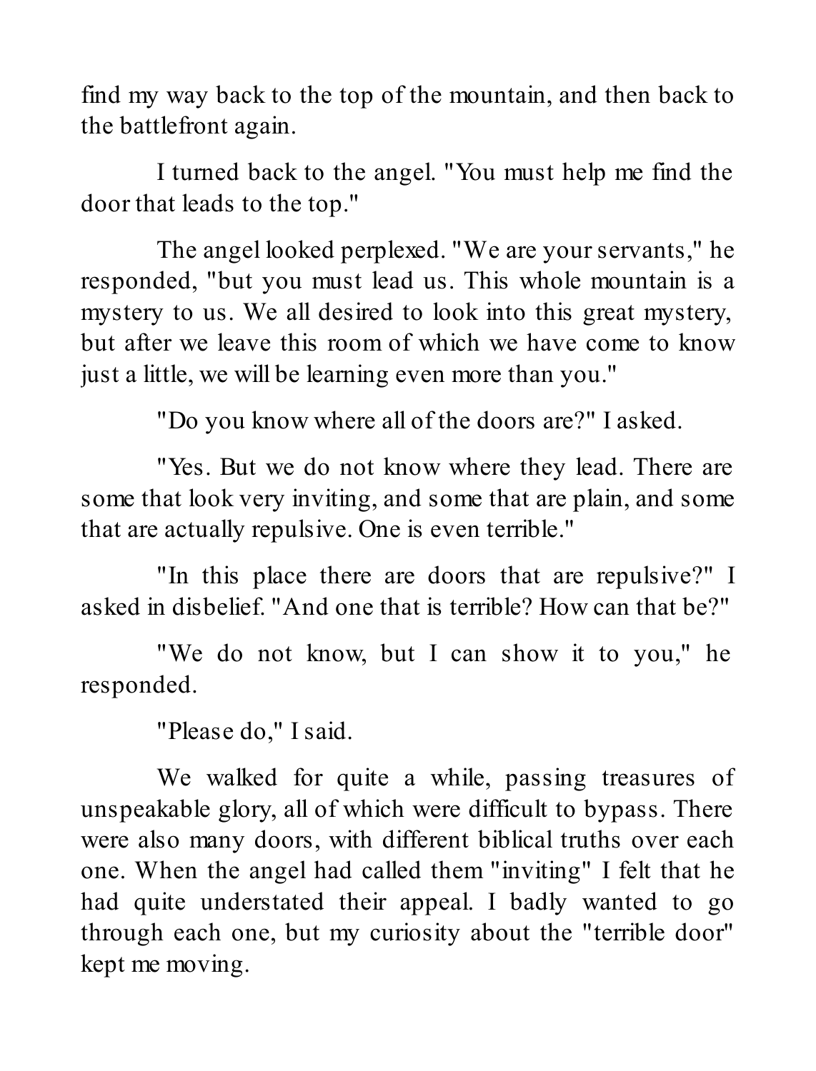find my way back to the top of the mountain, and then back to the battlefront again.

I turned back to the angel. "You must help me find the door that leads to the top."

The angel looked perplexed. "We are your servants," he responded, "but you must lead us. This whole mountain is a mystery to us. We all desired to look into this great mystery, but after we leave this room of which we have come to know just a little, we will be learning even more than you."

"Do you know where all of the doors are?" I asked.

"Yes. But we do not know where they lead. There are some that look very inviting, and some that are plain, and some that are actually repulsive. One is even terrible."

"In this place there are doors that are repulsive?" I asked in disbelief. "And one that is terrible? How can that be?"

"We do not know, but I can show it to you," he responded.

"Please do," I said.

We walked for quite a while, passing treasures of unspeakable glory, all of which were difficult to bypass. There were also many doors, with different biblical truths over each one. When the angel had called them "inviting" I felt that he had quite understated their appeal. I badly wanted to go through each one, but my curiosity about the "terrible door" kept me moving.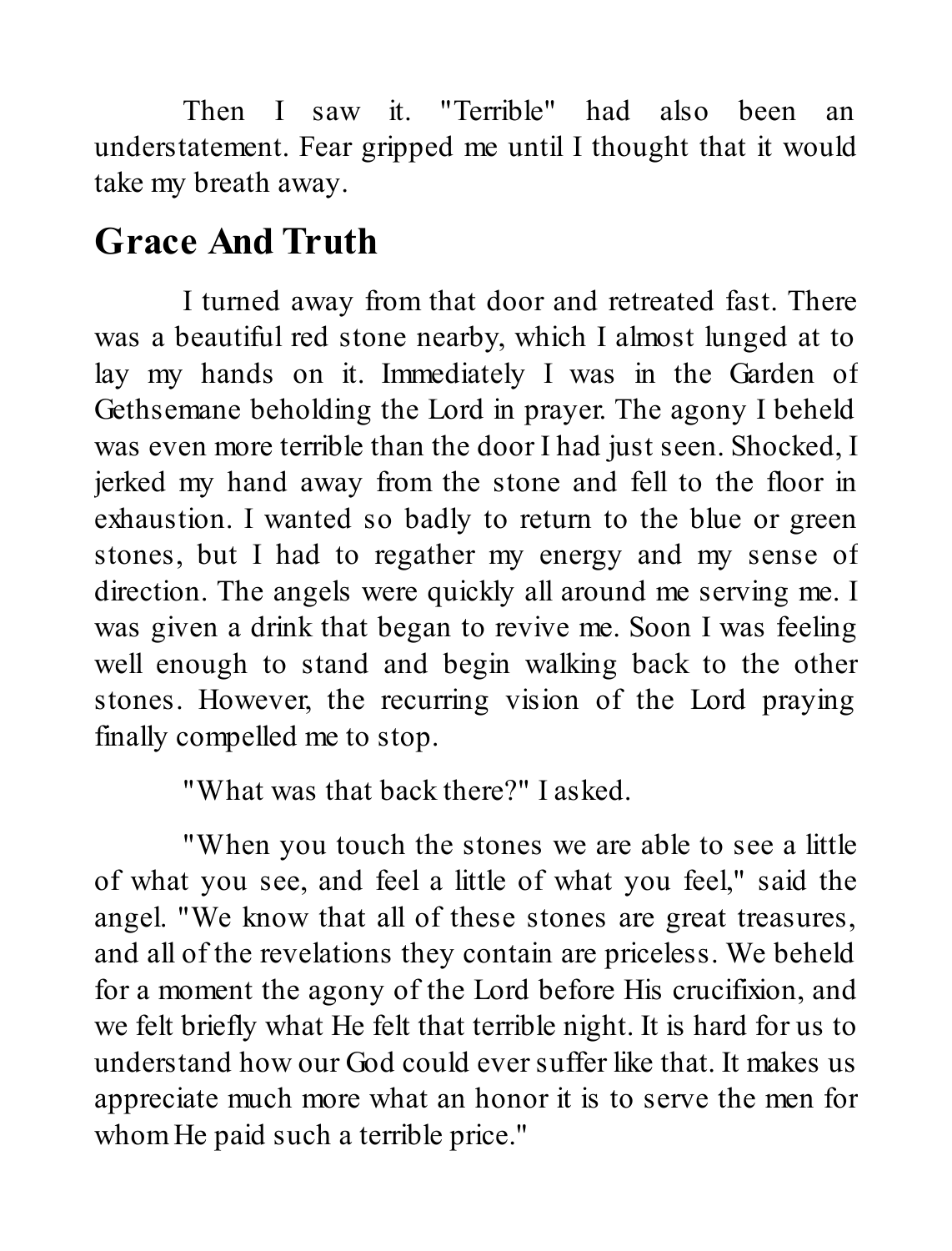Then I saw it. "Terrible" had also been an understatement. Fear gripped me until I thought that it would take my breath away.

## Grace And Truth

I turned away from that door and retreated fast. There was a beautiful red stone nearby, which I almost lunged at to lay my hands on it. Immediately I was in the Garden of Gethsemane beholding the Lord in prayer. The agony I beheld was even more terrible than the door I had just seen. Shocked, I jerked my hand away from the stone and fell to the floor in exhaustion. I wanted so badly to return to the blue or green stones, but I had to regather my energy and my sense of direction. The angels were quickly all around me serving me. I was given a drink that began to revive me. Soon I was feeling well enough to stand and begin walking back to the other stones. However, the recurring vision of the Lord praying finally compelled me to stop.

"What was that back there?" I asked.

"When you touch the stones we are able to see a little of what you see, and feel a little of what you feel," said the angel. "We know that all of these stones are great treasures, and all of the revelations they contain are priceless. We beheld for a moment the agony of the Lord before His crucifixion, and we felt briefly what He felt that terrible night. It is hard for us to understand how our God could ever suffer like that. It makes us appreciate much more what an honor it is to serve the men for whom He paid such a terrible price."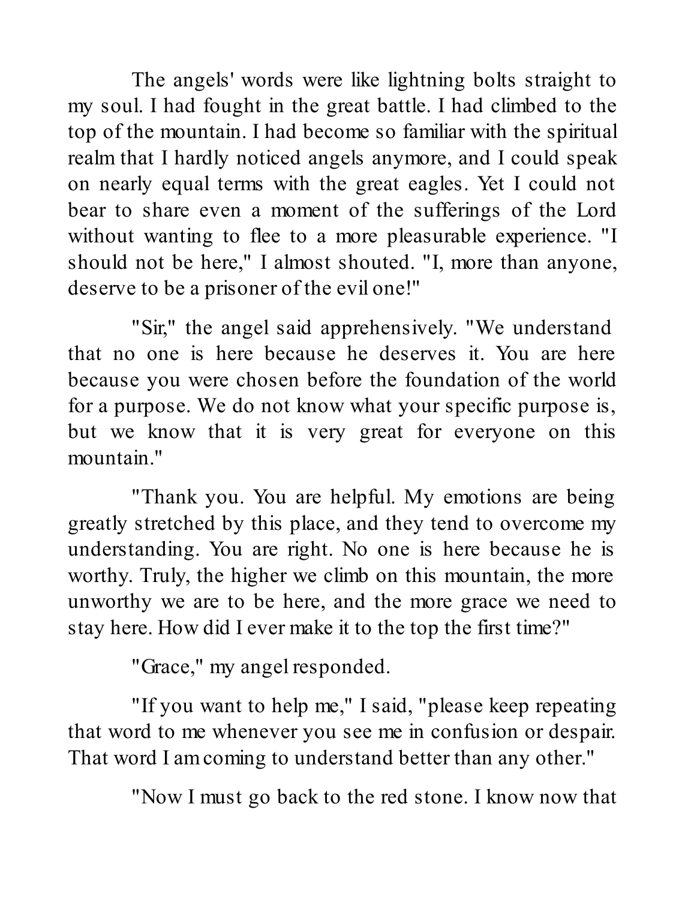The angels' words were like lightning bolts straight to my soul. I had fought in the great battle. I had climbed to the top of the mountain. I had become so familiar with the spiritual realm that I hardly noticed angels anymore, and I could speak on nearly equal terms with the great eagles. Yet I could not bear to share even a moment of the sufferings of the Lord without wanting to flee to a more pleasurable experience. "I should not be here," I almost shouted. "I, more than anyone, deserve to be a prisoner of the evil one!"

"Sir," the angel said apprehensively. "We understand that no one is here because he deserves it. You are here because you were chosen before the foundation of the world for a purpose. We do not know what your specific purpose is, but we know that it is very great for everyone on this mountain."

"Thank you. You are helpful. My emotions are being greatly stretched by this place, and they tend to overcome my understanding. You are right. No one is here because he is worthy. Truly, the higher we climb on this mountain, the more unworthy we are to be here, and the more grace we need to stay here. How did I ever make it to the top the first time?"

"Grace," my angel responded.

"If you want to help me," I said, "please keep repeating that word to me whenever you see me in confusion or despair. That word I am coming to understand better than any other."

"Now I must go back to the red stone. I know now that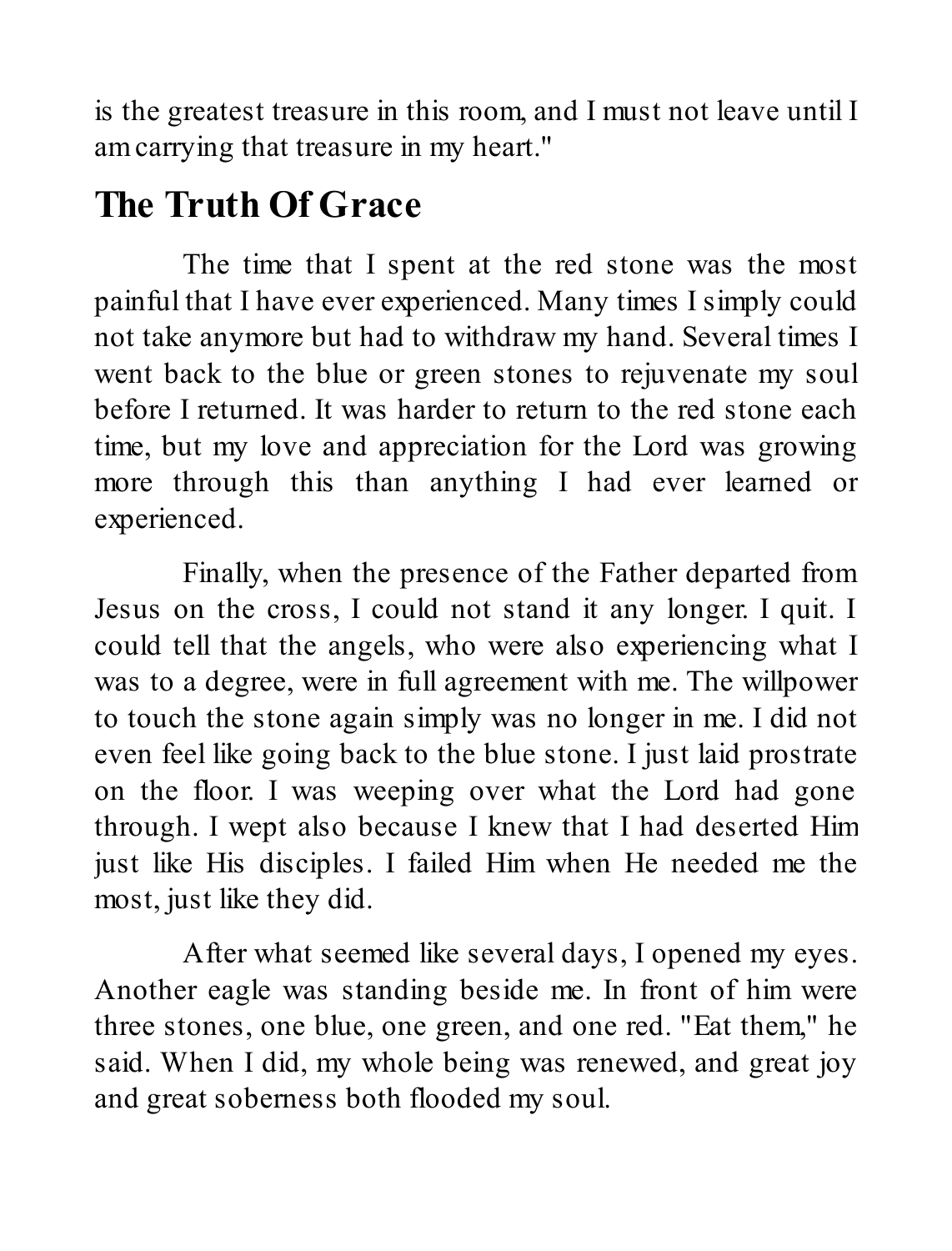is the greatest treasure in this room, and I must not leave until I am carrying that treasure in my heart."

## The Truth Of Grace

The time that I spent at the red stone was the most painful that I have ever experienced. Many times I simply could not take anymore but had to withdraw my hand. Several times I went back to the blue or green stones to rejuvenate my soul before I returned. It was harder to return to the red stone each time, but my love and appreciation for the Lord was growing more through this than anything I had ever learned or experienced.

Finally, when the presence of the Father departed from Jesus on the cross, I could not stand it any longer. I quit. I could tell that the angels, who were also experiencing what I was to a degree, were in full agreement with me. The willpower to touch the stone again simply was no longer in me. I did not even feel like going back to the blue stone. I just laid prostrate on the floor. I was weeping over what the Lord had gone through. I wept also because I knew that I had deserted Him just like His disciples. I failed Him when He needed me the most, just like they did.

After what seemed like several days, I opened my eyes. Another eagle was standing beside me. In front of him were three stones, one blue, one green, and one red. "Eat them," he said. When I did, my whole being was renewed, and great joy and great soberness both flooded my soul.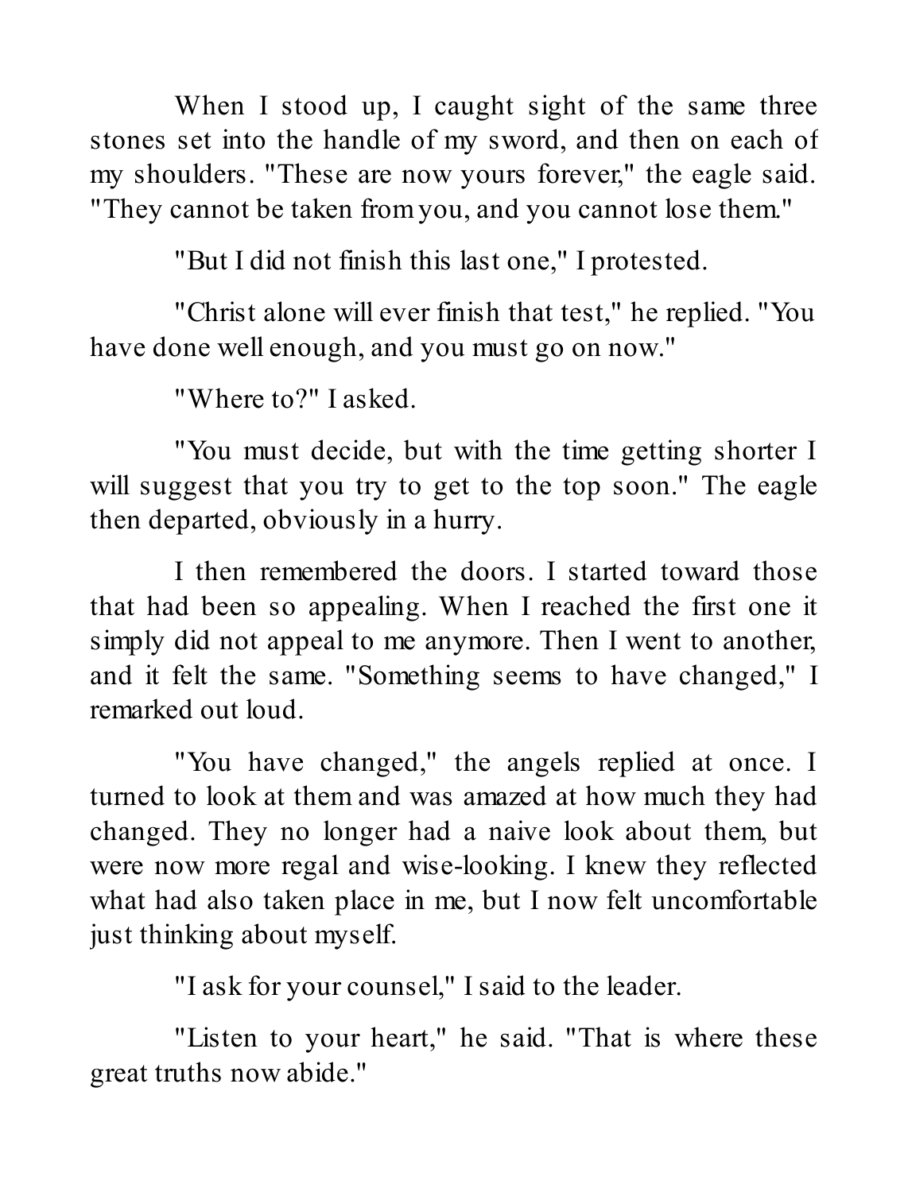When I stood up, I caught sight of the same three stones set into the handle of my sword, and then on each of my shoulders. "These are now yours forever," the eagle said. "They cannot be taken from you, and you cannot lose them."

"But I did not finish this last one," I protested.

"Christ alone will ever finish that test," he replied. "You have done well enough, and you must go on now."

"Where to?" I asked.

"You must decide, but with the time getting shorter I will suggest that you try to get to the top soon." The eagle then departed, obviously in a hurry.

I then remembered the doors. I started toward those that had been so appealing. When I reached the first one it simply did not appeal to me anymore. Then I went to another, and it felt the same. "Something seems to have changed," I remarked out loud.

"You have changed," the angels replied at once. I turned to look at them and was amazed at how much they had changed. They no longer had a naive look about them, but were now more regal and wise-looking. I knew they reflected what had also taken place in me, but I now felt uncomfortable just thinking about myself.

"I ask for your counsel," I said to the leader.

"Listen to your heart," he said. "That is where these great truths now abide."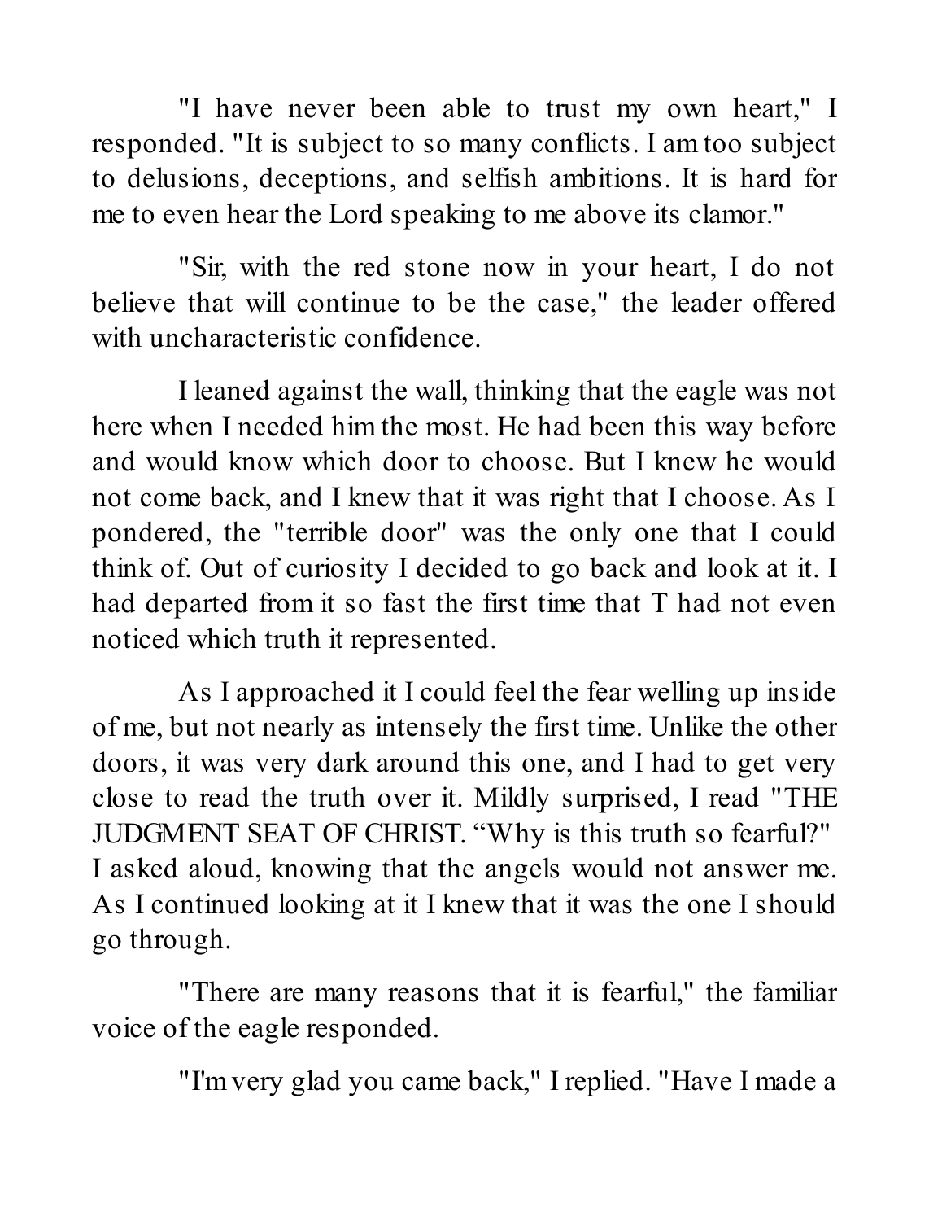"I have never been able to trust my own heart," I responded. "It is subject to so many conflicts. I am too subject to delusions, deceptions, and selfish ambitions. It is hard for me to even hear the Lord speaking to me above its clamor."

"Sir, with the red stone now in your heart, I do not believe that will continue to be the case," the leader offered with uncharacteristic confidence.

I leaned against the wall, thinking that the eagle was not here when I needed him the most. He had been this way before and would know which door to choose. But I knew he would not come back, and I knew that it was right that I choose. As I pondered, the "terrible door" was the only one that I could think of. Out of curiosity I decided to go back and look at it. I had departed from it so fast the first time that T had not even noticed which truth it represented.

As I approached it I could feel the fear welling up inside of me, but not nearly as intensely the first time. Unlike the other doors, it was very dark around this one, and I had to get very close to read the truth over it. Mildly surprised, I read "THE JUDGMENT SEAT OF CHRIST. "Why is this truth so fearful?" I asked aloud, knowing that the angels would not answer me. As I continued looking at it I knew that it was the one I should go through.

"There are many reasons that it is fearful," the familiar voice of the eagle responded.

"I'm very glad you came back," I replied. "Have I made a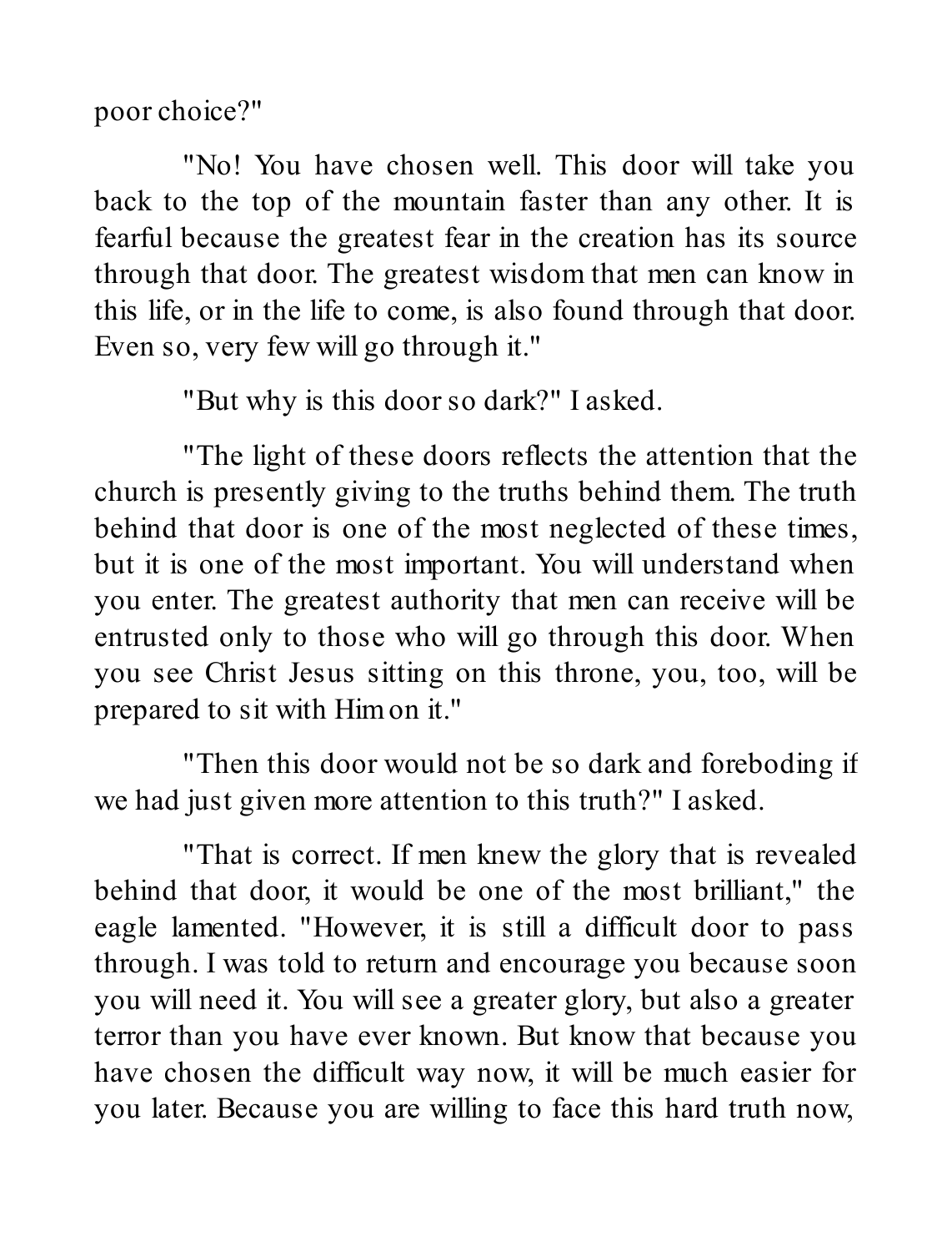poor choice?"

"No! You have chosen well. This door will take you back to the top of the mountain faster than any other. It is fearful because the greatest fear in the creation has its source through that door. The greatest wisdom that men can know in this life, or in the life to come, is also found through that door. Even so, very few will go through it."

"But why is this door so dark?" I asked.

"The light of these doors reflects the attention that the church is presently giving to the truths behind them. The truth behind that door is one of the most neglected of these times, but it is one of the most important. You will understand when you enter. The greatest authority that men can receive will be entrusted only to those who will go through this door. When you see Christ Jesus sitting on this throne, you, too, will be prepared to sit with Him on it."

"Then this door would not be so dark and foreboding if we had just given more attention to this truth?" I asked.

"That is correct. If men knew the glory that is revealed behind that door, it would be one of the most brilliant," the eagle lamented. "However, it is still a difficult door to pass through. I was told to return and encourage you because soon you will need it. You will see a greater glory, but also a greater terror than you have ever known. But know that because you have chosen the difficult way now, it will be much easier for you later. Because you are willing to face this hard truth now,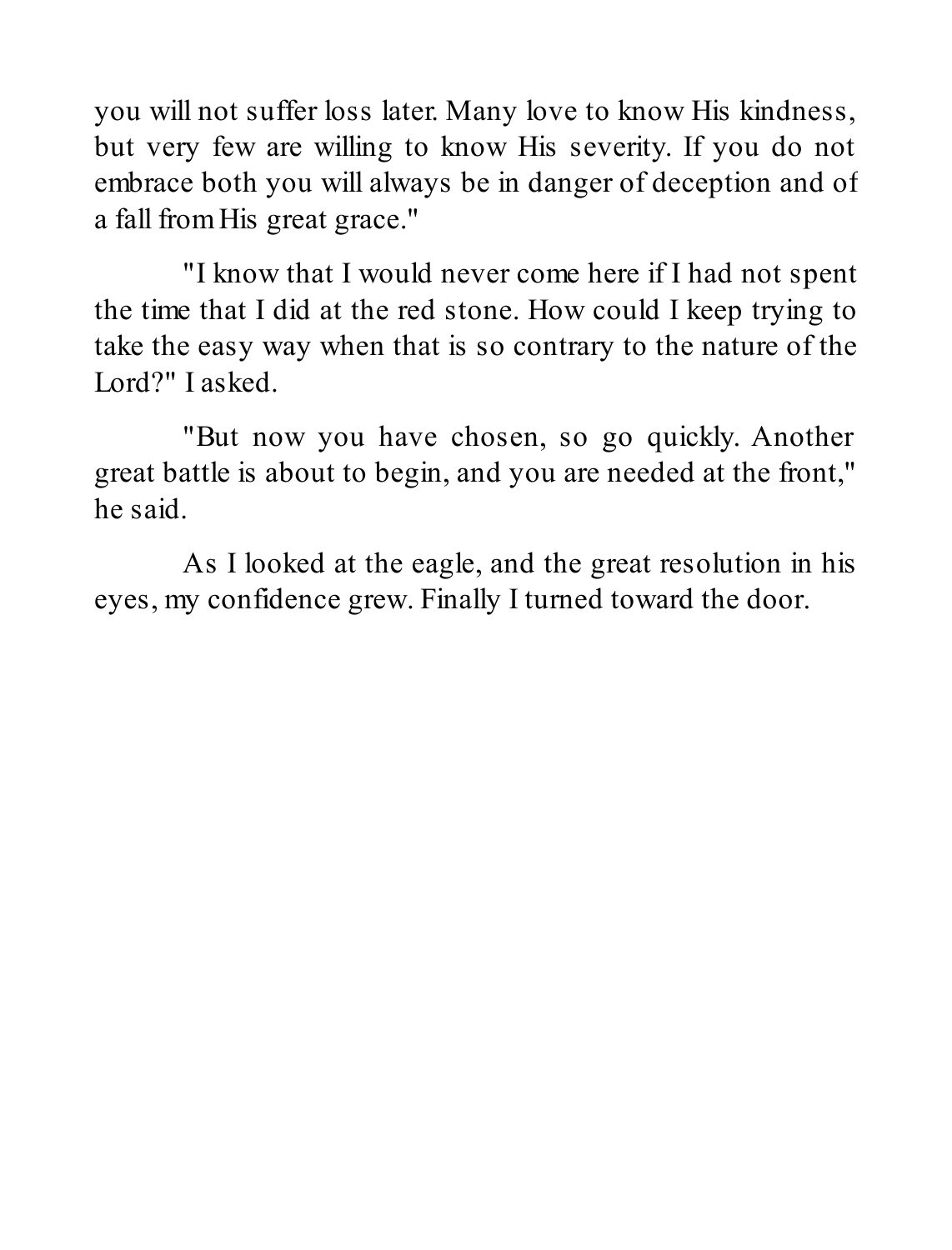you will not suffer loss later. Many love to know His kindness, but very few are willing to know His severity. If you do not embrace both you will always be in danger of deception and of a fall from His great grace."

"I know that I would never come here if I had not spent the time that I did at the red stone. How could I keep trying to take the easy way when that is so contrary to the nature of the Lord?" I asked.

"But now you have chosen, so go quickly. Another great battle is about to begin, and you are needed at the front," he said.

As I looked at the eagle, and the great resolution in his eyes, my confidence grew. Finally I turned toward the door.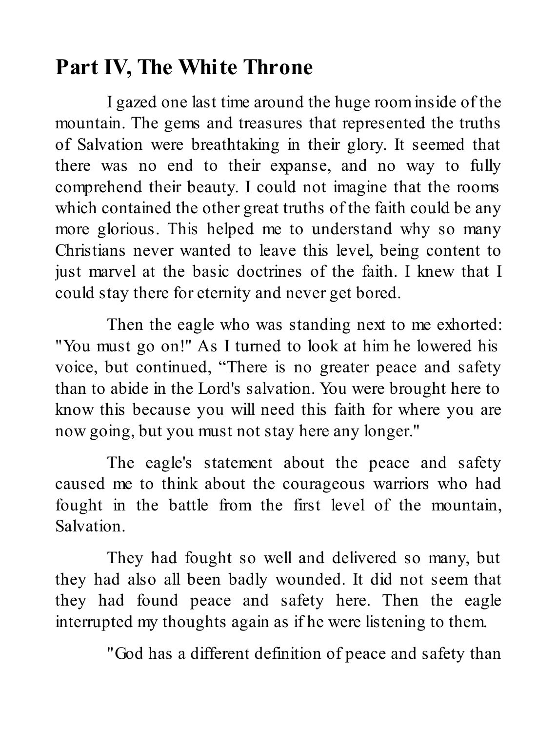## Part IV, The White Throne

I gazed one last time around the huge room inside of the mountain. The gems and treasures that represented the truths of Salvation were breathtaking in their glory. It seemed that there was no end to their expanse, and no way to fully comprehend their beauty. I could not imagine that the rooms which contained the other great truths of the faith could be any more glorious. This helped me to understand why so many Christians never wanted to leave this level, being content to just marvel at the basic doctrines of the faith. I knew that I could stay there for eternity and never get bored.

Then the eagle who was standing next to me exhorted: "You must go on!" As I turned to look at him he lowered his voice, but continued, "There is no greater peace and safety than to abide in the Lord's salvation. You were brought here to know this because you will need this faith for where you are now going, but you must not stay here any longer."

The eagle's statement about the peace and safety caused me to think about the courageous warriors who had fought in the battle from the first level of the mountain, Salvation.

They had fought so well and delivered so many, but they had also all been badly wounded. It did not seem that they had found peace and safety here. Then the eagle interrupted my thoughts again as if he were listening to them.

"God has a different definition of peace and safety than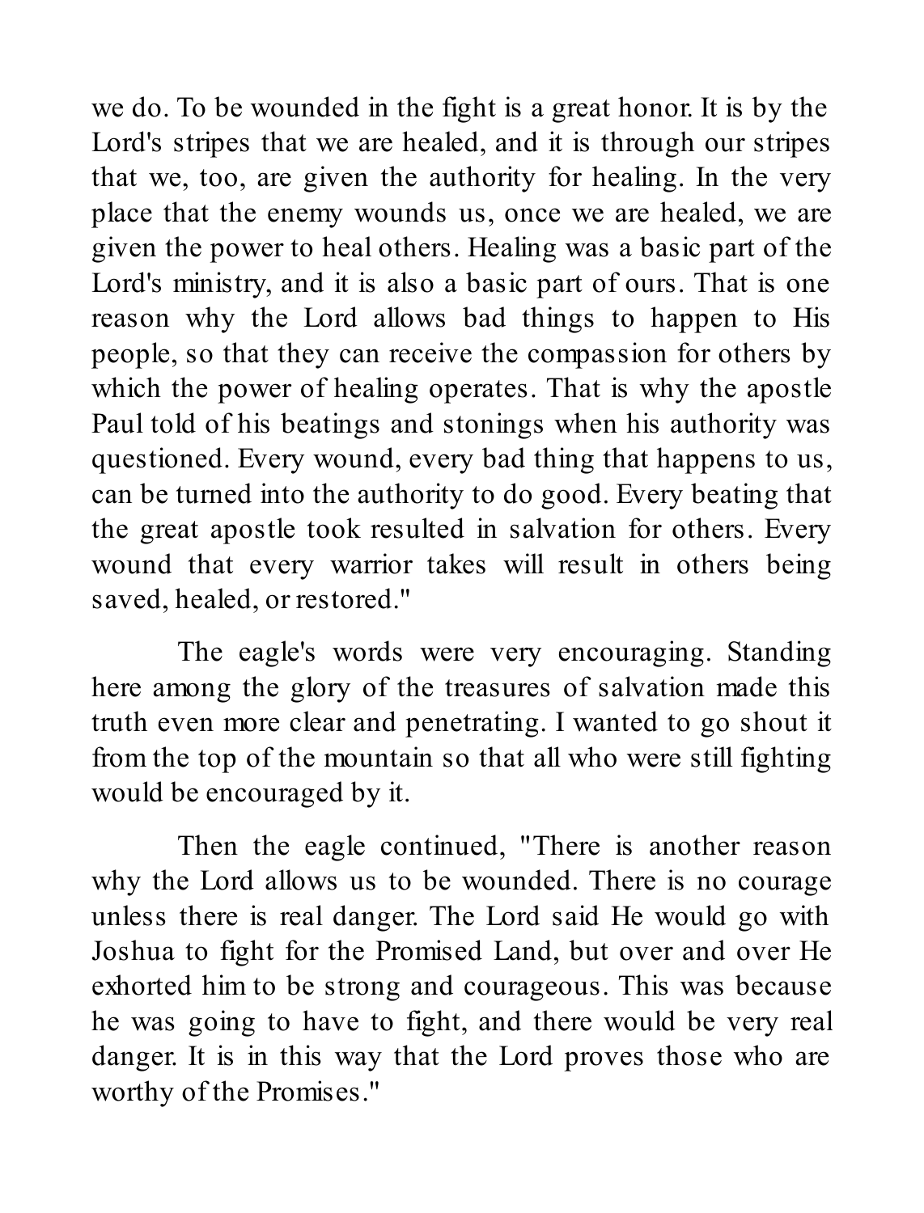we do. To be wounded in the fight is a great honor. It is by the Lord's stripes that we are healed, and it is through our stripes that we, too, are given the authority for healing. In the very place that the enemy wounds us, once we are healed, we are given the power to heal others. Healing was a basic part of the Lord's ministry, and it is also a basic part of ours. That is one reason why the Lord allows bad things to happen to His people, so that they can receive the compassion for others by which the power of healing operates. That is why the apostle Paul told of his beatings and stonings when his authority was questioned. Every wound, every bad thing that happens to us, can be turned into the authority to do good. Every beating that the great apostle took resulted in salvation for others. Every wound that every warrior takes will result in others being saved, healed, or restored."

The eagle's words were very encouraging. Standing here among the glory of the treasures of salvation made this truth even more clear and penetrating. I wanted to go shout it from the top of the mountain so that all who were still fighting would be encouraged by it.

Then the eagle continued, "There is another reason why the Lord allows us to be wounded. There is no courage unless there is real danger. The Lord said He would go with Joshua to fight for the Promised Land, but over and over He exhorted him to be strong and courageous. This was because he was going to have to fight, and there would be very real danger. It is in this way that the Lord proves those who are worthy of the Promises."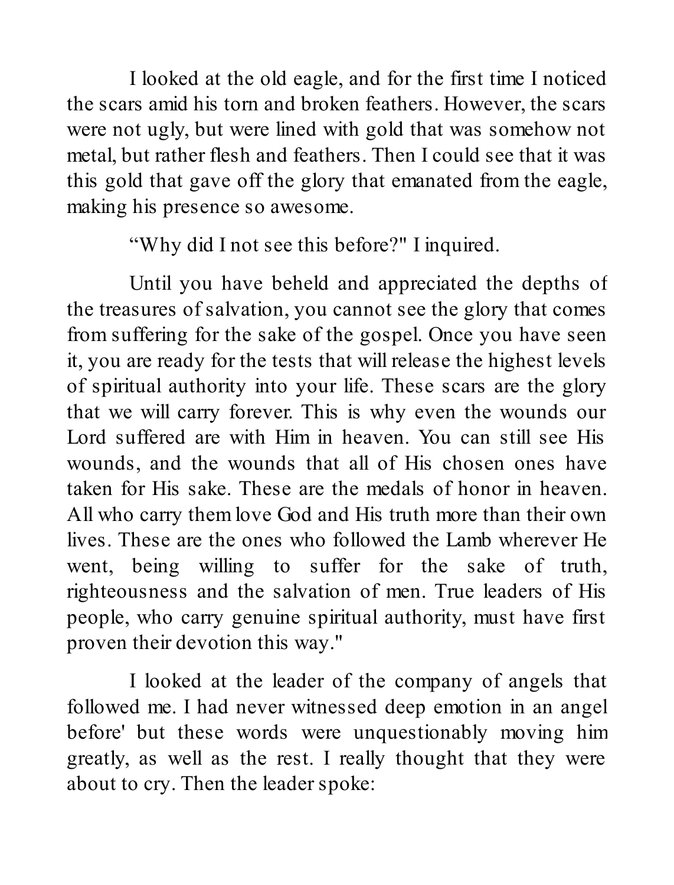I looked at the old eagle, and for the first time I noticed the scars amid his torn and broken feathers. However, the scars were not ugly, but were lined with gold that was somehow not metal, but rather flesh and feathers. Then I could see that it was this gold that gave off the glory that emanated from the eagle, making his presence so awesome.

"Why did I not see this before?" I inquired.

Until you have beheld and appreciated the depths of the treasures of salvation, you cannot see the glory that comes from suffering for the sake of the gospel. Once you have seen it, you are ready for the tests that will release the highest levels of spiritual authority into your life. These scars are the glory that we will carry forever. This is why even the wounds our Lord suffered are with Him in heaven. You can still see His wounds, and the wounds that all of His chosen ones have taken for His sake. These are the medals of honor in heaven. All who carry them love God and His truth more than their own lives. These are the ones who followed the Lamb wherever He went, being willing to suffer for the sake of truth, righteousness and the salvation of men. True leaders of His people, who carry genuine spiritual authority, must have first proven their devotion this way."

I looked at the leader of the company of angels that followed me. I had never witnessed deep emotion in an angel before' but these words were unquestionably moving him greatly, as well as the rest. I really thought that they were about to cry. Then the leader spoke: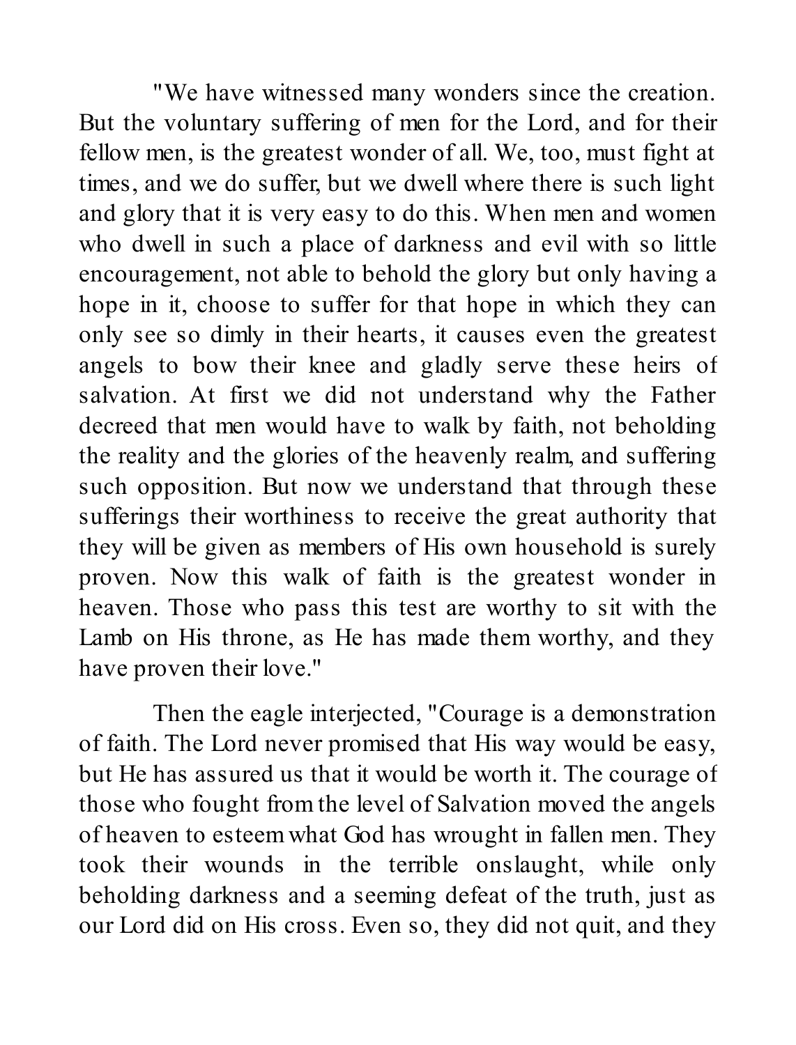"We have witnessed many wonders since the creation. But the voluntary suffering of men for the Lord, and for their fellow men, is the greatest wonder of all. We, too, must fight at times, and we do suffer, but we dwell where there is such light and glory that it is very easy to do this. When men and women who dwell in such a place of darkness and evil with so little encouragement, not able to behold the glory but only having a hope in it, choose to suffer for that hope in which they can only see so dimly in their hearts, it causes even the greatest angels to bow their knee and gladly serve these heirs of salvation. At first we did not understand why the Father decreed that men would have to walk by faith, not beholding the reality and the glories of the heavenly realm, and suffering such opposition. But now we understand that through these sufferings their worthiness to receive the great authority that they will be given as members of His own household is surely proven. Now this walk of faith is the greatest wonder in heaven. Those who pass this test are worthy to sit with the Lamb on His throne, as He has made them worthy, and they have proven their love."

Then the eagle interjected, "Courage is a demonstration of faith. The Lord never promised that His way would be easy, but He has assured us that it would be worth it. The courage of those who fought from the level of Salvation moved the angels of heaven to esteem what God has wrought in fallen men. They took their wounds in the terrible onslaught, while only beholding darkness and a seeming defeat of the truth, just as our Lord did on His cross. Even so, they did not quit, and they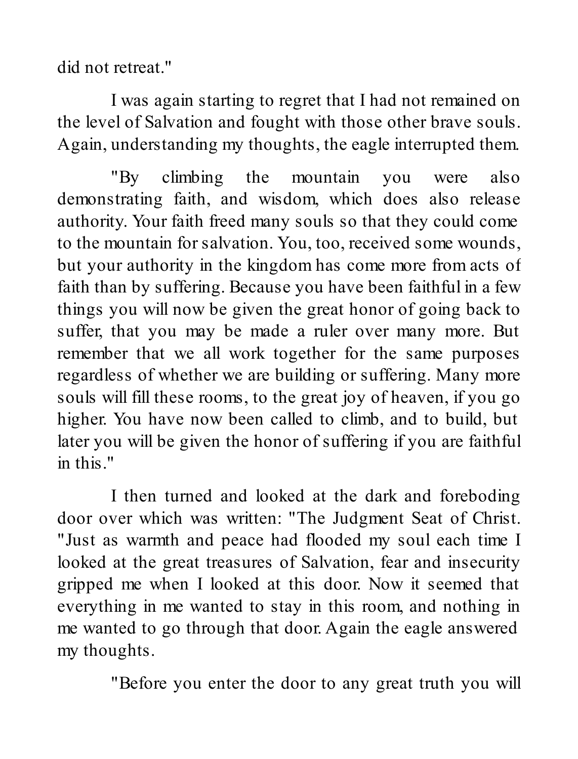did not retreat."

I was again starting to regret that I had not remained on the level of Salvation and fought with those other brave souls. Again, understanding my thoughts, the eagle interrupted them.

"By climbing the mountain you were also demonstrating faith, and wisdom, which does also release authority. Your faith freed many souls so that they could come to the mountain for salvation. You, too, received some wounds, but your authority in the kingdom has come more from acts of faith than by suffering. Because you have been faithful in a few things you will now be given the great honor of going back to suffer, that you may be made a ruler over many more. But remember that we all work together for the same purposes regardless of whether we are building or suffering. Many more souls will fill these rooms, to the great joy of heaven, if you go higher. You have now been called to climb, and to build, but later you will be given the honor of suffering if you are faithful in this."

I then turned and looked at the dark and foreboding door over which was written: "The Judgment Seat of Christ. "Just as warmth and peace had flooded my soul each time I looked at the great treasures of Salvation, fear and insecurity gripped me when I looked at this door. Now it seemed that everything in me wanted to stay in this room, and nothing in me wanted to go through that door. Again the eagle answered my thoughts.

"Before you enter the door to any great truth you will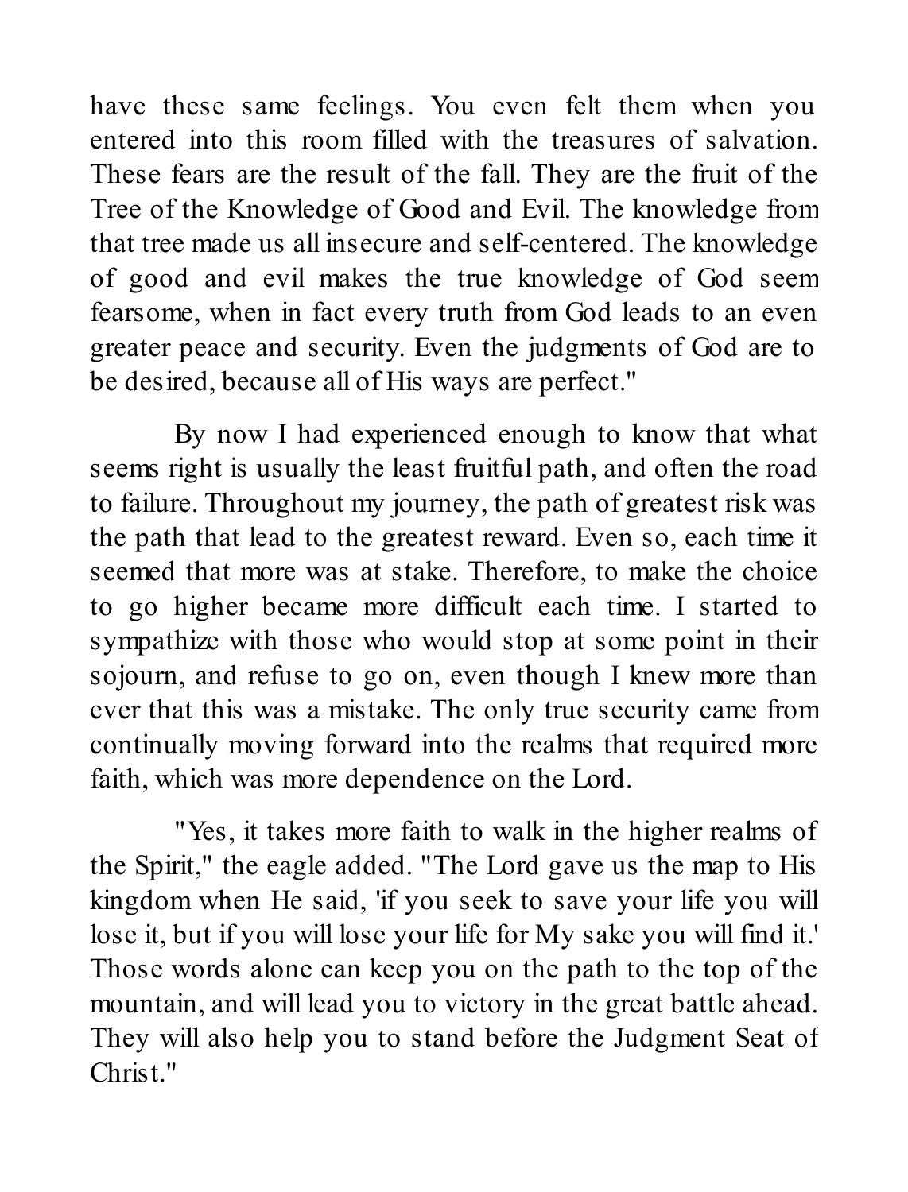have these same feelings. You even felt them when you entered into this room filled with the treasures of salvation. These fears are the result of the fall. They are the fruit of the Tree of the Knowledge of Good and Evil. The knowledge from that tree made us all insecure and self-centered. The knowledge of good and evil makes the true knowledge of God seem fearsome, when in fact every truth from God leads to an even greater peace and security. Even the judgments of God are to be desired, because all of His ways are perfect."

By now I had experienced enough to know that what seems right is usually the least fruitful path, and often the road to failure. Throughout my journey, the path of greatest risk was the path that lead to the greatest reward. Even so, each time it seemed that more was at stake. Therefore, to make the choice to go higher became more difficult each time. I started to sympathize with those who would stop at some point in their sojourn, and refuse to go on, even though I knew more than ever that this was a mistake. The only true security came from continually moving forward into the realms that required more faith, which was more dependence on the Lord.

"Yes, it takes more faith to walk in the higher realms of the Spirit," the eagle added. "The Lord gave us the map to His kingdom when He said, 'if you seek to save your life you will lose it, but if you will lose your life for My sake you will find it.' Those words alone can keep you on the path to the top of the mountain, and will lead you to victory in the great battle ahead. They will also help you to stand before the Judgment Seat of Christ."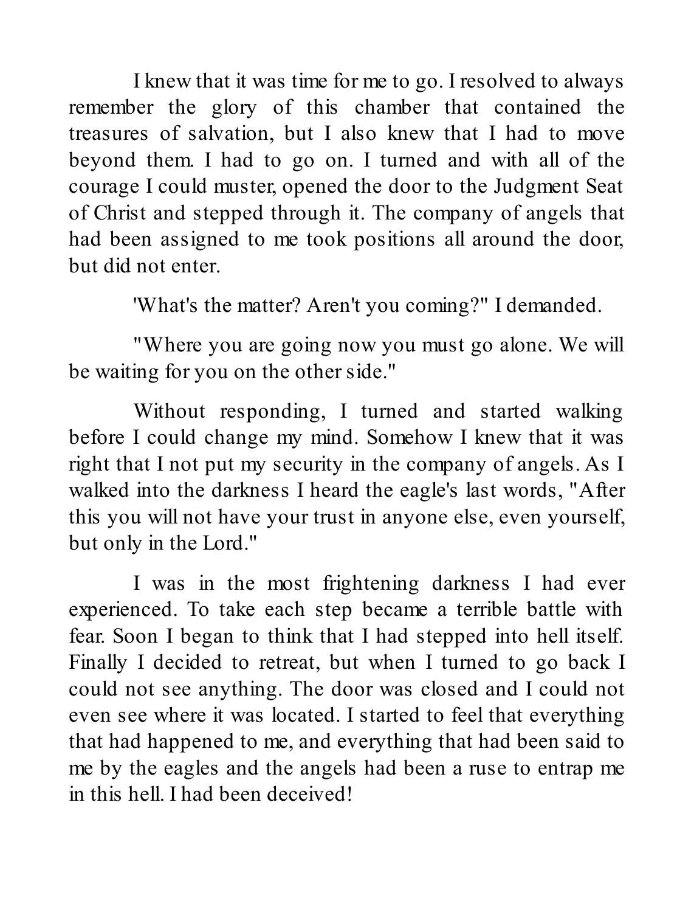I knew that it was time for me to go. I resolved to always remember the glory of this chamber that contained the treasures of salvation, but I also knew that I had to move beyond them. I had to go on. I turned and with all of the courage I could muster, opened the door to the Judgment Seat of Christ and stepped through it. The company of angels that had been assigned to me took positions all around the door, but did not enter.

'What's the matter? Aren't you coming?" I demanded.

"Where you are going now you must go alone. We will be waiting for you on the other side."

Without responding, I turned and started walking before I could change my mind. Somehow I knew that it was right that I not put my security in the company of angels. As I walked into the darkness I heard the eagle's last words, "After this you will not have your trust in anyone else, even yourself, but only in the Lord."

I was in the most frightening darkness I had ever experienced. To take each step became a terrible battle with fear. Soon I began to think that I had stepped into hell itself. Finally I decided to retreat, but when I turned to go back I could not see anything. The door was closed and I could not even see where it was located. I started to feel that everything that had happened to me, and everything that had been said to me by the eagles and the angels had been a ruse to entrap me in this hell. I had been deceived!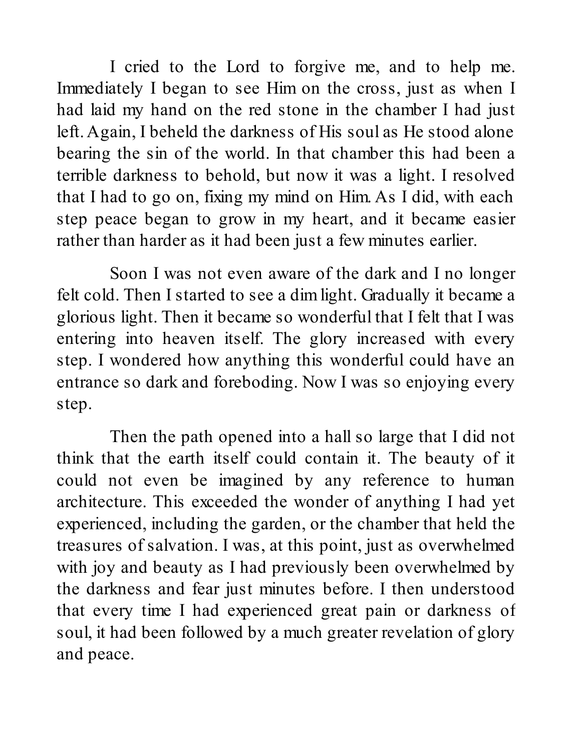I cried to the Lord to forgive me, and to help me. Immediately I began to see Him on the cross, just as when I had laid my hand on the red stone in the chamber I had just left. Again, I beheld the darkness of His soul as He stood alone bearing the sin of the world. In that chamber this had been a terrible darkness to behold, but now it was a light. I resolved that I had to go on, fixing my mind on Him. As I did, with each step peace began to grow in my heart, and it became easier rather than harder as it had been just a few minutes earlier.

Soon I was not even aware of the dark and I no longer felt cold. Then I started to see a dim light. Gradually it became a glorious light. Then it became so wonderful that I felt that I was entering into heaven itself. The glory increased with every step. I wondered how anything this wonderful could have an entrance so dark and foreboding. Now I was so enjoying every step.

Then the path opened into a hall so large that I did not think that the earth itself could contain it. The beauty of it could not even be imagined by any reference to human architecture. This exceeded the wonder of anything I had yet experienced, including the garden, or the chamber that held the treasures of salvation. I was, at this point, just as overwhelmed with joy and beauty as I had previously been overwhelmed by the darkness and fear just minutes before. I then understood that every time I had experienced great pain or darkness of soul, it had been followed by a much greater revelation of glory and peace.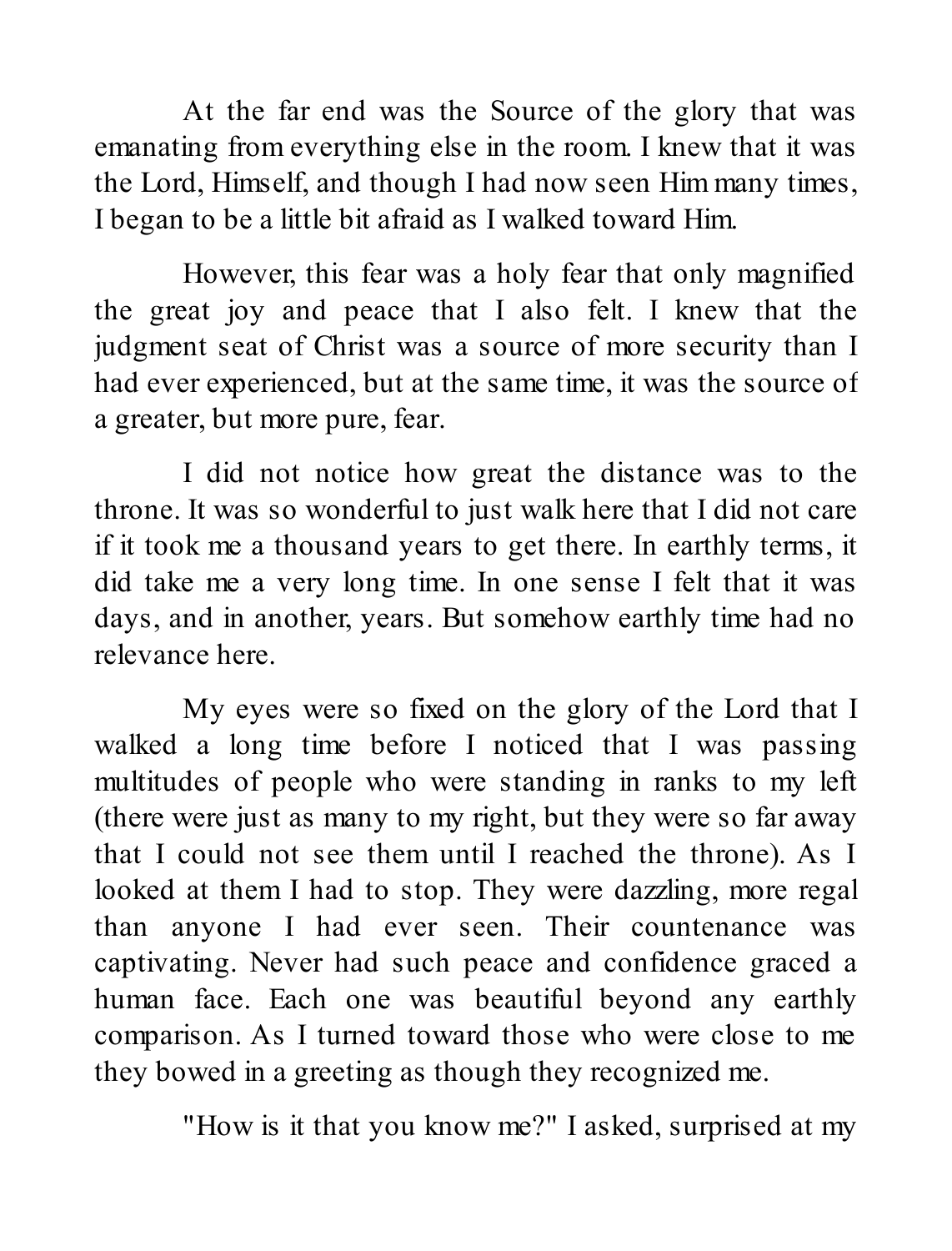At the far end was the Source of the glory that was emanating from everything else in the room. I knew that it was the Lord, Himself, and though I had now seen Him many times, I began to be a little bit afraid as I walked toward Him.

However, this fear was a holy fear that only magnified the great joy and peace that I also felt. I knew that the judgment seat of Christ was a source of more security than I had ever experienced, but at the same time, it was the source of a greater, but more pure, fear.

I did not notice how great the distance was to the throne. It was so wonderful to just walk here that I did not care if it took me a thousand years to get there. In earthly terms, it did take me a very long time. In one sense I felt that it was days, and in another, years. But somehow earthly time had no relevance here.

My eyes were so fixed on the glory of the Lord that I walked a long time before I noticed that I was passing multitudes of people who were standing in ranks to my left (there were just as many to my right, but they were so far away that I could not see them until I reached the throne). As I looked at them I had to stop. They were dazzling, more regal than anyone I had ever seen. Their countenance was captivating. Never had such peace and confidence graced a human face. Each one was beautiful beyond any earthly comparison. As I turned toward those who were close to me they bowed in a greeting as though they recognized me.

"How is it that you know me?" I asked, surprised at my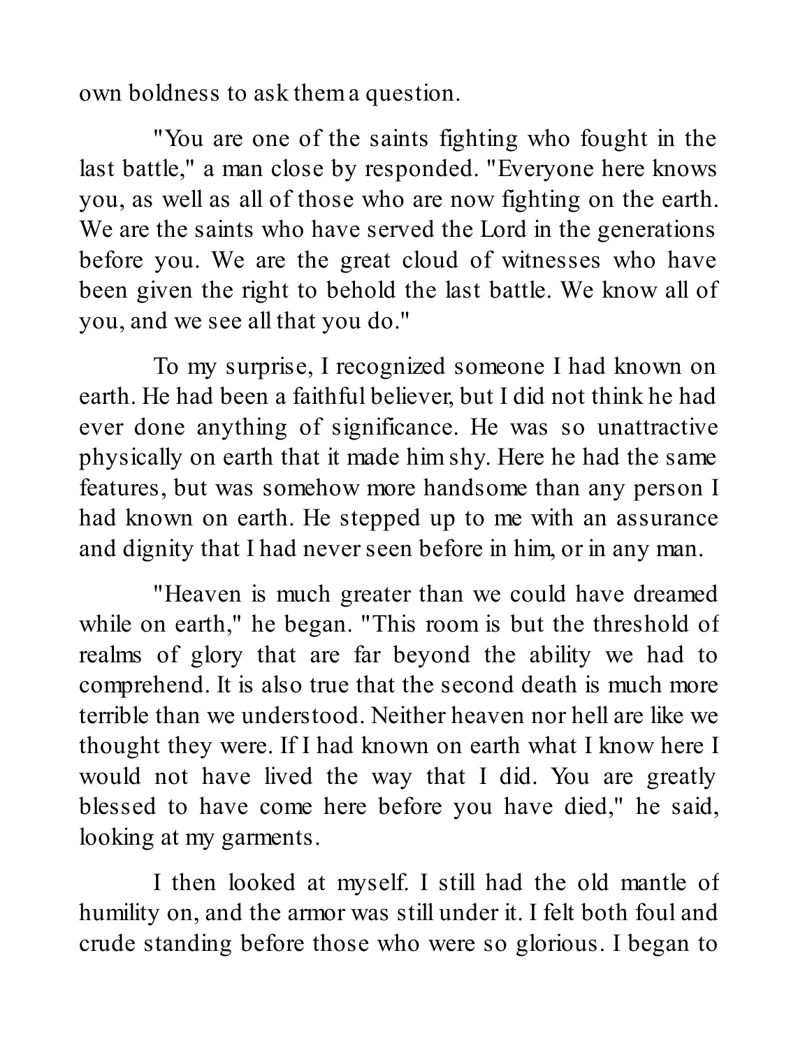own boldness to ask them a question.

"You are one of the saints fighting who fought in the last battle," a man close by responded. "Everyone here knows you, as well as all of those who are now fighting on the earth. We are the saints who have served the Lord in the generations before you. We are the great cloud of witnesses who have been given the right to behold the last battle. We know all of you, and we see all that you do."

To my surprise, I recognized someone I had known on earth. He had been a faithful believer, but I did not think he had ever done anything of significance. He was so unattractive physically on earth that it made him shy. Here he had the same features, but was somehow more handsome than any person I had known on earth. He stepped up to me with an assurance and dignity that I had never seen before in him, or in any man.

"Heaven is much greater than we could have dreamed while on earth," he began. "This room is but the threshold of realms of glory that are far beyond the ability we had to comprehend. It is also true that the second death is much more terrible than we understood. Neither heaven nor hell are like we thought they were. If I had known on earth what I know here I would not have lived the way that I did. You are greatly blessed to have come here before you have died," he said, looking at my garments.

I then looked at myself. I still had the old mantle of humility on, and the armor was still under it. I felt both foul and crude standing before those who were so glorious. I began to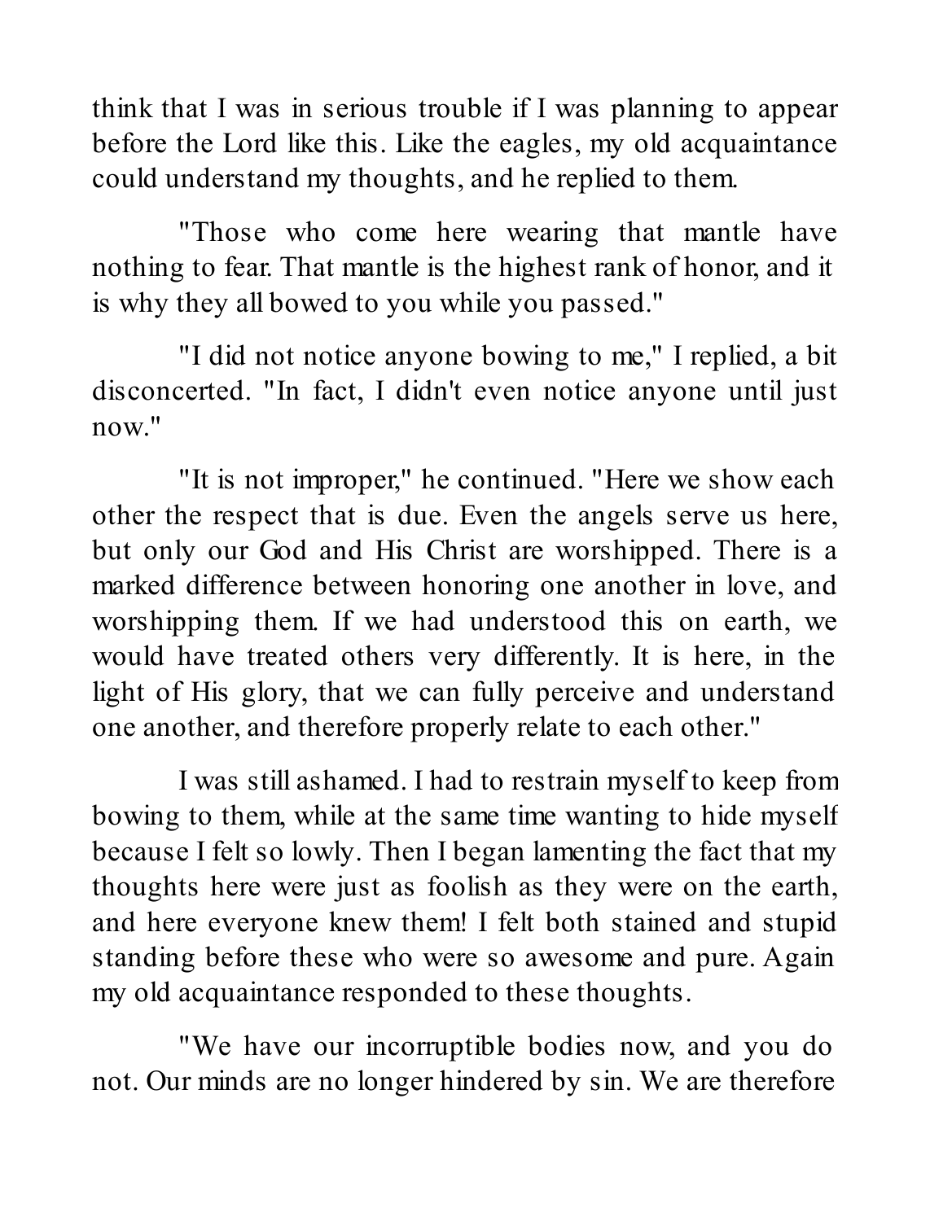think that I was in serious trouble if I was planning to appear before the Lord like this. Like the eagles, my old acquaintance could understand my thoughts, and he replied to them.

"Those who come here wearing that mantle have nothing to fear. That mantle is the highest rank of honor, and it is why they all bowed to you while you passed."

"I did not notice anyone bowing to me," I replied, a bit disconcerted. "In fact, I didn't even notice anyone until just now."

"It is not improper," he continued. "Here we show each other the respect that is due. Even the angels serve us here, but only our God and His Christ are worshipped. There is a marked difference between honoring one another in love, and worshipping them. If we had understood this on earth, we would have treated others very differently. It is here, in the light of His glory, that we can fully perceive and understand one another, and therefore properly relate to each other."

I was still ashamed. I had to restrain myself to keep from bowing to them, while at the same time wanting to hide myself because I felt so lowly. Then I began lamenting the fact that my thoughts here were just as foolish as they were on the earth, and here everyone knew them! I felt both stained and stupid standing before these who were so awesome and pure. Again my old acquaintance responded to these thoughts.

"We have our incorruptible bodies now, and you do not. Our minds are no longer hindered by sin. We are therefore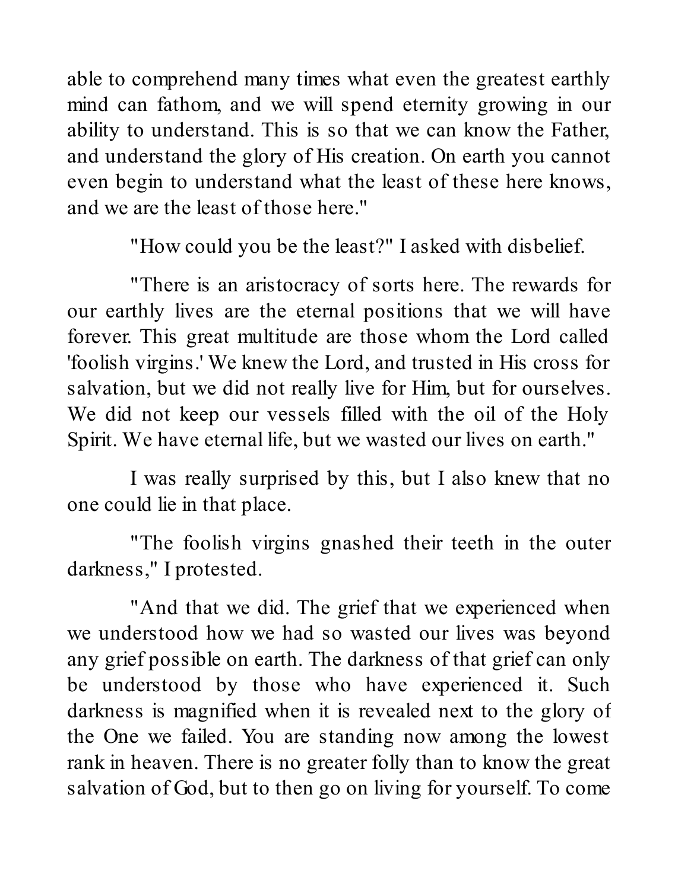able to comprehend many times what even the greatest earthly mind can fathom, and we will spend eternity growing in our ability to understand. This is so that we can know the Father, and understand the glory of His creation. On earth you cannot even begin to understand what the least of these here knows, and we are the least of those here."

"How could you be the least?" I asked with disbelief.

"There is an aristocracy of sorts here. The rewards for our earthly lives are the eternal positions that we will have forever. This great multitude are those whom the Lord called 'foolish virgins.' We knew the Lord, and trusted in His cross for salvation, but we did not really live for Him, but for ourselves. We did not keep our vessels filled with the oil of the Holy Spirit. We have eternal life, but we wasted our lives on earth."

I was really surprised by this, but I also knew that no one could lie in that place.

"The foolish virgins gnashed their teeth in the outer darkness," I protested.

"And that we did. The grief that we experienced when we understood how we had so wasted our lives was beyond any grief possible on earth. The darkness of that grief can only be understood by those who have experienced it. Such darkness is magnified when it is revealed next to the glory of the One we failed. You are standing now among the lowest rank in heaven. There is no greater folly than to know the great salvation of God, but to then go on living for yourself. To come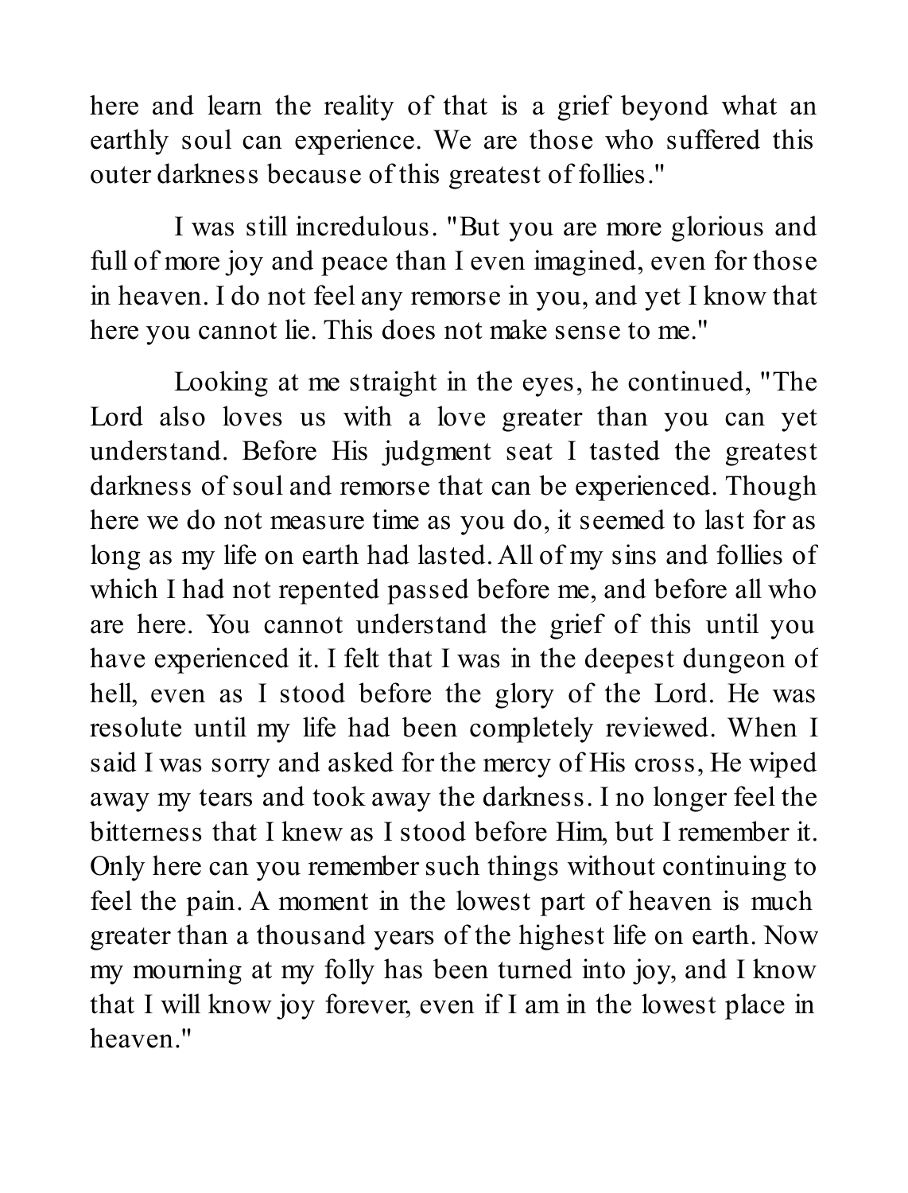here and learn the reality of that is a grief beyond what an earthly soul can experience. We are those who suffered this outer darkness because of this greatest of follies."

I was still incredulous. "But you are more glorious and full of more joy and peace than I even imagined, even for those in heaven. I do not feel any remorse in you, and yet I know that here you cannot lie. This does not make sense to me."

Looking at me straight in the eyes, he continued, "The Lord also loves us with a love greater than you can yet understand. Before His judgment seat I tasted the greatest darkness of soul and remorse that can be experienced. Though here we do not measure time as you do, it seemed to last for as long as my life on earth had lasted. All of my sins and follies of which I had not repented passed before me, and before all who are here. You cannot understand the grief of this until you have experienced it. I felt that I was in the deepest dungeon of hell, even as I stood before the glory of the Lord. He was resolute until my life had been completely reviewed. When I said I was sorry and asked for the mercy of His cross, He wiped away my tears and took away the darkness. I no longer feel the bitterness that I knew as I stood before Him, but I remember it. Only here can you remember such things without continuing to feel the pain. A moment in the lowest part of heaven is much greater than a thousand years of the highest life on earth. Now my mourning at my folly has been turned into joy, and I know that I will know joy forever, even if I am in the lowest place in heaven."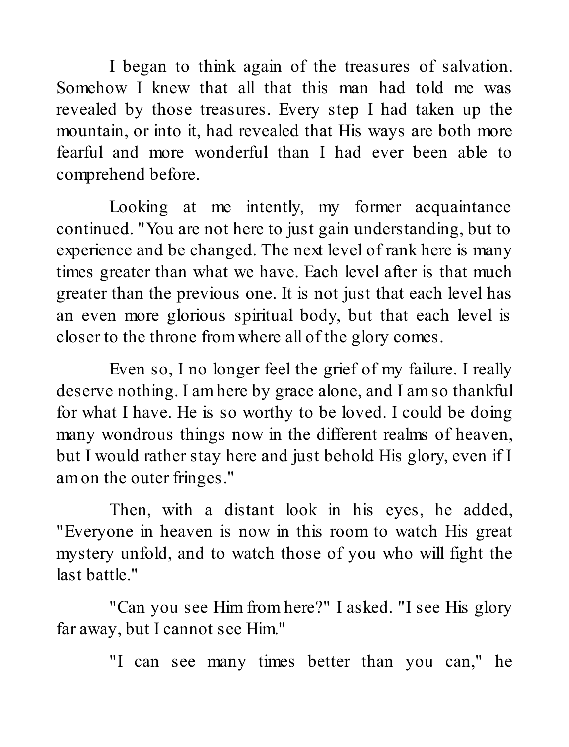I began to think again of the treasures of salvation. Somehow I knew that all that this man had told me was revealed by those treasures. Every step I had taken up the mountain, or into it, had revealed that His ways are both more fearful and more wonderful than I had ever been able to comprehend before.

Looking at me intently, my former acquaintance continued. "You are not here to just gain understanding, but to experience and be changed. The next level of rank here is many times greater than what we have. Each level after is that much greater than the previous one. It is not just that each level has an even more glorious spiritual body, but that each level is closer to the throne from where all of the glory comes.

Even so, I no longer feel the grief of my failure. I really deserve nothing. I am here by grace alone, and I am so thankful for what I have. He is so worthy to be loved. I could be doing many wondrous things now in the different realms of heaven, but I would rather stay here and just behold His glory, even if I am on the outer fringes."

Then, with a distant look in his eyes, he added, "Everyone in heaven is now in this room to watch His great mystery unfold, and to watch those of you who will fight the last battle."

"Can you see Him from here?" I asked. "I see His glory far away, but I cannot see Him."

"I can see many times better than you can," he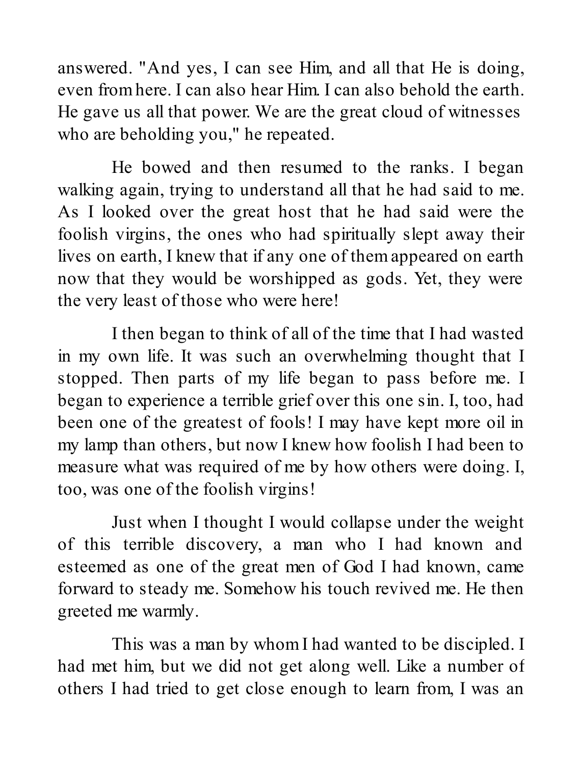answered. "And yes, I can see Him, and all that He is doing, even from here. I can also hear Him. I can also behold the earth. He gave us all that power. We are the great cloud of witnesses who are beholding you," he repeated.

He bowed and then resumed to the ranks. I began walking again, trying to understand all that he had said to me. As I looked over the great host that he had said were the foolish virgins, the ones who had spiritually slept away their lives on earth, I knew that if any one of them appeared on earth now that they would be worshipped as gods. Yet, they were the very least of those who were here!

I then began to think of all of the time that I had wasted in my own life. It was such an overwhelming thought that I stopped. Then parts of my life began to pass before me. I began to experience a terrible grief over this one sin. I, too, had been one of the greatest of fools! I may have kept more oil in my lamp than others, but now I knew how foolish I had been to measure what was required of me by how others were doing. I, too, was one of the foolish virgins!

Just when I thought I would collapse under the weight of this terrible discovery, a man who I had known and esteemed as one of the great men of God I had known, came forward to steady me. Somehow his touch revived me. He then greeted me warmly.

This was a man by whom I had wanted to be discipled. I had met him, but we did not get along well. Like a number of others I had tried to get close enough to learn from, I was an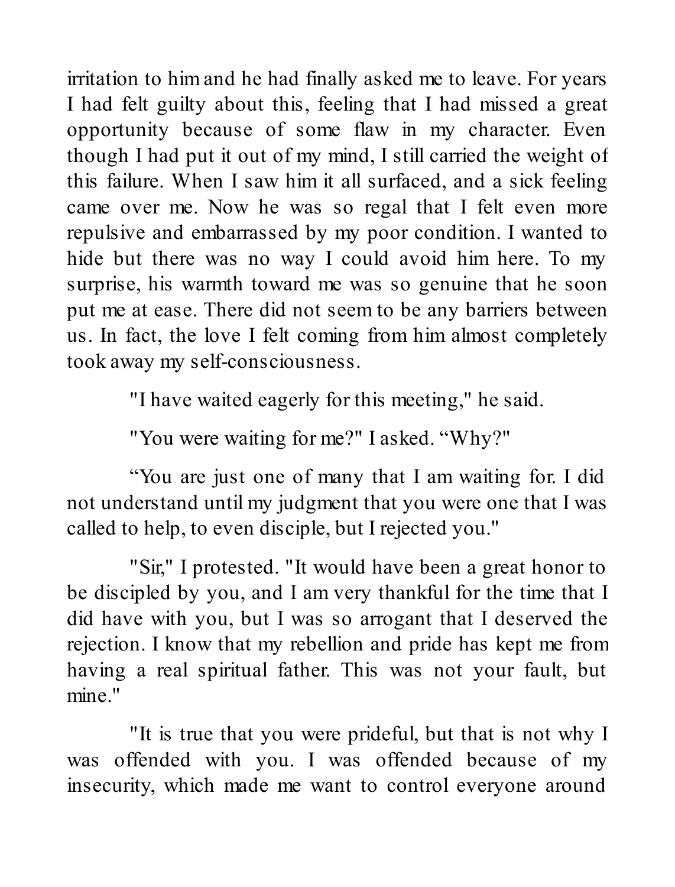irritation to him and he had finally asked me to leave. For years I had felt guilty about this, feeling that I had missed a great opportunity because of some flaw in my character. Even though I had put it out of my mind, I still carried the weight of this failure. When I saw him it all surfaced, and a sick feeling came over me. Now he was so regal that I felt even more repulsive and embarrassed by my poor condition. I wanted to hide but there was no way I could avoid him here. To my surprise, his warmth toward me was so genuine that he soon put me at ease. There did not seem to be any barriers between us. In fact, the love I felt coming from him almost completely took away my self-consciousness.

"I have waited eagerly for this meeting," he said.

"You were waiting for me?" I asked. "Why?"

"You are just one of many that I am waiting for. I did not understand until my judgment that you were one that I was called to help, to even disciple, but I rejected you."

"Sir," I protested. "It would have been a great honor to be discipled by you, and I am very thankful for the time that I did have with you, but I was so arrogant that I deserved the rejection. I know that my rebellion and pride has kept me from having a real spiritual father. This was not your fault, but mine."

"It is true that you were prideful, but that is not why I was offended with you. I was offended because of my insecurity, which made me want to control everyone around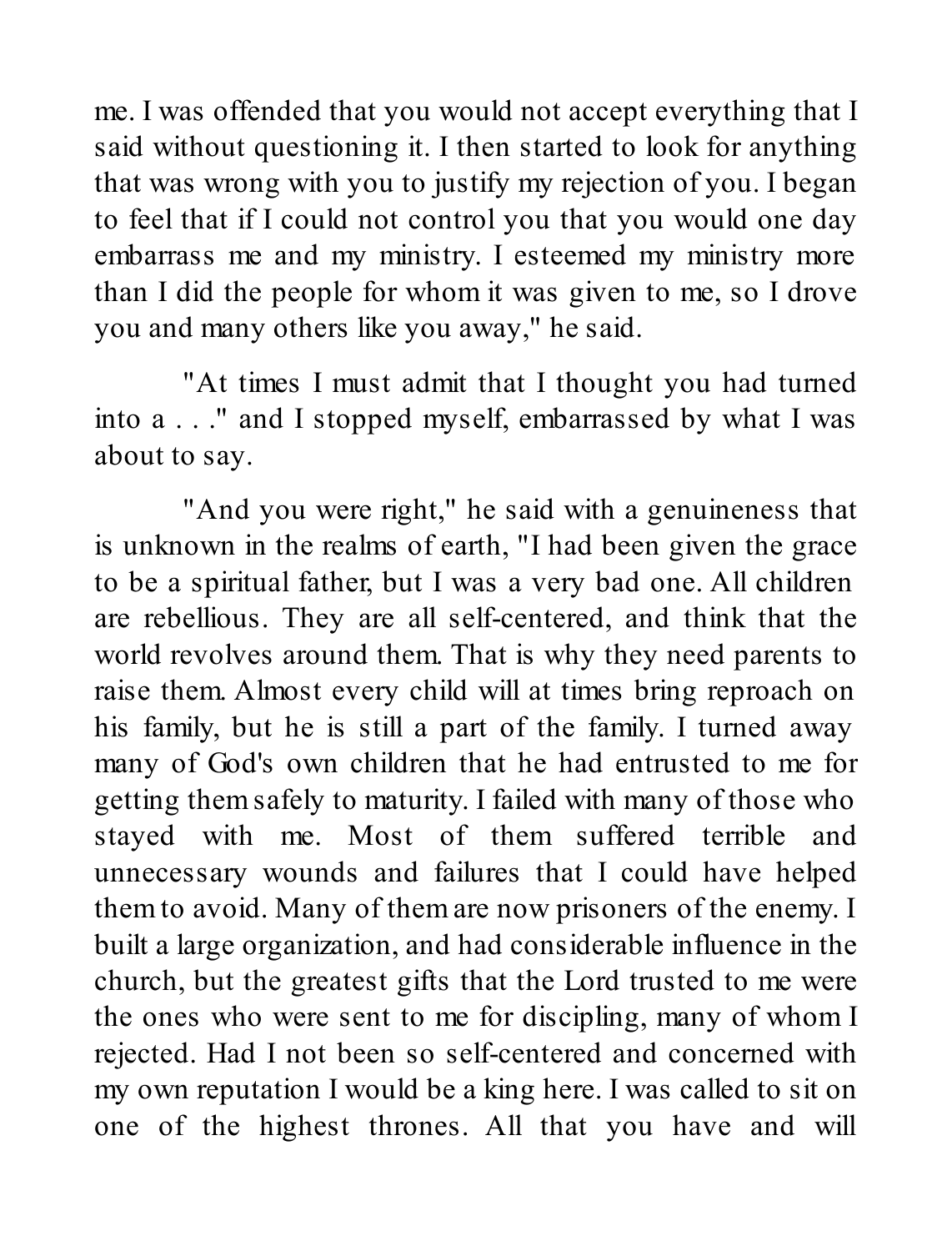me. I was offended that you would not accept everything that I said without questioning it. I then started to look for anything that was wrong with you to justify my rejection of you. I began to feel that if I could not control you that you would one day embarrass me and my ministry. I esteemed my ministry more than I did the people for whom it was given to me, so I drove you and many others like you away," he said.

"At times I must admit that I thought you had turned into a . . ." and I stopped myself, embarrassed by what I was about to say.

"And you were right," he said with a genuineness that is unknown in the realms of earth, "I had been given the grace to be a spiritual father, but I was a very bad one. All children are rebellious. They are all self-centered, and think that the world revolves around them. That is why they need parents to raise them. Almost every child will at times bring reproach on his family, but he is still a part of the family. I turned away many of God's own children that he had entrusted to me for getting them safely to maturity. I failed with many of those who stayed with me. Most of them suffered terrible and unnecessary wounds and failures that I could have helped them to avoid. Many of them are now prisoners of the enemy. I built a large organization, and had considerable influence in the church, but the greatest gifts that the Lord trusted to me were the ones who were sent to me for discipling, many of whom I rejected. Had I not been so self-centered and concerned with my own reputation I would be a king here. I was called to sit on one of the highest thrones. All that you have and will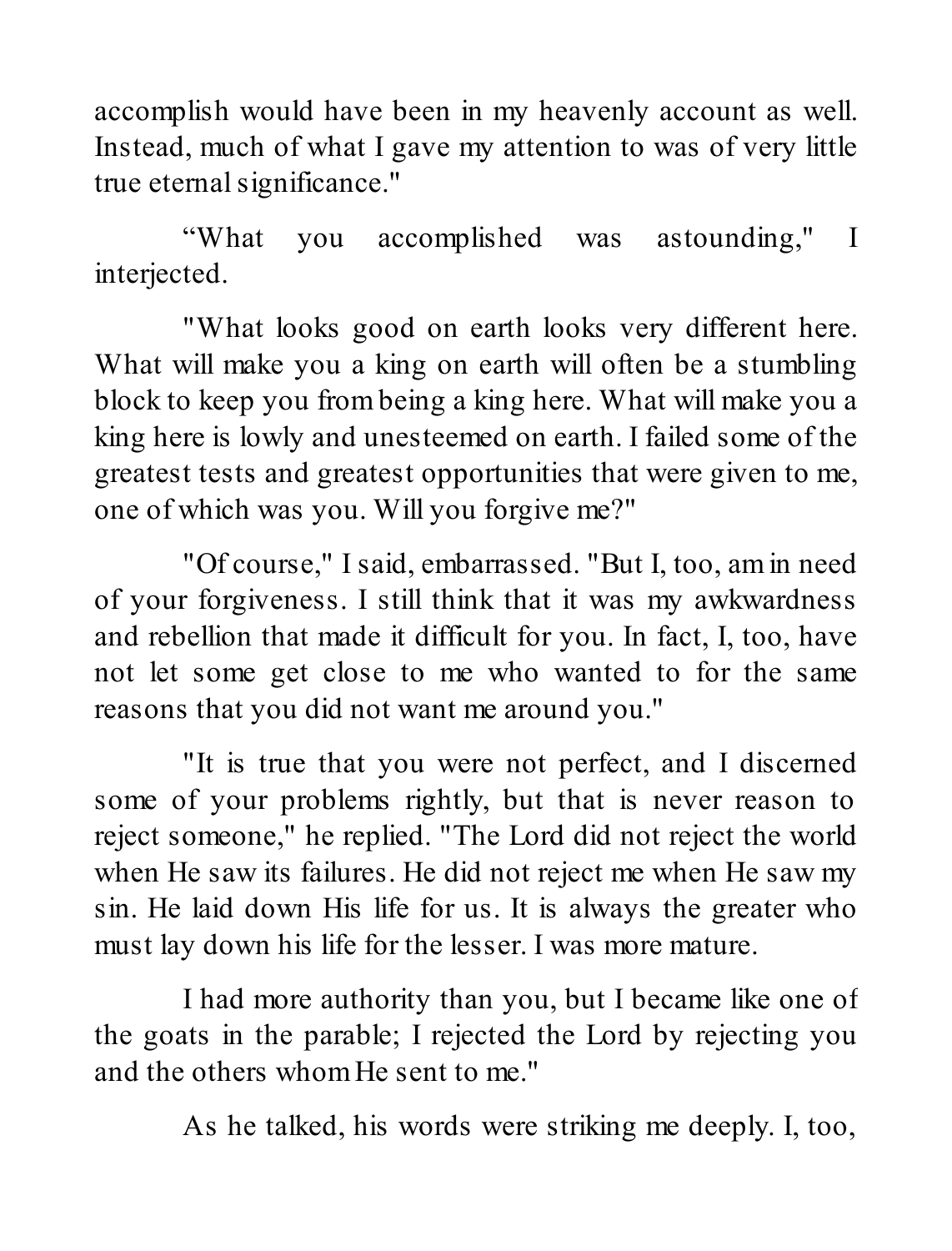accomplish would have been in my heavenly account as well. Instead, much of what I gave my attention to was of very little true eternal significance."

“What you accomplished was astounding," I interjected.

"What looks good on earth looks very different here. What will make you a king on earth will often be a stumbling block to keep you from being a king here. What will make you a king here is lowly and unesteemed on earth. I failed some of the greatest tests and greatest opportunities that were given to me, one of which was you. Will you forgive me?"

"Of course," I said, embarrassed. "But I, too, am in need of your forgiveness. I still think that it was my awkwardness and rebellion that made it difficult for you. In fact, I, too, have not let some get close to me who wanted to for the same reasons that you did not want me around you."

"It is true that you were not perfect, and I discerned some of your problems rightly, but that is never reason to reject someone," he replied. "The Lord did not reject the world when He saw its failures. He did not reject me when He saw my sin. He laid down His life for us. It is always the greater who must lay down his life for the lesser. I was more mature.

I had more authority than you, but I became like one of the goats in the parable; I rejected the Lord by rejecting you and the others whom He sent to me."

As he talked, his words were striking me deeply. I, too,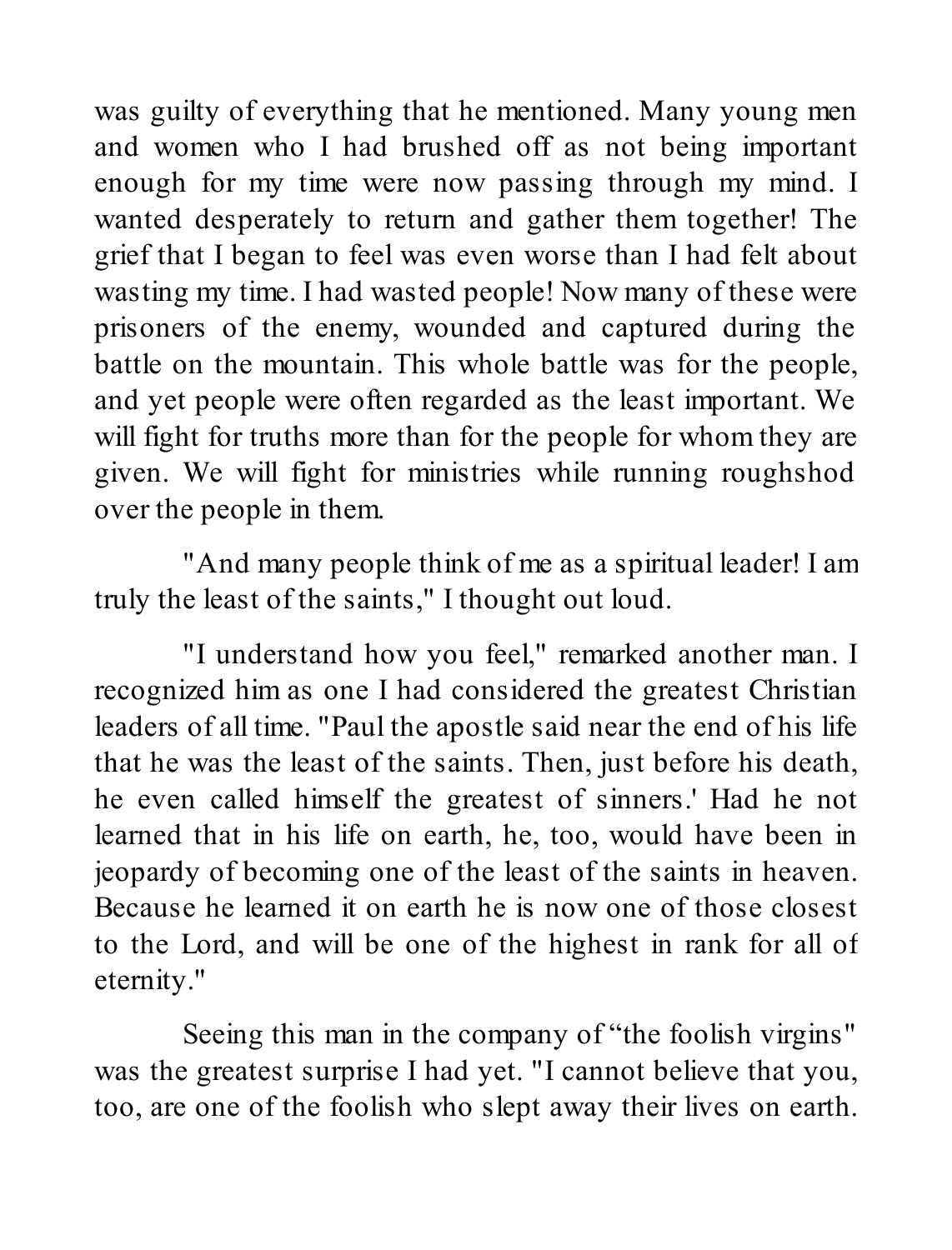was guilty of everything that he mentioned. Many young men and women who I had brushed off as not being important enough for my time were now passing through my mind. I wanted desperately to return and gather them together! The grief that I began to feel was even worse than I had felt about wasting my time. I had wasted people! Now many of these were prisoners of the enemy, wounded and captured during the battle on the mountain. This whole battle was for the people, and yet people were often regarded as the least important. We will fight for truths more than for the people for whom they are given. We will fight for ministries while running roughshod over the people in them.

"And many people think of me as a spiritual leader! I am truly the least of the saints," I thought out loud.

"I understand how you feel," remarked another man. I recognized him as one I had considered the greatest Christian leaders of all time. "Paul the apostle said near the end of his life that he was the least of the saints. Then, just before his death, he even called himself the greatest of sinners.' Had he not learned that in his life on earth, he, too, would have been in jeopardy of becoming one of the least of the saints in heaven. Because he learned it on earth he is now one of those closest to the Lord, and will be one of the highest in rank for all of eternity."

Seeing this man in the company of "the foolish virgins" was the greatest surprise I had yet. "I cannot believe that you, too, are one of the foolish who slept away their lives on earth.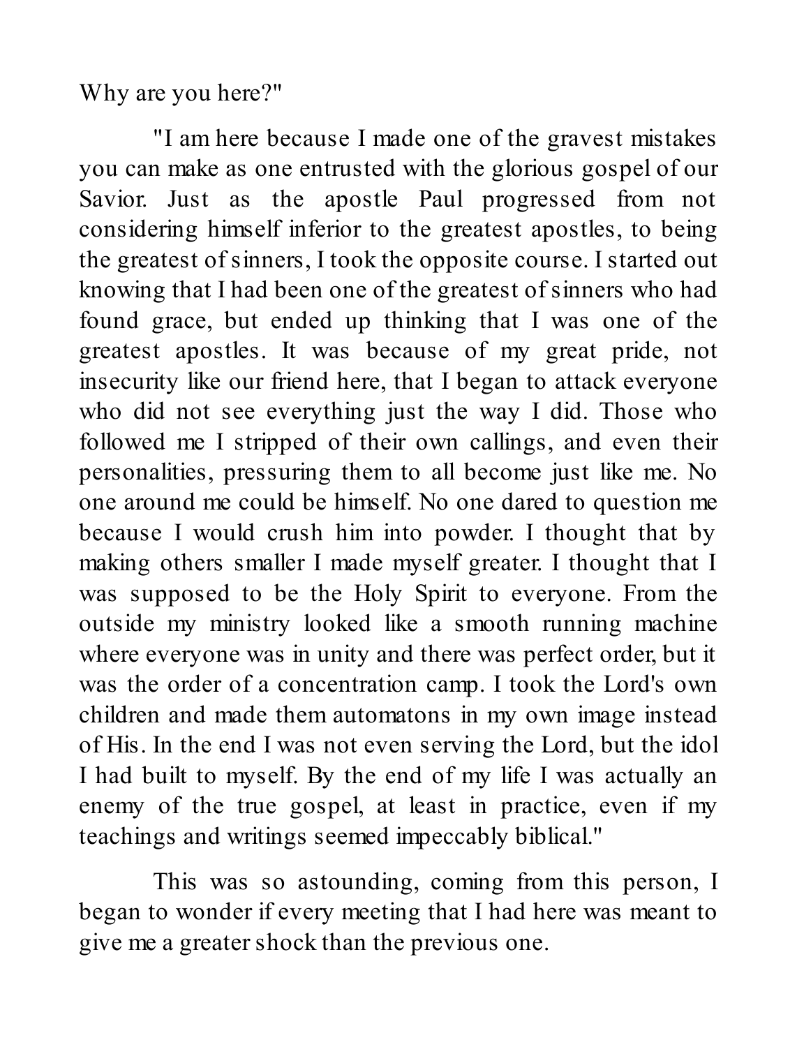Why are you here?"

"I am here because I made one of the gravest mistakes you can make as one entrusted with the glorious gospel of our Savior. Just as the apostle Paul progressed from not considering himself inferior to the greatest apostles, to being the greatest of sinners, I took the opposite course. I started out knowing that I had been one of the greatest of sinners who had found grace, but ended up thinking that I was one of the greatest apostles. It was because of my great pride, not insecurity like our friend here, that I began to attack everyone who did not see everything just the way I did. Those who followed me I stripped of their own callings, and even their personalities, pressuring them to all become just like me. No one around me could be himself. No one dared to question me because I would crush him into powder. I thought that by making others smaller I made myself greater. I thought that I was supposed to be the Holy Spirit to everyone. From the outside my ministry looked like a smooth running machine where everyone was in unity and there was perfect order, but it was the order of a concentration camp. I took the Lord's own children and made them automatons in my own image instead of His. In the end I was not even serving the Lord, but the idol I had built to myself. By the end of my life I was actually an enemy of the true gospel, at least in practice, even if my teachings and writings seemed impeccably biblical."

This was so astounding, coming from this person, I began to wonder if every meeting that I had here was meant to give me a greater shock than the previous one.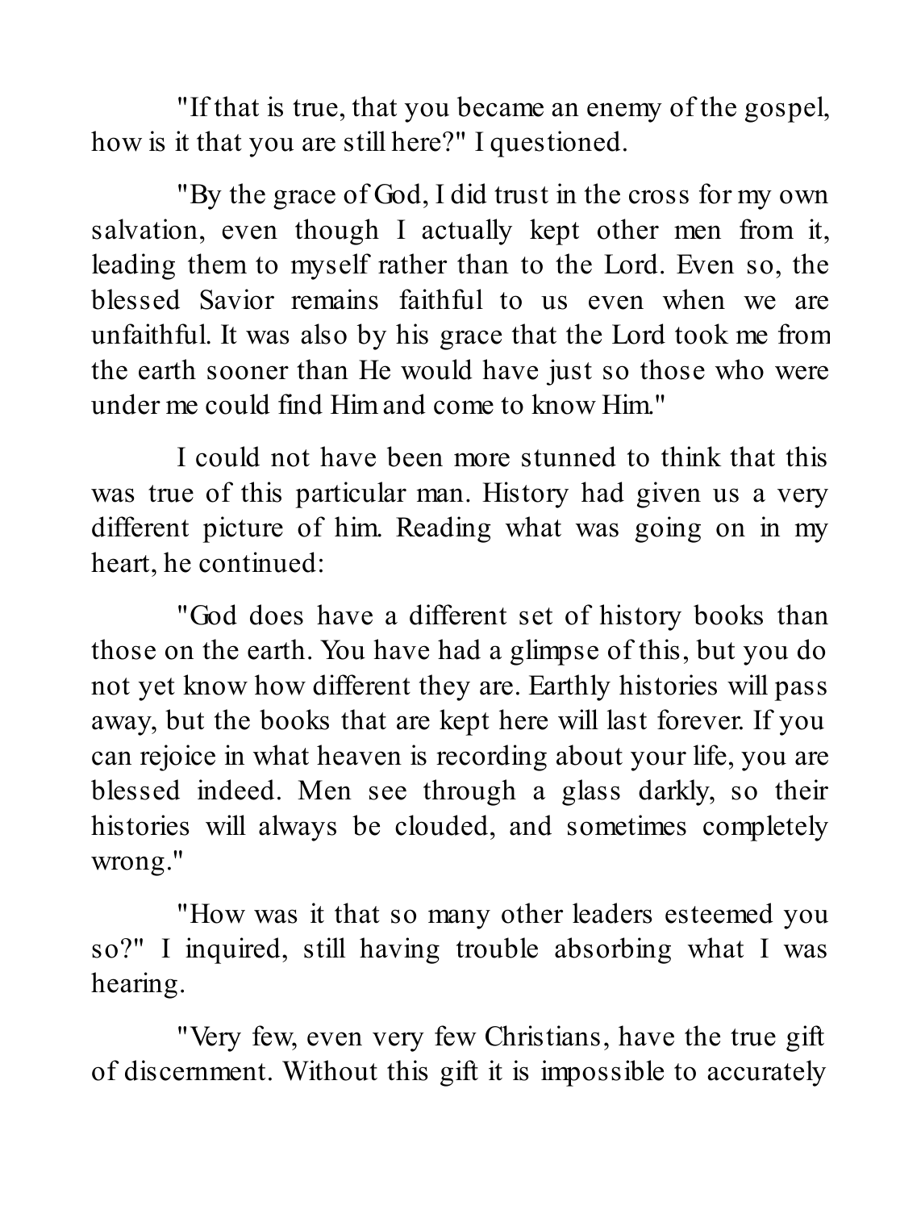"If that is true, that you became an enemy of the gospel, how is it that you are still here?" I questioned.

"By the grace of God, I did trust in the cross for my own salvation, even though I actually kept other men from it, leading them to myself rather than to the Lord. Even so, the blessed Savior remains faithful to us even when we are unfaithful. It was also by his grace that the Lord took me from the earth sooner than He would have just so those who were under me could find Him and come to know Him."

I could not have been more stunned to think that this was true of this particular man. History had given us a very different picture of him. Reading what was going on in my heart, he continued:

"God does have a different set of history books than those on the earth. You have had a glimpse of this, but you do not yet know how different they are. Earthly histories will pass away, but the books that are kept here will last forever. If you can rejoice in what heaven is recording about your life, you are blessed indeed. Men see through a glass darkly, so their histories will always be clouded, and sometimes completely wrong."

"How was it that so many other leaders esteemed you so?" I inquired, still having trouble absorbing what I was hearing.

"Very few, even very few Christians, have the true gift of discernment. Without this gift it is impossible to accurately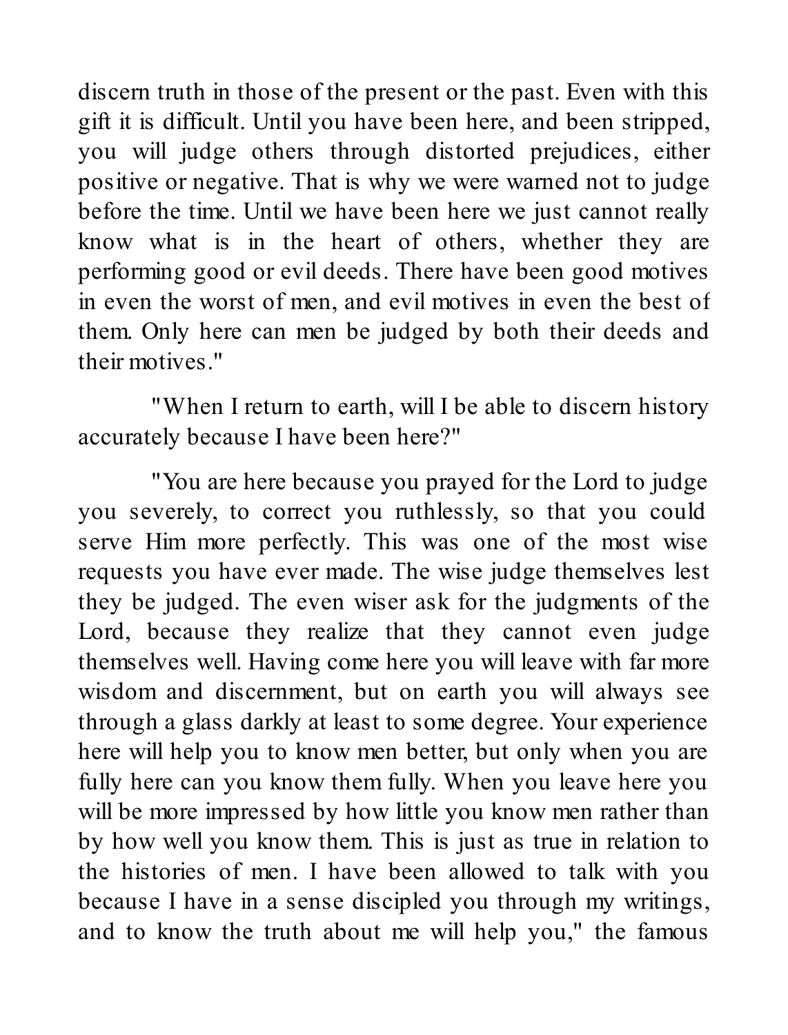discern truth in those of the present or the past. Even with this gift it is difficult. Until you have been here, and been stripped, you will judge others through distorted prejudices, either positive or negative. That is why we were warned not to judge before the time. Until we have been here we just cannot really know what is in the heart of others, whether they are performing good or evil deeds. There have been good motives in even the worst of men, and evil motives in even the best of them. Only here can men be judged by both their deeds and their motives."

"When I return to earth, will I be able to discern history accurately because I have been here?"

"You are here because you prayed for the Lord to judge you severely, to correct you ruthlessly, so that you could serve Him more perfectly. This was one of the most wise requests you have ever made. The wise judge themselves lest they be judged. The even wiser ask for the judgments of the Lord, because they realize that they cannot even judge themselves well. Having come here you will leave with far more wisdom and discernment, but on earth you will always see through a glass darkly at least to some degree. Your experience here will help you to know men better, but only when you are fully here can you know them fully. When you leave here you will be more impressed by how little you know men rather than by how well you know them. This is just as true in relation to the histories of men. I have been allowed to talk with you because I have in a sense discipled you through my writings, and to know the truth about me will help you," the famous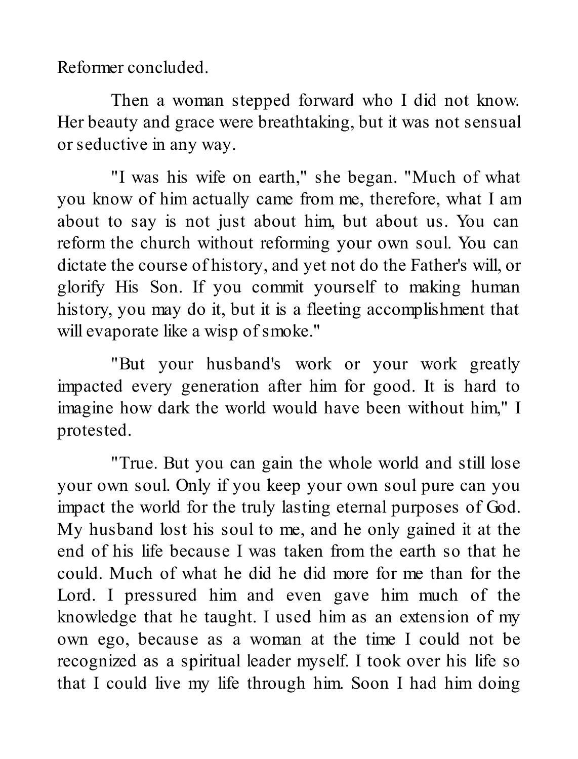Reformer concluded.

Then a woman stepped forward who I did not know. Her beauty and grace were breathtaking, but it was not sensual or seductive in any way.

"I was his wife on earth," she began. "Much of what you know of him actually came from me, therefore, what I am about to say is not just about him, but about us. You can reform the church without reforming your own soul. You can dictate the course of history, and yet not do the Father's will, or glorify His Son. If you commit yourself to making human history, you may do it, but it is a fleeting accomplishment that will evaporate like a wisp of smoke."

"But your husband's work or your work greatly impacted every generation after him for good. It is hard to imagine how dark the world would have been without him," I protested.

"True. But you can gain the whole world and still lose your own soul. Only if you keep your own soul pure can you impact the world for the truly lasting eternal purposes of God. My husband lost his soul to me, and he only gained it at the end of his life because I was taken from the earth so that he could. Much of what he did he did more for me than for the Lord. I pressured him and even gave him much of the knowledge that he taught. I used him as an extension of my own ego, because as a woman at the time I could not be recognized as a spiritual leader myself. I took over his life so that I could live my life through him. Soon I had him doing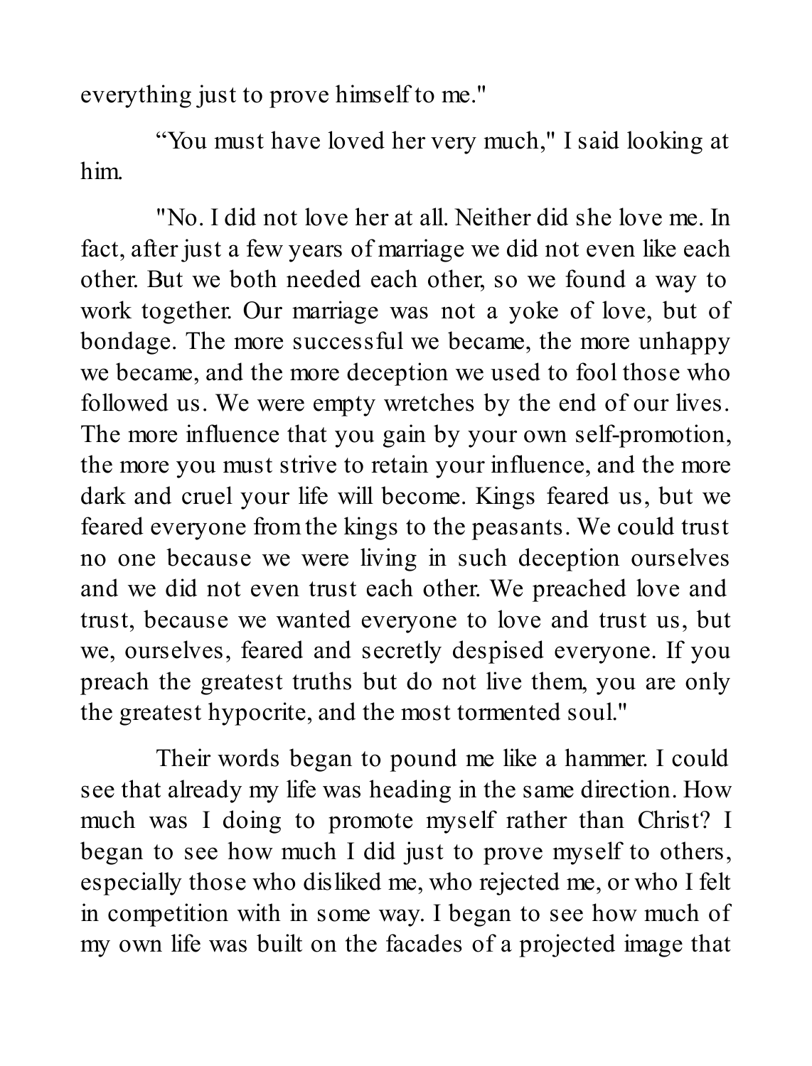everything just to prove himself to me."

“You must have loved her very much," I said looking at him.

"No. I did not love her at all. Neither did she love me. In fact, after just a few years of marriage we did not even like each other. But we both needed each other, so we found a way to work together. Our marriage was not a yoke of love, but of bondage. The more successful we became, the more unhappy we became, and the more deception we used to fool those who followed us. We were empty wretches by the end of our lives. The more influence that you gain by your own self-promotion, the more you must strive to retain your influence, and the more dark and cruel your life will become. Kings feared us, but we feared everyone from the kings to the peasants. We could trust no one because we were living in such deception ourselves and we did not even trust each other. We preached love and trust, because we wanted everyone to love and trust us, but we, ourselves, feared and secretly despised everyone. If you preach the greatest truths but do not live them, you are only the greatest hypocrite, and the most tormented soul."

Their words began to pound me like a hammer. I could see that already my life was heading in the same direction. How much was I doing to promote myself rather than Christ? I began to see how much I did just to prove myself to others, especially those who disliked me, who rejected me, or who I felt in competition with in some way. I began to see how much of my own life was built on the facades of a projected image that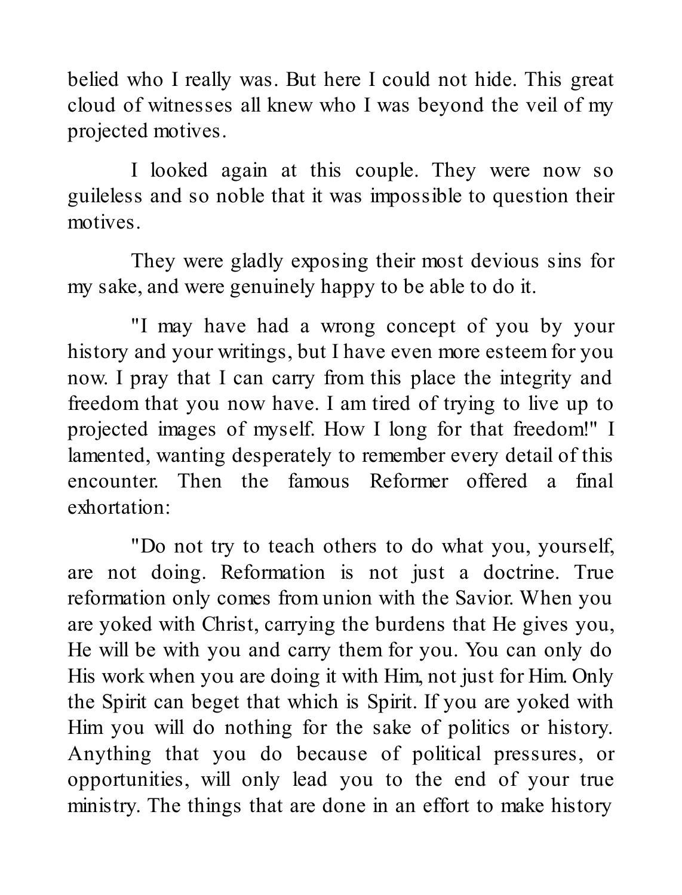belied who I really was. But here I could not hide. This great cloud of witnesses all knew who I was beyond the veil of my projected motives.

I looked again at this couple. They were now so guileless and so noble that it was impossible to question their motives.

They were gladly exposing their most devious sins for my sake, and were genuinely happy to be able to do it.

"I may have had a wrong concept of you by your history and your writings, but I have even more esteem for you now. I pray that I can carry from this place the integrity and freedom that you now have. I am tired of trying to live up to projected images of myself. How I long for that freedom!" I lamented, wanting desperately to remember every detail of this encounter. Then the famous Reformer offered a final exhortation:

"Do not try to teach others to do what you, yourself, are not doing. Reformation is not just a doctrine. True reformation only comes from union with the Savior. When you are yoked with Christ, carrying the burdens that He gives you, He will be with you and carry them for you. You can only do His work when you are doing it with Him, not just for Him. Only the Spirit can beget that which is Spirit. If you are yoked with Him you will do nothing for the sake of politics or history. Anything that you do because of political pressures, or opportunities, will only lead you to the end of your true ministry. The things that are done in an effort to make history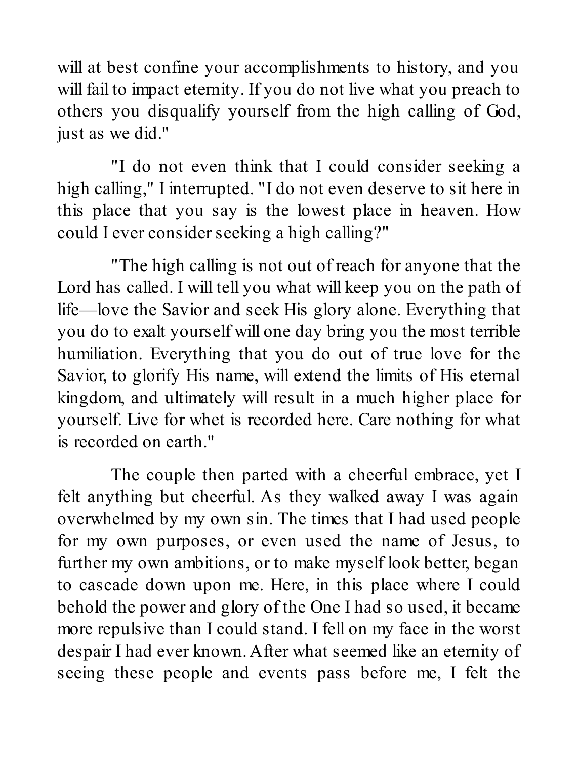will at best confine your accomplishments to history, and you will fail to impact eternity. If you do not live what you preach to others you disqualify yourself from the high calling of God, just as we did."

"I do not even think that I could consider seeking a high calling," I interrupted. "I do not even deserve to sit here in this place that you say is the lowest place in heaven. How could I ever consider seeking a high calling?"

"The high calling is not out of reach for anyone that the Lord has called. I will tell you what will keep you on the path of life—love the Savior and seek His glory alone. Everything that you do to exalt yourself will one day bring you the most terrible humiliation. Everything that you do out of true love for the Savior, to glorify His name, will extend the limits of His eternal kingdom, and ultimately will result in a much higher place for yourself. Live for whet is recorded here. Care nothing for what is recorded on earth."

The couple then parted with a cheerful embrace, yet I felt anything but cheerful. As they walked away I was again overwhelmed by my own sin. The times that I had used people for my own purposes, or even used the name of Jesus, to further my own ambitions, or to make myself look better, began to cascade down upon me. Here, in this place where I could behold the power and glory of the One I had so used, it became more repulsive than I could stand. I fell on my face in the worst despair I had ever known. After what seemed like an eternity of seeing these people and events pass before me, I felt the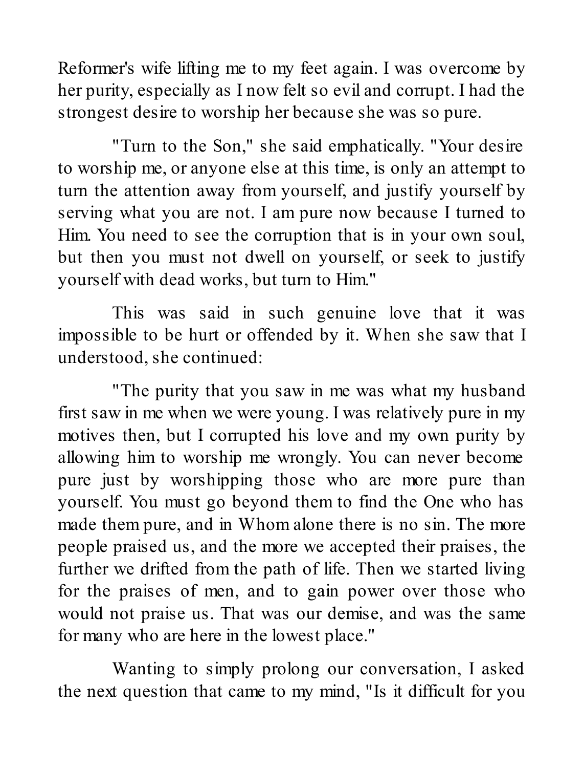Reformer's wife lifting me to my feet again. I was overcome by her purity, especially as I now felt so evil and corrupt. I had the strongest desire to worship her because she was so pure.

"Turn to the Son," she said emphatically. "Your desire to worship me, or anyone else at this time, is only an attempt to turn the attention away from yourself, and justify yourself by serving what you are not. I am pure now because I turned to Him. You need to see the corruption that is in your own soul, but then you must not dwell on yourself, or seek to justify yourself with dead works, but turn to Him."

This was said in such genuine love that it was impossible to be hurt or offended by it. When she saw that I understood, she continued:

"The purity that you saw in me was what my husband first saw in me when we were young. I was relatively pure in my motives then, but I corrupted his love and my own purity by allowing him to worship me wrongly. You can never become pure just by worshipping those who are more pure than yourself. You must go beyond them to find the One who has made them pure, and in Whom alone there is no sin. The more people praised us, and the more we accepted their praises, the further we drifted from the path of life. Then we started living for the praises of men, and to gain power over those who would not praise us. That was our demise, and was the same for many who are here in the lowest place."

Wanting to simply prolong our conversation, I asked the next question that came to my mind, "Is it difficult for you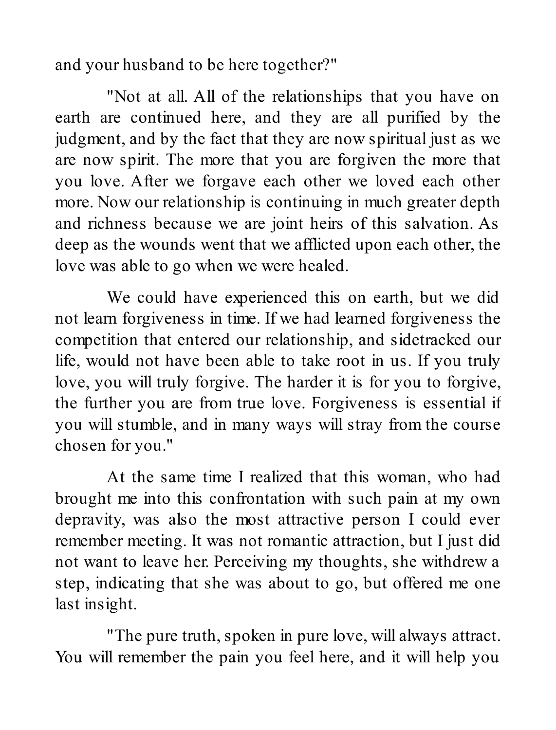and your husband to be here together?"

"Not at all. All of the relationships that you have on earth are continued here, and they are all purified by the judgment, and by the fact that they are now spiritual just as we are now spirit. The more that you are forgiven the more that you love. After we forgave each other we loved each other more. Now our relationship is continuing in much greater depth and richness because we are joint heirs of this salvation. As deep as the wounds went that we afflicted upon each other, the love was able to go when we were healed.

We could have experienced this on earth, but we did not learn forgiveness in time. If we had learned forgiveness the competition that entered our relationship, and sidetracked our life, would not have been able to take root in us. If you truly love, you will truly forgive. The harder it is for you to forgive, the further you are from true love. Forgiveness is essential if you will stumble, and in many ways will stray from the course chosen for you."

At the same time I realized that this woman, who had brought me into this confrontation with such pain at my own depravity, was also the most attractive person I could ever remember meeting. It was not romantic attraction, but I just did not want to leave her. Perceiving my thoughts, she withdrew a step, indicating that she was about to go, but offered me one last insight.

"The pure truth, spoken in pure love, will always attract. You will remember the pain you feel here, and it will help you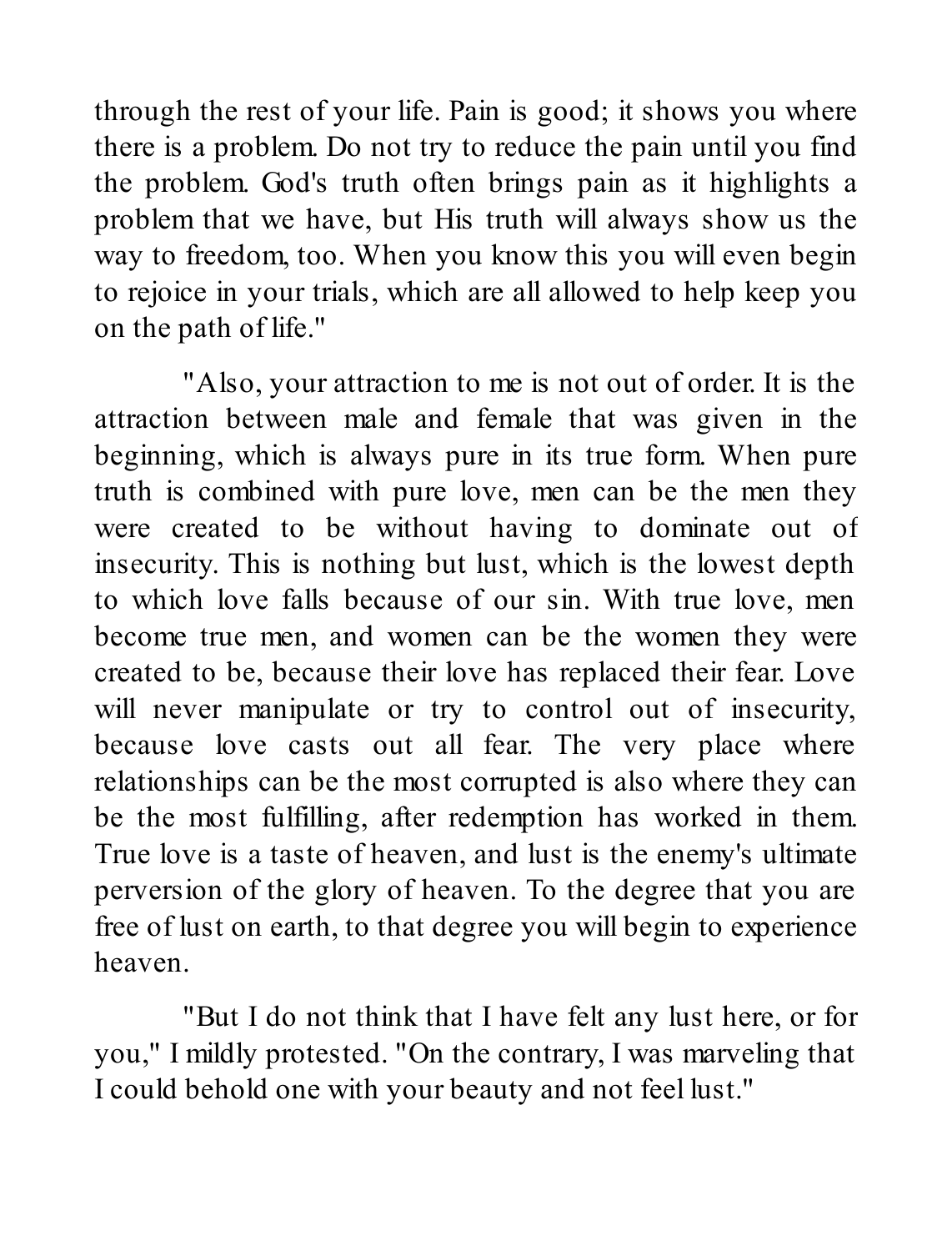through the rest of your life. Pain is good; it shows you where there is a problem. Do not try to reduce the pain until you find the problem. God's truth often brings pain as it highlights a problem that we have, but His truth will always show us the way to freedom, too. When you know this you will even begin to rejoice in your trials, which are all allowed to help keep you on the path of life."

"Also, your attraction to me is not out of order. It is the attraction between male and female that was given in the beginning, which is always pure in its true form. When pure truth is combined with pure love, men can be the men they were created to be without having to dominate out of insecurity. This is nothing but lust, which is the lowest depth to which love falls because of our sin. With true love, men become true men, and women can be the women they were created to be, because their love has replaced their fear. Love will never manipulate or try to control out of insecurity, because love casts out all fear. The very place where relationships can be the most corrupted is also where they can be the most fulfilling, after redemption has worked in them. True love is a taste of heaven, and lust is the enemy's ultimate perversion of the glory of heaven. To the degree that you are free of lust on earth, to that degree you will begin to experience heaven.

"But I do not think that I have felt any lust here, or for you," I mildly protested. "On the contrary, I was marveling that I could behold one with your beauty and not feel lust."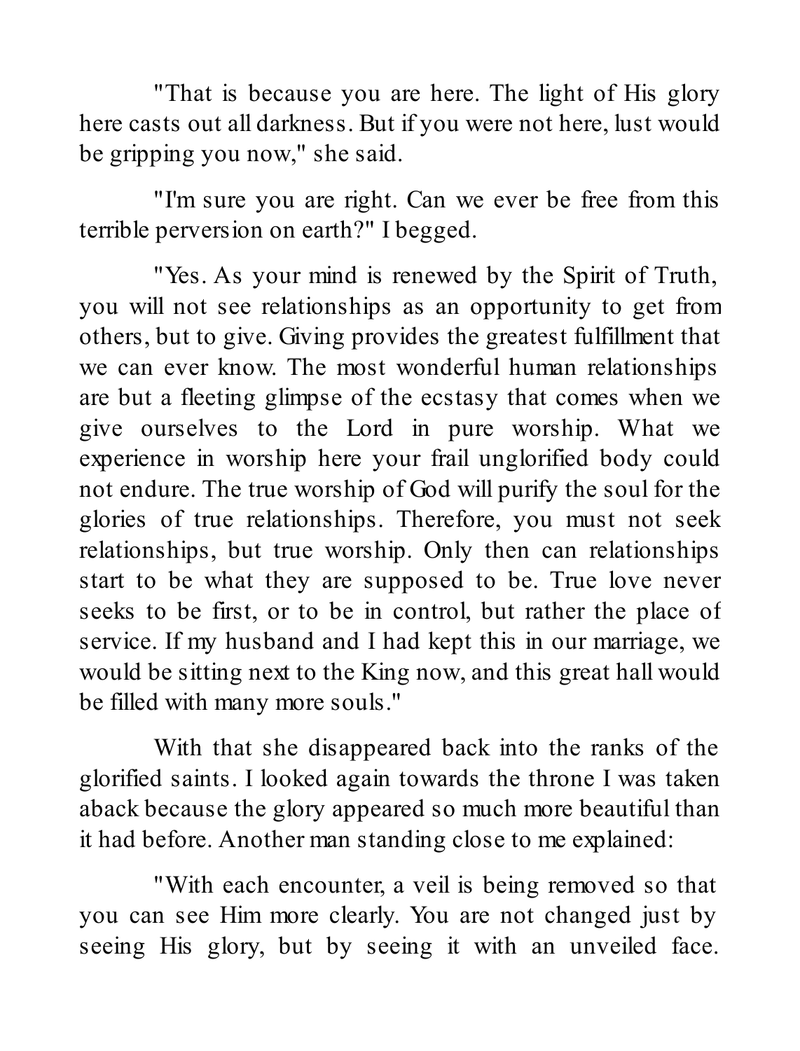"That is because you are here. The light of His glory here casts out all darkness. But if you were not here, lust would be gripping you now," she said.

"I'm sure you are right. Can we ever be free from this terrible perversion on earth?" I begged.

"Yes. As your mind is renewed by the Spirit of Truth, you will not see relationships as an opportunity to get from others, but to give. Giving provides the greatest fulfillment that we can ever know. The most wonderful human relationships are but a fleeting glimpse of the ecstasy that comes when we give ourselves to the Lord in pure worship. What we experience in worship here your frail unglorified body could not endure. The true worship of God will purify the soul for the glories of true relationships. Therefore, you must not seek relationships, but true worship. Only then can relationships start to be what they are supposed to be. True love never seeks to be first, or to be in control, but rather the place of service. If my husband and I had kept this in our marriage, we would be sitting next to the King now, and this great hall would be filled with many more souls."

With that she disappeared back into the ranks of the glorified saints. I looked again towards the throne I was taken aback because the glory appeared so much more beautiful than it had before. Another man standing close to me explained:

"With each encounter, a veil is being removed so that you can see Him more clearly. You are not changed just by seeing His glory, but by seeing it with an unveiled face.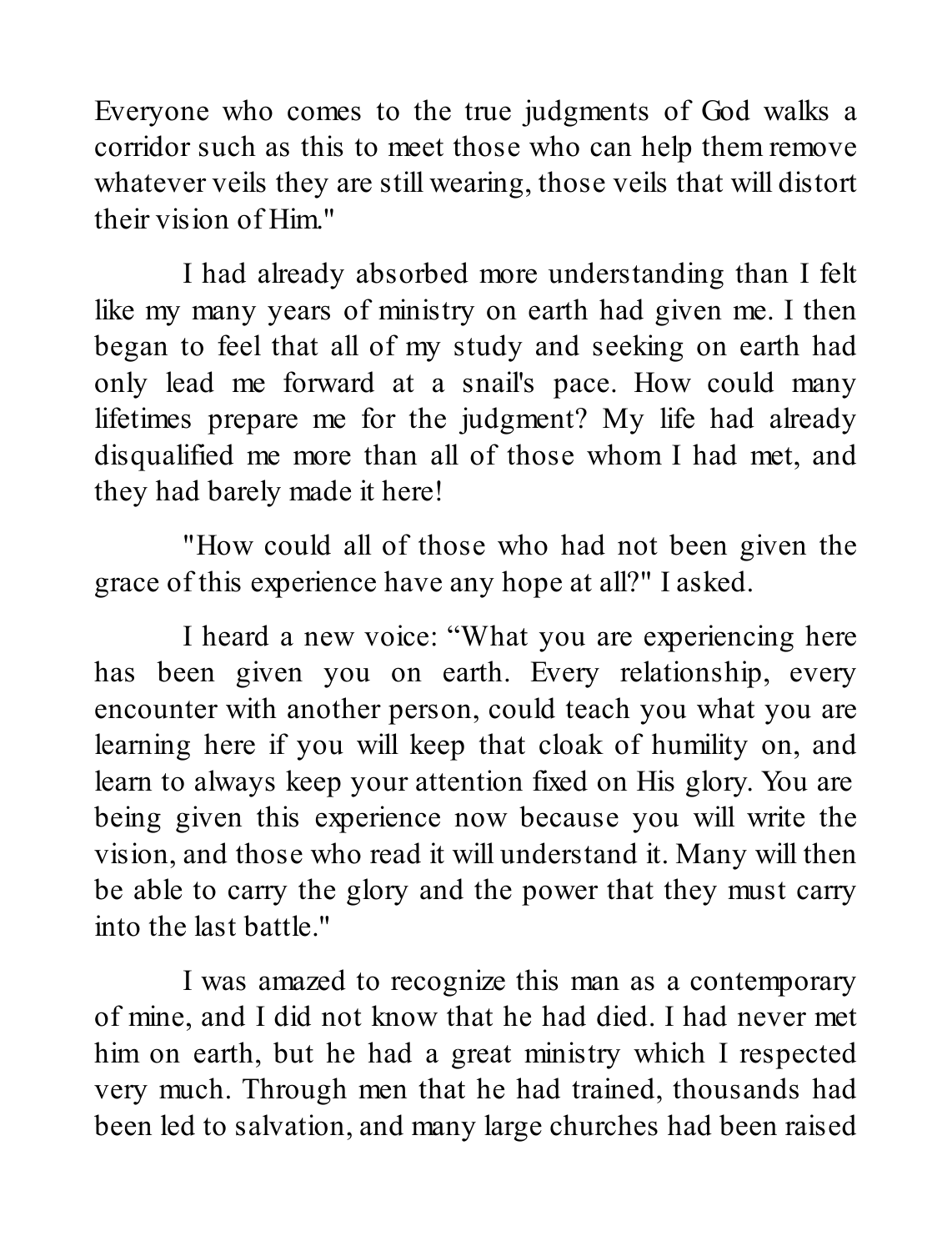Everyone who comes to the true judgments of God walks a corridor such as this to meet those who can help them remove whatever veils they are still wearing, those veils that will distort their vision of Him."

I had already absorbed more understanding than I felt like my many years of ministry on earth had given me. I then began to feel that all of my study and seeking on earth had only lead me forward at a snail's pace. How could many lifetimes prepare me for the judgment? My life had already disqualified me more than all of those whom I had met, and they had barely made it here!

"How could all of those who had not been given the grace of this experience have any hope at all?" I asked.

I heard a new voice: “What you are experiencing here has been given you on earth. Every relationship, every encounter with another person, could teach you what you are learning here if you will keep that cloak of humility on, and learn to always keep your attention fixed on His glory. You are being given this experience now because you will write the vision, and those who read it will understand it. Many will then be able to carry the glory and the power that they must carry into the last battle."

I was amazed to recognize this man as a contemporary of mine, and I did not know that he had died. I had never met him on earth, but he had a great ministry which I respected very much. Through men that he had trained, thousands had been led to salvation, and many large churches had been raised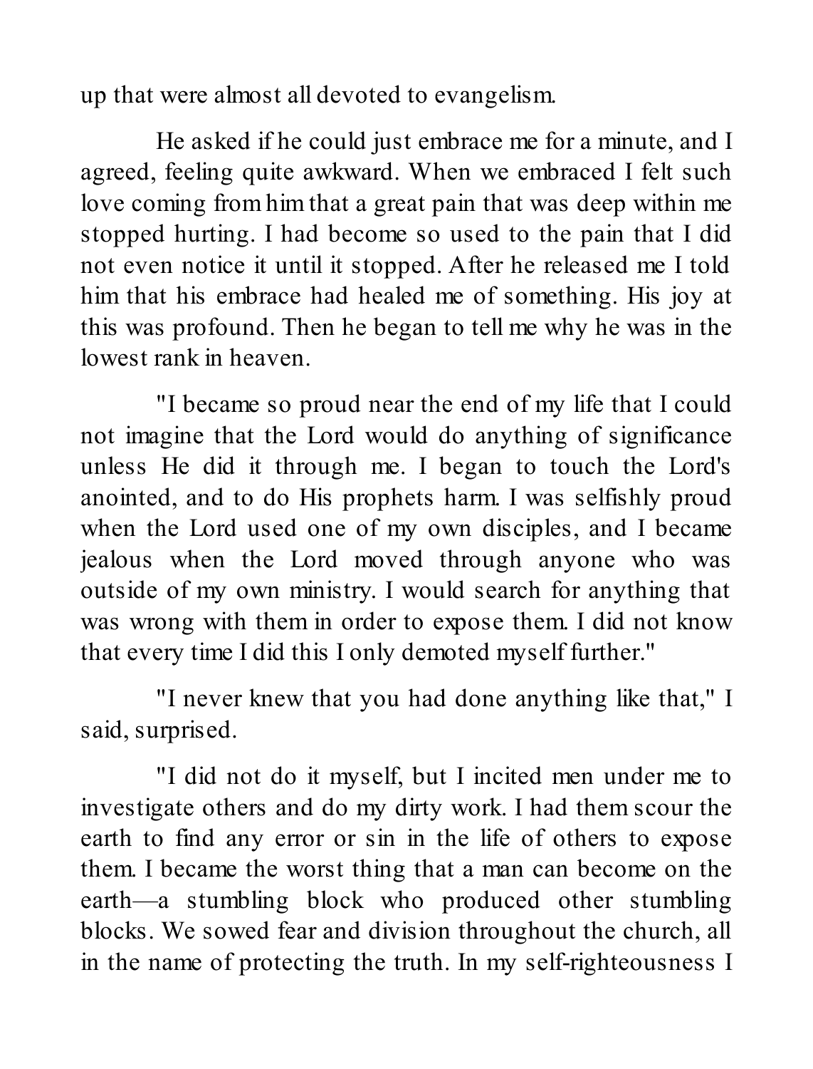up that were almost all devoted to evangelism.

He asked if he could just embrace me for a minute, and I agreed, feeling quite awkward. When we embraced I felt such love coming from him that a great pain that was deep within me stopped hurting. I had become so used to the pain that I did not even notice it until it stopped. After he released me I told him that his embrace had healed me of something. His joy at this was profound. Then he began to tell me why he was in the lowest rank in heaven.

"I became so proud near the end of my life that I could not imagine that the Lord would do anything of significance unless He did it through me. I began to touch the Lord's anointed, and to do His prophets harm. I was selfishly proud when the Lord used one of my own disciples, and I became jealous when the Lord moved through anyone who was outside of my own ministry. I would search for anything that was wrong with them in order to expose them. I did not know that every time I did this I only demoted myself further."

"I never knew that you had done anything like that," I said, surprised.

"I did not do it myself, but I incited men under me to investigate others and do my dirty work. I had them scour the earth to find any error or sin in the life of others to expose them. I became the worst thing that a man can become on the earth—a stumbling block who produced other stumbling blocks. We sowed fear and division throughout the church, all in the name of protecting the truth. In my self-righteousness I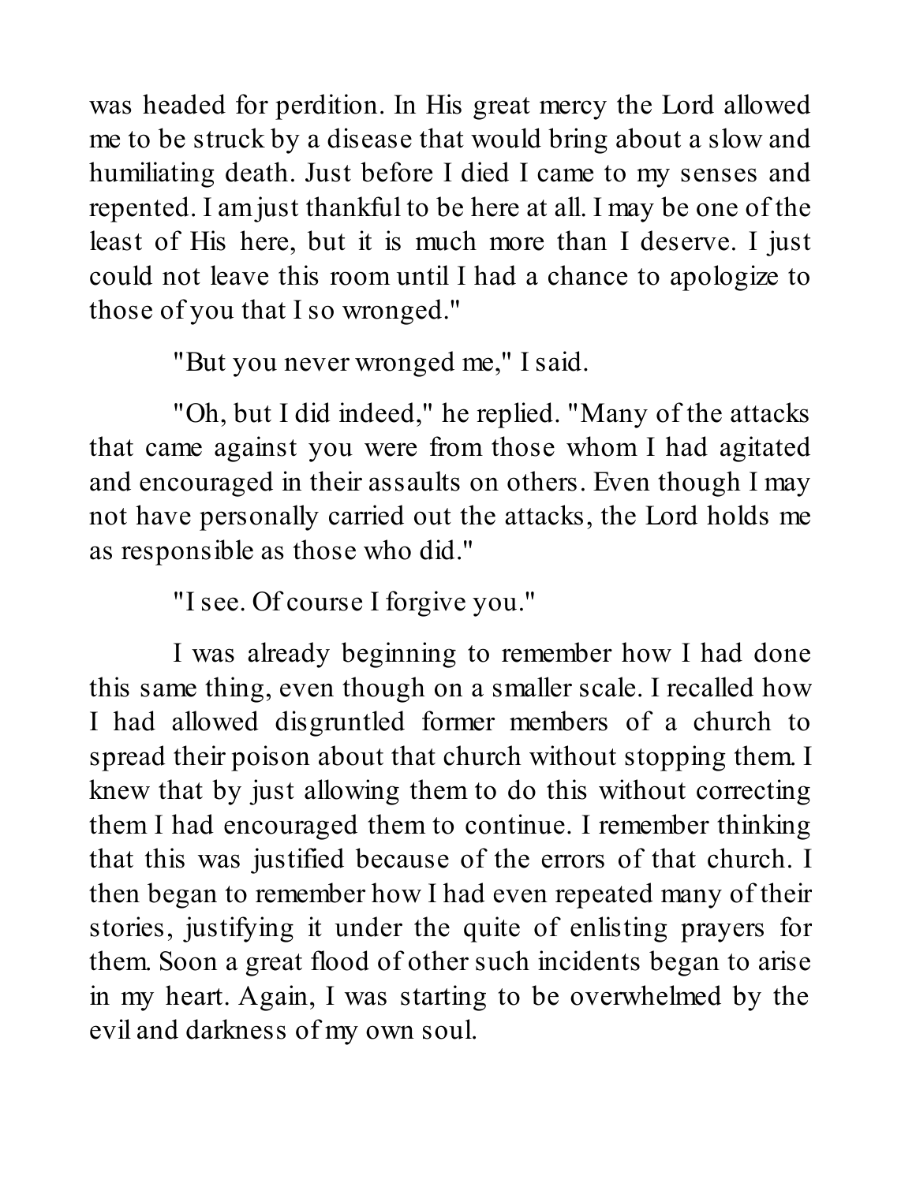was headed for perdition. In His great mercy the Lord allowed me to be struck by a disease that would bring about a slow and humiliating death. Just before I died I came to my senses and repented. I am just thankful to be here at all. I may be one of the least of His here, but it is much more than I deserve. I just could not leave this room until I had a chance to apologize to those of you that I so wronged."

"But you never wronged me," I said.

"Oh, but I did indeed," he replied. "Many of the attacks that came against you were from those whom I had agitated and encouraged in their assaults on others. Even though I may not have personally carried out the attacks, the Lord holds me as responsible as those who did."

"I see. Of course I forgive you."

I was already beginning to remember how I had done this same thing, even though on a smaller scale. I recalled how I had allowed disgruntled former members of a church to spread their poison about that church without stopping them. I knew that by just allowing them to do this without correcting them I had encouraged them to continue. I remember thinking that this was justified because of the errors of that church. I then began to remember how I had even repeated many of their stories, justifying it under the quite of enlisting prayers for them. Soon a great flood of other such incidents began to arise in my heart. Again, I was starting to be overwhelmed by the evil and darkness of my own soul.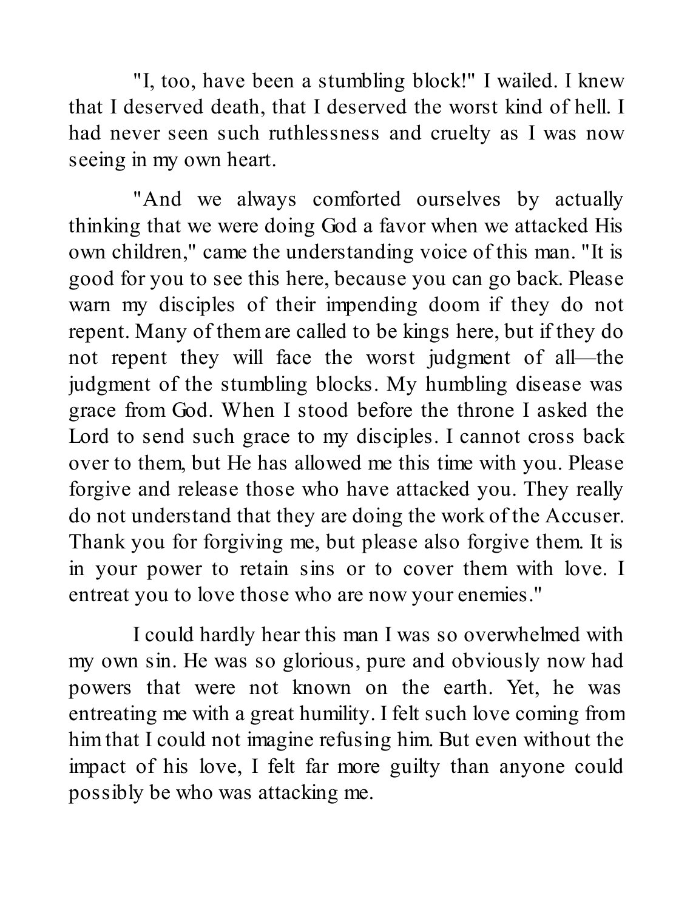"I, too, have been a stumbling block!" I wailed. I knew that I deserved death, that I deserved the worst kind of hell. I had never seen such ruthlessness and cruelty as I was now seeing in my own heart.

"And we always comforted ourselves by actually thinking that we were doing God a favor when we attacked His own children," came the understanding voice of this man. "It is good for you to see this here, because you can go back. Please warn my disciples of their impending doom if they do not repent. Many of them are called to be kings here, but if they do not repent they will face the worst judgment of all—the judgment of the stumbling blocks. My humbling disease was grace from God. When I stood before the throne I asked the Lord to send such grace to my disciples. I cannot cross back over to them, but He has allowed me this time with you. Please forgive and release those who have attacked you. They really do not understand that they are doing the work of the Accuser. Thank you for forgiving me, but please also forgive them. It is in your power to retain sins or to cover them with love. I entreat you to love those who are now your enemies."

I could hardly hear this man I was so overwhelmed with my own sin. He was so glorious, pure and obviously now had powers that were not known on the earth. Yet, he was entreating me with a great humility. I felt such love coming from him that I could not imagine refusing him. But even without the impact of his love, I felt far more guilty than anyone could possibly be who was attacking me.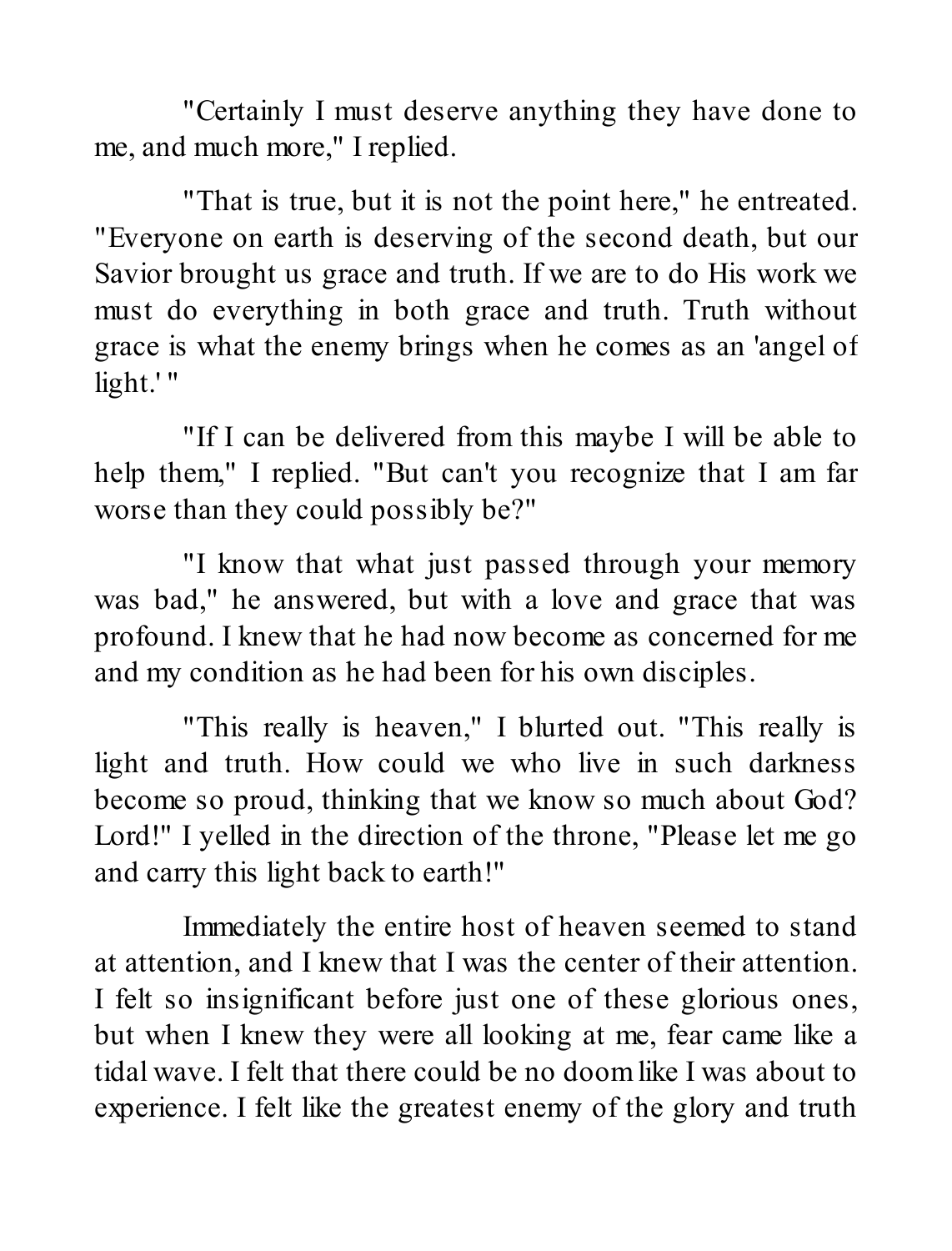"Certainly I must deserve anything they have done to me, and much more," I replied.

"That is true, but it is not the point here," he entreated. "Everyone on earth is deserving of the second death, but our Savior brought us grace and truth. If we are to do His work we must do everything in both grace and truth. Truth without grace is what the enemy brings when he comes as an 'angel of light.' "

"If I can be delivered from this maybe I will be able to help them," I replied. "But can't you recognize that I am far worse than they could possibly be?"

"I know that what just passed through your memory was bad," he answered, but with a love and grace that was profound. I knew that he had now become as concerned for me and my condition as he had been for his own disciples.

"This really is heaven," I blurted out. "This really is light and truth. How could we who live in such darkness become so proud, thinking that we know so much about God? Lord!" I yelled in the direction of the throne, "Please let me go and carry this light back to earth!"

Immediately the entire host of heaven seemed to stand at attention, and I knew that I was the center of their attention. I felt so insignificant before just one of these glorious ones, but when I knew they were all looking at me, fear came like a tidal wave. I felt that there could be no doom like I was about to experience. I felt like the greatest enemy of the glory and truth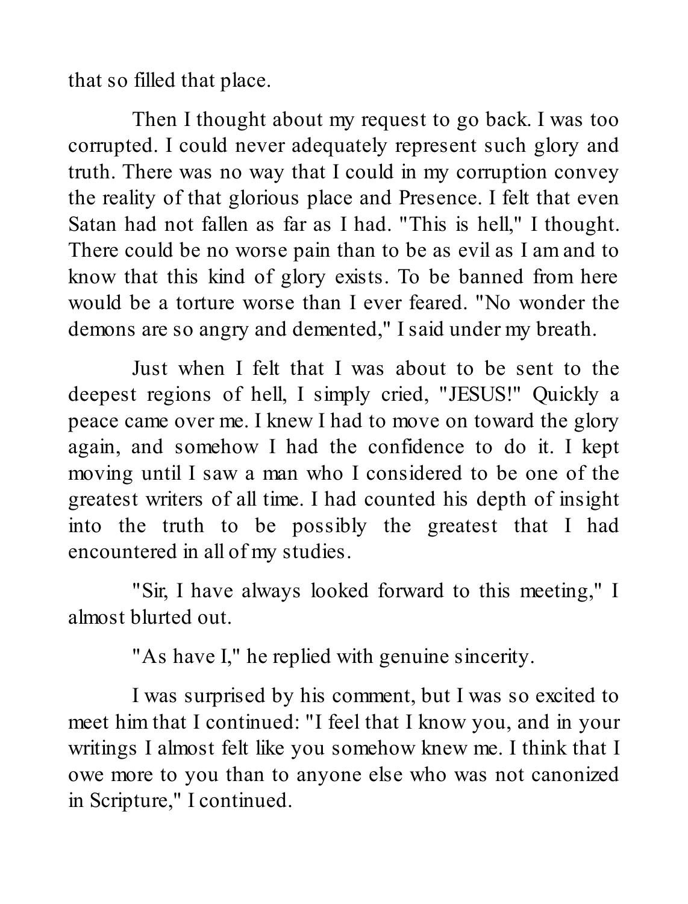that so filled that place.

Then I thought about my request to go back. I was too corrupted. I could never adequately represent such glory and truth. There was no way that I could in my corruption convey the reality of that glorious place and Presence. I felt that even Satan had not fallen as far as I had. "This is hell," I thought. There could be no worse pain than to be as evil as I am and to know that this kind of glory exists. To be banned from here would be a torture worse than I ever feared. "No wonder the demons are so angry and demented," I said under my breath.

Just when I felt that I was about to be sent to the deepest regions of hell, I simply cried, "JESUS!" Quickly a peace came over me. I knew I had to move on toward the glory again, and somehow I had the confidence to do it. I kept moving until I saw a man who I considered to be one of the greatest writers of all time. I had counted his depth of insight into the truth to be possibly the greatest that I had encountered in all of my studies.

"Sir, I have always looked forward to this meeting," I almost blurted out.

"As have I," he replied with genuine sincerity.

I was surprised by his comment, but I was so excited to meet him that I continued: "I feel that I know you, and in your writings I almost felt like you somehow knew me. I think that I owe more to you than to anyone else who was not canonized in Scripture," I continued.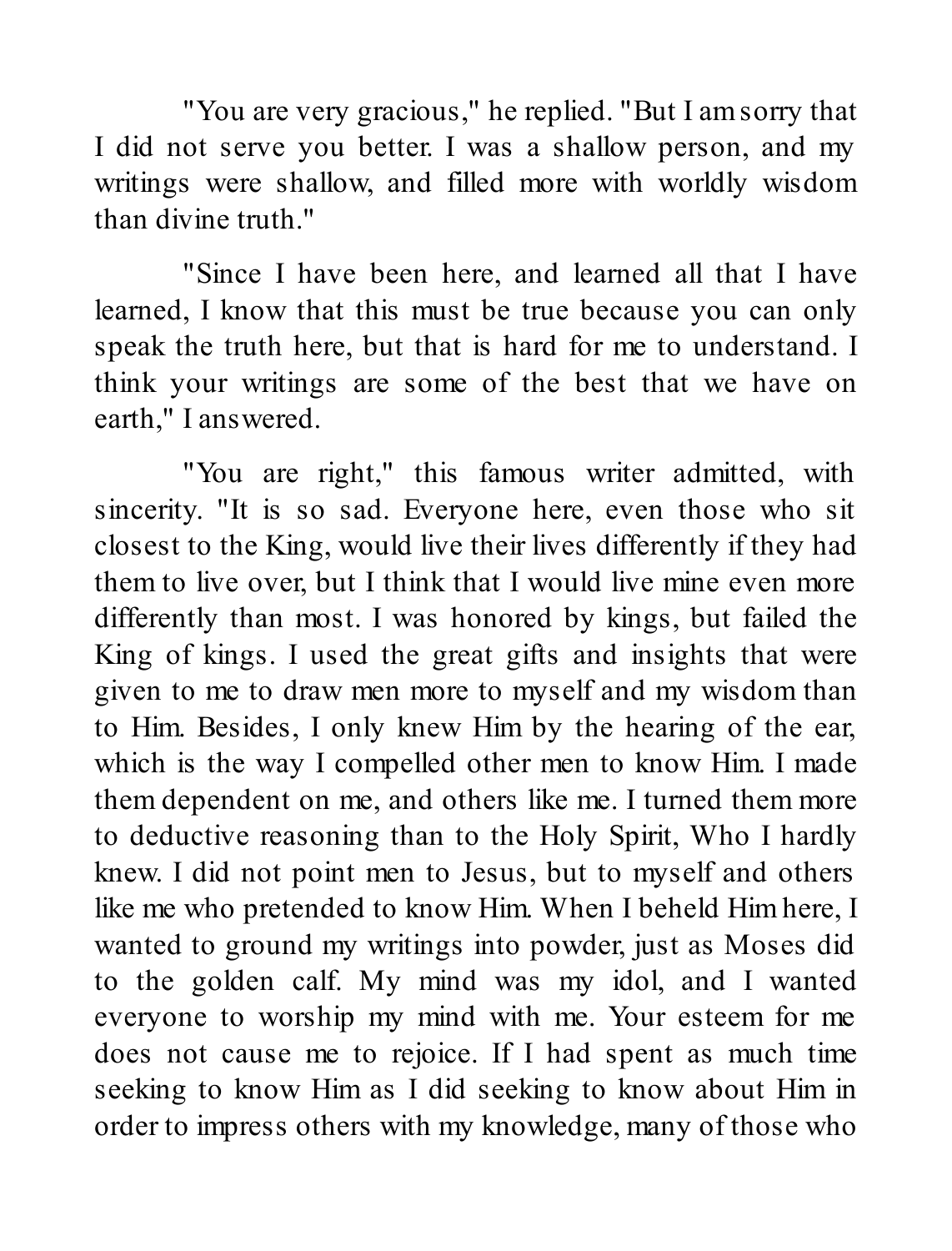"You are very gracious," he replied. "But I am sorry that I did not serve you better. I was a shallow person, and my writings were shallow, and filled more with worldly wisdom than divine truth."

"Since I have been here, and learned all that I have learned, I know that this must be true because you can only speak the truth here, but that is hard for me to understand. I think your writings are some of the best that we have on earth," I answered.

"You are right," this famous writer admitted, with sincerity. "It is so sad. Everyone here, even those who sit closest to the King, would live their lives differently if they had them to live over, but I think that I would live mine even more differently than most. I was honored by kings, but failed the King of kings. I used the great gifts and insights that were given to me to draw men more to myself and my wisdom than to Him. Besides, I only knew Him by the hearing of the ear, which is the way I compelled other men to know Him. I made them dependent on me, and others like me. I turned them more to deductive reasoning than to the Holy Spirit, Who I hardly knew. I did not point men to Jesus, but to myself and others like me who pretended to know Him. When I beheld Him here, I wanted to ground my writings into powder, just as Moses did to the golden calf. My mind was my idol, and I wanted everyone to worship my mind with me. Your esteem for me does not cause me to rejoice. If I had spent as much time seeking to know Him as I did seeking to know about Him in order to impress others with my knowledge, many of those who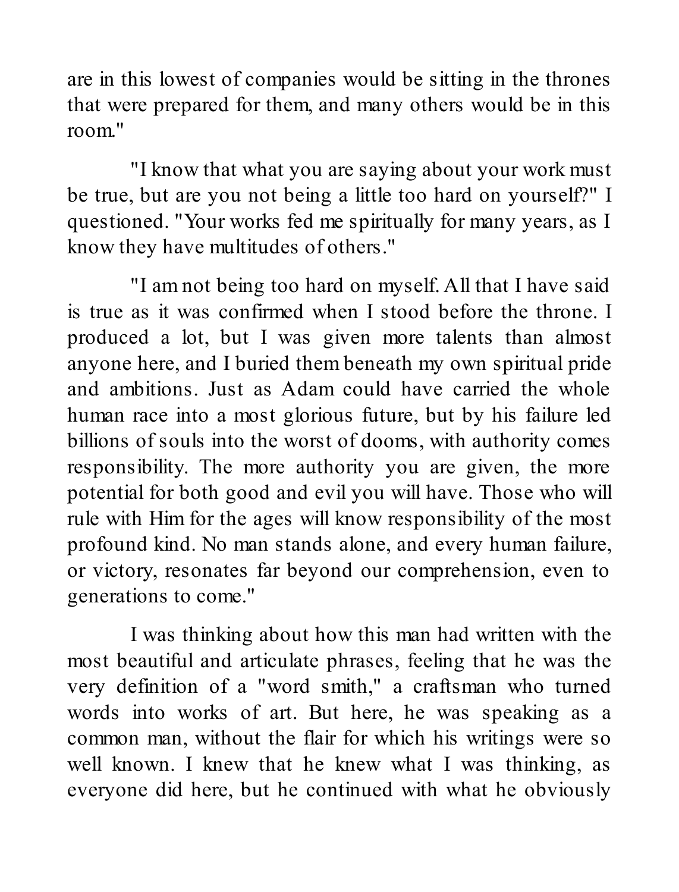are in this lowest of companies would be sitting in the thrones that were prepared for them, and many others would be in this room."

"I know that what you are saying about your work must be true, but are you not being a little too hard on yourself?" I questioned. "Your works fed me spiritually for many years, as I know they have multitudes of others."

"I am not being too hard on myself. All that I have said is true as it was confirmed when I stood before the throne. I produced a lot, but I was given more talents than almost anyone here, and I buried them beneath my own spiritual pride and ambitions. Just as Adam could have carried the whole human race into a most glorious future, but by his failure led billions of souls into the worst of dooms, with authority comes responsibility. The more authority you are given, the more potential for both good and evil you will have. Those who will rule with Him for the ages will know responsibility of the most profound kind. No man stands alone, and every human failure, or victory, resonates far beyond our comprehension, even to generations to come."

I was thinking about how this man had written with the most beautiful and articulate phrases, feeling that he was the very definition of a "word smith," a craftsman who turned words into works of art. But here, he was speaking as a common man, without the flair for which his writings were so well known. I knew that he knew what I was thinking, as everyone did here, but he continued with what he obviously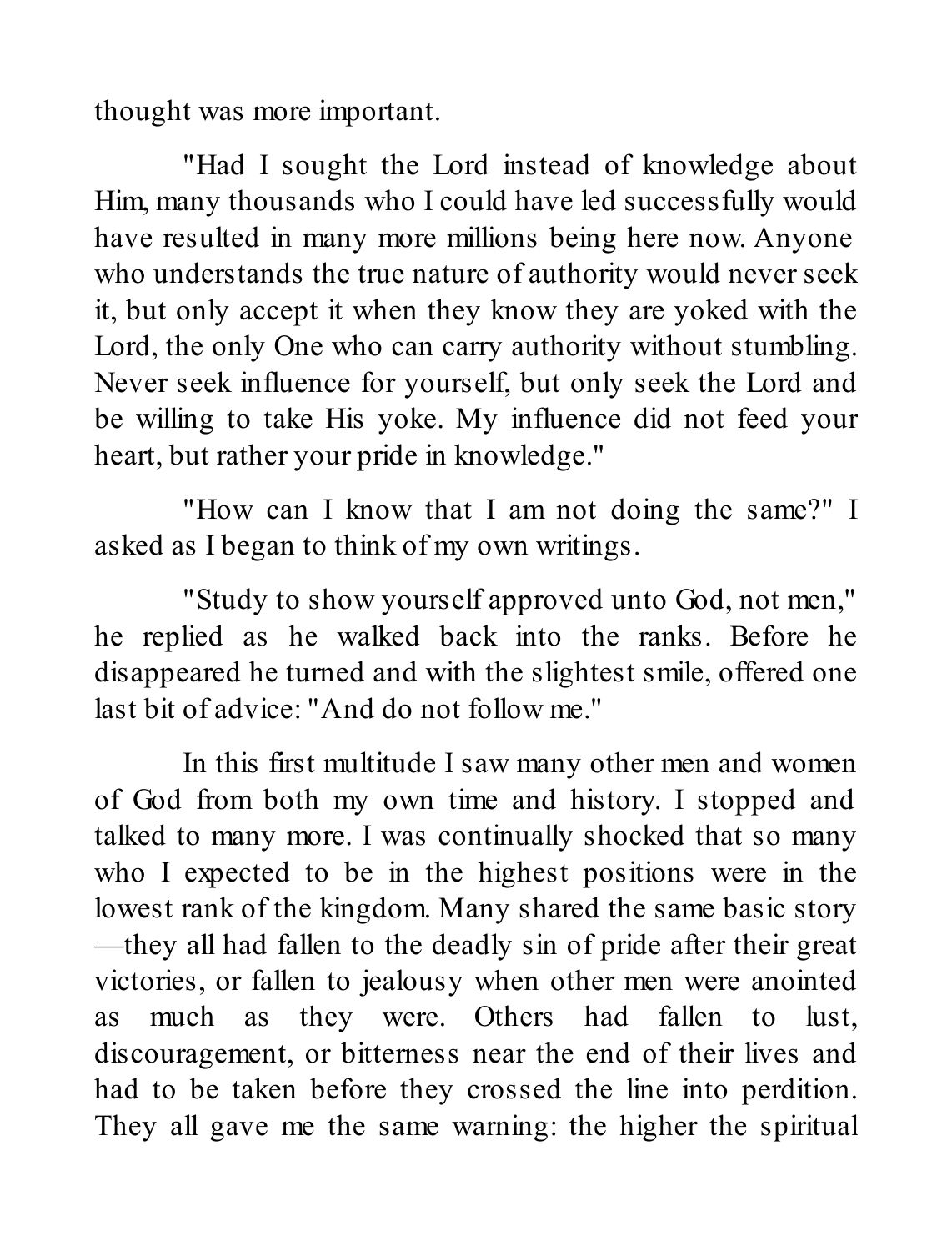thought was more important.

"Had I sought the Lord instead of knowledge about Him, many thousands who I could have led successfully would have resulted in many more millions being here now. Anyone who understands the true nature of authority would never seek it, but only accept it when they know they are yoked with the Lord, the only One who can carry authority without stumbling. Never seek influence for yourself, but only seek the Lord and be willing to take His yoke. My influence did not feed your heart, but rather your pride in knowledge."

"How can I know that I am not doing the same?" I asked as I began to think of my own writings.

"Study to show yourself approved unto God, not men," he replied as he walked back into the ranks. Before he disappeared he turned and with the slightest smile, offered one last bit of advice: "And do not follow me."

In this first multitude I saw many other men and women of God from both my own time and history. I stopped and talked to many more. I was continually shocked that so many who I expected to be in the highest positions were in the lowest rank of the kingdom. Many shared the same basic story—they all had fallen to the deadly sin of pride after their great victories, or fallen to jealousy when other men were anointed as much as they were. Others had fallen to lust, discouragement, or bitterness near the end of their lives and had to be taken before they crossed the line into perdition. They all gave me the same warning: the higher the spiritual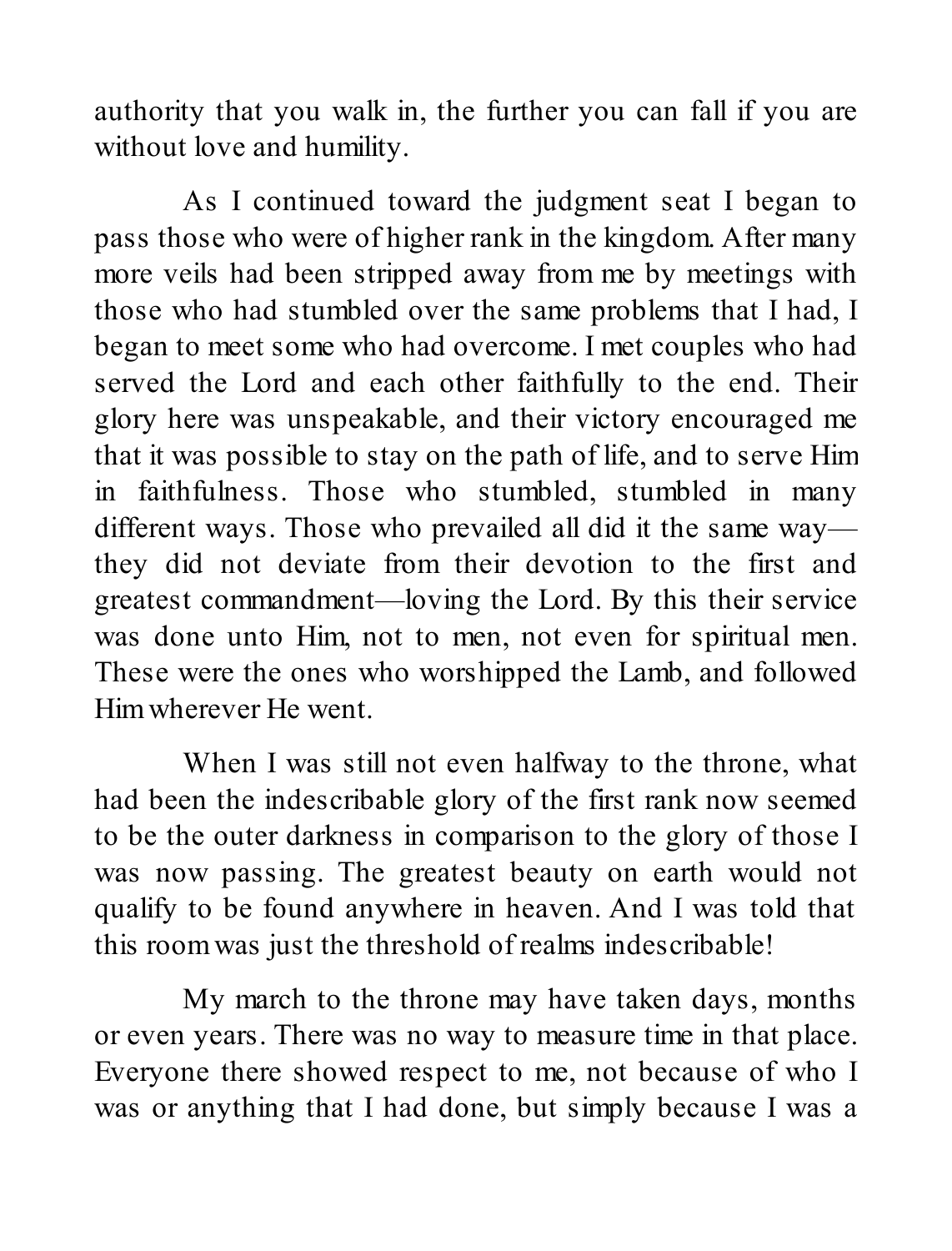authority that you walk in, the further you can fall if you are without love and humility.

As I continued toward the judgment seat I began to pass those who were of higher rank in the kingdom. After many more veils had been stripped away from me by meetings with those who had stumbled over the same problems that I had, I began to meet some who had overcome. I met couples who had served the Lord and each other faithfully to the end. Their glory here was unspeakable, and their victory encouraged me that it was possible to stay on the path of life, and to serve Him in faithfulness. Those who stumbled, stumbled in many different ways. Those who prevailed all did it the same way—they did not deviate from their devotion to the first and greatest commandment—loving the Lord. By this their service was done unto Him, not to men, not even for spiritual men. These were the ones who worshipped the Lamb, and followed Him wherever He went.

When I was still not even halfway to the throne, what had been the indescribable glory of the first rank now seemed to be the outer darkness in comparison to the glory of those I was now passing. The greatest beauty on earth would not qualify to be found anywhere in heaven. And I was told that this room was just the threshold of realms indescribable!

My march to the throne may have taken days, months or even years. There was no way to measure time in that place. Everyone there showed respect to me, not because of who I was or anything that I had done, but simply because I was a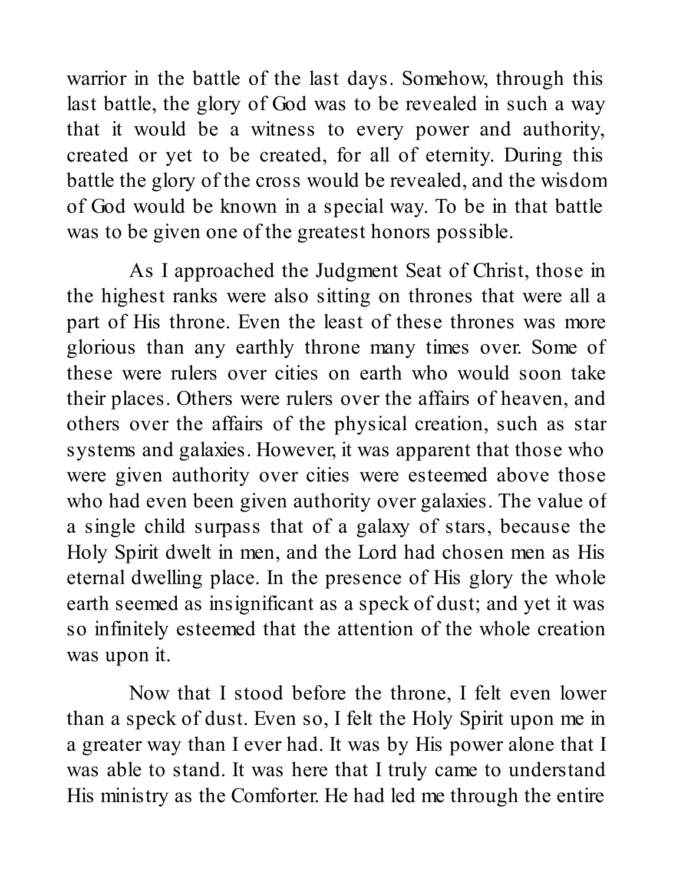warrior in the battle of the last days. Somehow, through this last battle, the glory of God was to be revealed in such a way that it would be a witness to every power and authority, created or yet to be created, for all of eternity. During this battle the glory of the cross would be revealed, and the wisdom of God would be known in a special way. To be in that battle was to be given one of the greatest honors possible.

As I approached the Judgment Seat of Christ, those in the highest ranks were also sitting on thrones that were all a part of His throne. Even the least of these thrones was more glorious than any earthly throne many times over. Some of these were rulers over cities on earth who would soon take their places. Others were rulers over the affairs of heaven, and others over the affairs of the physical creation, such as star systems and galaxies. However, it was apparent that those who were given authority over cities were esteemed above those who had even been given authority over galaxies. The value of a single child surpass that of a galaxy of stars, because the Holy Spirit dwelt in men, and the Lord had chosen men as His eternal dwelling place. In the presence of His glory the whole earth seemed as insignificant as a speck of dust; and yet it was so infinitely esteemed that the attention of the whole creation was upon it.

Now that I stood before the throne, I felt even lower than a speck of dust. Even so, I felt the Holy Spirit upon me in a greater way than I ever had. It was by His power alone that I was able to stand. It was here that I truly came to understand His ministry as the Comforter. He had led me through the entire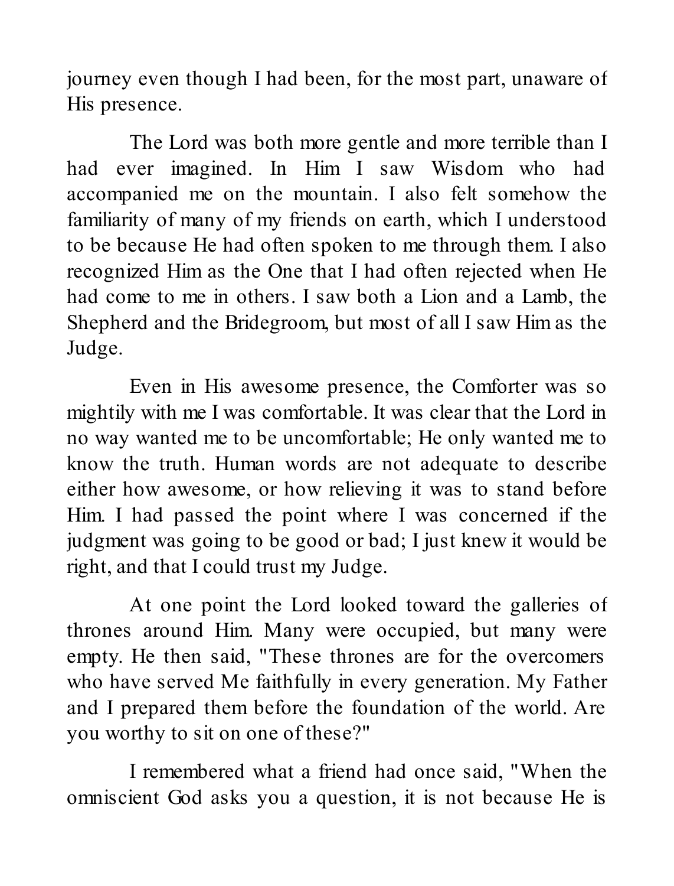journey even though I had been, for the most part, unaware of His presence.

The Lord was both more gentle and more terrible than I had ever imagined. In Him I saw Wisdom who had accompanied me on the mountain. I also felt somehow the familiarity of many of my friends on earth, which I understood to be because He had often spoken to me through them. I also recognized Him as the One that I had often rejected when He had come to me in others. I saw both a Lion and a Lamb, the Shepherd and the Bridegroom, but most of all I saw Him as the Judge.

Even in His awesome presence, the Comforter was so mightily with me I was comfortable. It was clear that the Lord in no way wanted me to be uncomfortable; He only wanted me to know the truth. Human words are not adequate to describe either how awesome, or how relieving it was to stand before Him. I had passed the point where I was concerned if the judgment was going to be good or bad; I just knew it would be right, and that I could trust my Judge.

At one point the Lord looked toward the galleries of thrones around Him. Many were occupied, but many were empty. He then said, "These thrones are for the overcomers who have served Me faithfully in every generation. My Father and I prepared them before the foundation of the world. Are you worthy to sit on one of these?"

I remembered what a friend had once said, "When the omniscient God asks you a question, it is not because He is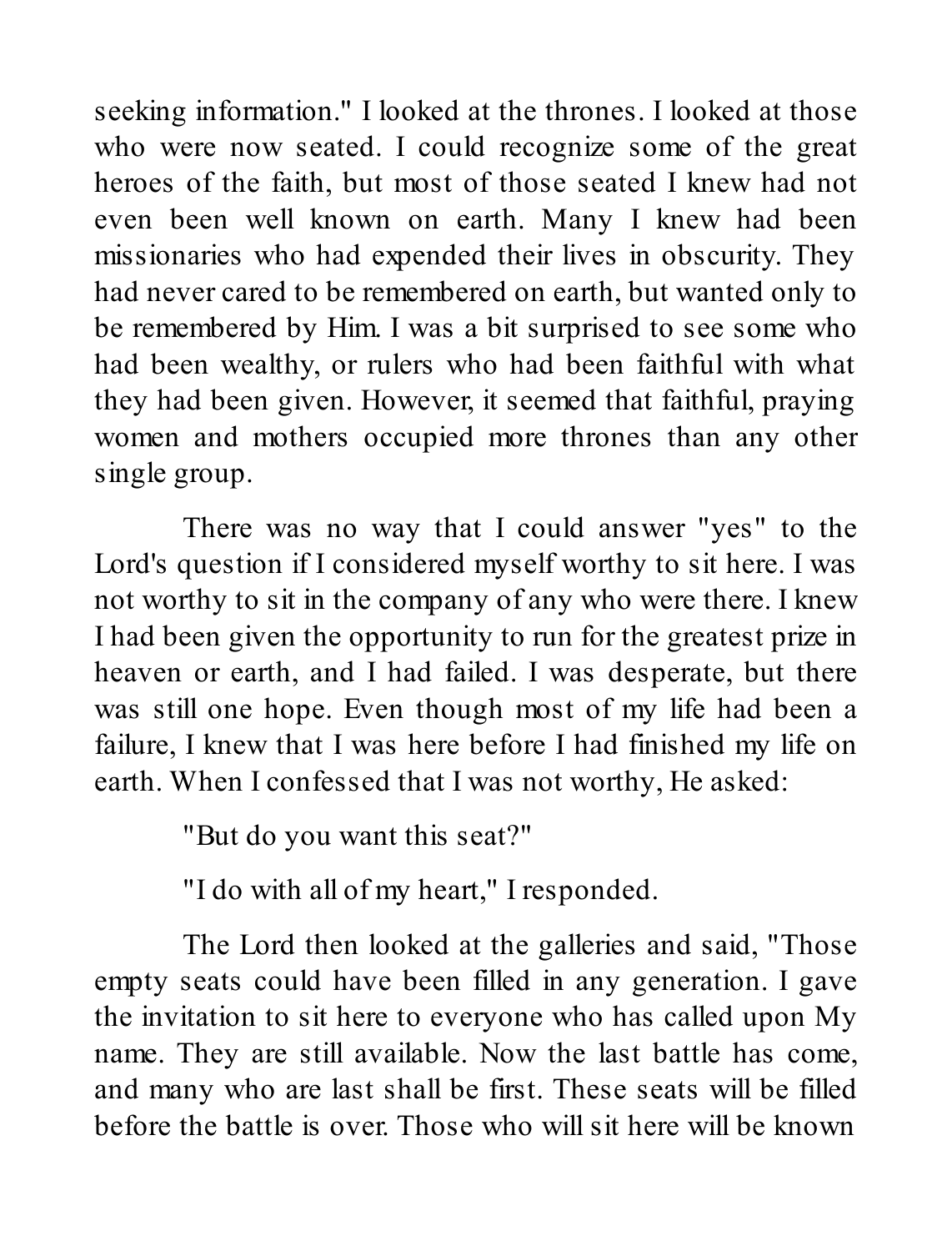seeking information." I looked at the thrones. I looked at those who were now seated. I could recognize some of the great heroes of the faith, but most of those seated I knew had not even been well known on earth. Many I knew had been missionaries who had expended their lives in obscurity. They had never cared to be remembered on earth, but wanted only to be remembered by Him. I was a bit surprised to see some who had been wealthy, or rulers who had been faithful with what they had been given. However, it seemed that faithful, praying women and mothers occupied more thrones than any other single group.

There was no way that I could answer "yes" to the Lord's question if I considered myself worthy to sit here. I was not worthy to sit in the company of any who were there. I knew I had been given the opportunity to run for the greatest prize in heaven or earth, and I had failed. I was desperate, but there was still one hope. Even though most of my life had been a failure, I knew that I was here before I had finished my life on earth. When I confessed that I was not worthy, He asked:

"But do you want this seat?"

"I do with all of my heart," I responded.

The Lord then looked at the galleries and said, "Those empty seats could have been filled in any generation. I gave the invitation to sit here to everyone who has called upon My name. They are still available. Now the last battle has come, and many who are last shall be first. These seats will be filled before the battle is over. Those who will sit here will be known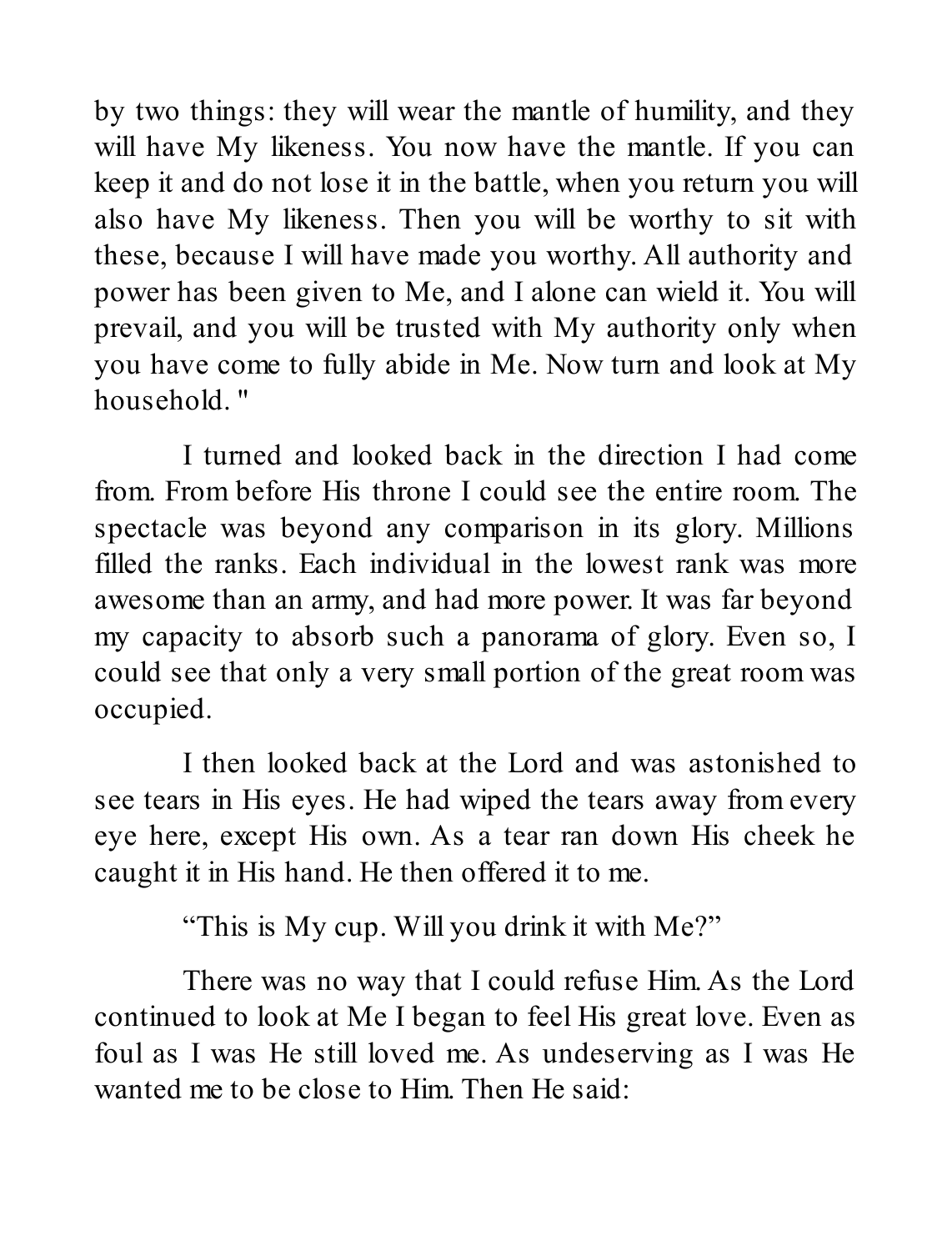by two things: they will wear the mantle of humility, and they will have My likeness. You now have the mantle. If you can keep it and do not lose it in the battle, when you return you will also have My likeness. Then you will be worthy to sit with these, because I will have made you worthy. All authority and power has been given to Me, and I alone can wield it. You will prevail, and you will be trusted with My authority only when you have come to fully abide in Me. Now turn and look at My household. "

I turned and looked back in the direction I had come from. From before His throne I could see the entire room. The spectacle was beyond any comparison in its glory. Millions filled the ranks. Each individual in the lowest rank was more awesome than an army, and had more power. It was far beyond my capacity to absorb such a panorama of glory. Even so, I could see that only a very small portion of the great room was occupied.

I then looked back at the Lord and was astonished to see tears in His eyes. He had wiped the tears away from every eye here, except His own. As a tear ran down His cheek he caught it in His hand. He then offered it to me.

“This is My cup. Will you drink it with Me?”

There was no way that I could refuse Him. As the Lord continued to look at Me I began to feel His great love. Even as foul as I was He still loved me. As undeserving as I was He wanted me to be close to Him. Then He said: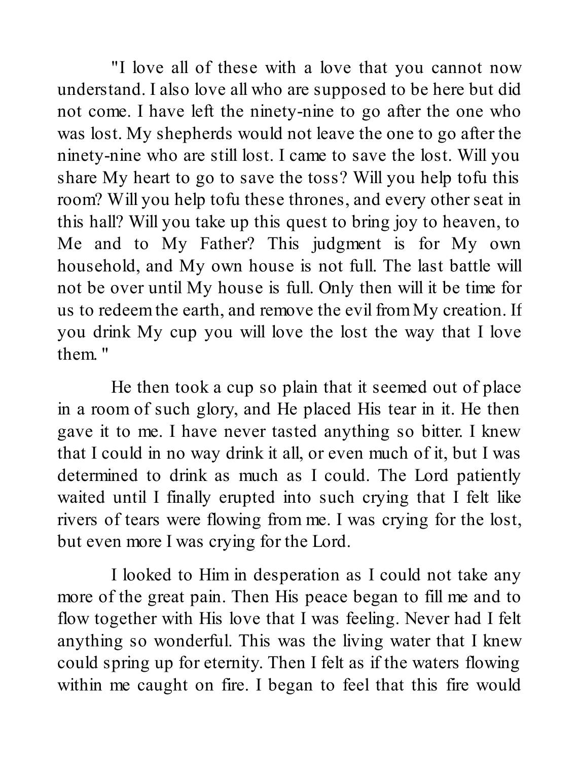"I love all of these with a love that you cannot now understand. I also love all who are supposed to be here but did not come. I have left the ninety-nine to go after the one who was lost. My shepherds would not leave the one to go after the ninety-nine who are still lost. I came to save the lost. Will you share My heart to go to save the toss? Will you help tofu this room? Will you help tofu these thrones, and every other seat in this hall? Will you take up this quest to bring joy to heaven, to Me and to My Father? This judgment is for My own household, and My own house is not full. The last battle will not be over until My house is full. Only then will it be time for us to redeem the earth, and remove the evil from My creation. If you drink My cup you will love the lost the way that I love them."

He then took a cup so plain that it seemed out of place in a room of such glory, and He placed His tear in it. He then gave it to me. I have never tasted anything so bitter. I knew that I could in no way drink it all, or even much of it, but I was determined to drink as much as I could. The Lord patiently waited until I finally erupted into such crying that I felt like rivers of tears were flowing from me. I was crying for the lost, but even more I was crying for the Lord.

I looked to Him in desperation as I could not take any more of the great pain. Then His peace began to fill me and to flow together with His love that I was feeling. Never had I felt anything so wonderful. This was the living water that I knew could spring up for eternity. Then I felt as if the waters flowing within me caught on fire. I began to feel that this fire would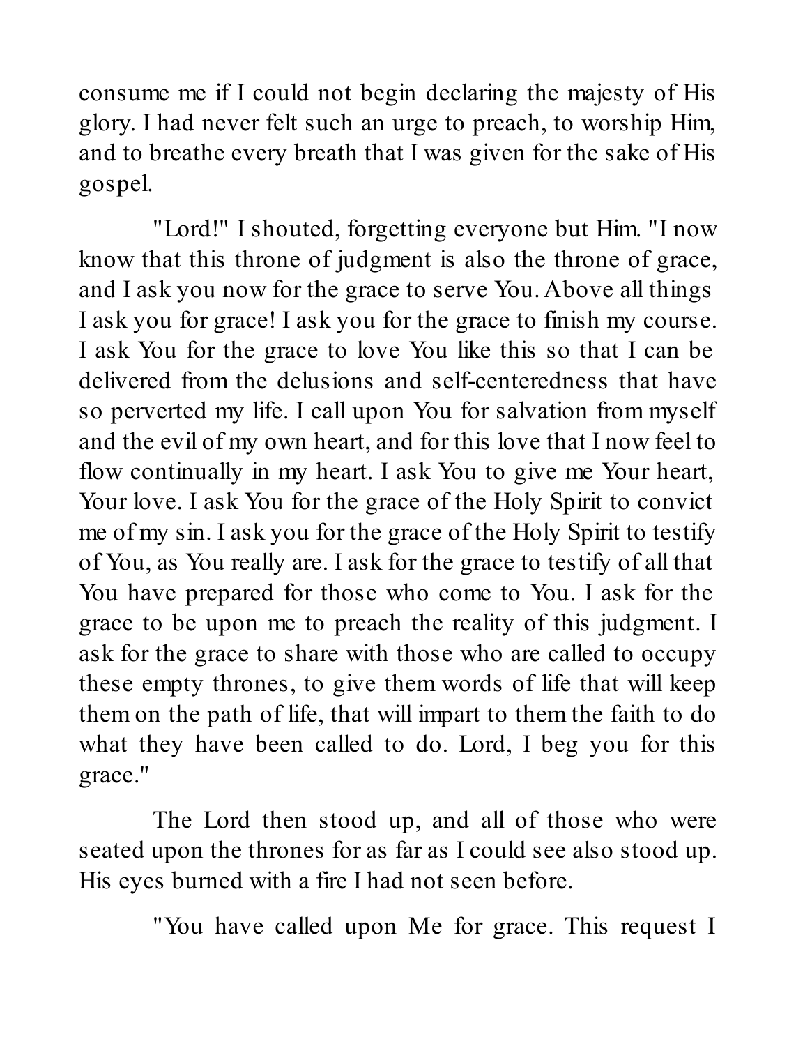consume me if I could not begin declaring the majesty of His glory. I had never felt such an urge to preach, to worship Him, and to breathe every breath that I was given for the sake of His gospel.

"Lord!" I shouted, forgetting everyone but Him. "I now know that this throne of judgment is also the throne of grace, and I ask you now for the grace to serve You. Above all things I ask you for grace! I ask you for the grace to finish my course. I ask You for the grace to love You like this so that I can be delivered from the delusions and self-centeredness that have so perverted my life. I call upon You for salvation from myself and the evil of my own heart, and for this love that I now feel to flow continually in my heart. I ask You to give me Your heart, Your love. I ask You for the grace of the Holy Spirit to convict me of my sin. I ask you for the grace of the Holy Spirit to testify of You, as You really are. I ask for the grace to testify of all that You have prepared for those who come to You. I ask for the grace to be upon me to preach the reality of this judgment. I ask for the grace to share with those who are called to occupy these empty thrones, to give them words of life that will keep them on the path of life, that will impart to them the faith to do what they have been called to do. Lord, I beg you for this grace."

The Lord then stood up, and all of those who were seated upon the thrones for as far as I could see also stood up. His eyes burned with a fire I had not seen before.

"You have called upon Me for grace. This request I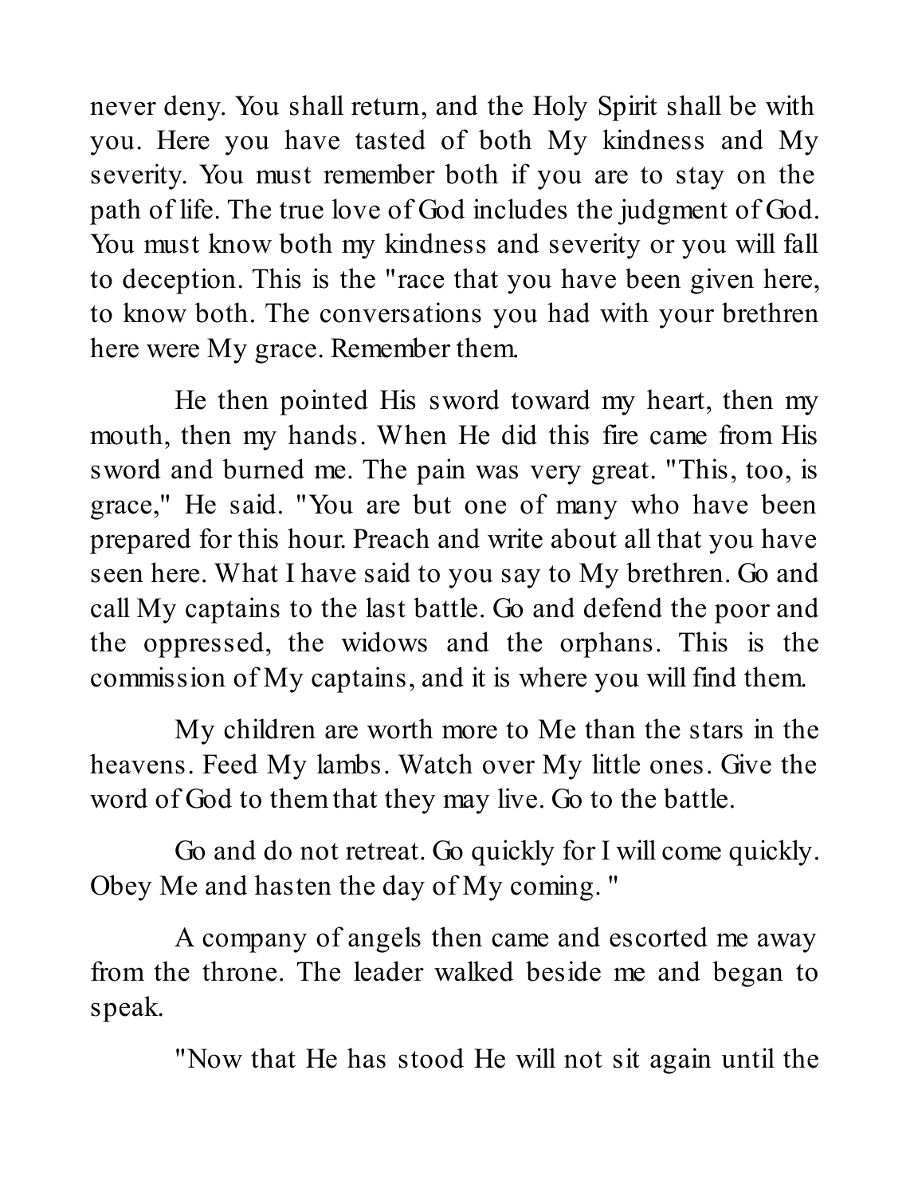never deny. You shall return, and the Holy Spirit shall be with you. Here you have tasted of both My kindness and My severity. You must remember both if you are to stay on the path of life. The true love of God includes the judgment of God. You must know both my kindness and severity or you will fall to deception. This is the "race that you have been given here, to know both. The conversations you had with your brethren here were My grace. Remember them.

He then pointed His sword toward my heart, then my mouth, then my hands. When He did this fire came from His sword and burned me. The pain was very great. "This, too, is grace," He said. "You are but one of many who have been prepared for this hour. Preach and write about all that you have seen here. What I have said to you say to My brethren. Go and call My captains to the last battle. Go and defend the poor and the oppressed, the widows and the orphans. This is the commission of My captains, and it is where you will find them.

My children are worth more to Me than the stars in the heavens. Feed My lambs. Watch over My little ones. Give the word of God to them that they may live. Go to the battle.

Go and do not retreat. Go quickly for I will come quickly. Obey Me and hasten the day of My coming. "

A company of angels then came and escorted me away from the throne. The leader walked beside me and began to speak.

"Now that He has stood He will not sit again until the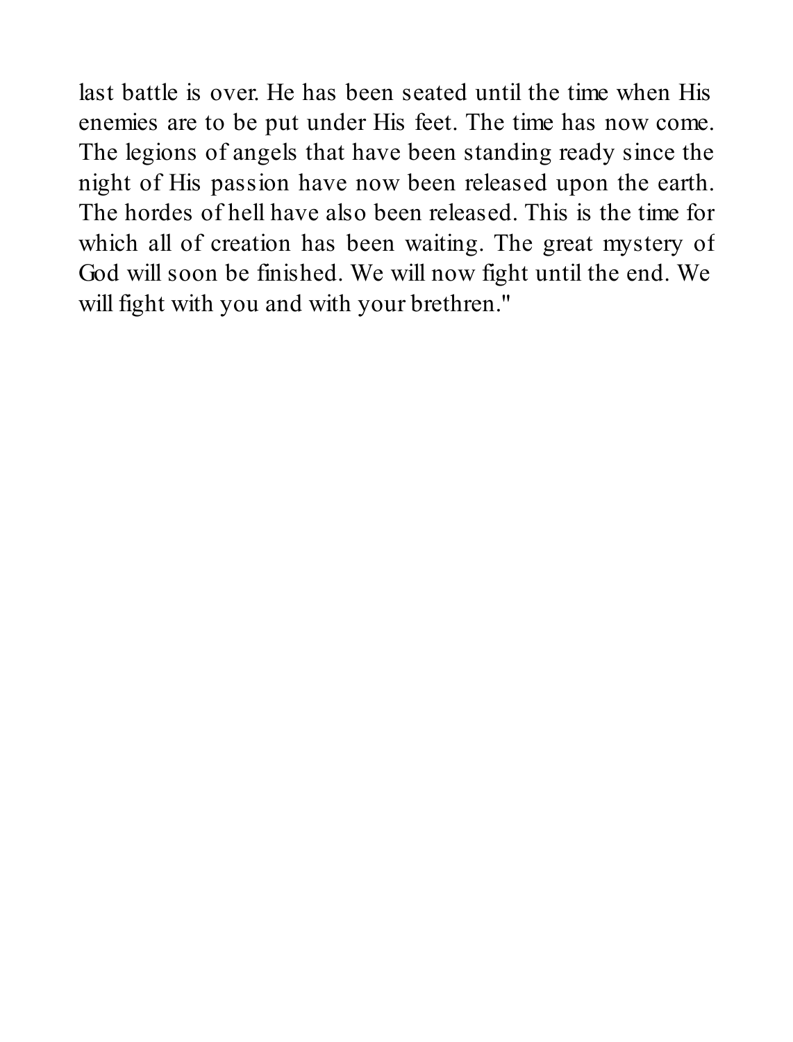last battle is over. He has been seated until the time when His enemies are to be put under His feet. The time has now come. The legions of angels that have been standing ready since the night of His passion have now been released upon the earth. The hordes of hell have also been released. This is the time for which all of creation has been waiting. The great mystery of God will soon be finished. We will now fight until the end. We will fight with you and with your brethren."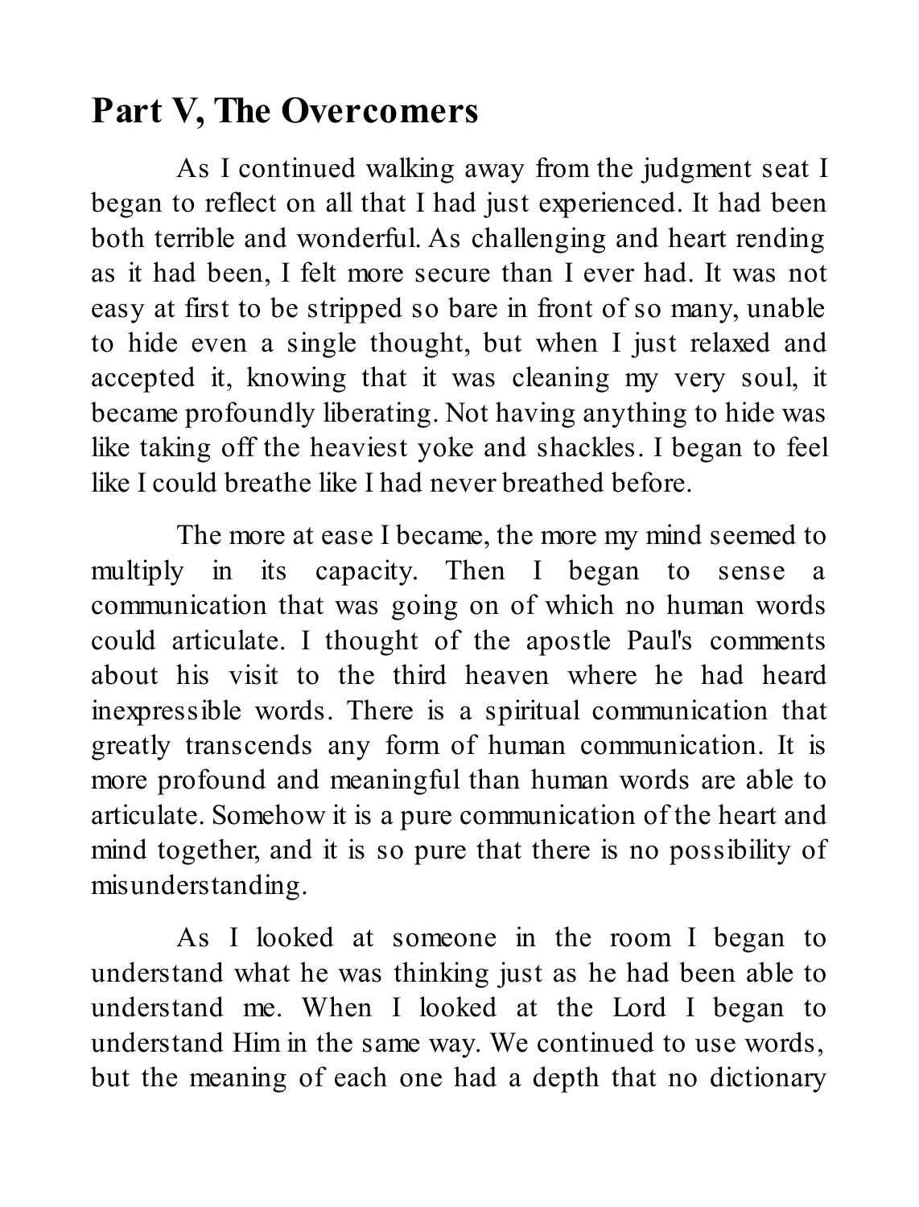## Part V, The Overcomers

As I continued walking away from the judgment seat I began to reflect on all that I had just experienced. It had been both terrible and wonderful. As challenging and heart rending as it had been, I felt more secure than I ever had. It was not easy at first to be stripped so bare in front of so many, unable to hide even a single thought, but when I just relaxed and accepted it, knowing that it was cleaning my very soul, it became profoundly liberating. Not having anything to hide was like taking off the heaviest yoke and shackles. I began to feel like I could breathe like I had never breathed before.

The more at ease I became, the more my mind seemed to multiply in its capacity. Then I began to sense a communication that was going on of which no human words could articulate. I thought of the apostle Paul's comments about his visit to the third heaven where he had heard inexpressible words. There is a spiritual communication that greatly transcends any form of human communication. It is more profound and meaningful than human words are able to articulate. Somehow it is a pure communication of the heart and mind together, and it is so pure that there is no possibility of misunderstanding.

As I looked at someone in the room I began to understand what he was thinking just as he had been able to understand me. When I looked at the Lord I began to understand Him in the same way. We continued to use words, but the meaning of each one had a depth that no dictionary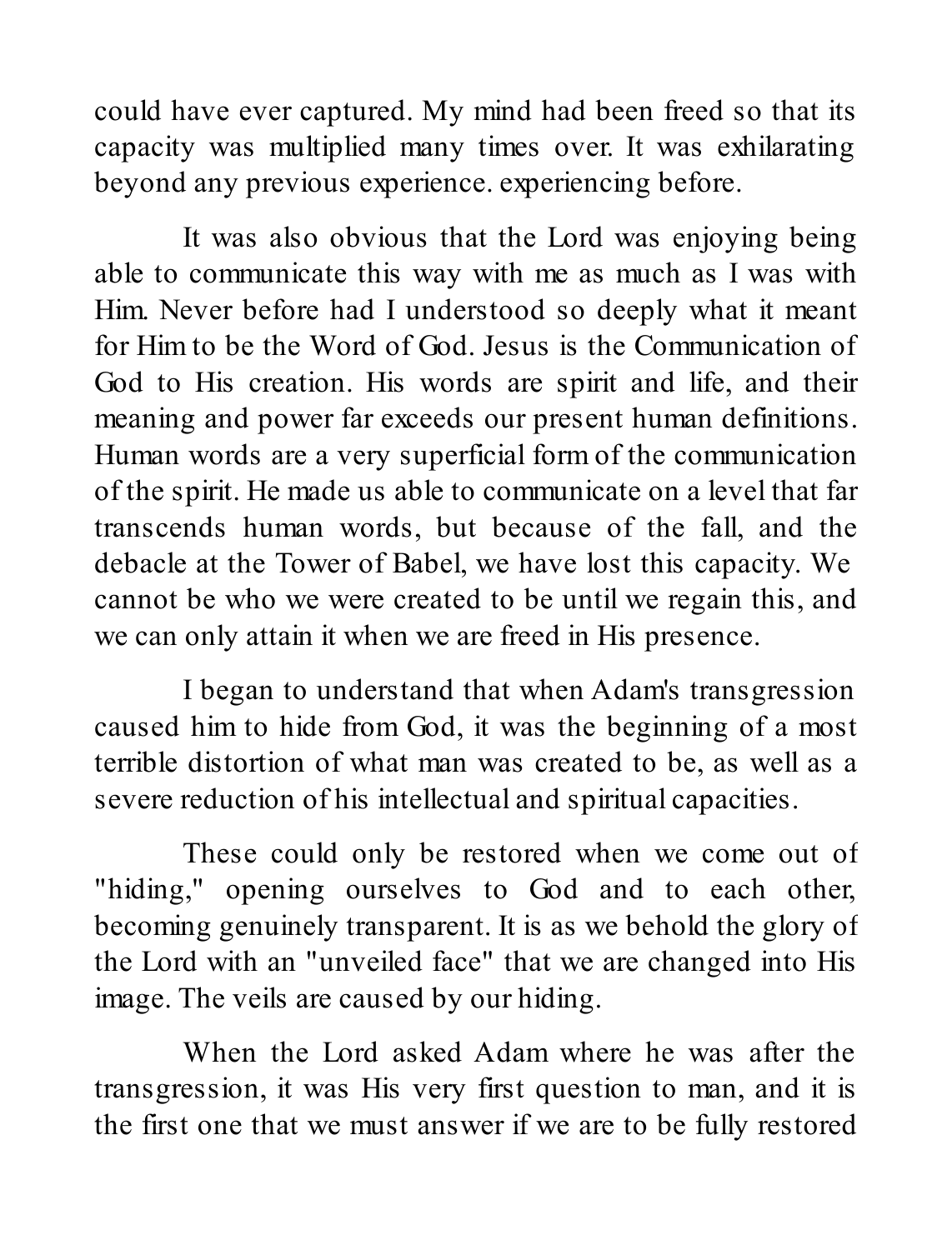could have ever captured. My mind had been freed so that its capacity was multiplied many times over. It was exhilarating beyond any previous experience. experiencing before.

It was also obvious that the Lord was enjoying being able to communicate this way with me as much as I was with Him. Never before had I understood so deeply what it meant for Him to be the Word of God. Jesus is the Communication of God to His creation. His words are spirit and life, and their meaning and power far exceeds our present human definitions. Human words are a very superficial form of the communication of the spirit. He made us able to communicate on a level that far transcends human words, but because of the fall, and the debacle at the Tower of Babel, we have lost this capacity. We cannot be who we were created to be until we regain this, and we can only attain it when we are freed in His presence.

I began to understand that when Adam's transgression caused him to hide from God, it was the beginning of a most terrible distortion of what man was created to be, as well as a severe reduction of his intellectual and spiritual capacities.

These could only be restored when we come out of "hiding," opening ourselves to God and to each other, becoming genuinely transparent. It is as we behold the glory of the Lord with an "unveiled face" that we are changed into His image. The veils are caused by our hiding.

When the Lord asked Adam where he was after the transgression, it was His very first question to man, and it is the first one that we must answer if we are to be fully restored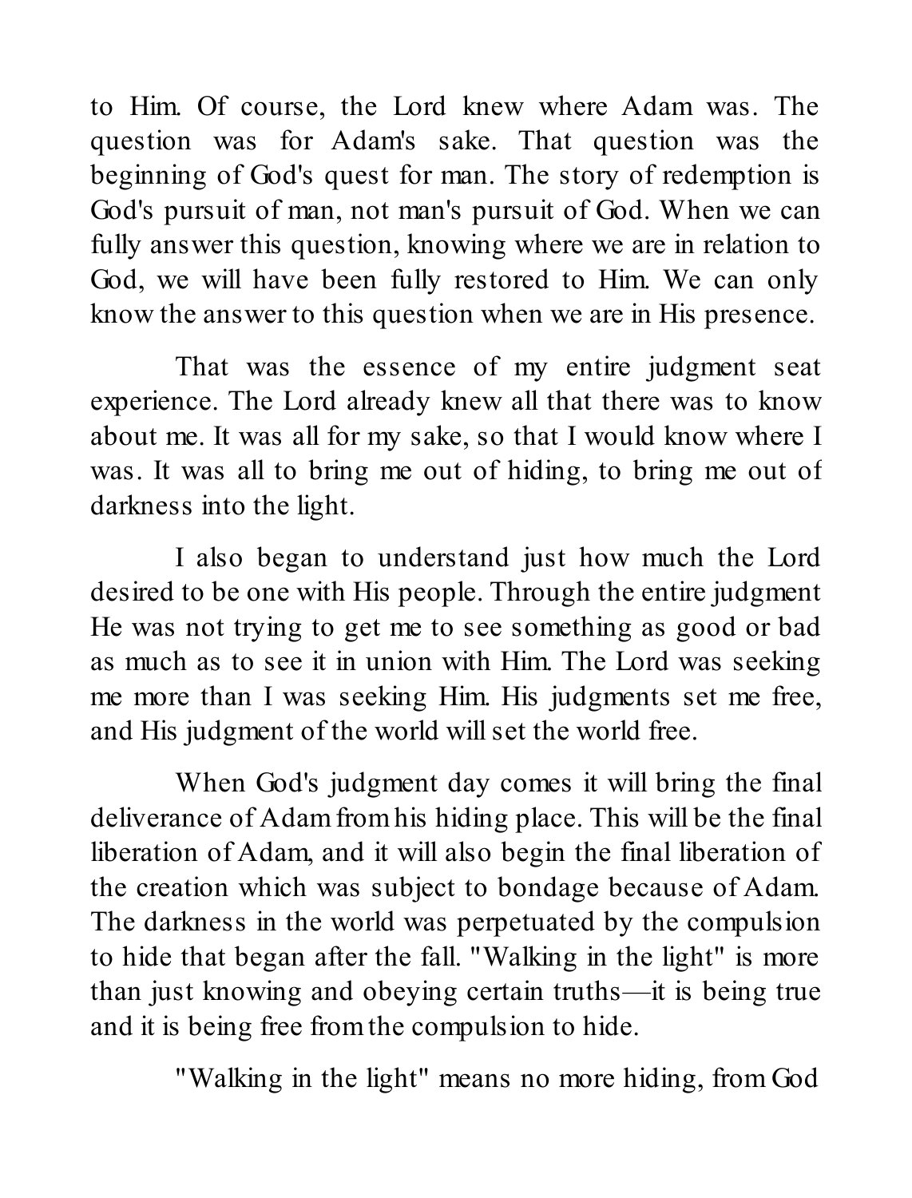to Him. Of course, the Lord knew where Adam was. The question was for Adam's sake. That question was the beginning of God's quest for man. The story of redemption is God's pursuit of man, not man's pursuit of God. When we can fully answer this question, knowing where we are in relation to God, we will have been fully restored to Him. We can only know the answer to this question when we are in His presence.

That was the essence of my entire judgment seat experience. The Lord already knew all that there was to know about me. It was all for my sake, so that I would know where I was. It was all to bring me out of hiding, to bring me out of darkness into the light.

I also began to understand just how much the Lord desired to be one with His people. Through the entire judgment He was not trying to get me to see something as good or bad as much as to see it in union with Him. The Lord was seeking me more than I was seeking Him. His judgments set me free, and His judgment of the world will set the world free.

When God's judgment day comes it will bring the final deliverance of Adam from his hiding place. This will be the final liberation of Adam, and it will also begin the final liberation of the creation which was subject to bondage because of Adam. The darkness in the world was perpetuated by the compulsion to hide that began after the fall. "Walking in the light" is more than just knowing and obeying certain truths—it is being true and it is being free from the compulsion to hide.

"Walking in the light" means no more hiding, from God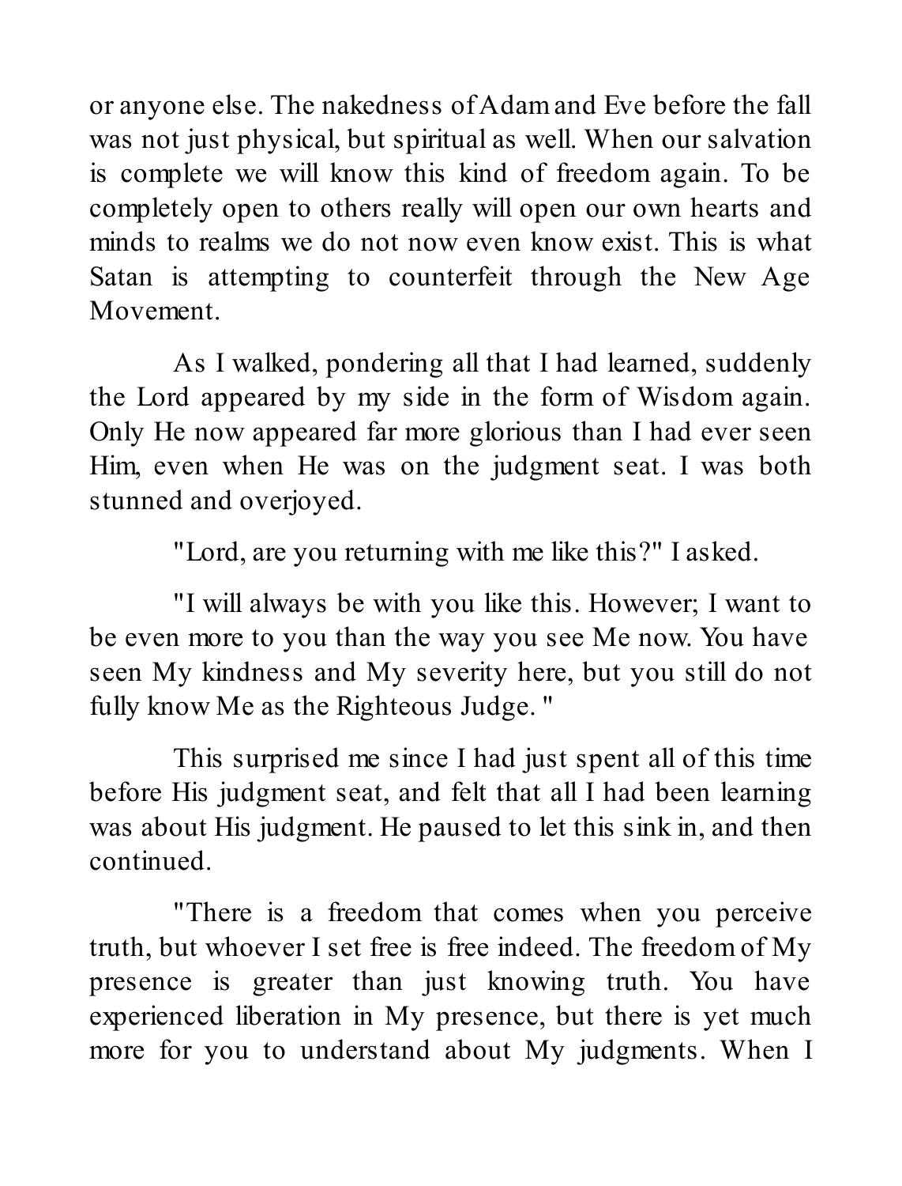or anyone else. The nakedness of Adam and Eve before the fall was not just physical, but spiritual as well. When our salvation is complete we will know this kind of freedom again. To be completely open to others really will open our own hearts and minds to realms we do not now even know exist. This is what Satan is attempting to counterfeit through the New Age Movement.

As I walked, pondering all that I had learned, suddenly the Lord appeared by my side in the form of Wisdom again. Only He now appeared far more glorious than I had ever seen Him, even when He was on the judgment seat. I was both stunned and overjoyed.

"Lord, are you returning with me like this?" I asked.

"I will always be with you like this. However; I want to be even more to you than the way you see Me now. You have seen My kindness and My severity here, but you still do not fully know Me as the Righteous Judge. "

This surprised me since I had just spent all of this time before His judgment seat, and felt that all I had been learning was about His judgment. He paused to let this sink in, and then continued.

"There is a freedom that comes when you perceive truth, but whoever I set free is free indeed. The freedom of My presence is greater than just knowing truth. You have experienced liberation in My presence, but there is yet much more for you to understand about My judgments. When I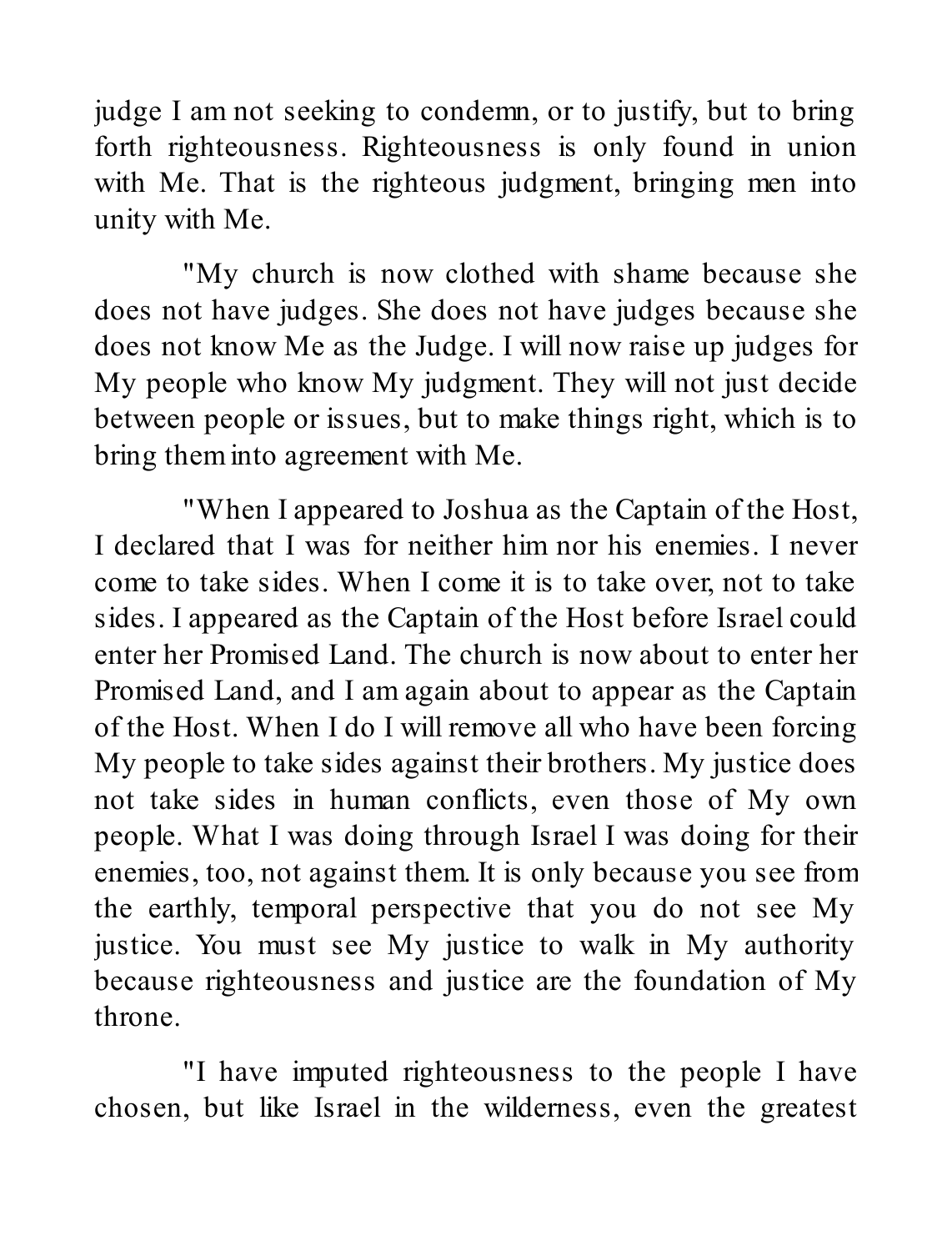judge I am not seeking to condemn, or to justify, but to bring forth righteousness. Righteousness is only found in union with Me. That is the righteous judgment, bringing men into unity with Me.

"My church is now clothed with shame because she does not have judges. She does not have judges because she does not know Me as the Judge. I will now raise up judges for My people who know My judgment. They will not just decide between people or issues, but to make things right, which is to bring them into agreement with Me.

"When I appeared to Joshua as the Captain of the Host, I declared that I was for neither him nor his enemies. I never come to take sides. When I come it is to take over, not to take sides. I appeared as the Captain of the Host before Israel could enter her Promised Land. The church is now about to enter her Promised Land, and I am again about to appear as the Captain of the Host. When I do I will remove all who have been forcing My people to take sides against their brothers. My justice does not take sides in human conflicts, even those of My own people. What I was doing through Israel I was doing for their enemies, too, not against them. It is only because you see from the earthly, temporal perspective that you do not see My justice. You must see My justice to walk in My authority because righteousness and justice are the foundation of My throne.

"I have imputed righteousness to the people I have chosen, but like Israel in the wilderness, even the greatest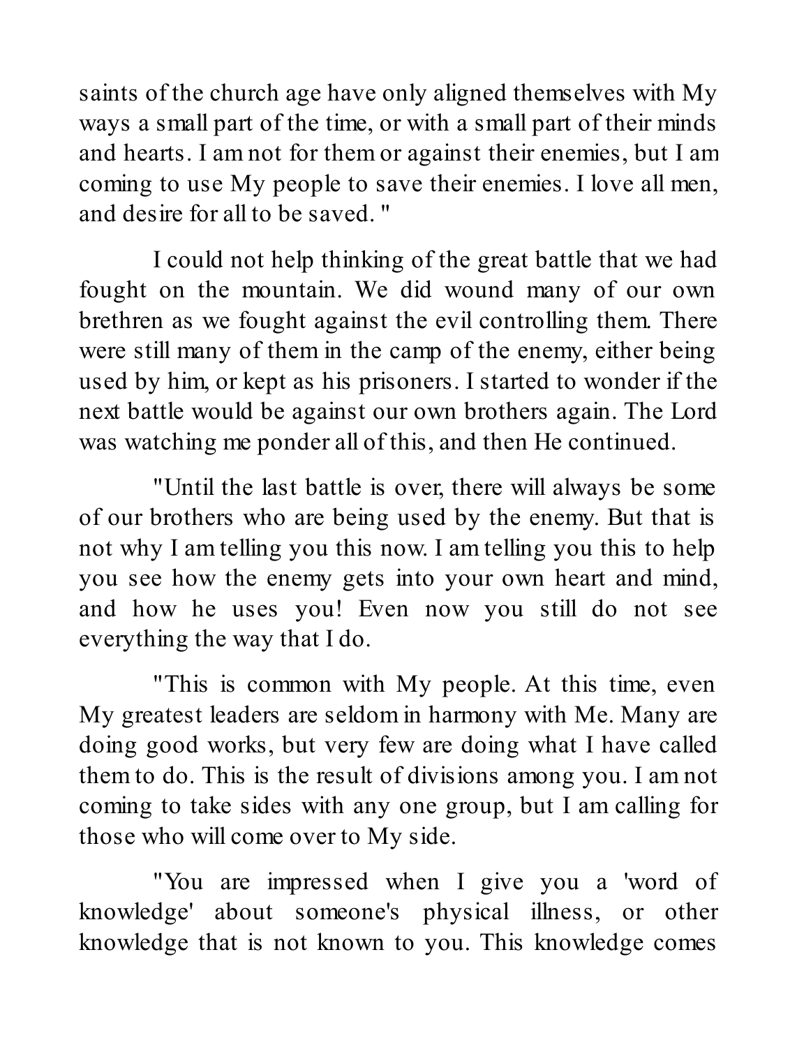saints of the church age have only aligned themselves with My ways a small part of the time, or with a small part of their minds and hearts. I am not for them or against their enemies, but I am coming to use My people to save their enemies. I love all men, and desire for all to be saved."

I could not help thinking of the great battle that we had fought on the mountain. We did wound many of our own brethren as we fought against the evil controlling them. There were still many of them in the camp of the enemy, either being used by him, or kept as his prisoners. I started to wonder if the next battle would be against our own brothers again. The Lord was watching me ponder all of this, and then He continued.

"Until the last battle is over, there will always be some of our brothers who are being used by the enemy. But that is not why I am telling you this now. I am telling you this to help you see how the enemy gets into your own heart and mind, and how he uses you! Even now you still do not see everything the way that I do.

"This is common with My people. At this time, even My greatest leaders are seldom in harmony with Me. Many are doing good works, but very few are doing what I have called them to do. This is the result of divisions among you. I am not coming to take sides with any one group, but I am calling for those who will come over to My side.

"You are impressed when I give you a 'word of knowledge' about someone's physical illness, or other knowledge that is not known to you. This knowledge comes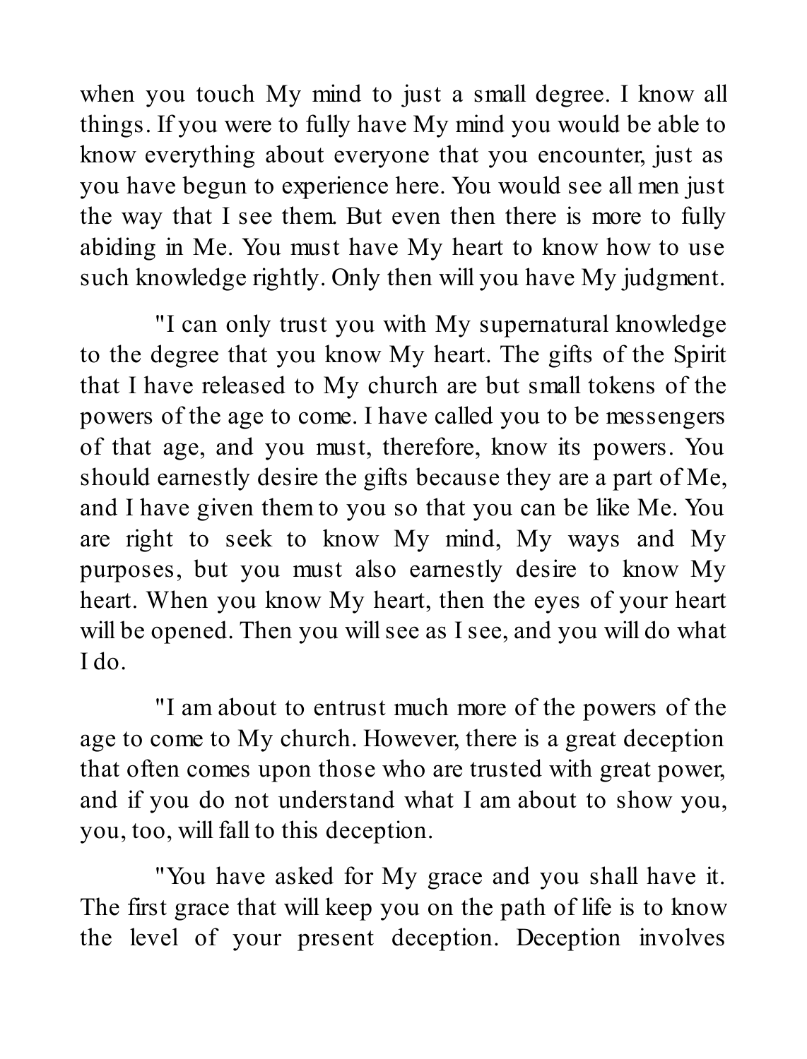when you touch My mind to just a small degree. I know all things. If you were to fully have My mind you would be able to know everything about everyone that you encounter, just as you have begun to experience here. You would see all men just the way that I see them. But even then there is more to fully abiding in Me. You must have My heart to know how to use such knowledge rightly. Only then will you have My judgment.

"I can only trust you with My supernatural knowledge to the degree that you know My heart. The gifts of the Spirit that I have released to My church are but small tokens of the powers of the age to come. I have called you to be messengers of that age, and you must, therefore, know its powers. You should earnestly desire the gifts because they are a part of Me, and I have given them to you so that you can be like Me. You are right to seek to know My mind, My ways and My purposes, but you must also earnestly desire to know My heart. When you know My heart, then the eyes of your heart will be opened. Then you will see as I see, and you will do what I do.

"I am about to entrust much more of the powers of the age to come to My church. However, there is a great deception that often comes upon those who are trusted with great power, and if you do not understand what I am about to show you, you, too, will fall to this deception.

"You have asked for My grace and you shall have it. The first grace that will keep you on the path of life is to know the level of your present deception. Deception involves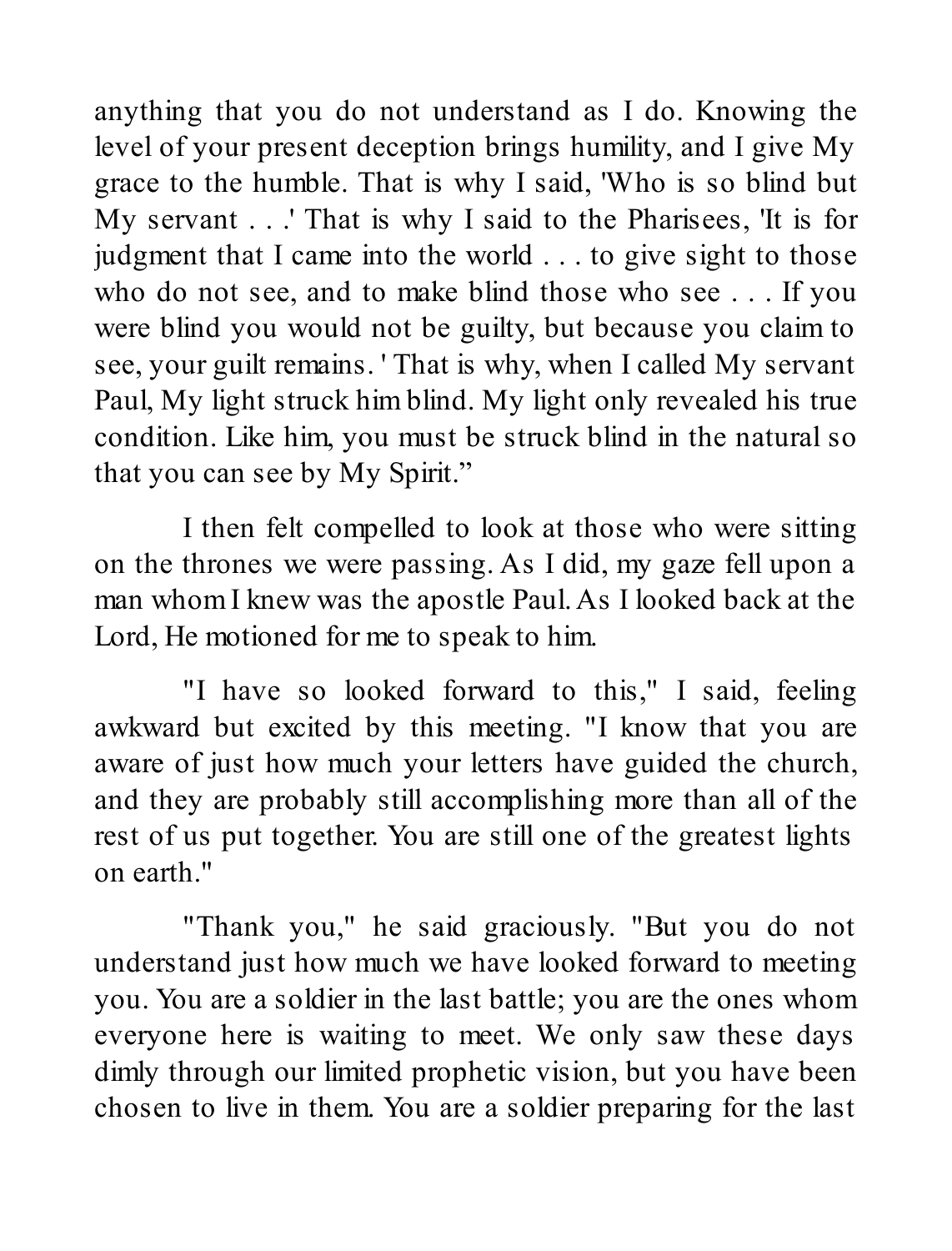anything that you do not understand as I do. Knowing the level of your present deception brings humility, and I give My grace to the humble. That is why I said, 'Who is so blind but My servant . . .' That is why I said to the Pharisees, 'It is for judgment that I came into the world . . . to give sight to those who do not see, and to make blind those who see . . . If you were blind you would not be guilty, but because you claim to see, your guilt remains. ' That is why, when I called My servant Paul, My light struck him blind. My light only revealed his true condition. Like him, you must be struck blind in the natural so that you can see by My Spirit."

I then felt compelled to look at those who were sitting on the thrones we were passing. As I did, my gaze fell upon a man whom I knew was the apostle Paul. As I looked back at the Lord, He motioned for me to speak to him.

"I have so looked forward to this," I said, feeling awkward but excited by this meeting. "I know that you are aware of just how much your letters have guided the church, and they are probably still accomplishing more than all of the rest of us put together. You are still one of the greatest lights on earth."

"Thank you," he said graciously. "But you do not understand just how much we have looked forward to meeting you. You are a soldier in the last battle; you are the ones whom everyone here is waiting to meet. We only saw these days dimly through our limited prophetic vision, but you have been chosen to live in them. You are a soldier preparing for the last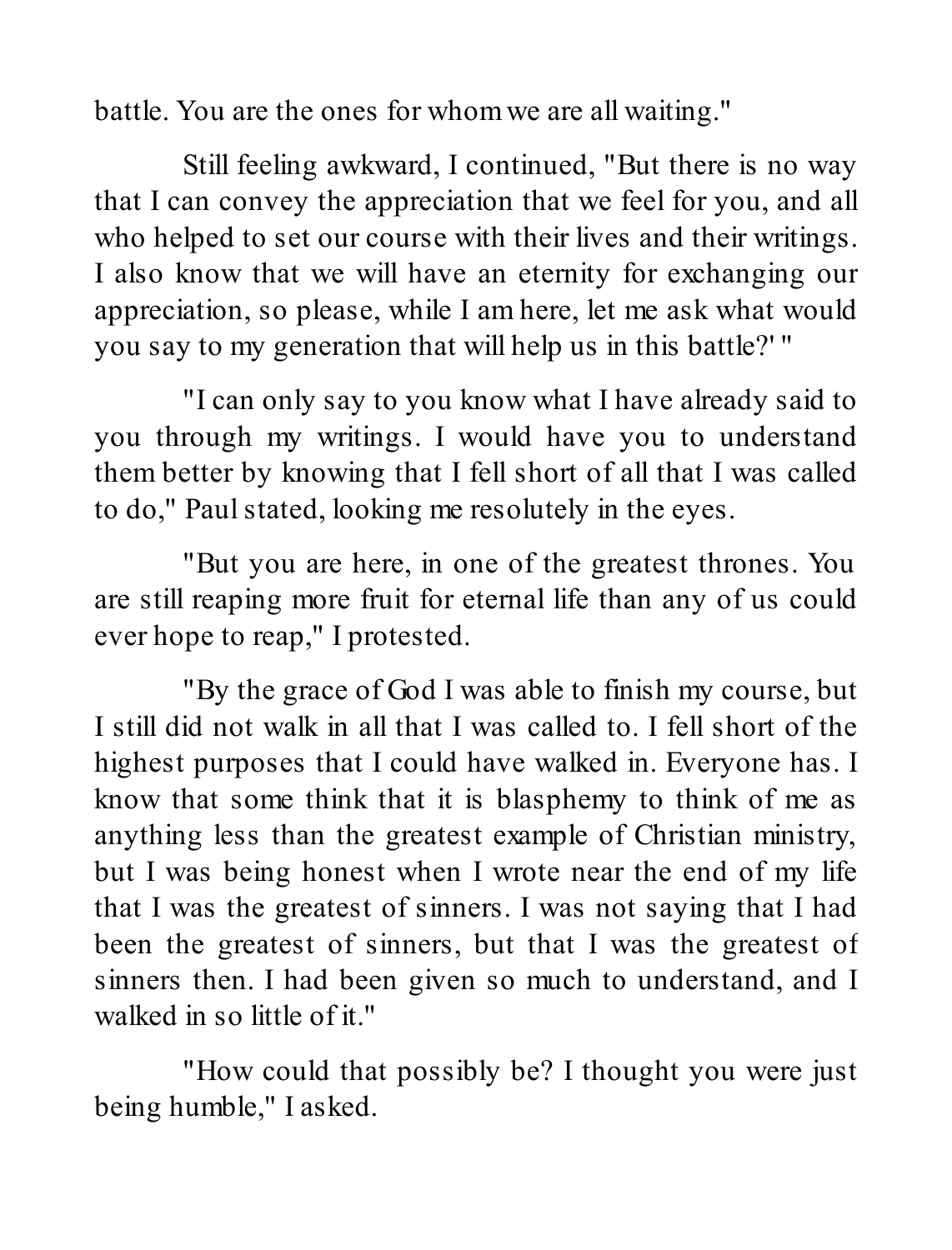battle. You are the ones for whom we are all waiting."

Still feeling awkward, I continued, "But there is no way that I can convey the appreciation that we feel for you, and all who helped to set our course with their lives and their writings. I also know that we will have an eternity for exchanging our appreciation, so please, while I am here, let me ask what would you say to my generation that will help us in this battle?' "

"I can only say to you know what I have already said to you through my writings. I would have you to understand them better by knowing that I fell short of all that I was called to do," Paul stated, looking me resolutely in the eyes.

"But you are here, in one of the greatest thrones. You are still reaping more fruit for eternal life than any of us could ever hope to reap," I protested.

"By the grace of God I was able to finish my course, but I still did not walk in all that I was called to. I fell short of the highest purposes that I could have walked in. Everyone has. I know that some think that it is blasphemy to think of me as anything less than the greatest example of Christian ministry, but I was being honest when I wrote near the end of my life that I was the greatest of sinners. I was not saying that I had been the greatest of sinners, but that I was the greatest of sinners then. I had been given so much to understand, and I walked in so little of it."

"How could that possibly be? I thought you were just being humble," I asked.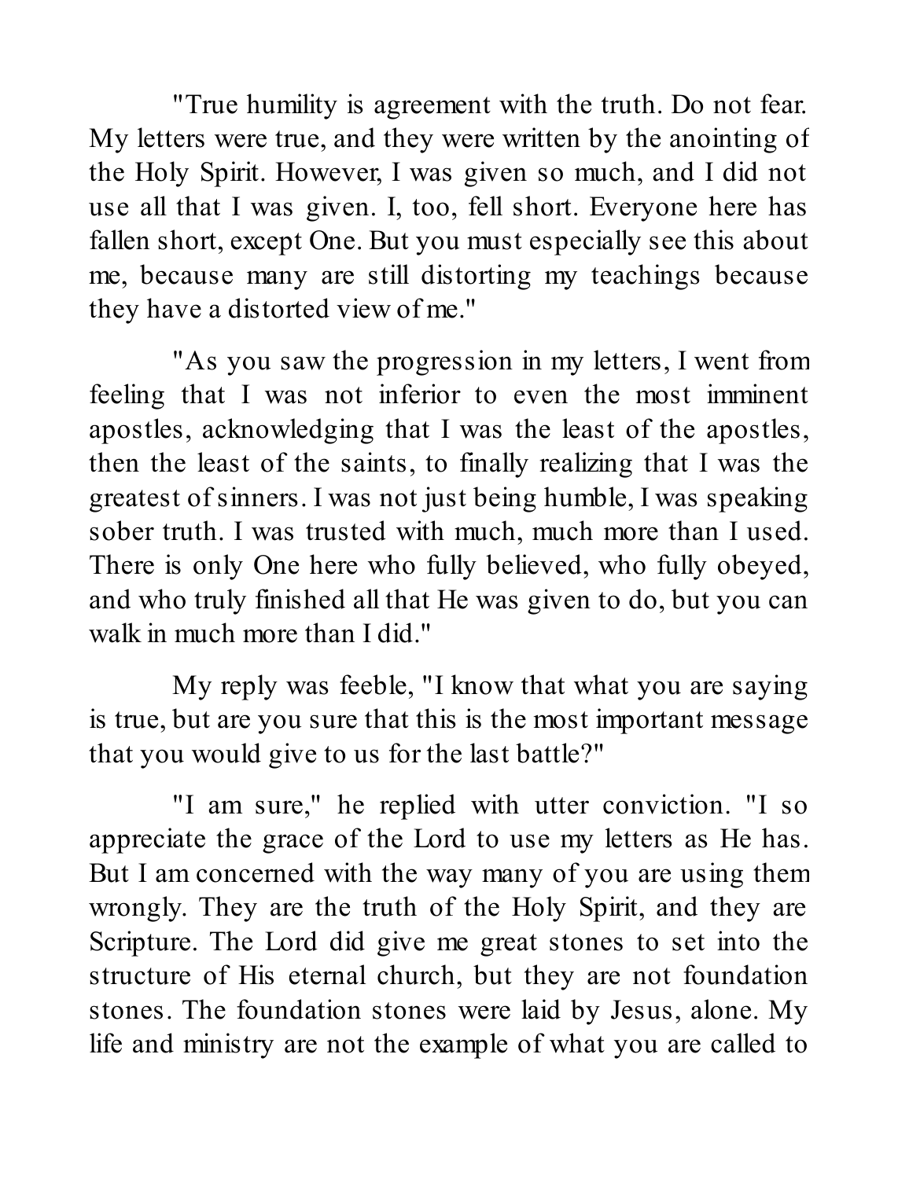"True humility is agreement with the truth. Do not fear. My letters were true, and they were written by the anointing of the Holy Spirit. However, I was given so much, and I did not use all that I was given. I, too, fell short. Everyone here has fallen short, except One. But you must especially see this about me, because many are still distorting my teachings because they have a distorted view of me."

"As you saw the progression in my letters, I went from feeling that I was not inferior to even the most imminent apostles, acknowledging that I was the least of the apostles, then the least of the saints, to finally realizing that I was the greatest of sinners. I was not just being humble, I was speaking sober truth. I was trusted with much, much more than I used. There is only One here who fully believed, who fully obeyed, and who truly finished all that He was given to do, but you can walk in much more than I did."

My reply was feeble, "I know that what you are saying is true, but are you sure that this is the most important message that you would give to us for the last battle?"

"I am sure," he replied with utter conviction. "I so appreciate the grace of the Lord to use my letters as He has. But I am concerned with the way many of you are using them wrongly. They are the truth of the Holy Spirit, and they are Scripture. The Lord did give me great stones to set into the structure of His eternal church, but they are not foundation stones. The foundation stones were laid by Jesus, alone. My life and ministry are not the example of what you are called to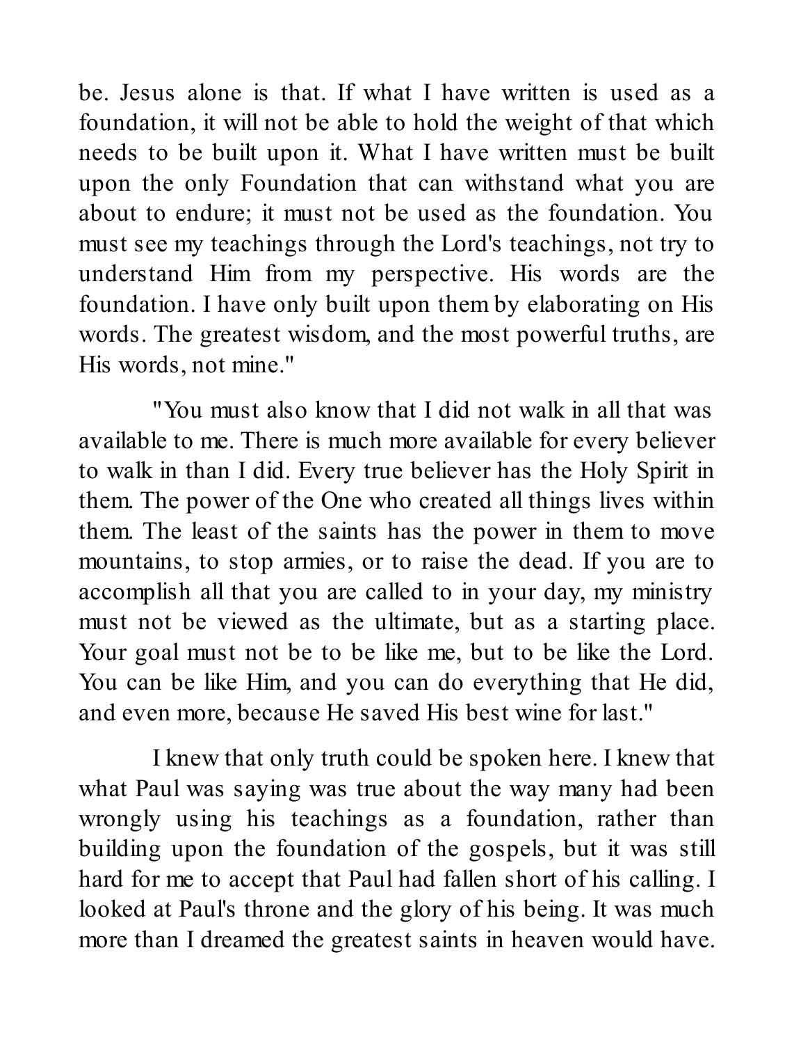be. Jesus alone is that. If what I have written is used as a foundation, it will not be able to hold the weight of that which needs to be built upon it. What I have written must be built upon the only Foundation that can withstand what you are about to endure; it must not be used as the foundation. You must see my teachings through the Lord's teachings, not try to understand Him from my perspective. His words are the foundation. I have only built upon them by elaborating on His words. The greatest wisdom, and the most powerful truths, are His words, not mine."

"You must also know that I did not walk in all that was available to me. There is much more available for every believer to walk in than I did. Every true believer has the Holy Spirit in them. The power of the One who created all things lives within them. The least of the saints has the power in them to move mountains, to stop armies, or to raise the dead. If you are to accomplish all that you are called to in your day, my ministry must not be viewed as the ultimate, but as a starting place. Your goal must not be to be like me, but to be like the Lord. You can be like Him, and you can do everything that He did, and even more, because He saved His best wine for last."

I knew that only truth could be spoken here. I knew that what Paul was saying was true about the way many had been wrongly using his teachings as a foundation, rather than building upon the foundation of the gospels, but it was still hard for me to accept that Paul had fallen short of his calling. I looked at Paul's throne and the glory of his being. It was much more than I dreamed the greatest saints in heaven would have.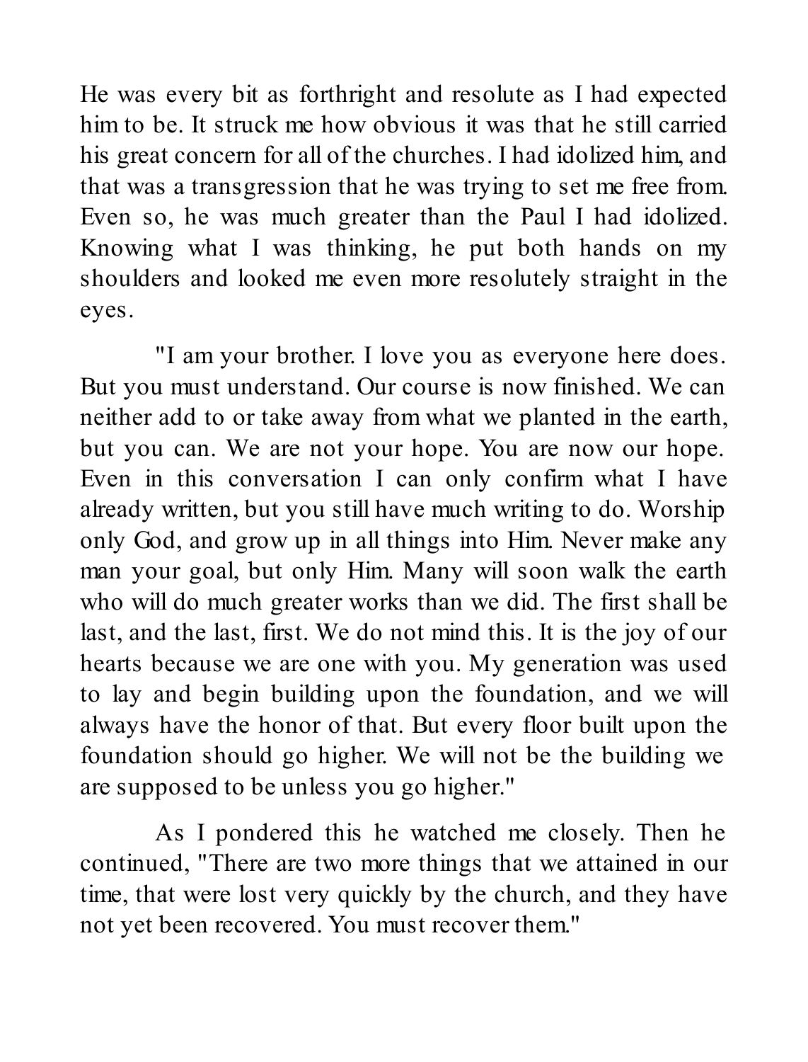He was every bit as forthright and resolute as I had expected him to be. It struck me how obvious it was that he still carried his great concern for all of the churches. I had idolized him, and that was a transgression that he was trying to set me free from. Even so, he was much greater than the Paul I had idolized. Knowing what I was thinking, he put both hands on my shoulders and looked me even more resolutely straight in the eyes.

"I am your brother. I love you as everyone here does. But you must understand. Our course is now finished. We can neither add to or take away from what we planted in the earth, but you can. We are not your hope. You are now our hope. Even in this conversation I can only confirm what I have already written, but you still have much writing to do. Worship only God, and grow up in all things into Him. Never make any man your goal, but only Him. Many will soon walk the earth who will do much greater works than we did. The first shall be last, and the last, first. We do not mind this. It is the joy of our hearts because we are one with you. My generation was used to lay and begin building upon the foundation, and we will always have the honor of that. But every floor built upon the foundation should go higher. We will not be the building we are supposed to be unless you go higher."

As I pondered this he watched me closely. Then he continued, "There are two more things that we attained in our time, that were lost very quickly by the church, and they have not yet been recovered. You must recover them."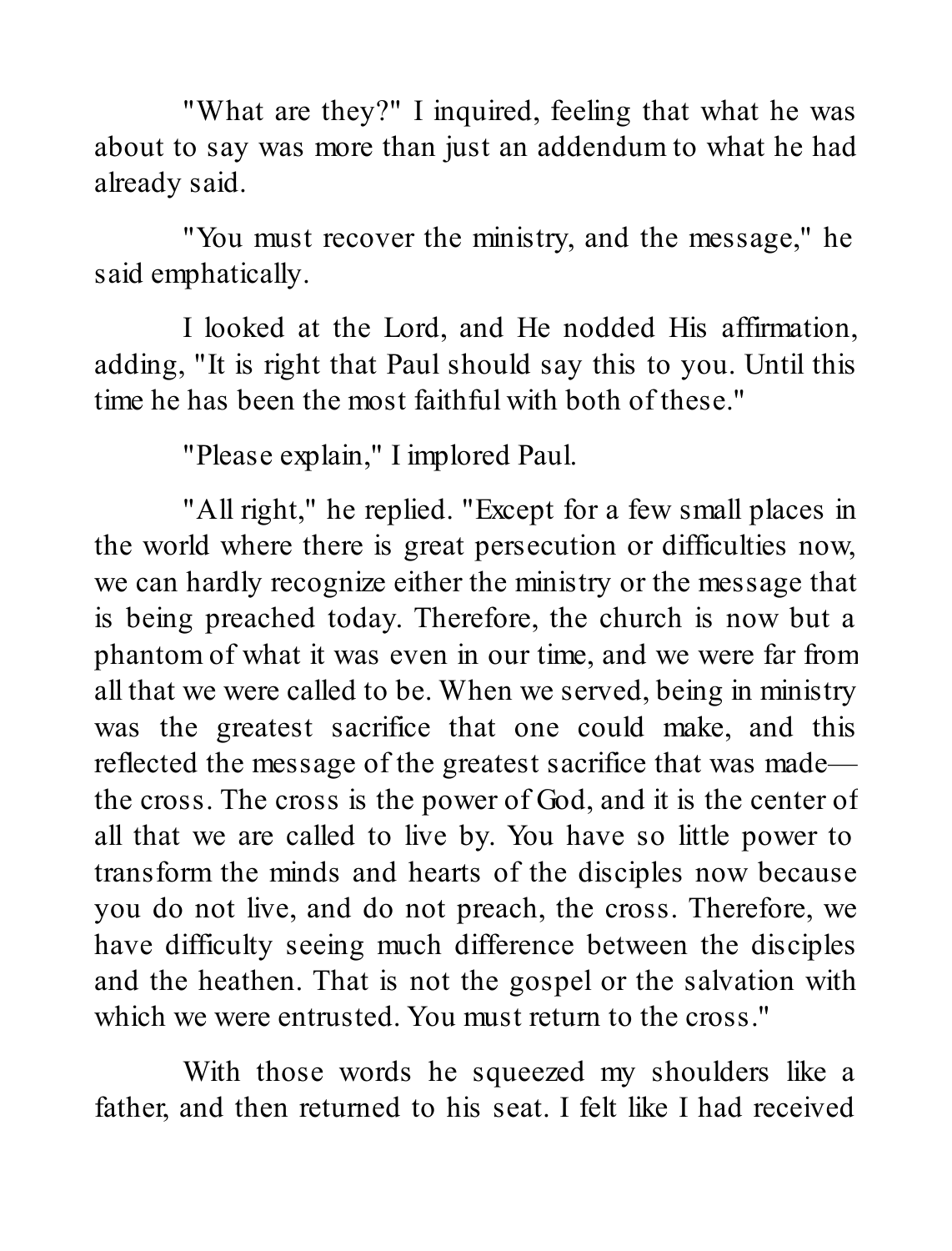"What are they?" I inquired, feeling that what he was about to say was more than just an addendum to what he had already said.

"You must recover the ministry, and the message," he said emphatically.

I looked at the Lord, and He nodded His affirmation, adding, "It is right that Paul should say this to you. Until this time he has been the most faithful with both of these."

"Please explain," I implored Paul.

"All right," he replied. "Except for a few small places in the world where there is great persecution or difficulties now, we can hardly recognize either the ministry or the message that is being preached today. Therefore, the church is now but a phantom of what it was even in our time, and we were far from all that we were called to be. When we served, being in ministry was the greatest sacrifice that one could make, and this reflected the message of the greatest sacrifice that was made—the cross. The cross is the power of God, and it is the center of all that we are called to live by. You have so little power to transform the minds and hearts of the disciples now because you do not live, and do not preach, the cross. Therefore, we have difficulty seeing much difference between the disciples and the heathen. That is not the gospel or the salvation with which we were entrusted. You must return to the cross."

With those words he squeezed my shoulders like a father, and then returned to his seat. I felt like I had received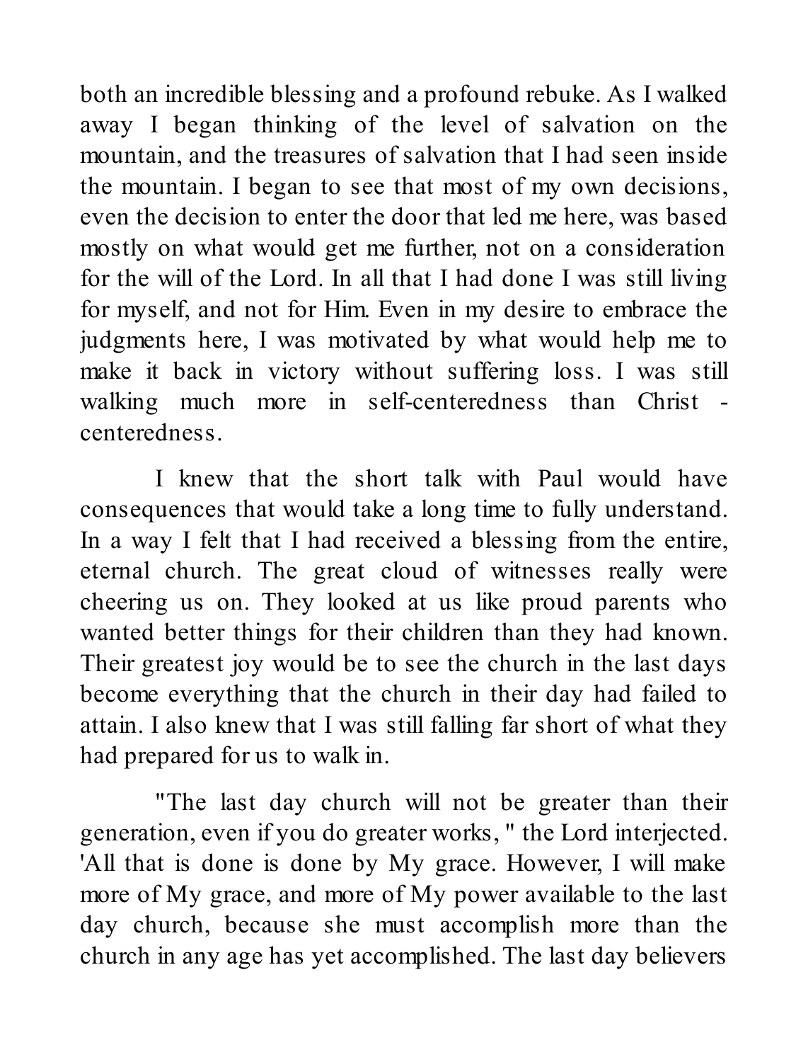both an incredible blessing and a profound rebuke. As I walked away I began thinking of the level of salvation on the mountain, and the treasures of salvation that I had seen inside the mountain. I began to see that most of my own decisions, even the decision to enter the door that led me here, was based mostly on what would get me further, not on a consideration for the will of the Lord. In all that I had done I was still living for myself, and not for Him. Even in my desire to embrace the judgments here, I was motivated by what would help me to make it back in victory without suffering loss. I was still walking much more in self-centeredness than Christ - centeredness.

I knew that the short talk with Paul would have consequences that would take a long time to fully understand. In a way I felt that I had received a blessing from the entire, eternal church. The great cloud of witnesses really were cheering us on. They looked at us like proud parents who wanted better things for their children than they had known. Their greatest joy would be to see the church in the last days become everything that the church in their day had failed to attain. I also knew that I was still falling far short of what they had prepared for us to walk in.

"The last day church will not be greater than their generation, even if you do greater works, " the Lord interjected. 'All that is done is done by My grace. However, I will make more of My grace, and more of My power available to the last day church, because she must accomplish more than the church in any age has yet accomplished. The last day believers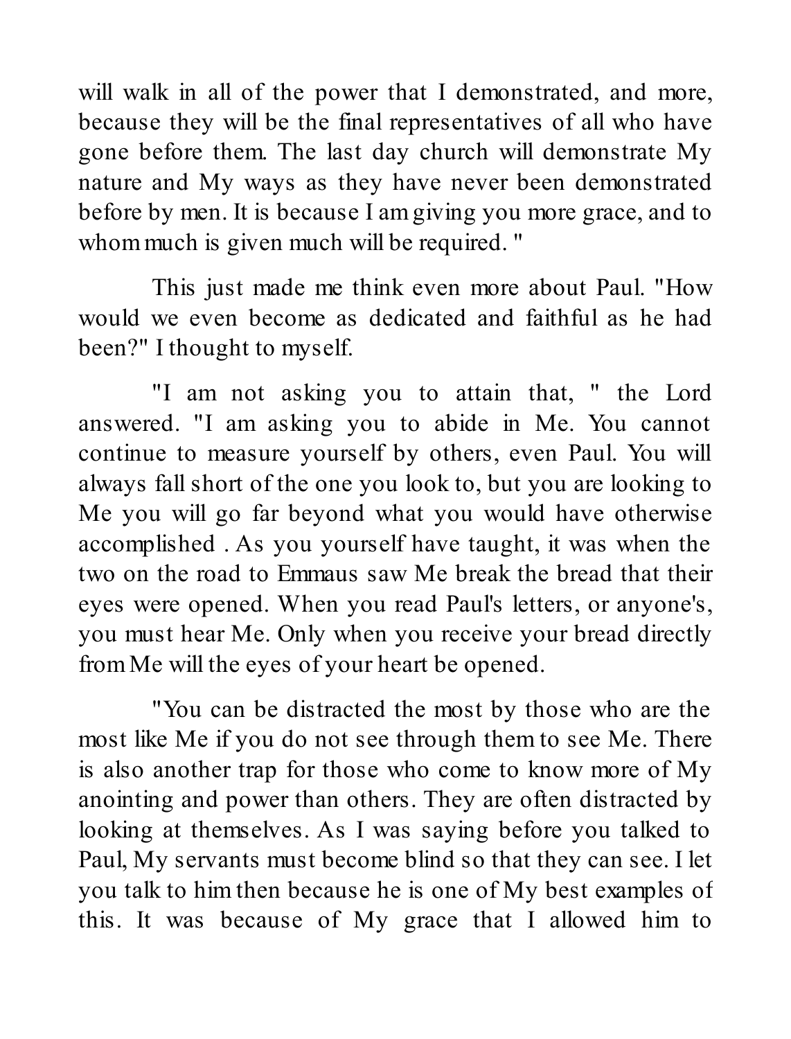will walk in all of the power that I demonstrated, and more, because they will be the final representatives of all who have gone before them. The last day church will demonstrate My nature and My ways as they have never been demonstrated before by men. It is because I am giving you more grace, and to whom much is given much will be required. "

This just made me think even more about Paul. "How would we even become as dedicated and faithful as he had been?" I thought to myself.

"I am not asking you to attain that, " the Lord answered. "I am asking you to abide in Me. You cannot continue to measure yourself by others, even Paul. You will always fall short of the one you look to, but you are looking to Me you will go far beyond what you would have otherwise accomplished . As you yourself have taught, it was when the two on the road to Emmaus saw Me break the bread that their eyes were opened. When you read Paul's letters, or anyone's, you must hear Me. Only when you receive your bread directly from Me will the eyes of your heart be opened.

"You can be distracted the most by those who are the most like Me if you do not see through them to see Me. There is also another trap for those who come to know more of My anointing and power than others. They are often distracted by looking at themselves. As I was saying before you talked to Paul, My servants must become blind so that they can see. I let you talk to him then because he is one of My best examples of this. It was because of My grace that I allowed him to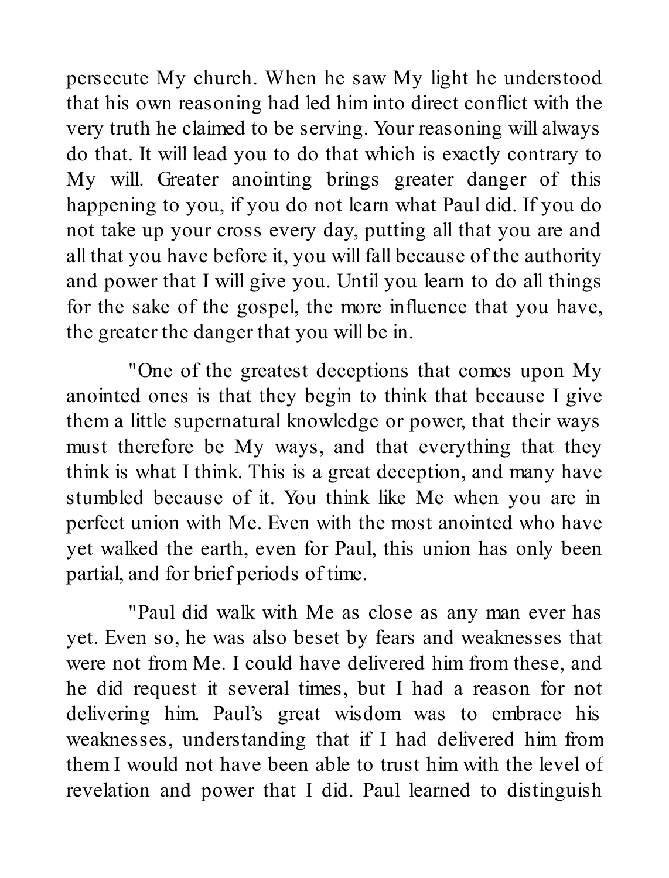persecute My church. When he saw My light he understood that his own reasoning had led him into direct conflict with the very truth he claimed to be serving. Your reasoning will always do that. It will lead you to do that which is exactly contrary to My will. Greater anointing brings greater danger of this happening to you, if you do not learn what Paul did. If you do not take up your cross every day, putting all that you are and all that you have before it, you will fall because of the authority and power that I will give you. Until you learn to do all things for the sake of the gospel, the more influence that you have, the greater the danger that you will be in.

"One of the greatest deceptions that comes upon My anointed ones is that they begin to think that because I give them a little supernatural knowledge or power, that their ways must therefore be My ways, and that everything that they think is what I think. This is a great deception, and many have stumbled because of it. You think like Me when you are in perfect union with Me. Even with the most anointed who have yet walked the earth, even for Paul, this union has only been partial, and for brief periods of time.

"Paul did walk with Me as close as any man ever has yet. Even so, he was also beset by fears and weaknesses that were not from Me. I could have delivered him from these, and he did request it several times, but I had a reason for not delivering him. Paul's great wisdom was to embrace his weaknesses, understanding that if I had delivered him from them I would not have been able to trust him with the level of revelation and power that I did. Paul learned to distinguish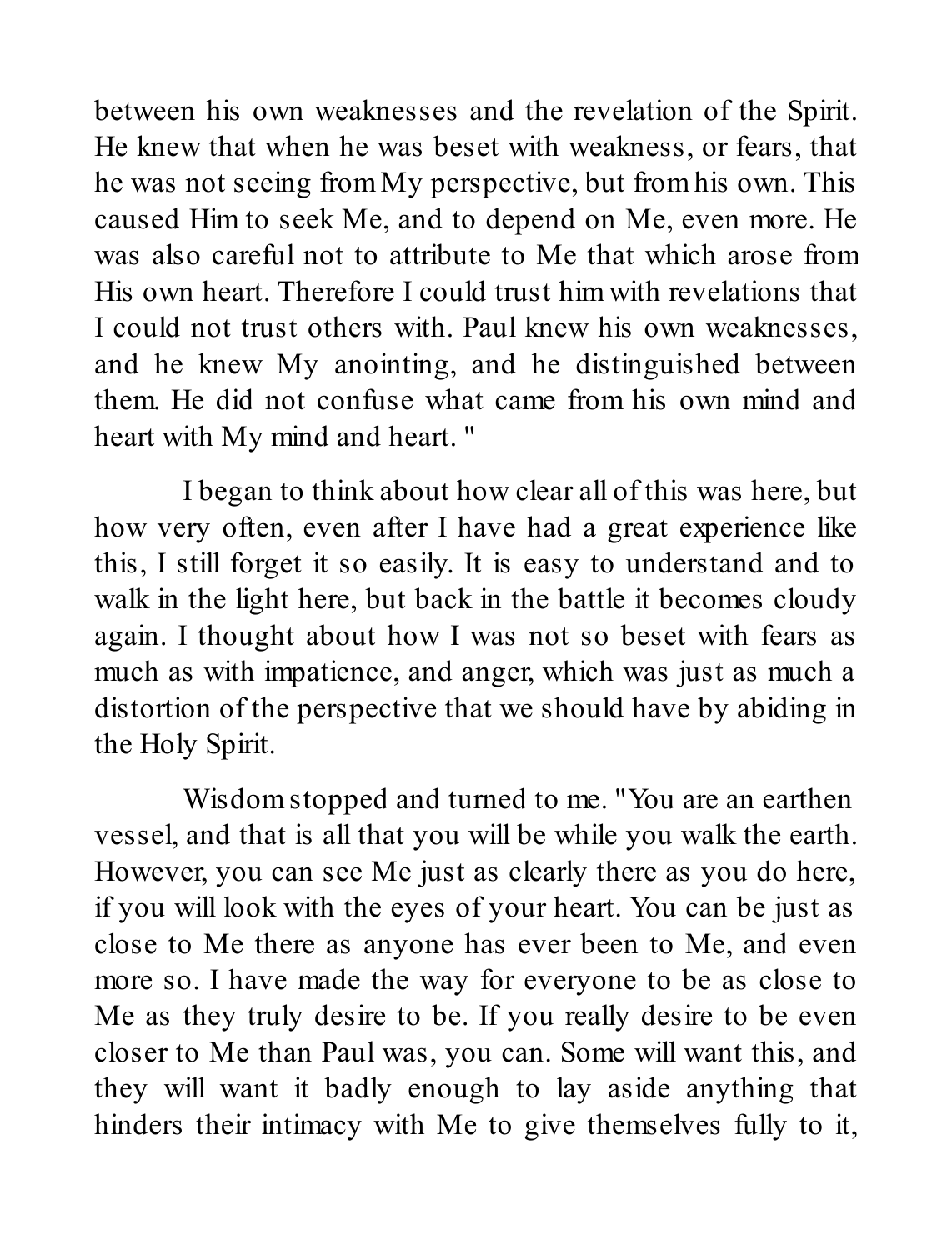between his own weaknesses and the revelation of the Spirit. He knew that when he was beset with weakness, or fears, that he was not seeing from My perspective, but from his own. This caused Him to seek Me, and to depend on Me, even more. He was also careful not to attribute to Me that which arose from His own heart. Therefore I could trust him with revelations that I could not trust others with. Paul knew his own weaknesses, and he knew My anointing, and he distinguished between them. He did not confuse what came from his own mind and heart with My mind and heart. "

I began to think about how clear all of this was here, but how very often, even after I have had a great experience like this, I still forget it so easily. It is easy to understand and to walk in the light here, but back in the battle it becomes cloudy again. I thought about how I was not so beset with fears as much as with impatience, and anger, which was just as much a distortion of the perspective that we should have by abiding in the Holy Spirit.

Wisdom stopped and turned to me. "You are an earthen vessel, and that is all that you will be while you walk the earth. However, you can see Me just as clearly there as you do here, if you will look with the eyes of your heart. You can be just as close to Me there as anyone has ever been to Me, and even more so. I have made the way for everyone to be as close to Me as they truly desire to be. If you really desire to be even closer to Me than Paul was, you can. Some will want this, and they will want it badly enough to lay aside anything that hinders their intimacy with Me to give themselves fully to it,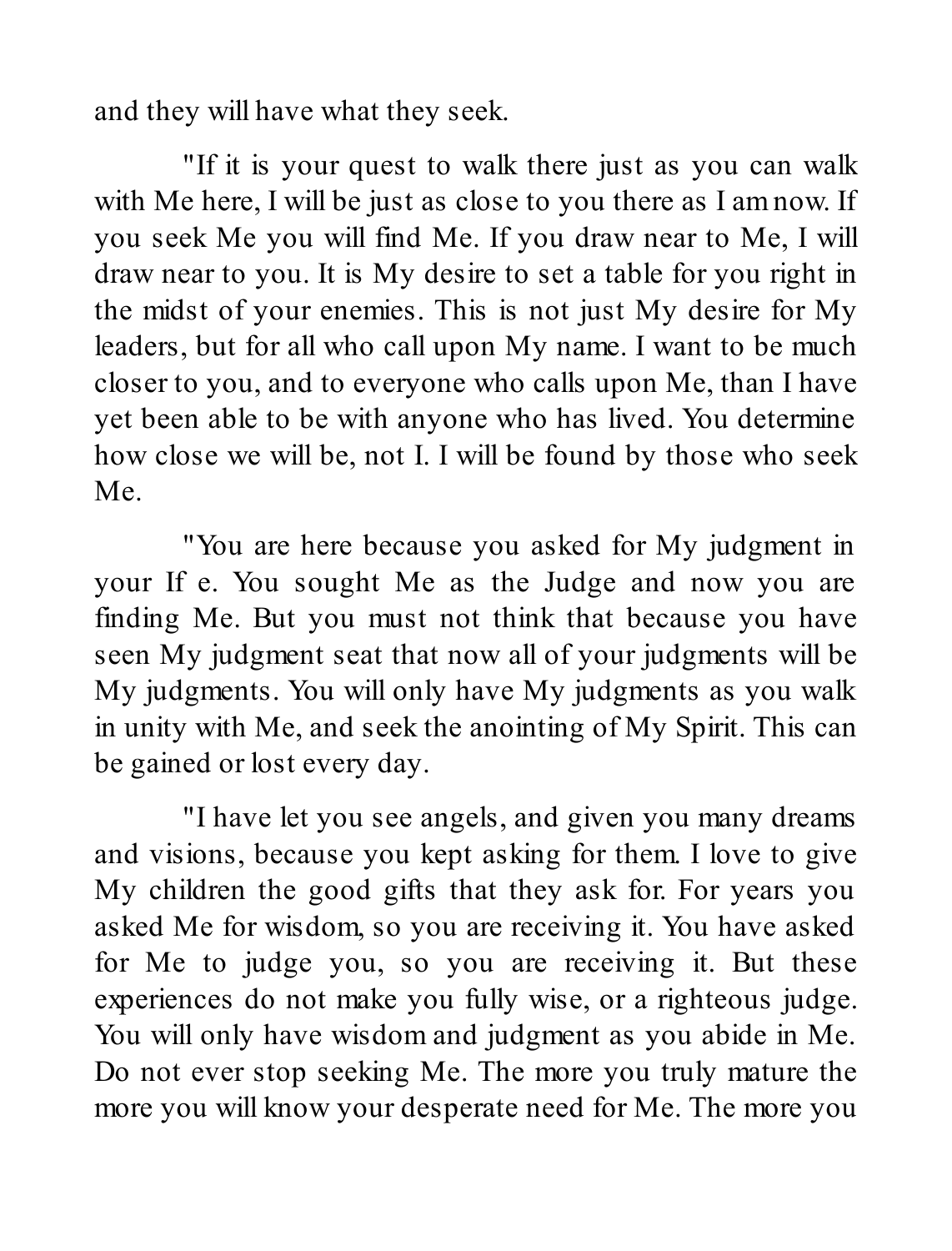and they will have what they seek.

"If it is your quest to walk there just as you can walk with Me here, I will be just as close to you there as I am now. If you seek Me you will find Me. If you draw near to Me, I will draw near to you. It is My desire to set a table for you right in the midst of your enemies. This is not just My desire for My leaders, but for all who call upon My name. I want to be much closer to you, and to everyone who calls upon Me, than I have yet been able to be with anyone who has lived. You determine how close we will be, not I. I will be found by those who seek Me.

"You are here because you asked for My judgment in your lf e. You sought Me as the Judge and now you are finding Me. But you must not think that because you have seen My judgment seat that now all of your judgments will be My judgments. You will only have My judgments as you walk in unity with Me, and seek the anointing of My Spirit. This can be gained or lost every day.

"I have let you see angels, and given you many dreams and visions, because you kept asking for them. I love to give My children the good gifts that they ask for. For years you asked Me for wisdom, so you are receiving it. You have asked for Me to judge you, so you are receiving it. But these experiences do not make you fully wise, or a righteous judge. You will only have wisdom and judgment as you abide in Me. Do not ever stop seeking Me. The more you truly mature the more you will know your desperate need for Me. The more you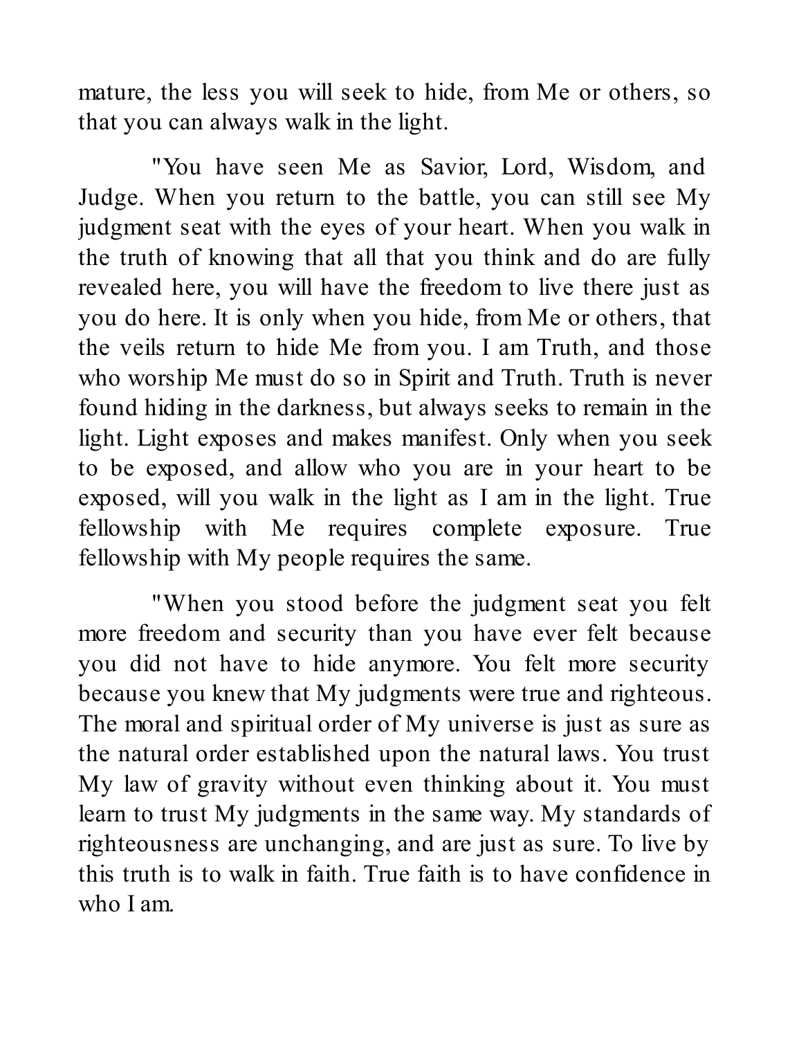mature, the less you will seek to hide, from Me or others, so that you can always walk in the light.

"You have seen Me as Savior, Lord, Wisdom, and Judge. When you return to the battle, you can still see My judgment seat with the eyes of your heart. When you walk in the truth of knowing that all that you think and do are fully revealed here, you will have the freedom to live there just as you do here. It is only when you hide, from Me or others, that the veils return to hide Me from you. I am Truth, and those who worship Me must do so in Spirit and Truth. Truth is never found hiding in the darkness, but always seeks to remain in the light. Light exposes and makes manifest. Only when you seek to be exposed, and allow who you are in your heart to be exposed, will you walk in the light as I am in the light. True fellowship with Me requires complete exposure. True fellowship with My people requires the same.

"When you stood before the judgment seat you felt more freedom and security than you have ever felt because you did not have to hide anymore. You felt more security because you knew that My judgments were true and righteous. The moral and spiritual order of My universe is just as sure as the natural order established upon the natural laws. You trust My law of gravity without even thinking about it. You must learn to trust My judgments in the same way. My standards of righteousness are unchanging, and are just as sure. To live by this truth is to walk in faith. True faith is to have confidence in who I am.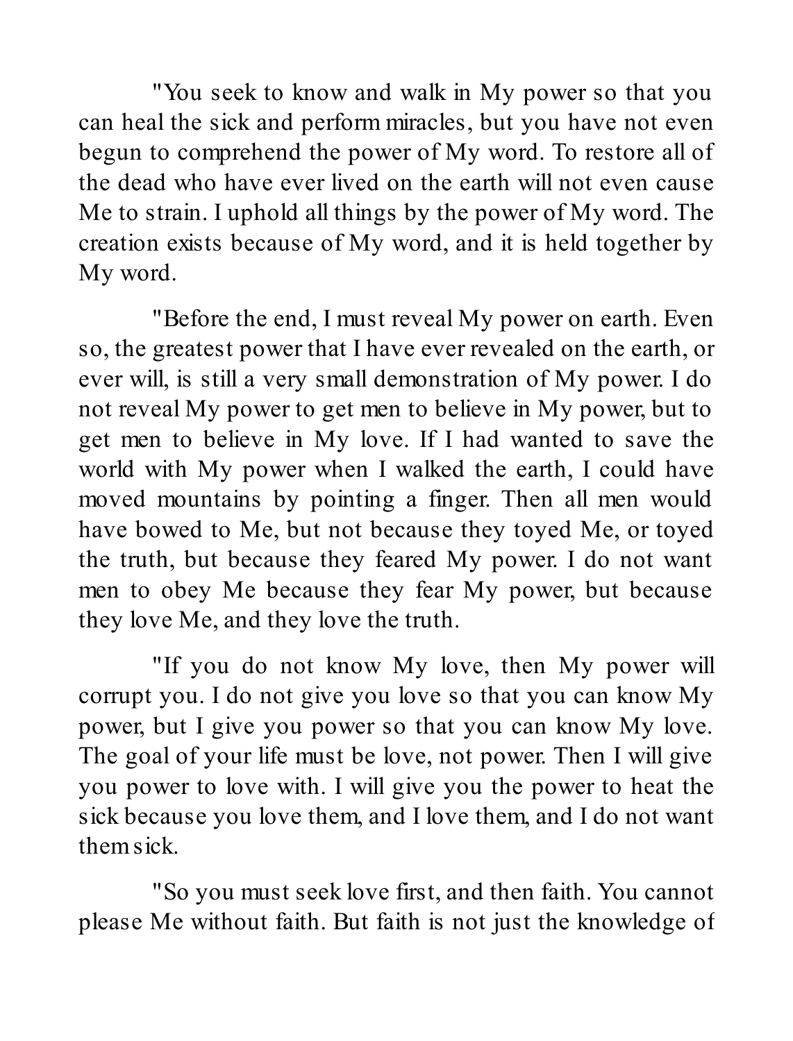"You seek to know and walk in My power so that you can heal the sick and perform miracles, but you have not even begun to comprehend the power of My word. To restore all of the dead who have ever lived on the earth will not even cause Me to strain. I uphold all things by the power of My word. The creation exists because of My word, and it is held together by My word.

"Before the end, I must reveal My power on earth. Even so, the greatest power that I have ever revealed on the earth, or ever will, is still a very small demonstration of My power. I do not reveal My power to get men to believe in My power, but to get men to believe in My love. If I had wanted to save the world with My power when I walked the earth, I could have moved mountains by pointing a finger. Then all men would have bowed to Me, but not because they toyed Me, or toyed the truth, but because they feared My power. I do not want men to obey Me because they fear My power, but because they love Me, and they love the truth.

"If you do not know My love, then My power will corrupt you. I do not give you love so that you can know My power, but I give you power so that you can know My love. The goal of your life must be love, not power. Then I will give you power to love with. I will give you the power to heat the sick because you love them, and I love them, and I do not want them sick.

"So you must seek love first, and then faith. You cannot please Me without faith. But faith is not just the knowledge of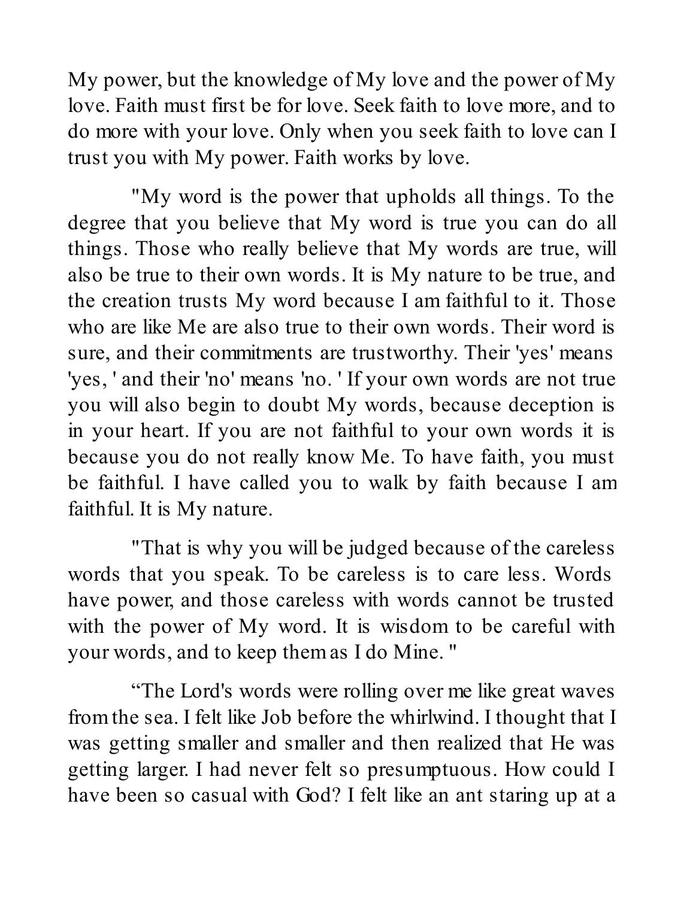My power, but the knowledge of My love and the power of My love. Faith must first be for love. Seek faith to love more, and to do more with your love. Only when you seek faith to love can I trust you with My power. Faith works by love.

"My word is the power that upholds all things. To the degree that you believe that My word is true you can do all things. Those who really believe that My words are true, will also be true to their own words. It is My nature to be true, and the creation trusts My word because I am faithful to it. Those who are like Me are also true to their own words. Their word is sure, and their commitments are trustworthy. Their 'yes' means 'yes, ' and their 'no' means 'no. ' If your own words are not true you will also begin to doubt My words, because deception is in your heart. If you are not faithful to your own words it is because you do not really know Me. To have faith, you must be faithful. I have called you to walk by faith because I am faithful. It is My nature.

"That is why you will be judged because of the careless words that you speak. To be careless is to care less. Words have power, and those careless with words cannot be trusted with the power of My word. It is wisdom to be careful with your words, and to keep them as I do Mine. "

“The Lord's words were rolling over me like great waves from the sea. I felt like Job before the whirlwind. I thought that I was getting smaller and smaller and then realized that He was getting larger. I had never felt so presumptuous. How could I have been so casual with God? I felt like an ant staring up at a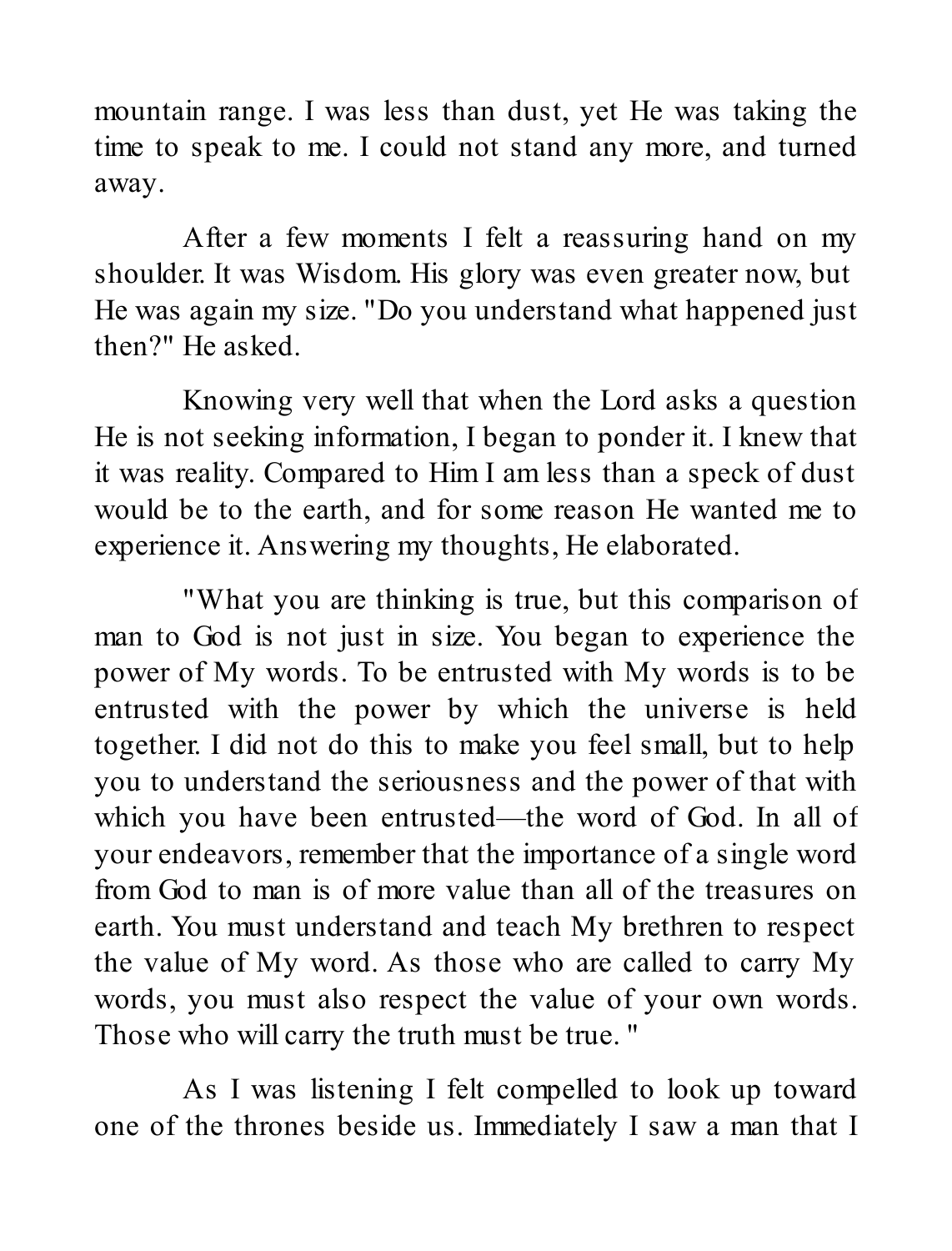mountain range. I was less than dust, yet He was taking the time to speak to me. I could not stand any more, and turned away.

After a few moments I felt a reassuring hand on my shoulder. It was Wisdom. His glory was even greater now, but He was again my size. "Do you understand what happened just then?" He asked.

Knowing very well that when the Lord asks a question He is not seeking information, I began to ponder it. I knew that it was reality. Compared to Him I am less than a speck of dust would be to the earth, and for some reason He wanted me to experience it. Answering my thoughts, He elaborated.

"What you are thinking is true, but this comparison of man to God is not just in size. You began to experience the power of My words. To be entrusted with My words is to be entrusted with the power by which the universe is held together. I did not do this to make you feel small, but to help you to understand the seriousness and the power of that with which you have been entrusted—the word of God. In all of your endeavors, remember that the importance of a single word from God to man is of more value than all of the treasures on earth. You must understand and teach My brethren to respect the value of My word. As those who are called to carry My words, you must also respect the value of your own words. Those who will carry the truth must be true."

As I was listening I felt compelled to look up toward one of the thrones beside us. Immediately I saw a man that I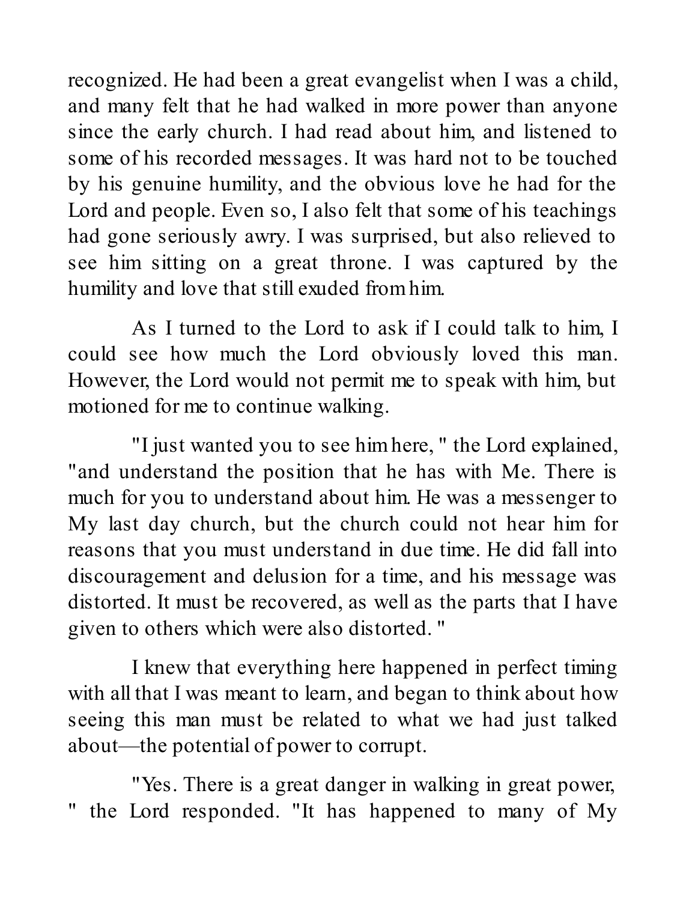recognized. He had been a great evangelist when I was a child, and many felt that he had walked in more power than anyone since the early church. I had read about him, and listened to some of his recorded messages. It was hard not to be touched by his genuine humility, and the obvious love he had for the Lord and people. Even so, I also felt that some of his teachings had gone seriously awry. I was surprised, but also relieved to see him sitting on a great throne. I was captured by the humility and love that still exuded from him.

As I turned to the Lord to ask if I could talk to him, I could see how much the Lord obviously loved this man. However, the Lord would not permit me to speak with him, but motioned for me to continue walking.

"I just wanted you to see him here, " the Lord explained, "and understand the position that he has with Me. There is much for you to understand about him. He was a messenger to My last day church, but the church could not hear him for reasons that you must understand in due time. He did fall into discouragement and delusion for a time, and his message was distorted. It must be recovered, as well as the parts that I have given to others which were also distorted. "

I knew that everything here happened in perfect timing with all that I was meant to learn, and began to think about how seeing this man must be related to what we had just talked about—the potential of power to corrupt.

"Yes. There is a great danger in walking in great power, " the Lord responded. "It has happened to many of My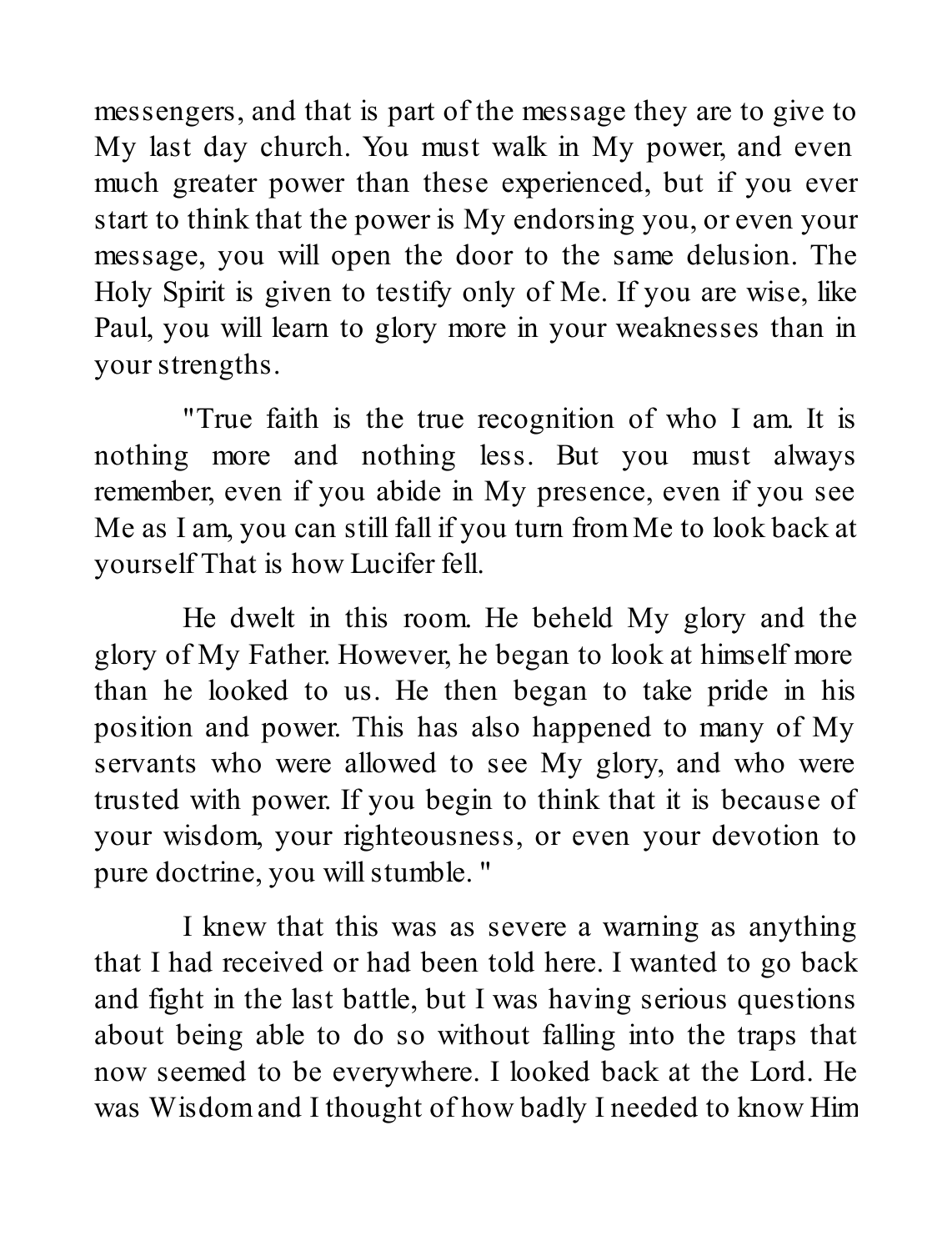messengers, and that is part of the message they are to give to My last day church. You must walk in My power, and even much greater power than these experienced, but if you ever start to think that the power is My endorsing you, or even your message, you will open the door to the same delusion. The Holy Spirit is given to testify only of Me. If you are wise, like Paul, you will learn to glory more in your weaknesses than in your strengths.

"True faith is the true recognition of who I am. It is nothing more and nothing less. But you must always remember, even if you abide in My presence, even if you see Me as I am, you can still fall if you turn from Me to look back at yourself That is how Lucifer fell.

He dwelt in this room. He beheld My glory and the glory of My Father. However, he began to look at himself more than he looked to us. He then began to take pride in his position and power. This has also happened to many of My servants who were allowed to see My glory, and who were trusted with power. If you begin to think that it is because of your wisdom, your righteousness, or even your devotion to pure doctrine, you will stumble. "

I knew that this was as severe a warning as anything that I had received or had been told here. I wanted to go back and fight in the last battle, but I was having serious questions about being able to do so without falling into the traps that now seemed to be everywhere. I looked back at the Lord. He was Wisdom and I thought of how badly I needed to know Him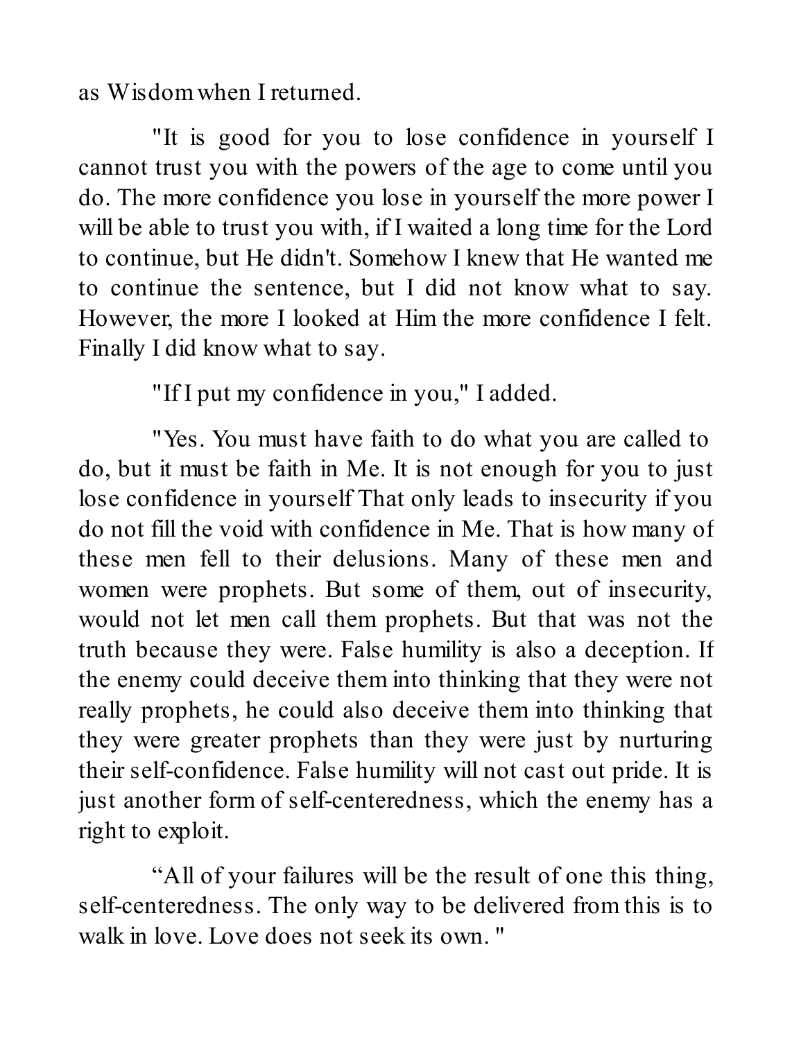as Wisdom when I returned.

"It is good for you to lose confidence in yourself I cannot trust you with the powers of the age to come until you do. The more confidence you lose in yourself the more power I will be able to trust you with, if I waited a long time for the Lord to continue, but He didn't. Somehow I knew that He wanted me to continue the sentence, but I did not know what to say. However, the more I looked at Him the more confidence I felt. Finally I did know what to say.

"If I put my confidence in you," I added.

"Yes. You must have faith to do what you are called to do, but it must be faith in Me. It is not enough for you to just lose confidence in yourself That only leads to insecurity if you do not fill the void with confidence in Me. That is how many of these men fell to their delusions. Many of these men and women were prophets. But some of them, out of insecurity, would not let men call them prophets. But that was not the truth because they were. False humility is also a deception. If the enemy could deceive them into thinking that they were not really prophets, he could also deceive them into thinking that they were greater prophets than they were just by nurturing their self-confidence. False humility will not cast out pride. It is just another form of self-centeredness, which the enemy has a right to exploit.

“All of your failures will be the result of one this thing, self-centeredness. The only way to be delivered from this is to walk in love. Love does not seek its own. "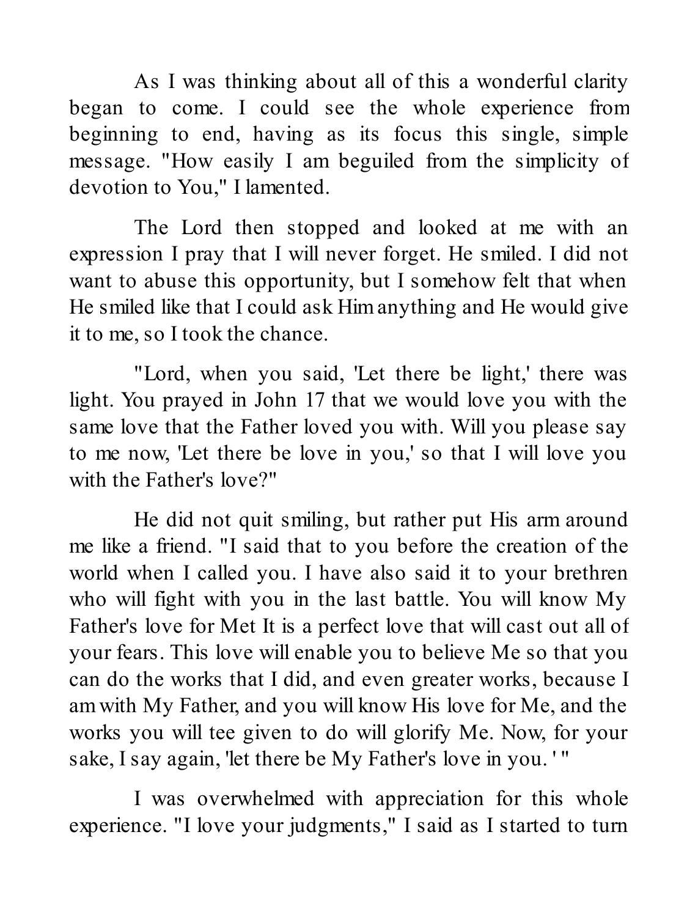As I was thinking about all of this a wonderful clarity began to come. I could see the whole experience from beginning to end, having as its focus this single, simple message. "How easily I am beguiled from the simplicity of devotion to You," I lamented.

The Lord then stopped and looked at me with an expression I pray that I will never forget. He smiled. I did not want to abuse this opportunity, but I somehow felt that when He smiled like that I could ask Him anything and He would give it to me, so I took the chance.

"Lord, when you said, 'Let there be light,' there was light. You prayed in John 17 that we would love you with the same love that the Father loved you with. Will you please say to me now, 'Let there be love in you,' so that I will love you with the Father's love?"

He did not quit smiling, but rather put His arm around me like a friend. "I said that to you before the creation of the world when I called you. I have also said it to your brethren who will fight with you in the last battle. You will know My Father's love for Met It is a perfect love that will cast out all of your fears. This love will enable you to believe Me so that you can do the works that I did, and even greater works, because I am with My Father, and you will know His love for Me, and the works you will tee given to do will glorify Me. Now, for your sake, I say again, 'let there be My Father's love in you. ' "

I was overwhelmed with appreciation for this whole experience. "I love your judgments," I said as I started to turn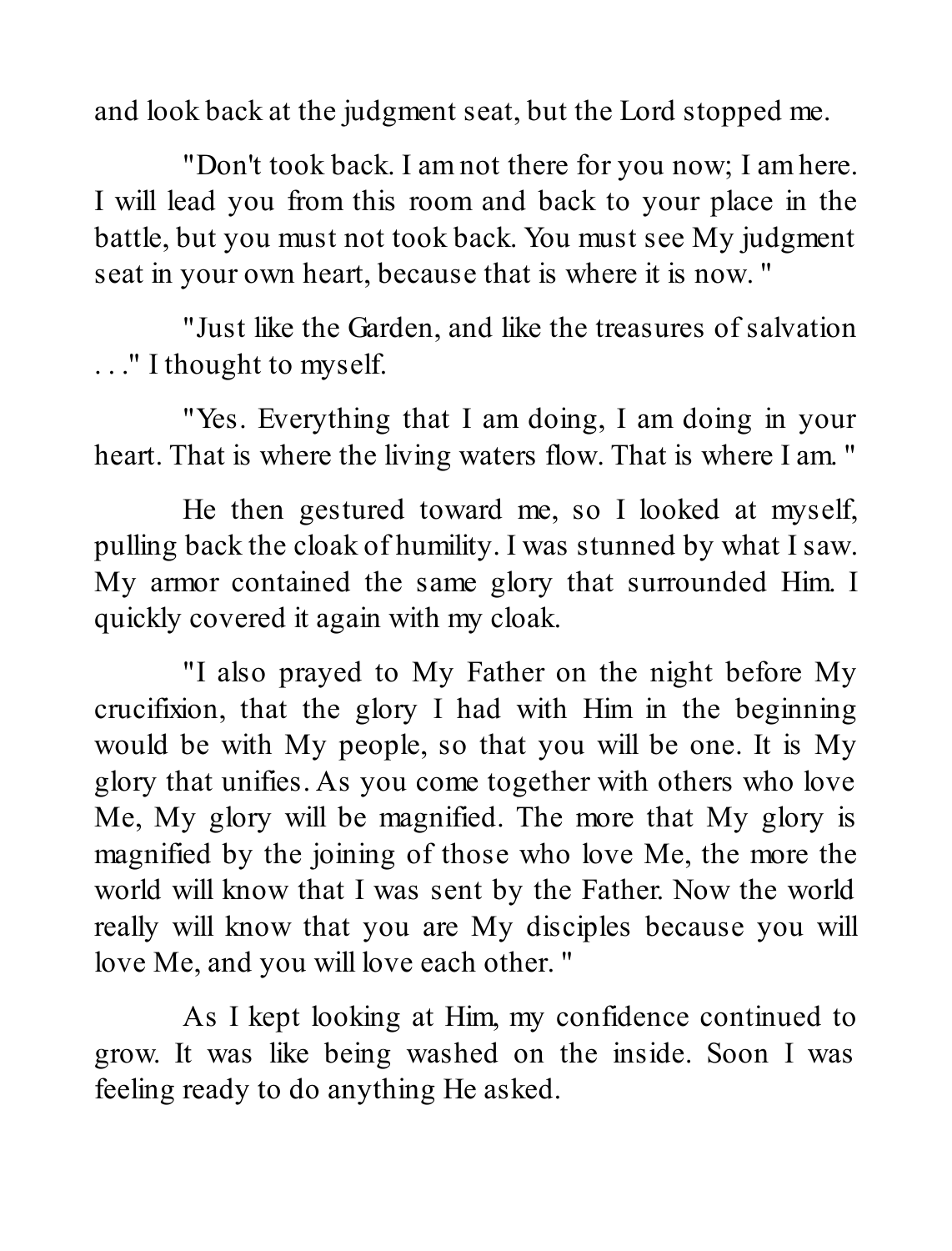and look back at the judgment seat, but the Lord stopped me.

"Don't took back. I am not there for you now; I am here. I will lead you from this room and back to your place in the battle, but you must not took back. You must see My judgment seat in your own heart, because that is where it is now."

"Just like the Garden, and like the treasures of salvation . . ." I thought to myself.

"Yes. Everything that I am doing, I am doing in your heart. That is where the living waters flow. That is where I am."

He then gestured toward me, so I looked at myself, pulling back the cloak of humility. I was stunned by what I saw. My armor contained the same glory that surrounded Him. I quickly covered it again with my cloak.

"I also prayed to My Father on the night before My crucifixion, that the glory I had with Him in the beginning would be with My people, so that you will be one. It is My glory that unifies. As you come together with others who love Me, My glory will be magnified. The more that My glory is magnified by the joining of those who love Me, the more the world will know that I was sent by the Father. Now the world really will know that you are My disciples because you will love Me, and you will love each other."

As I kept looking at Him, my confidence continued to grow. It was like being washed on the inside. Soon I was feeling ready to do anything He asked.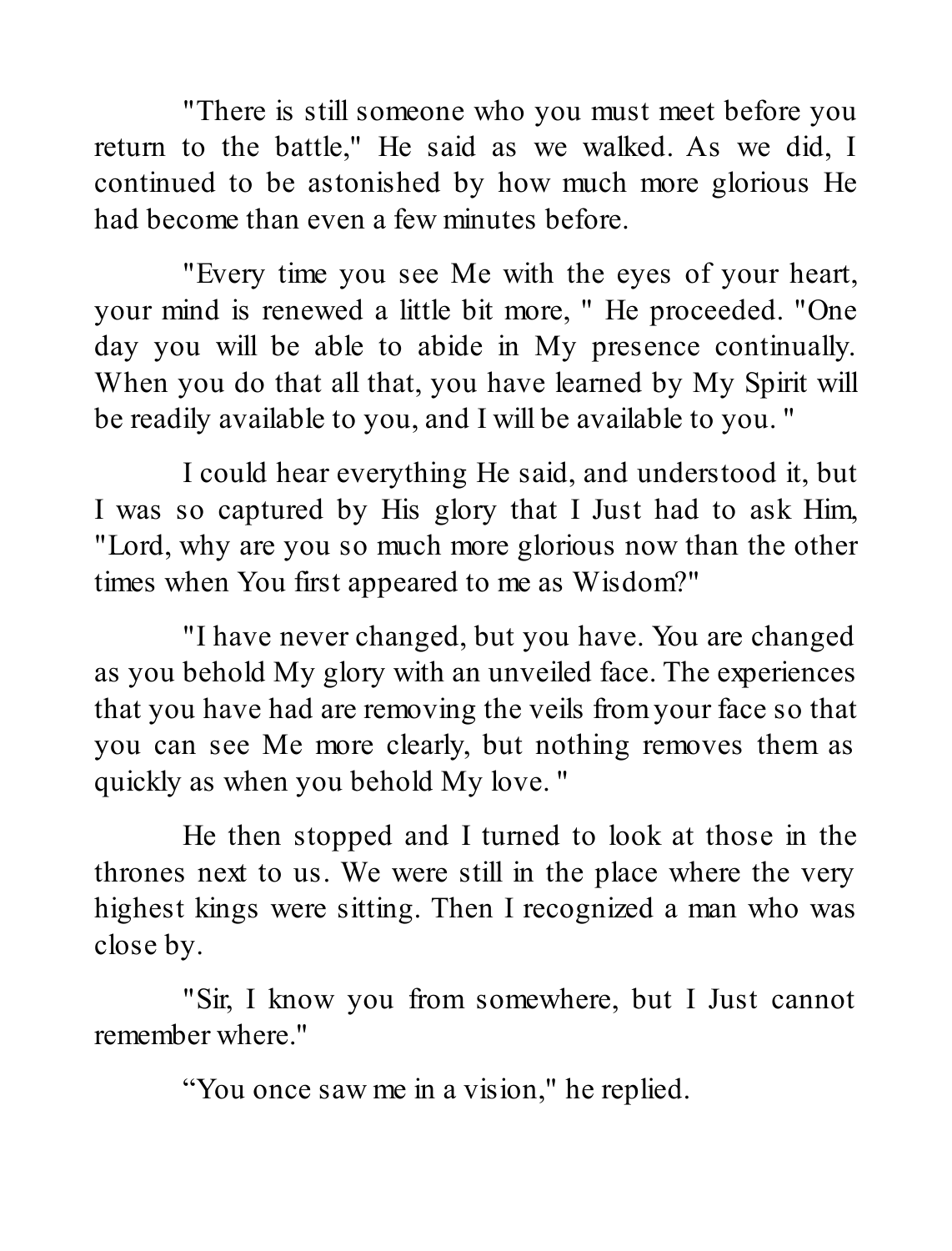"There is still someone who you must meet before you return to the battle," He said as we walked. As we did, I continued to be astonished by how much more glorious He had become than even a few minutes before.

"Every time you see Me with the eyes of your heart, your mind is renewed a little bit more, " He proceeded. "One day you will be able to abide in My presence continually. When you do that all that, you have learned by My Spirit will be readily available to you, and I will be available to you. "

I could hear everything He said, and understood it, but I was so captured by His glory that I Just had to ask Him, "Lord, why are you so much more glorious now than the other times when You first appeared to me as Wisdom?"

"I have never changed, but you have. You are changed as you behold My glory with an unveiled face. The experiences that you have had are removing the veils from your face so that you can see Me more clearly, but nothing removes them as quickly as when you behold My love. "

He then stopped and I turned to look at those in the thrones next to us. We were still in the place where the very highest kings were sitting. Then I recognized a man who was close by.

"Sir, I know you from somewhere, but I Just cannot remember where."

“You once saw me in a vision," he replied.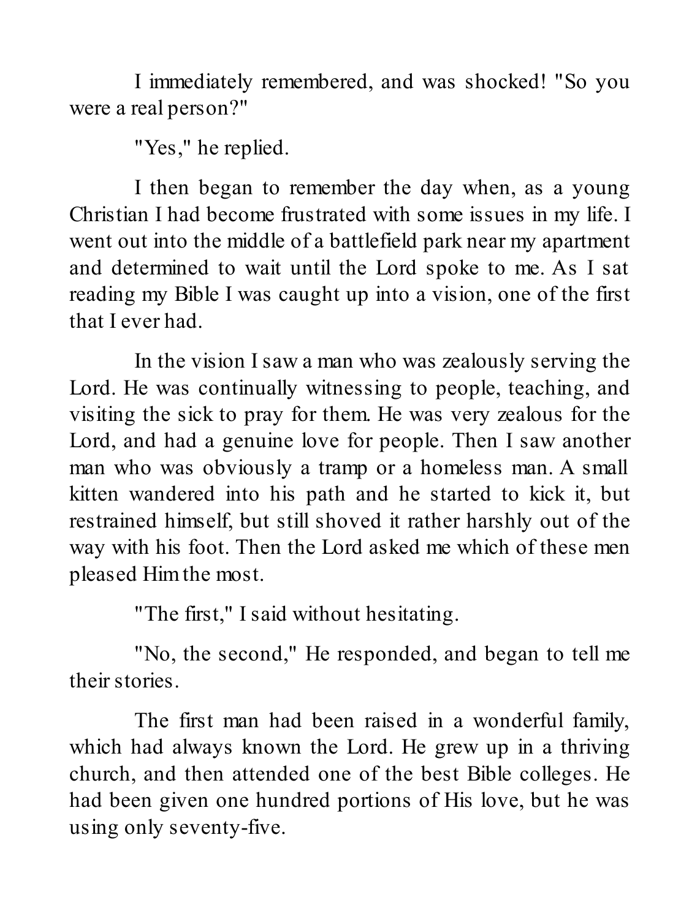I immediately remembered, and was shocked! "So you were a real person?"

"Yes," he replied.

I then began to remember the day when, as a young Christian I had become frustrated with some issues in my life. I went out into the middle of a battlefield park near my apartment and determined to wait until the Lord spoke to me. As I sat reading my Bible I was caught up into a vision, one of the first that I ever had.

In the vision I saw a man who was zealously serving the Lord. He was continually witnessing to people, teaching, and visiting the sick to pray for them. He was very zealous for the Lord, and had a genuine love for people. Then I saw another man who was obviously a tramp or a homeless man. A small kitten wandered into his path and he started to kick it, but restrained himself, but still shoved it rather harshly out of the way with his foot. Then the Lord asked me which of these men pleased Him the most.

"The first," I said without hesitating.

"No, the second," He responded, and began to tell me their stories.

The first man had been raised in a wonderful family, which had always known the Lord. He grew up in a thriving church, and then attended one of the best Bible colleges. He had been given one hundred portions of His love, but he was using only seventy-five.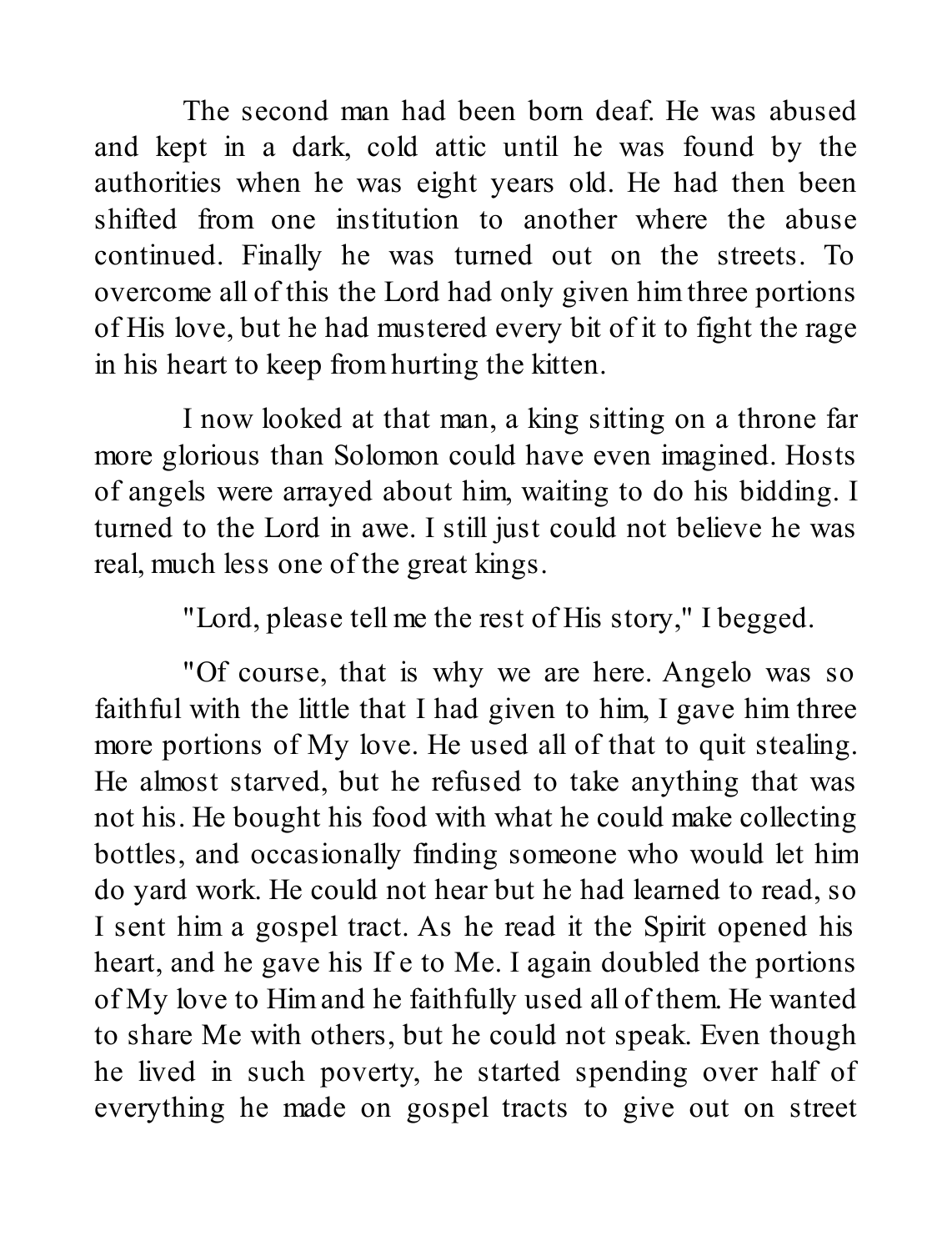The second man had been born deaf. He was abused and kept in a dark, cold attic until he was found by the authorities when he was eight years old. He had then been shifted from one institution to another where the abuse continued. Finally he was turned out on the streets. To overcome all of this the Lord had only given him three portions of His love, but he had mustered every bit of it to fight the rage in his heart to keep from hurting the kitten.

I now looked at that man, a king sitting on a throne far more glorious than Solomon could have even imagined. Hosts of angels were arrayed about him, waiting to do his bidding. I turned to the Lord in awe. I still just could not believe he was real, much less one of the great kings.

"Lord, please tell me the rest of His story," I begged.

"Of course, that is why we are here. Angelo was so faithful with the little that I had given to him, I gave him three more portions of My love. He used all of that to quit stealing. He almost starved, but he refused to take anything that was not his. He bought his food with what he could make collecting bottles, and occasionally finding someone who would let him do yard work. He could not hear but he had learned to read, so I sent him a gospel tract. As he read it the Spirit opened his heart, and he gave his lf e to Me. I again doubled the portions of My love to Him and he faithfully used all of them. He wanted to share Me with others, but he could not speak. Even though he lived in such poverty, he started spending over half of everything he made on gospel tracts to give out on street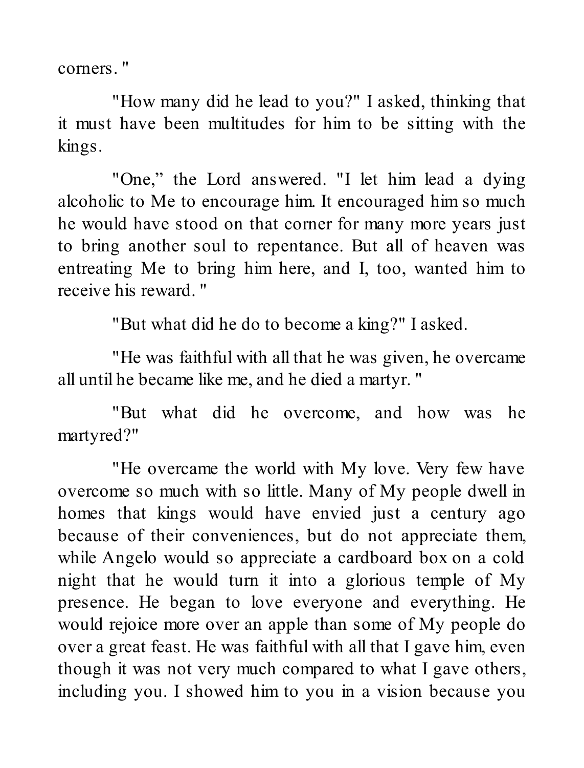corners."

"How many did he lead to you?" I asked, thinking that it must have been multitudes for him to be sitting with the kings.

"One," the Lord answered. "I let him lead a dying alcoholic to Me to encourage him. It encouraged him so much he would have stood on that corner for many more years just to bring another soul to repentance. But all of heaven was entreating Me to bring him here, and I, too, wanted him to receive his reward."

"But what did he do to become a king?" I asked.

"He was faithful with all that he was given, he overcame all until he became like me, and he died a martyr."

"But what did he overcome, and how was he martyred?"

"He overcame the world with My love. Very few have overcome so much with so little. Many of My people dwell in homes that kings would have envied just a century ago because of their conveniences, but do not appreciate them, while Angelo would so appreciate a cardboard box on a cold night that he would turn it into a glorious temple of My presence. He began to love everyone and everything. He would rejoice more over an apple than some of My people do over a great feast. He was faithful with all that I gave him, even though it was not very much compared to what I gave others, including you. I showed him to you in a vision because you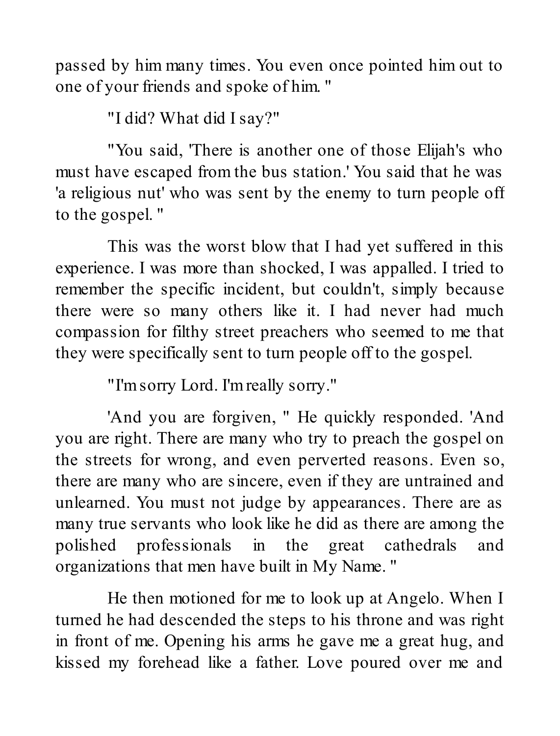passed by him many times. You even once pointed him out to one of your friends and spoke of him. "

"I did? What did I say?"

"You said, 'There is another one of those Elijah's who must have escaped from the bus station.' You said that he was 'a religious nut' who was sent by the enemy to turn people off to the gospel. "

This was the worst blow that I had yet suffered in this experience. I was more than shocked, I was appalled. I tried to remember the specific incident, but couldn't, simply because there were so many others like it. I had never had much compassion for filthy street preachers who seemed to me that they were specifically sent to turn people off to the gospel.

"I'm sorry Lord. I'm really sorry."

'And you are forgiven, " He quickly responded. 'And you are right. There are many who try to preach the gospel on the streets for wrong, and even perverted reasons. Even so, there are many who are sincere, even if they are untrained and unlearned. You must not judge by appearances. There are as many true servants who look like he did as there are among the polished professionals in the great cathedrals and organizations that men have built in My Name. "

He then motioned for me to look up at Angelo. When I turned he had descended the steps to his throne and was right in front of me. Opening his arms he gave me a great hug, and kissed my forehead like a father. Love poured over me and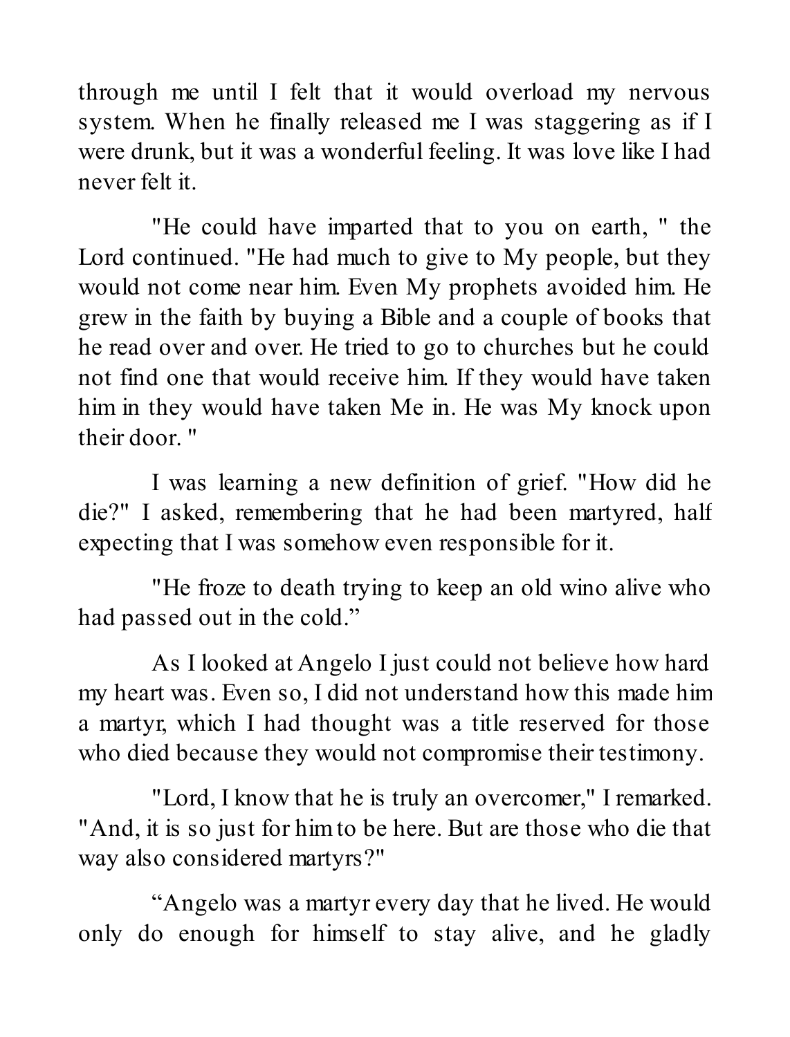through me until I felt that it would overload my nervous system. When he finally released me I was staggering as if I were drunk, but it was a wonderful feeling. It was love like I had never felt it.

"He could have imparted that to you on earth, " the Lord continued. "He had much to give to My people, but they would not come near him. Even My prophets avoided him. He grew in the faith by buying a Bible and a couple of books that he read over and over. He tried to go to churches but he could not find one that would receive him. If they would have taken him in they would have taken Me in. He was My knock upon their door. "

I was learning a new definition of grief. "How did he die?" I asked, remembering that he had been martyred, half expecting that I was somehow even responsible for it.

"He froze to death trying to keep an old wino alive who had passed out in the cold."

As I looked at Angelo I just could not believe how hard my heart was. Even so, I did not understand how this made him a martyr, which I had thought was a title reserved for those who died because they would not compromise their testimony.

"Lord, I know that he is truly an overcomer," I remarked. "And, it is so just for him to be here. But are those who die that way also considered martyrs?"

"Angelo was a martyr every day that he lived. He would only do enough for himself to stay alive, and he gladly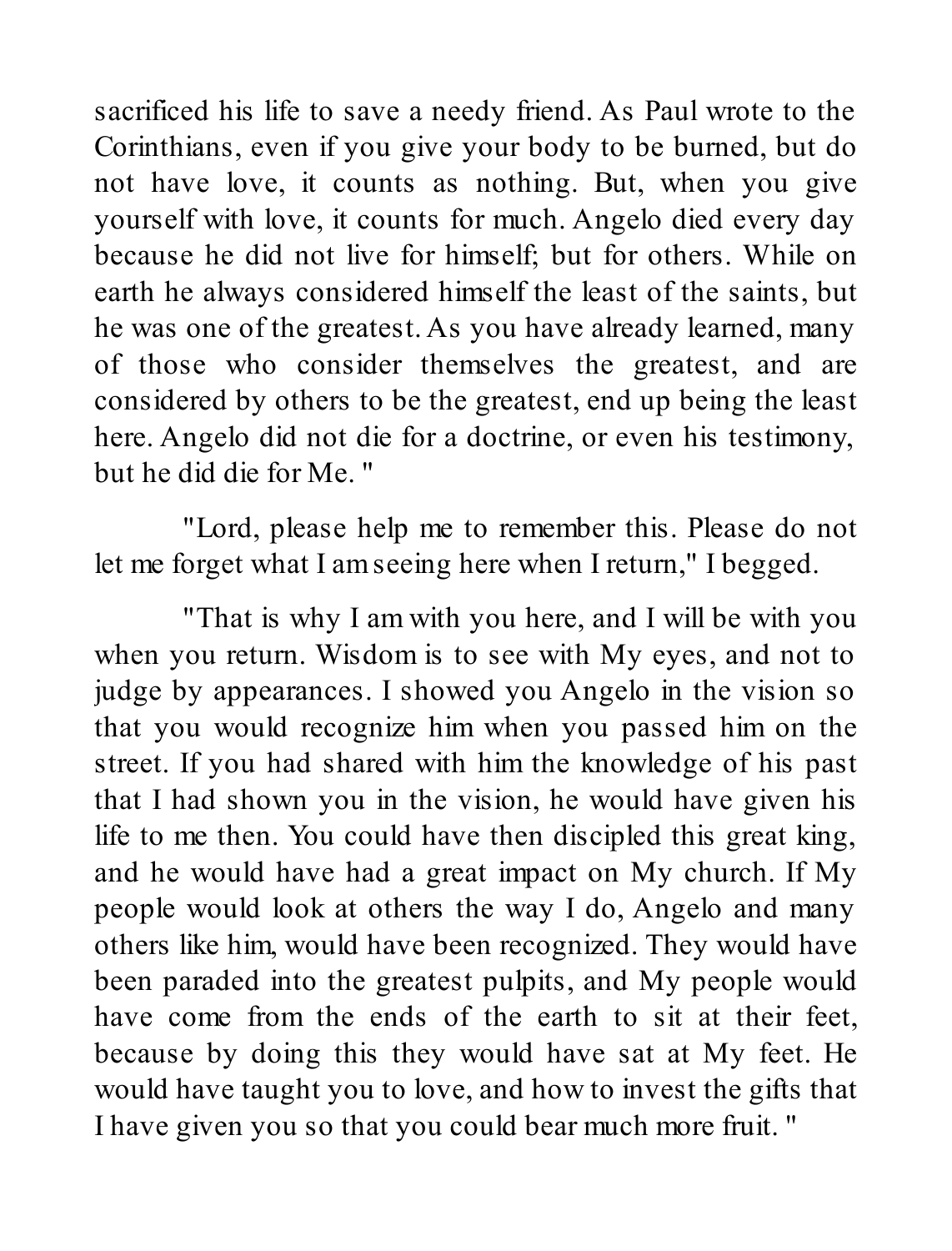sacrificed his life to save a needy friend. As Paul wrote to the Corinthians, even if you give your body to be burned, but do not have love, it counts as nothing. But, when you give yourself with love, it counts for much. Angelo died every day because he did not live for himself; but for others. While on earth he always considered himself the least of the saints, but he was one of the greatest. As you have already learned, many of those who consider themselves the greatest, and are considered by others to be the greatest, end up being the least here. Angelo did not die for a doctrine, or even his testimony, but he did die for Me. "

"Lord, please help me to remember this. Please do not let me forget what I am seeing here when I return," I begged.

"That is why I am with you here, and I will be with you when you return. Wisdom is to see with My eyes, and not to judge by appearances. I showed you Angelo in the vision so that you would recognize him when you passed him on the street. If you had shared with him the knowledge of his past that I had shown you in the vision, he would have given his life to me then. You could have then discipled this great king, and he would have had a great impact on My church. If My people would look at others the way I do, Angelo and many others like him, would have been recognized. They would have been paraded into the greatest pulpits, and My people would have come from the ends of the earth to sit at their feet, because by doing this they would have sat at My feet. He would have taught you to love, and how to invest the gifts that I have given you so that you could bear much more fruit. "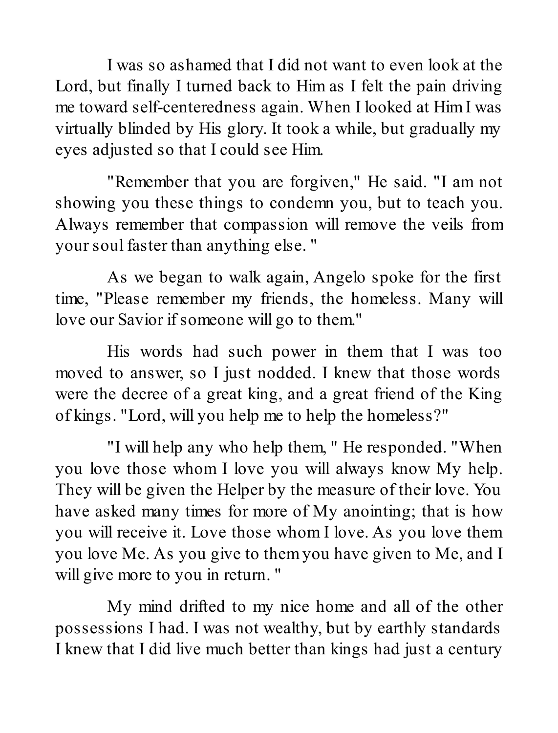I was so ashamed that I did not want to even look at the Lord, but finally I turned back to Him as I felt the pain driving me toward self-centeredness again. When I looked at Him I was virtually blinded by His glory. It took a while, but gradually my eyes adjusted so that I could see Him.

"Remember that you are forgiven," He said. "I am not showing you these things to condemn you, but to teach you. Always remember that compassion will remove the veils from your soul faster than anything else."

As we began to walk again, Angelo spoke for the first time, "Please remember my friends, the homeless. Many will love our Savior if someone will go to them."

His words had such power in them that I was too moved to answer, so I just nodded. I knew that those words were the decree of a great king, and a great friend of the King of kings. "Lord, will you help me to help the homeless?"

"I will help any who help them," He responded. "When you love those whom I love you will always know My help. They will be given the Helper by the measure of their love. You have asked many times for more of My anointing; that is how you will receive it. Love those whom I love. As you love them you love Me. As you give to them you have given to Me, and I will give more to you in return."

My mind drifted to my nice home and all of the other possessions I had. I was not wealthy, but by earthly standards I knew that I did live much better than kings had just a century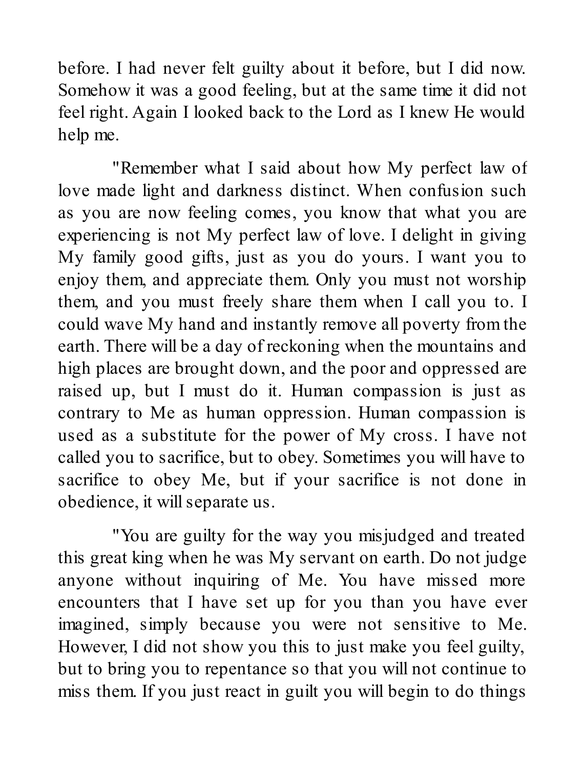before. I had never felt guilty about it before, but I did now. Somehow it was a good feeling, but at the same time it did not feel right. Again I looked back to the Lord as I knew He would help me.

"Remember what I said about how My perfect law of love made light and darkness distinct. When confusion such as you are now feeling comes, you know that what you are experiencing is not My perfect law of love. I delight in giving My family good gifts, just as you do yours. I want you to enjoy them, and appreciate them. Only you must not worship them, and you must freely share them when I call you to. I could wave My hand and instantly remove all poverty from the earth. There will be a day of reckoning when the mountains and high places are brought down, and the poor and oppressed are raised up, but I must do it. Human compassion is just as contrary to Me as human oppression. Human compassion is used as a substitute for the power of My cross. I have not called you to sacrifice, but to obey. Sometimes you will have to sacrifice to obey Me, but if your sacrifice is not done in obedience, it will separate us.

"You are guilty for the way you misjudged and treated this great king when he was My servant on earth. Do not judge anyone without inquiring of Me. You have missed more encounters that I have set up for you than you have ever imagined, simply because you were not sensitive to Me. However, I did not show you this to just make you feel guilty, but to bring you to repentance so that you will not continue to miss them. If you just react in guilt you will begin to do things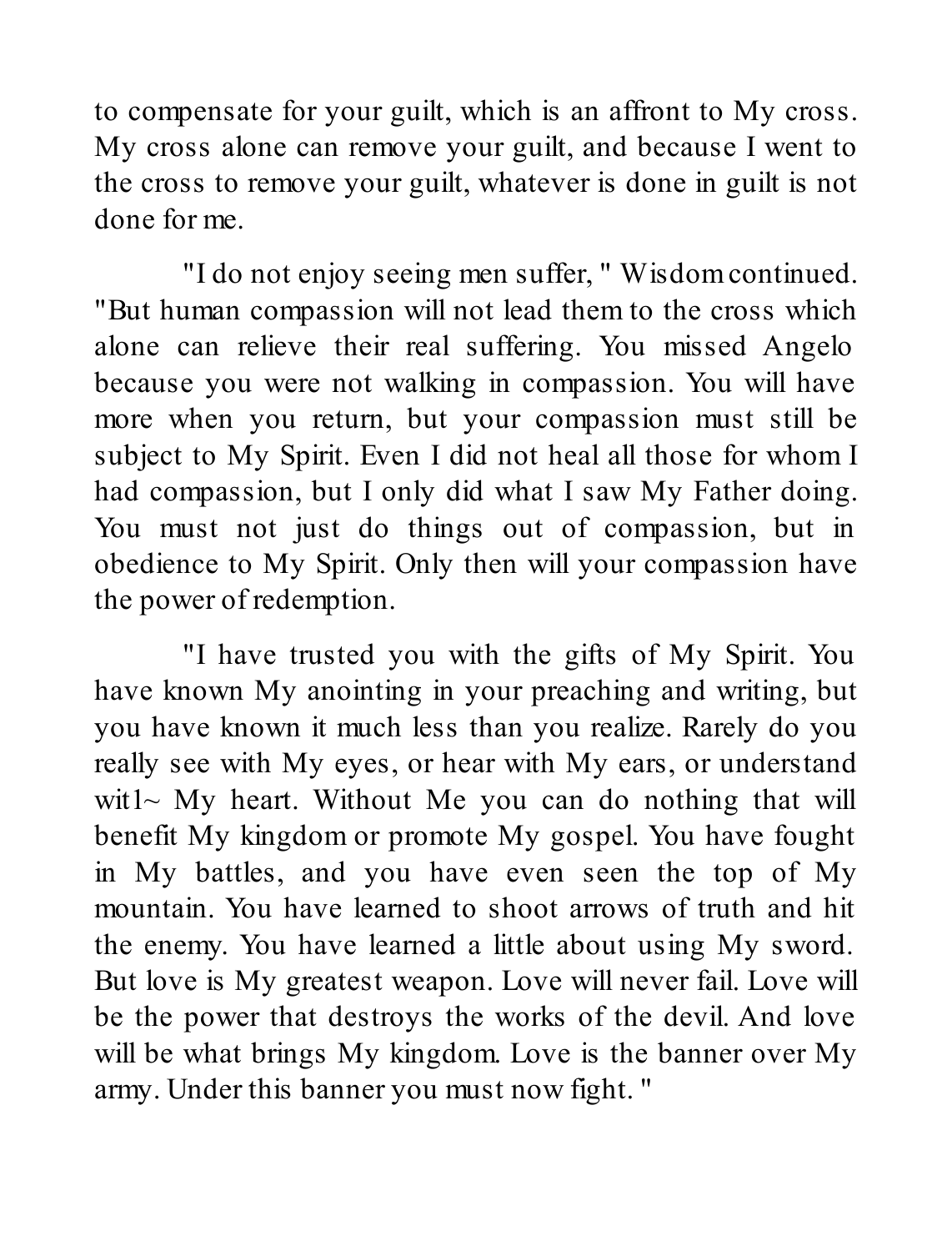to compensate for your guilt, which is an affront to My cross. My cross alone can remove your guilt, and because I went to the cross to remove your guilt, whatever is done in guilt is not done for me.

"I do not enjoy seeing men suffer," Wisdom continued. "But human compassion will not lead them to the cross which alone can relieve their real suffering. You missed Angelo because you were not walking in compassion. You will have more when you return, but your compassion must still be subject to My Spirit. Even I did not heal all those for whom I had compassion, but I only did what I saw My Father doing. You must not just do things out of compassion, but in obedience to My Spirit. Only then will your compassion have the power of redemption.

"I have trusted you with the gifts of My Spirit. You have known My anointing in your preaching and writing, but you have known it much less than you realize. Rarely do you really see with My eyes, or hear with My ears, or understand wit1~ My heart. Without Me you can do nothing that will benefit My kingdom or promote My gospel. You have fought in My battles, and you have even seen the top of My mountain. You have learned to shoot arrows of truth and hit the enemy. You have learned a little about using My sword. But love is My greatest weapon. Love will never fail. Love will be the power that destroys the works of the devil. And love will be what brings My kingdom. Love is the banner over My army. Under this banner you must now fight."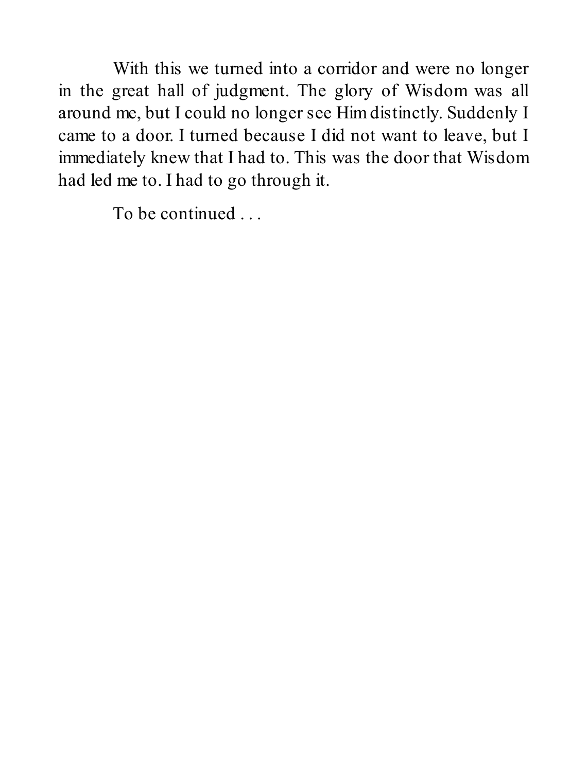With this we turned into a corridor and were no longer in the great hall of judgment. The glory of Wisdom was all around me, but I could no longer see Him distinctly. Suddenly I came to a door. I turned because I did not want to leave, but I immediately knew that I had to. This was the door that Wisdom had led me to. I had to go through it.

To be continued . . .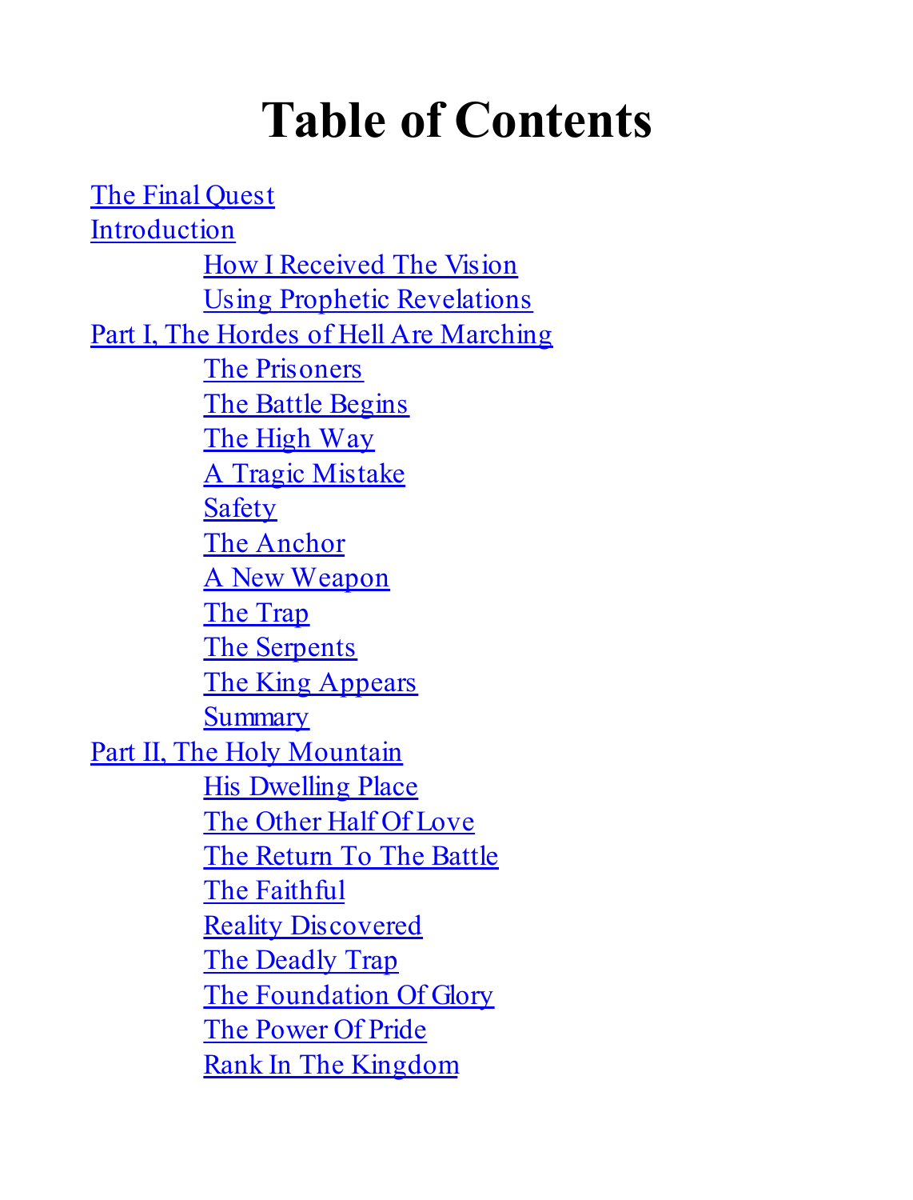# Table of Contents

The Final Quest

Introduction

- How I Received The Vision
- Using Prophetic Revelations

Part I, The Hordes of Hell Are Marching

- The Prisoners
- The Battle Begins
- The High Way
- A Tragic Mistake
- Safety
- The Anchor
- A New Weapon
- The Trap
- The Serpents
- The King Appears
- Summary

Part II, The Holy Mountain

- His Dwelling Place
- The Other Half Of Love
- The Return To The Battle
- The Faithful
- Reality Discovered
- The Deadly Trap
- The Foundation Of Glory
- The Power Of Pride
- Rank In The Kingdom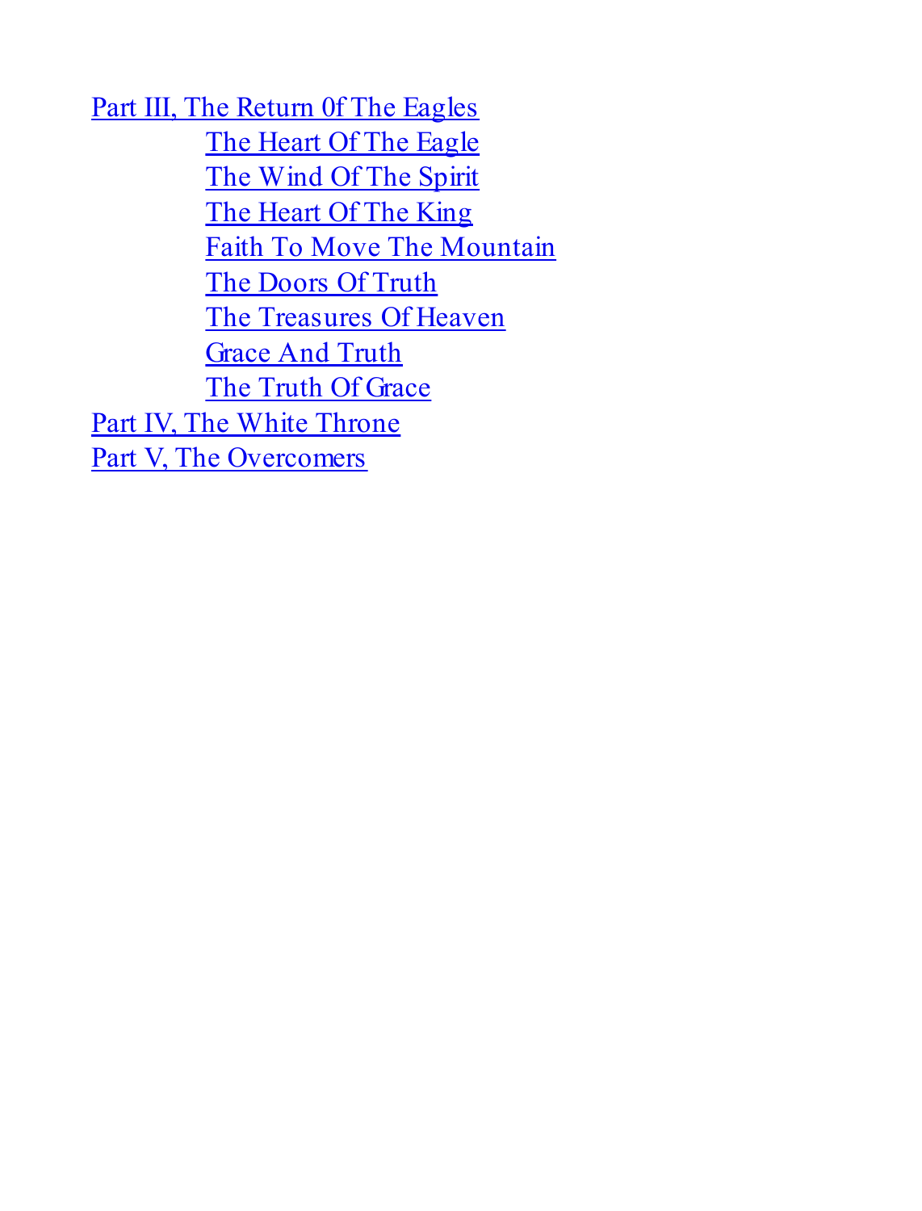- Part III, The Return 0f The Eagles
  - The Heart Of The Eagle
  - The Wind Of The Spirit
  - The Heart Of The King
  - Faith To Move The Mountain
  - The Doors Of Truth
  - The Treasures Of Heaven
  - Grace And Truth
  - The Truth Of Grace
- Part IV, The White Throne
- Part V, The Overcomers